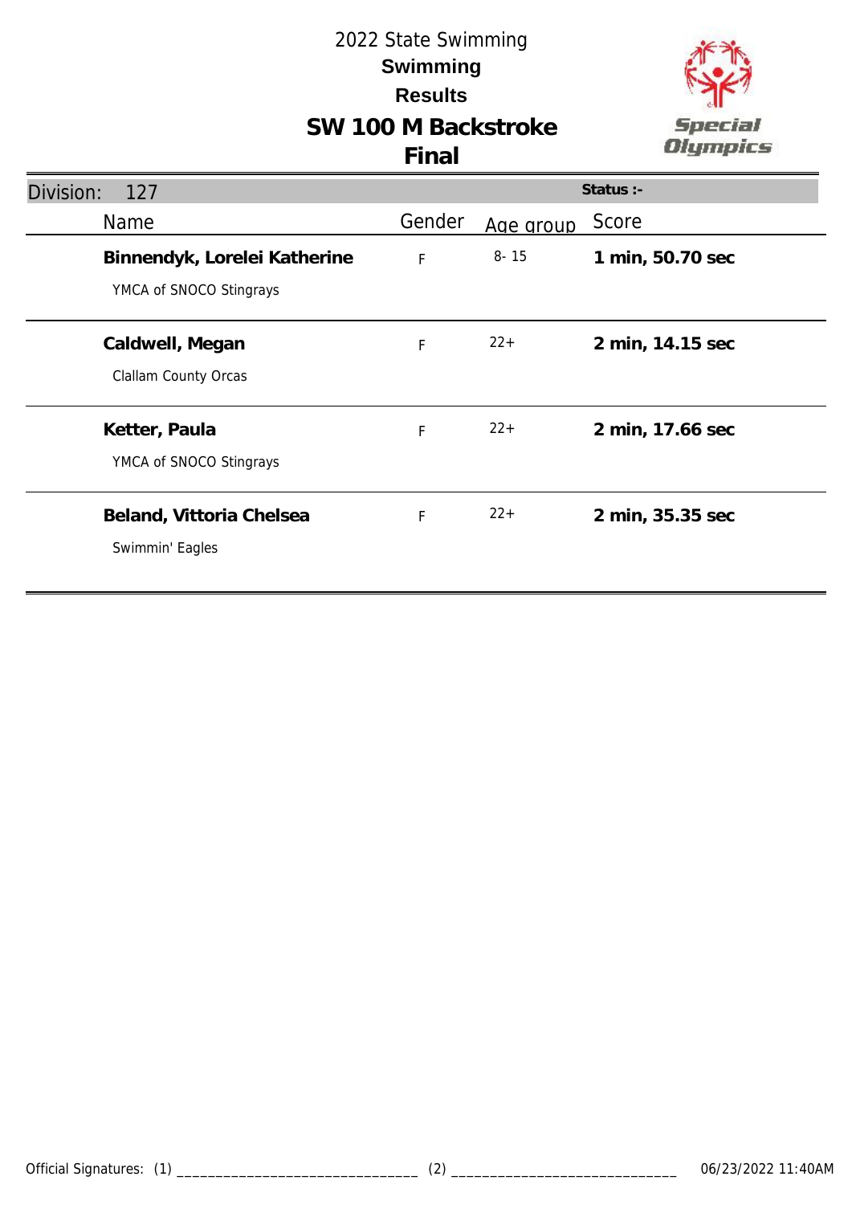# 2022 State Swimming

## Swimming

## Results

## SW 100 M Backstroke

## Final

Division: 127 | Status :-

| Name | Gender | Age group | Score |
|---|---|---|---|
| **Binnendyk, Lorelei Katherine**<br>YMCA of SNOCO Stingrays | F | 8- 15 | **1 min, 50.70 sec** |
| **Caldwell, Megan**<br>Clallam County Orcas | F | 22+ | **2 min, 14.15 sec** |
| **Ketter, Paula**<br>YMCA of SNOCO Stingrays | F | 22+ | **2 min, 17.66 sec** |
| **Beland, Vittoria Chelsea**<br>Swimmin' Eagles | F | 22+ | **2 min, 35.35 sec** |

Official Signatures: (1) ______________________________ (2) ____________________________ 06/23/2022 11:40AM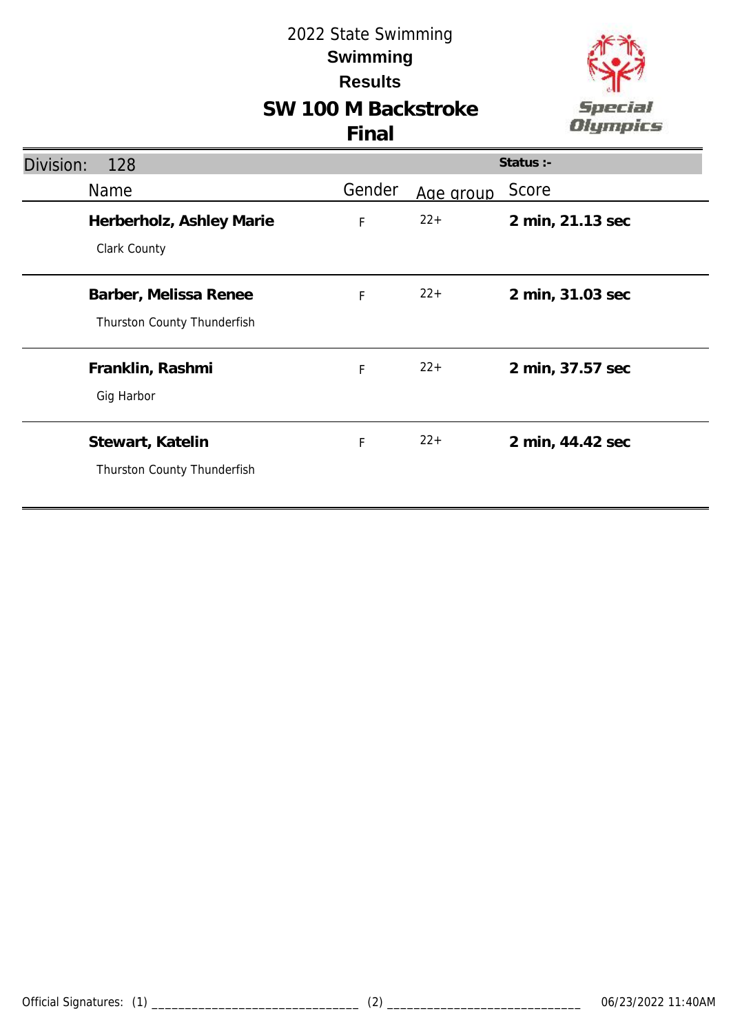# 2022 State Swimming

## Swimming

## Results

## SW 100 M Backstroke

## Final

Division: 128

Status :-

| Name | Gender | Age group | Score |
|---|---|---|---|
| **Herberholz, Ashley Marie**<br>Clark County | F | 22+ | **2 min, 21.13 sec** |
| **Barber, Melissa Renee**<br>Thurston County Thunderfish | F | 22+ | **2 min, 31.03 sec** |
| **Franklin, Rashmi**<br>Gig Harbor | F | 22+ | **2 min, 37.57 sec** |
| **Stewart, Katelin**<br>Thurston County Thunderfish | F | 22+ | **2 min, 44.42 sec** |

Official Signatures: (1) ______________________________ (2) ______________________________ 06/23/2022 11:40AM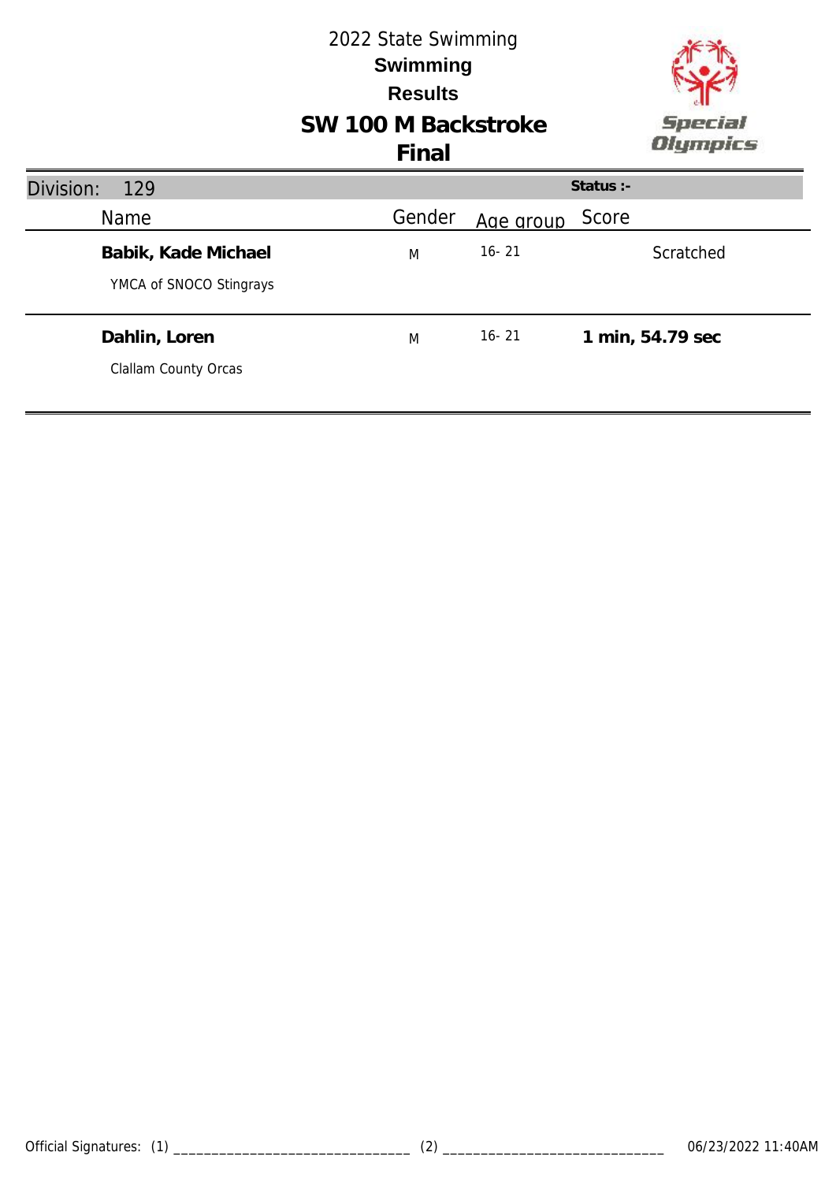# 2022 State Swimming

## Swimming

## Results

## SW 100 M Backstroke

## Final

Special Olympics

**Division: 129** | **Status :-**

| Name | Gender | Age group | Score |
|---|---|---|---|
| **Babik, Kade Michael**<br>YMCA of SNOCO Stingrays | M | 16- 21 | Scratched |
| **Dahlin, Loren**<br>Clallam County Orcas | M | 16- 21 | **1 min, 54.79 sec** |

Official Signatures: (1) ______________________________ (2) ______________________________ 06/23/2022 11:40AM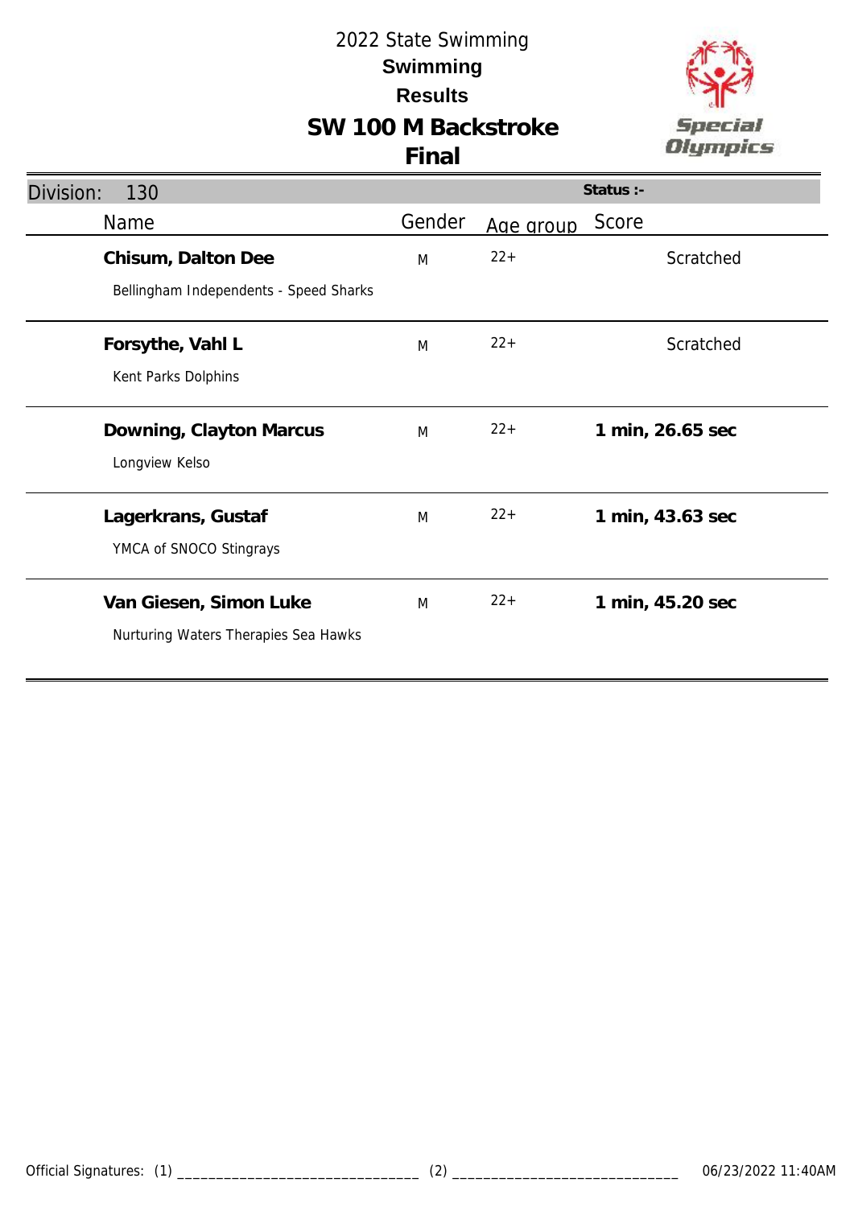2022 State Swimming

**Swimming**

**Results**

# SW 100 M Backstroke

## Final

Division: 130 | Status :-

| Name | Gender | Age group | Score |
|---|---|---|---|
| **Chisum, Dalton Dee**<br>Bellingham Independents - Speed Sharks | M | 22+ | Scratched |
| **Forsythe, Vahl L**<br>Kent Parks Dolphins | M | 22+ | Scratched |
| **Downing, Clayton Marcus**<br>Longview Kelso | M | 22+ | **1 min, 26.65 sec** |
| **Lagerkrans, Gustaf**<br>YMCA of SNOCO Stingrays | M | 22+ | **1 min, 43.63 sec** |
| **Van Giesen, Simon Luke**<br>Nurturing Waters Therapies Sea Hawks | M | 22+ | **1 min, 45.20 sec** |

Official Signatures: (1) _______________________________ (2) _____________________________ 06/23/2022 11:40AM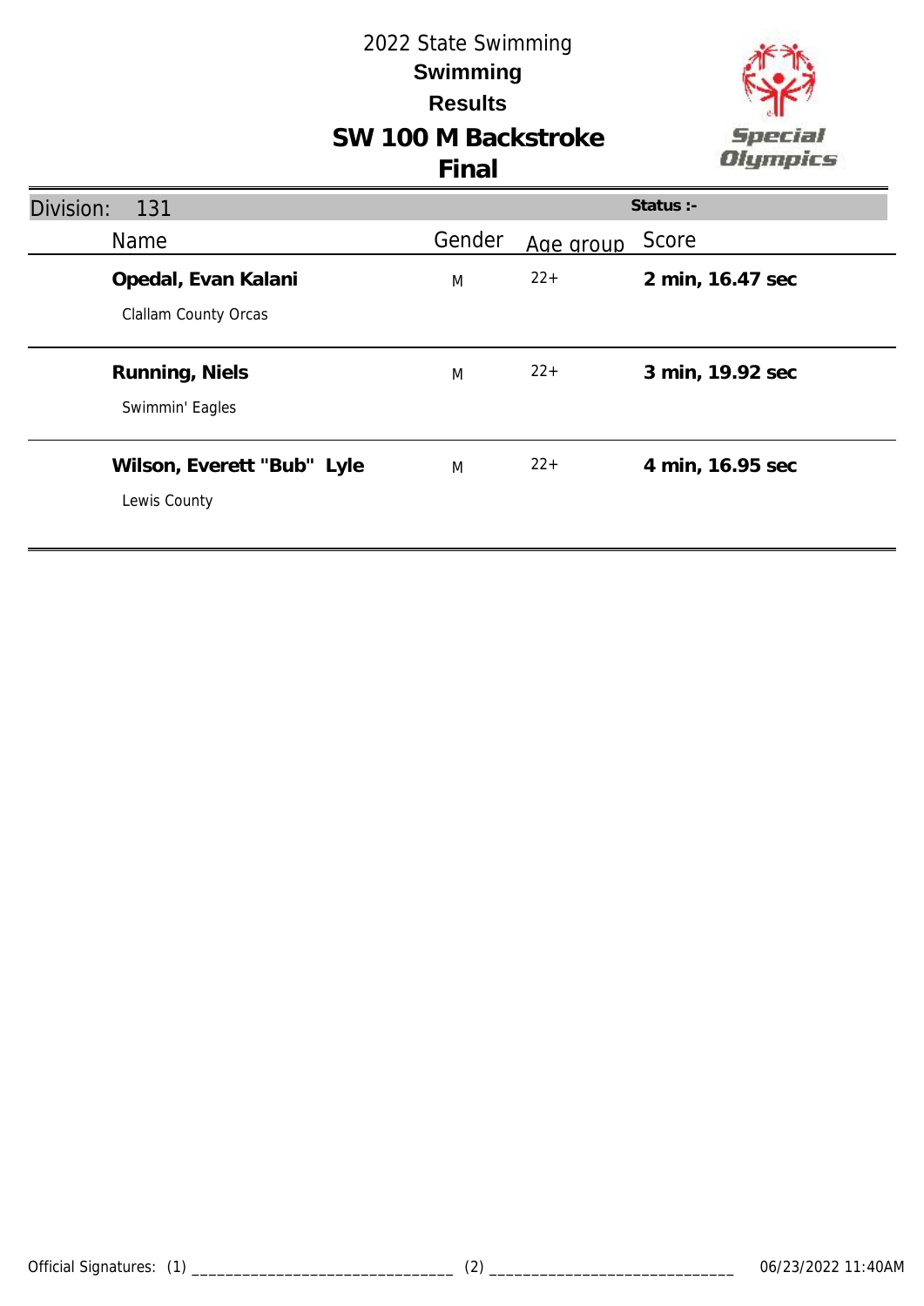# 2022 State Swimming

## Swimming

## Results

## SW 100 M Backstroke

## Final

**Division:** 131 **Status :-**

| Name | Gender | Age group | Score |
|---|---|---|---|
| **Opedal, Evan Kalani**<br>Clallam County Orcas | M | 22+ | **2 min, 16.47 sec** |
| **Running, Niels**<br>Swimmin' Eagles | M | 22+ | **3 min, 19.92 sec** |
| **Wilson, Everett "Bub" Lyle**<br>Lewis County | M | 22+ | **4 min, 16.95 sec** |

Official Signatures: (1) _______________________________ (2) _____________________________ 06/23/2022 11:40AM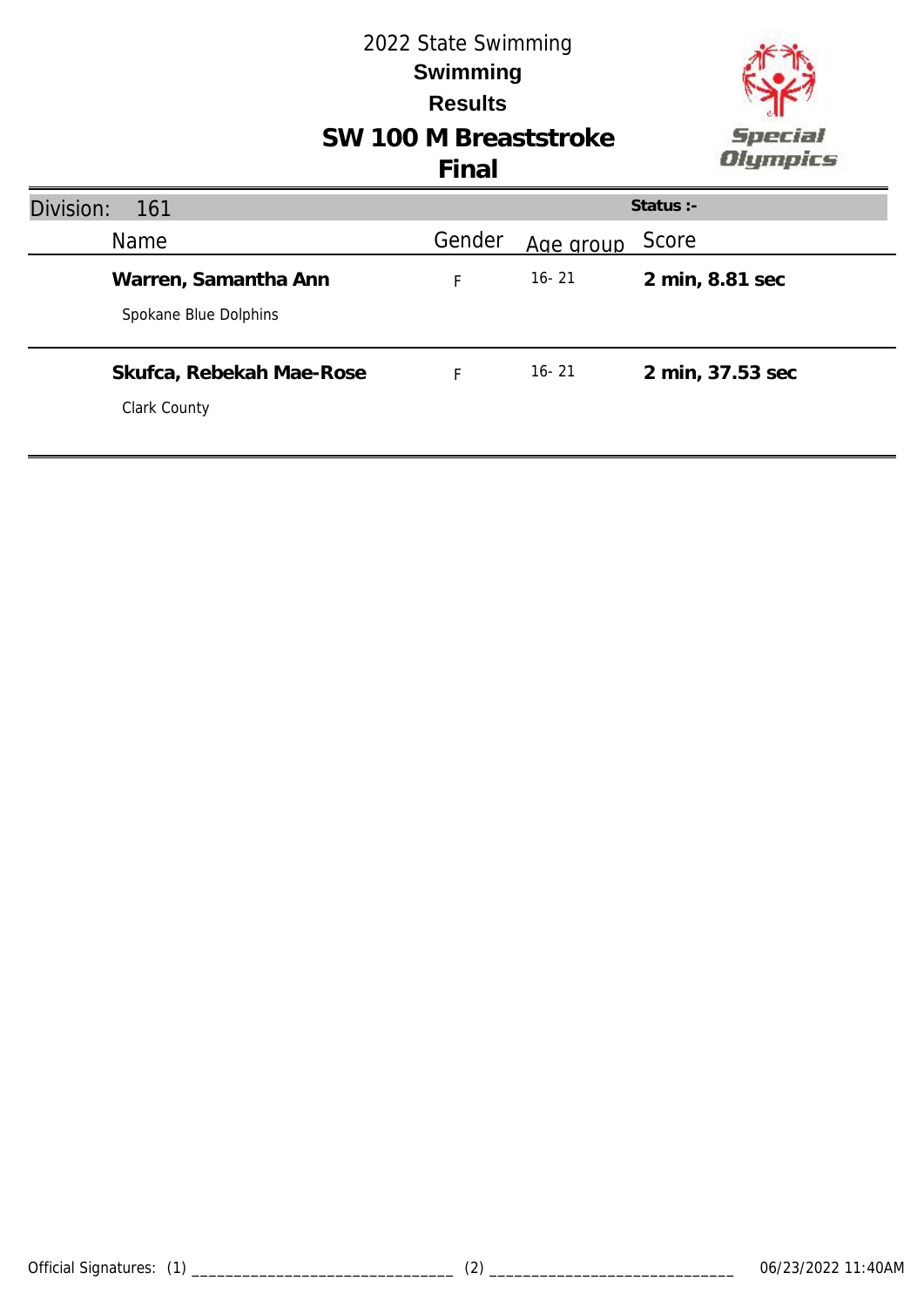# 2022 State Swimming

## Swimming

## Results

## SW 100 M Breaststroke

## Final

| Division: 161 | | | Status :- |
|---|---|---|---|
| Name | Gender | Age group | Score |
| **Warren, Samantha Ann**<br>Spokane Blue Dolphins | F | 16- 21 | **2 min, 8.81 sec** |
| **Skufca, Rebekah Mae-Rose**<br>Clark County | F | 16- 21 | **2 min, 37.53 sec** |

Official Signatures: (1) ______________________________ (2) ______________________________ 06/23/2022 11:40AM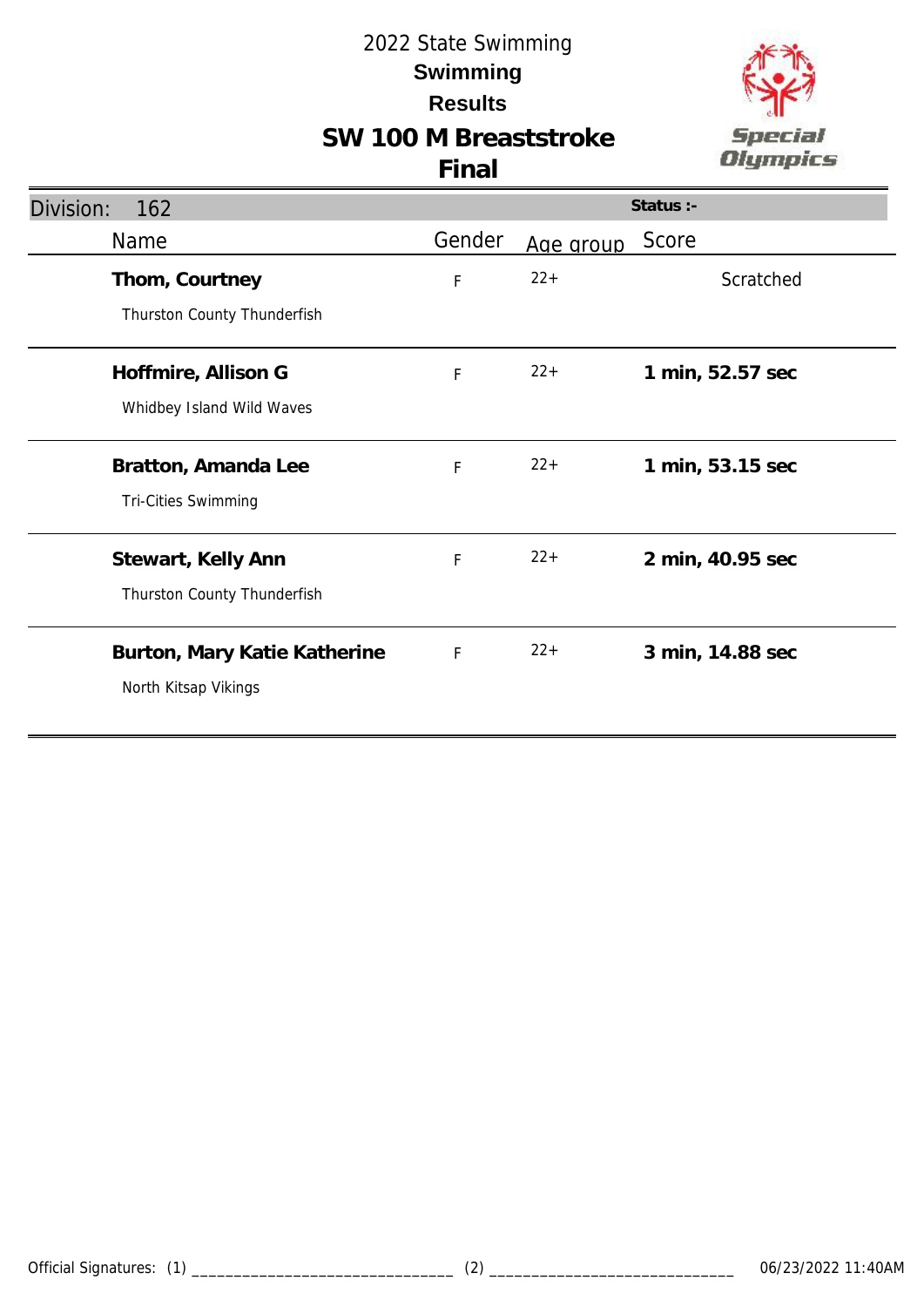# 2022 State Swimming

## Swimming

## Results

## SW 100 M Breaststroke

## Final

| Division: 162 | | | Status :- |
|---|---|---|---|
| Name | Gender | Age group | Score |
| **Thom, Courtney**<br>Thurston County Thunderfish | F | 22+ | Scratched |
| **Hoffmire, Allison G**<br>Whidbey Island Wild Waves | F | 22+ | **1 min, 52.57 sec** |
| **Bratton, Amanda Lee**<br>Tri-Cities Swimming | F | 22+ | **1 min, 53.15 sec** |
| **Stewart, Kelly Ann**<br>Thurston County Thunderfish | F | 22+ | **2 min, 40.95 sec** |
| **Burton, Mary Katie Katherine**<br>North Kitsap Vikings | F | 22+ | **3 min, 14.88 sec** |

Official Signatures: (1) _______________________________ (2) _____________________________ 06/23/2022 11:40AM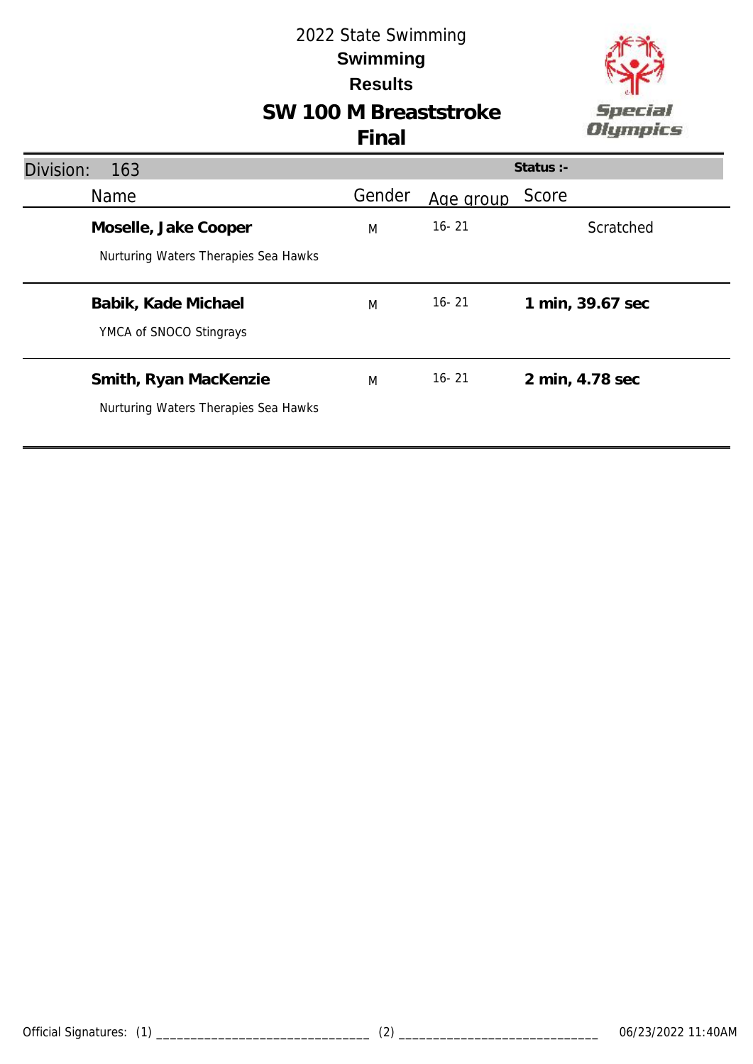# 2022 State Swimming

**Swimming**

**Results**

## SW 100 M Breaststroke

**Final**

Division: 163

Status :-

| Name | Gender | Age group | Score |
|---|---|---|---|
| **Moselle, Jake Cooper**<br>Nurturing Waters Therapies Sea Hawks | M | 16- 21 | Scratched |
| **Babik, Kade Michael**<br>YMCA of SNOCO Stingrays | M | 16- 21 | **1 min, 39.67 sec** |
| **Smith, Ryan MacKenzie**<br>Nurturing Waters Therapies Sea Hawks | M | 16- 21 | **2 min, 4.78 sec** |

Official Signatures: (1) _______________________________ (2) _____________________________ 06/23/2022 11:40AM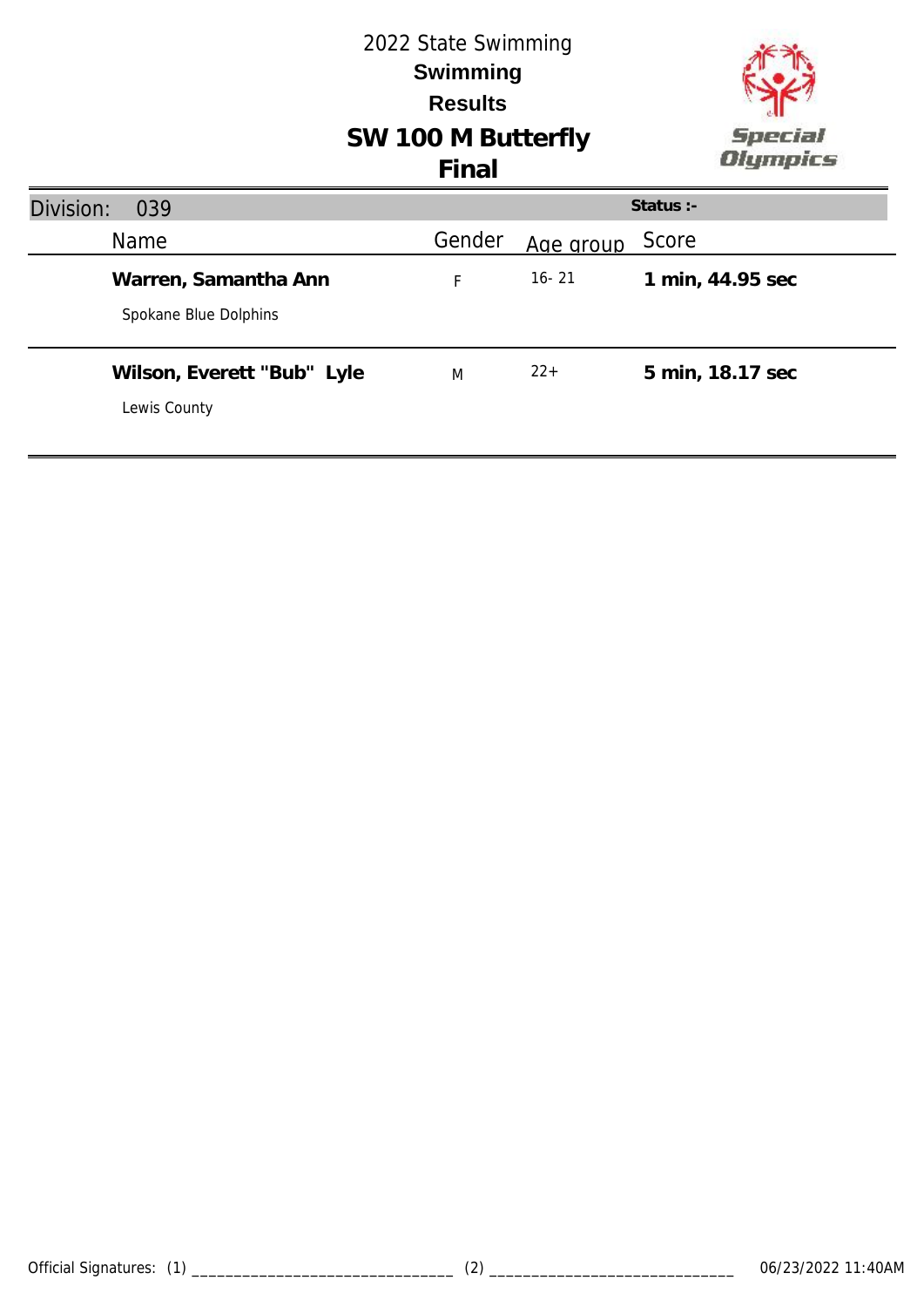# 2022 State Swimming

## Swimming

## Results

## SW 100 M Butterfly

## Final

Special Olympics

**Division:** 039 | **Status :-**

| Name | Gender | Age group | Score |
|---|---|---|---|
| **Warren, Samantha Ann**<br>Spokane Blue Dolphins | F | 16- 21 | **1 min, 44.95 sec** |
| **Wilson, Everett "Bub" Lyle**<br>Lewis County | M | 22+ | **5 min, 18.17 sec** |

Official Signatures: (1) _______________________________ (2) _____________________________ 06/23/2022 11:40AM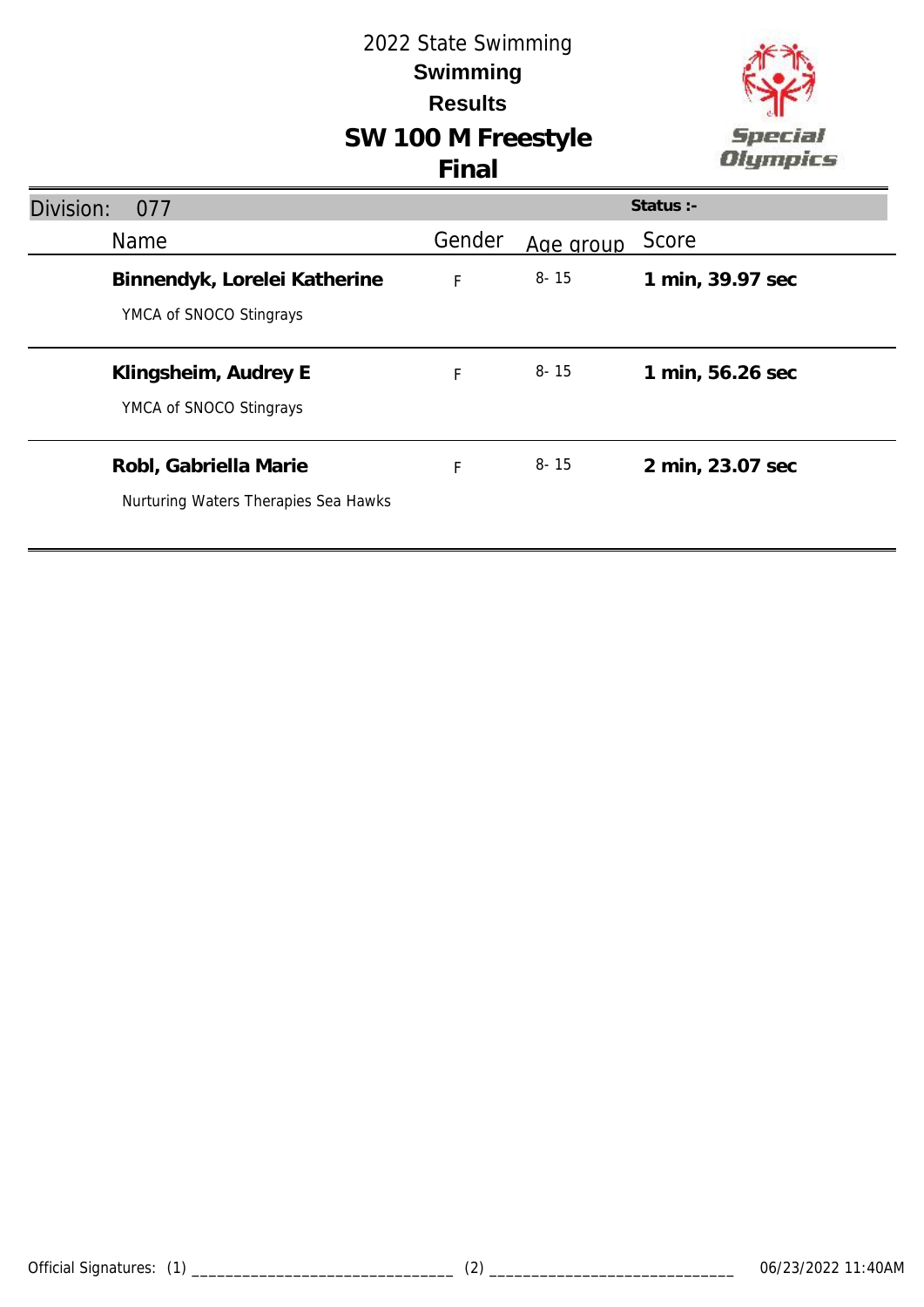2022 State Swimming

**Swimming**

**Results**

# SW 100 M Freestyle

## Final

Division: 077

Status :-

| Name | Gender | Age group | Score |
|---|---|---|---|
| **Binnendyk, Lorelei Katherine**<br>YMCA of SNOCO Stingrays | F | 8- 15 | **1 min, 39.97 sec** |
| **Klingsheim, Audrey E**<br>YMCA of SNOCO Stingrays | F | 8- 15 | **1 min, 56.26 sec** |
| **Robl, Gabriella Marie**<br>Nurturing Waters Therapies Sea Hawks | F | 8- 15 | **2 min, 23.07 sec** |

Official Signatures: (1) ______________________________ (2) ____________________________ 06/23/2022 11:40AM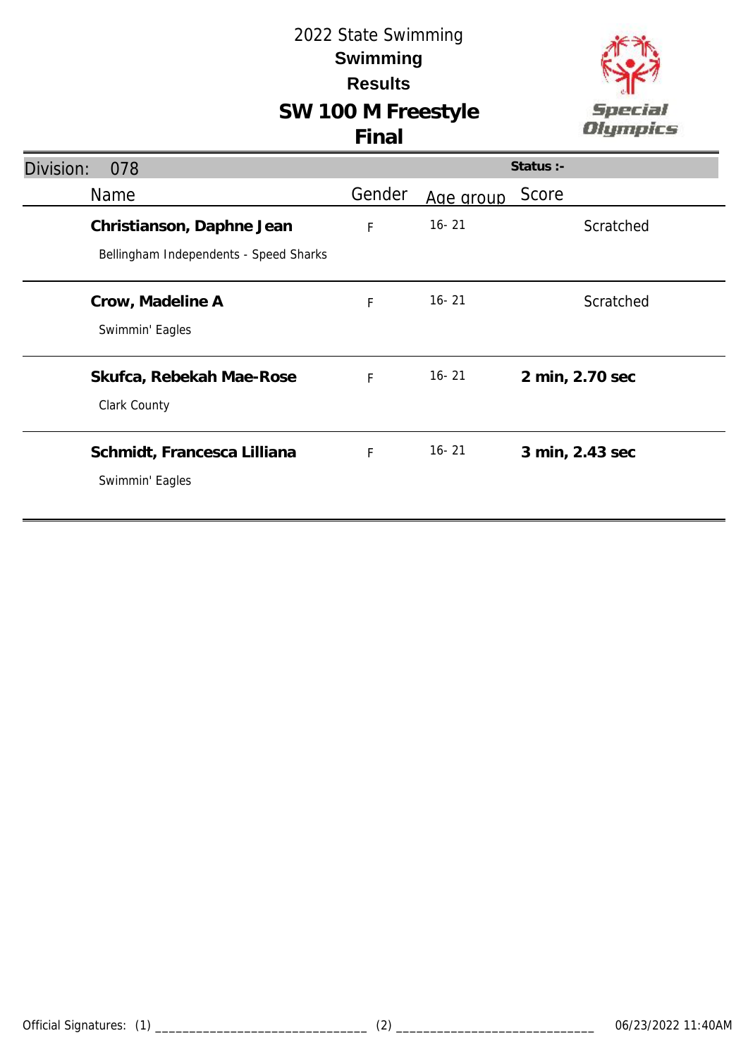# 2022 State Swimming

## Swimming

## Results

# SW 100 M Freestyle

## Final

Division: 078 — Status :-

| Name | Gender | Age group | Score |
|---|---|---|---|
| **Christianson, Daphne Jean**<br>Bellingham Independents - Speed Sharks | F | 16- 21 | Scratched |
| **Crow, Madeline A**<br>Swimmin' Eagles | F | 16- 21 | Scratched |
| **Skufca, Rebekah Mae-Rose**<br>Clark County | F | 16- 21 | **2 min, 2.70 sec** |
| **Schmidt, Francesca Lilliana**<br>Swimmin' Eagles | F | 16- 21 | **3 min, 2.43 sec** |

Official Signatures: (1) ______________________________ (2) ______________________________ 06/23/2022 11:40AM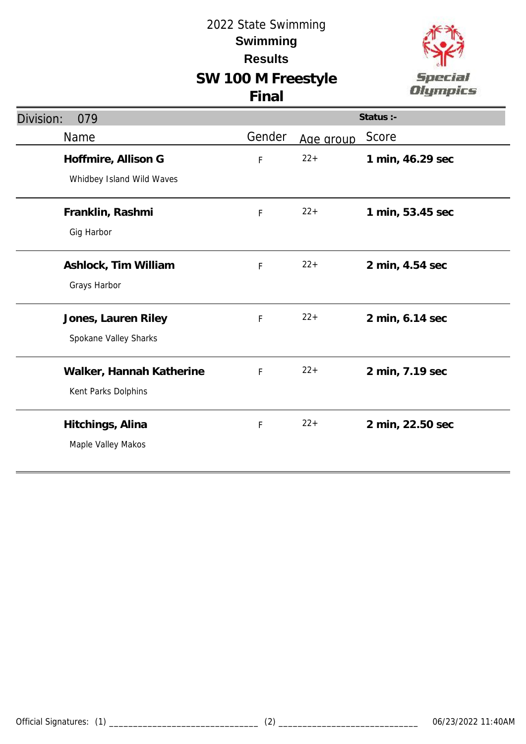2022 State Swimming

**Swimming**

**Results**

# SW 100 M Freestyle

## Final

Division: 079 | Status :-

| Name | Gender | Age group | Score |
|---|---|---|---|
| **Hoffmire, Allison G**<br>Whidbey Island Wild Waves | F | 22+ | **1 min, 46.29 sec** |
| **Franklin, Rashmi**<br>Gig Harbor | F | 22+ | **1 min, 53.45 sec** |
| **Ashlock, Tim William**<br>Grays Harbor | F | 22+ | **2 min, 4.54 sec** |
| **Jones, Lauren Riley**<br>Spokane Valley Sharks | F | 22+ | **2 min, 6.14 sec** |
| **Walker, Hannah Katherine**<br>Kent Parks Dolphins | F | 22+ | **2 min, 7.19 sec** |
| **Hitchings, Alina**<br>Maple Valley Makos | F | 22+ | **2 min, 22.50 sec** |

Official Signatures: (1) _______________________________ (2) _____________________________ 06/23/2022 11:40AM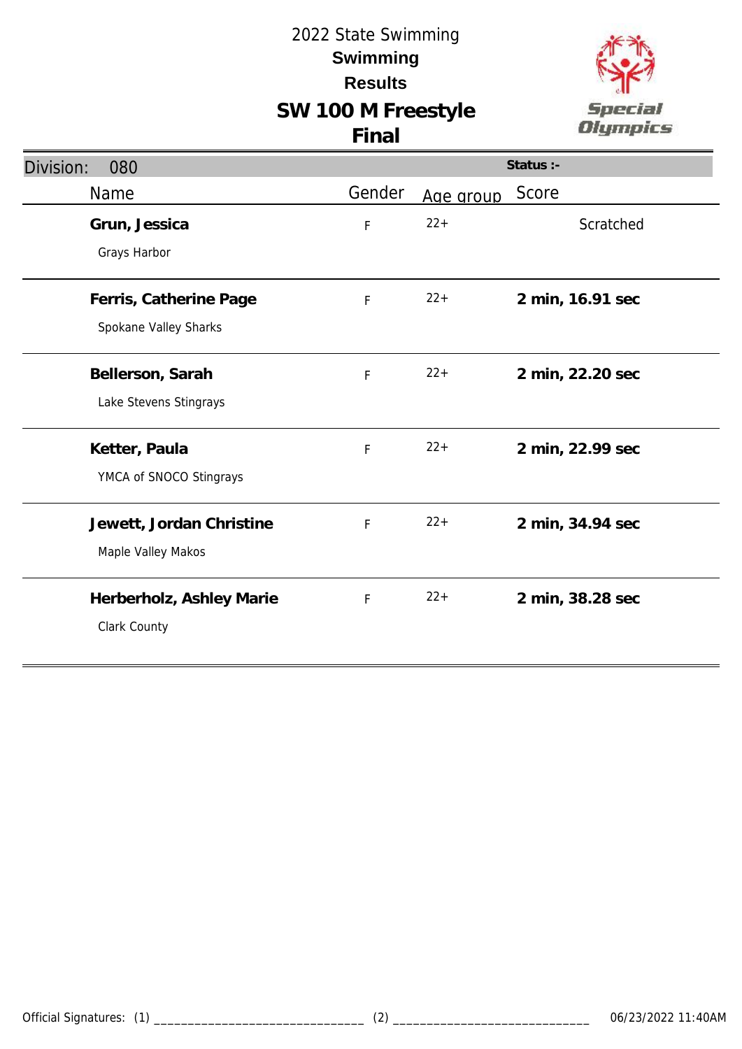# 2022 State Swimming

## Swimming

## Results

## SW 100 M Freestyle

## Final

Division: 080

Status :-

| Name | Gender | Age group | Score |
|---|---|---|---|
| **Grun, Jessica**<br>Grays Harbor | F | 22+ | Scratched |
| **Ferris, Catherine Page**<br>Spokane Valley Sharks | F | 22+ | **2 min, 16.91 sec** |
| **Bellerson, Sarah**<br>Lake Stevens Stingrays | F | 22+ | **2 min, 22.20 sec** |
| **Ketter, Paula**<br>YMCA of SNOCO Stingrays | F | 22+ | **2 min, 22.99 sec** |
| **Jewett, Jordan Christine**<br>Maple Valley Makos | F | 22+ | **2 min, 34.94 sec** |
| **Herberholz, Ashley Marie**<br>Clark County | F | 22+ | **2 min, 38.28 sec** |

Official Signatures: (1) _______________________________ (2) _____________________________ 06/23/2022 11:40AM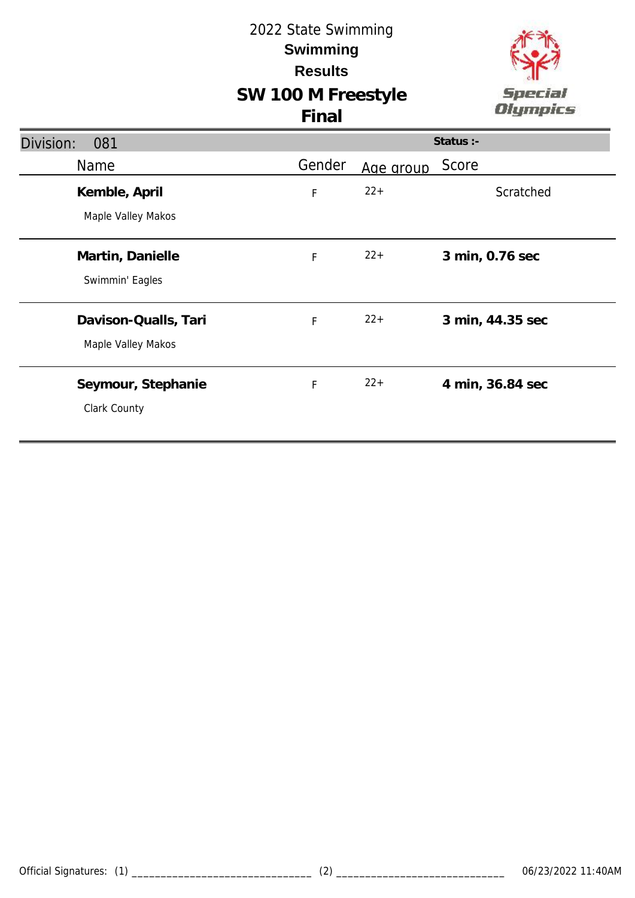# 2022 State Swimming

## Swimming

## Results

## SW 100 M Freestyle

## Final

Division: 081

Status :-

| Name | Gender | Age group | Score |
| --- | --- | --- | --- |
| **Kemble, April**<br>Maple Valley Makos | F | 22+ | Scratched |
| **Martin, Danielle**<br>Swimmin' Eagles | F | 22+ | **3 min, 0.76 sec** |
| **Davison-Qualls, Tari**<br>Maple Valley Makos | F | 22+ | **3 min, 44.35 sec** |
| **Seymour, Stephanie**<br>Clark County | F | 22+ | **4 min, 36.84 sec** |

Official Signatures: (1) _______________________________ (2) _____________________________ 06/23/2022 11:40AM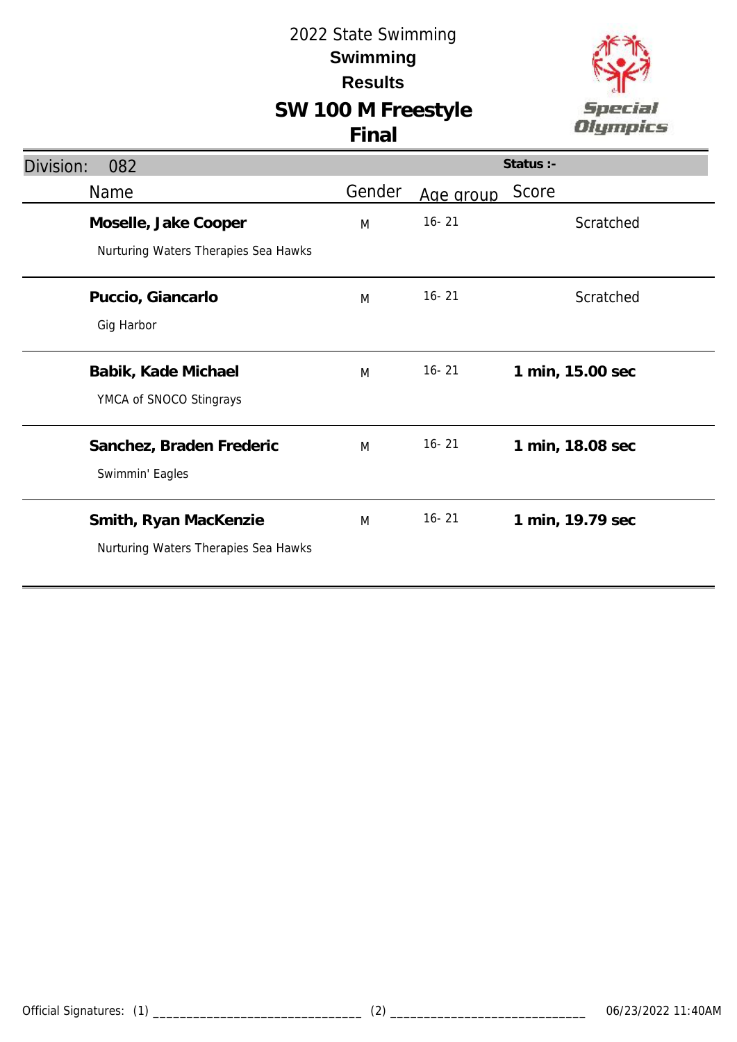# 2022 State Swimming

## Swimming

## Results

## SW 100 M Freestyle

## Final

Division: 082 — Status :-

| Name | Gender | Age group | Score |
|---|---|---|---|
| **Moselle, Jake Cooper**<br>Nurturing Waters Therapies Sea Hawks | M | 16- 21 | Scratched |
| **Puccio, Giancarlo**<br>Gig Harbor | M | 16- 21 | Scratched |
| **Babik, Kade Michael**<br>YMCA of SNOCO Stingrays | M | 16- 21 | **1 min, 15.00 sec** |
| **Sanchez, Braden Frederic**<br>Swimmin' Eagles | M | 16- 21 | **1 min, 18.08 sec** |
| **Smith, Ryan MacKenzie**<br>Nurturing Waters Therapies Sea Hawks | M | 16- 21 | **1 min, 19.79 sec** |

Official Signatures: (1) _______________________________ (2) _____________________________ 06/23/2022 11:40AM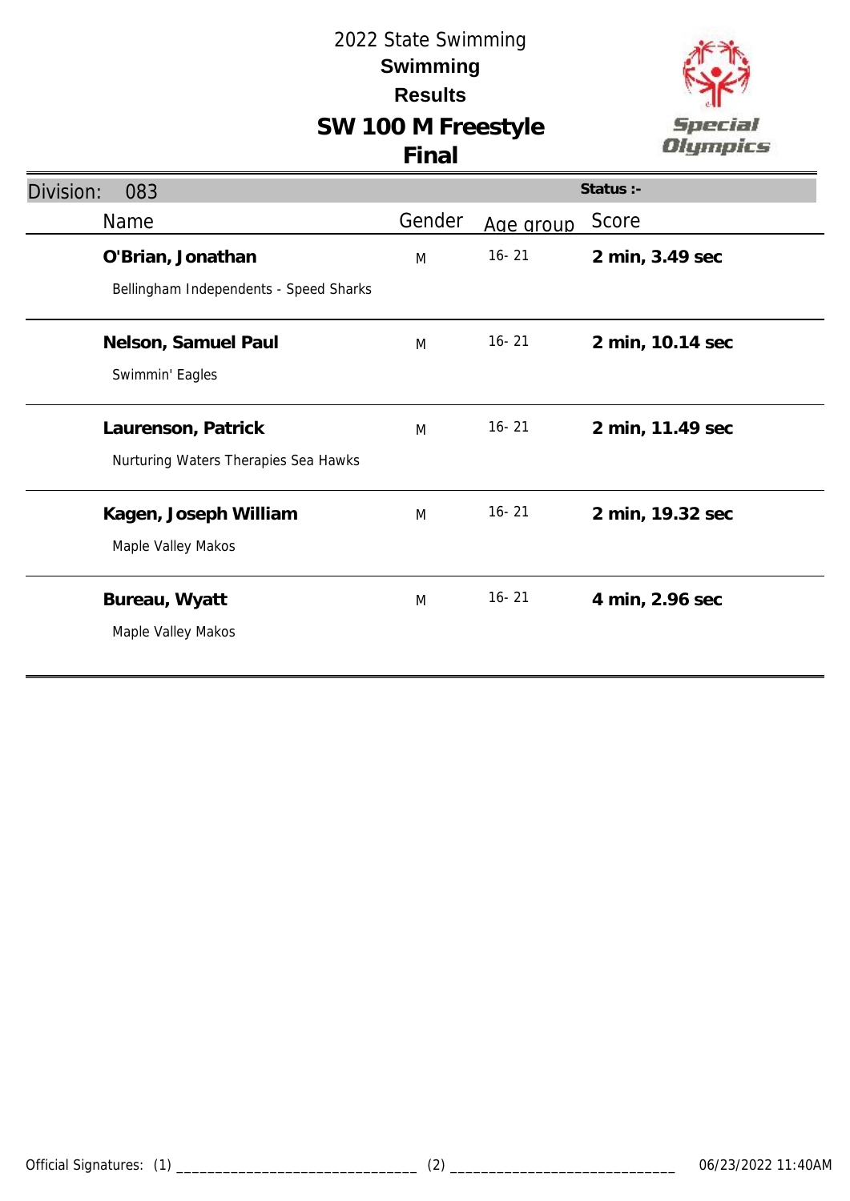# 2022 State Swimming
## Swimming
## Results
# SW 100 M Freestyle
## Final

Division: 083 | Status :-

| Name | Gender | Age group | Score |
|---|---|---|---|
| **O'Brian, Jonathan**<br>Bellingham Independents - Speed Sharks | M | 16- 21 | **2 min, 3.49 sec** |
| **Nelson, Samuel Paul**<br>Swimmin' Eagles | M | 16- 21 | **2 min, 10.14 sec** |
| **Laurenson, Patrick**<br>Nurturing Waters Therapies Sea Hawks | M | 16- 21 | **2 min, 11.49 sec** |
| **Kagen, Joseph William**<br>Maple Valley Makos | M | 16- 21 | **2 min, 19.32 sec** |
| **Bureau, Wyatt**<br>Maple Valley Makos | M | 16- 21 | **4 min, 2.96 sec** |

Official Signatures: (1) ______________________________ (2) ____________________________ 06/23/2022 11:40AM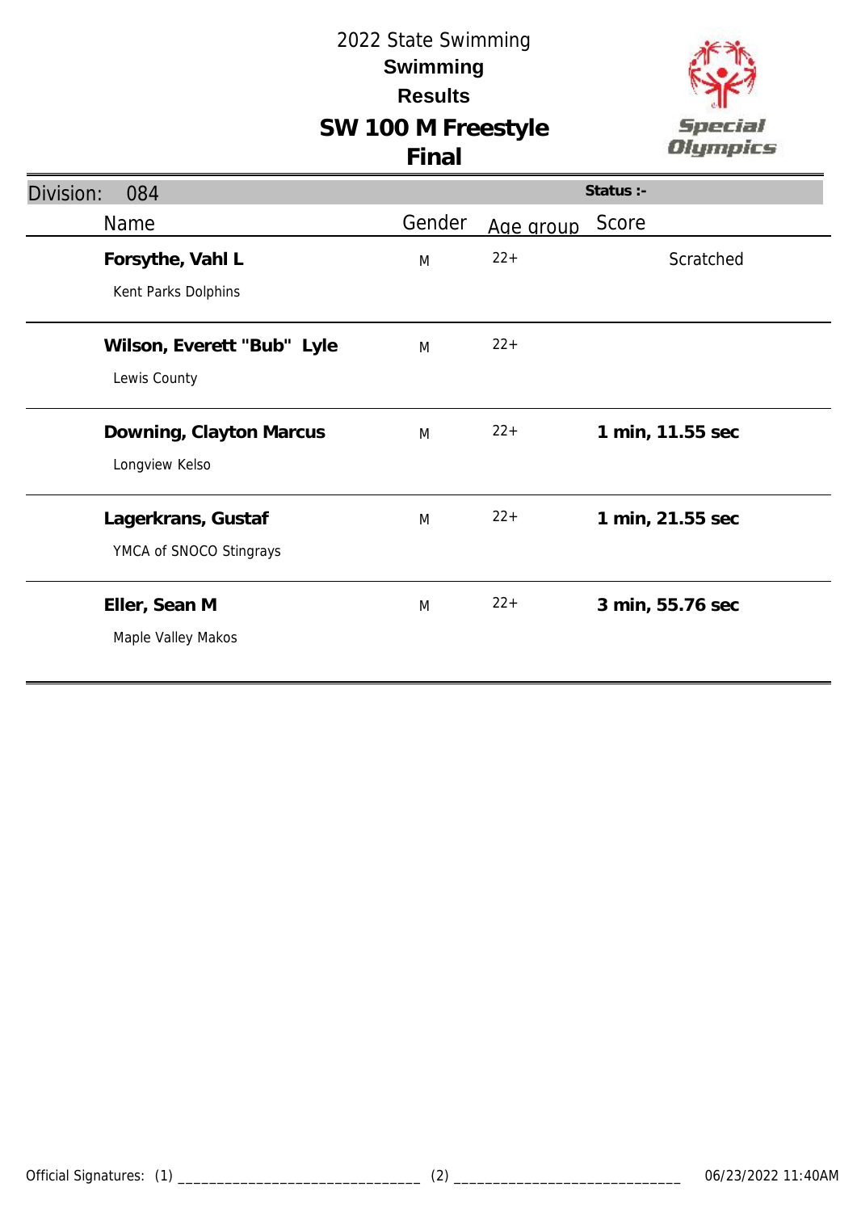# 2022 State Swimming

## Swimming

## Results

## SW 100 M Freestyle

## Final

**Division:** 084 | **Status :-**

| Name | Gender | Age group | Score |
|---|---|---|---|
| **Forsythe, Vahl L**<br>Kent Parks Dolphins | M | 22+ | Scratched |
| **Wilson, Everett "Bub" Lyle**<br>Lewis County | M | 22+ | |
| **Downing, Clayton Marcus**<br>Longview Kelso | M | 22+ | **1 min, 11.55 sec** |
| **Lagerkrans, Gustaf**<br>YMCA of SNOCO Stingrays | M | 22+ | **1 min, 21.55 sec** |
| **Eller, Sean M**<br>Maple Valley Makos | M | 22+ | **3 min, 55.76 sec** |

Official Signatures: (1) ______________________________ (2) ______________________________ 06/23/2022 11:40AM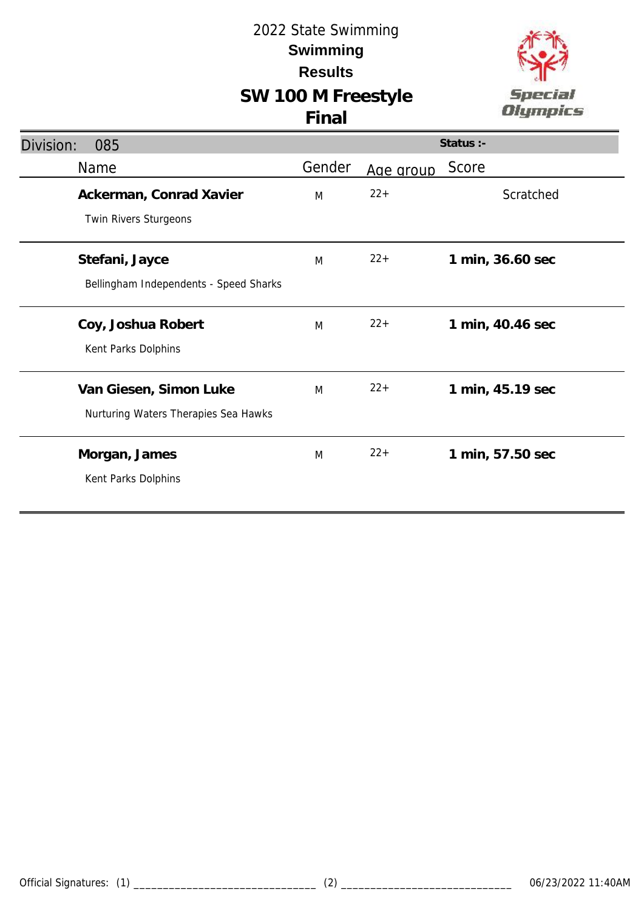2022 State Swimming

**Swimming**

**Results**

# SW 100 M Freestyle

**Final**

| Division: 085 | | | Status :- |
|---|---|---|---|
| Name | Gender | Age group | Score |
| **Ackerman, Conrad Xavier**<br>Twin Rivers Sturgeons | M | 22+ | Scratched |
| **Stefani, Jayce**<br>Bellingham Independents - Speed Sharks | M | 22+ | **1 min, 36.60 sec** |
| **Coy, Joshua Robert**<br>Kent Parks Dolphins | M | 22+ | **1 min, 40.46 sec** |
| **Van Giesen, Simon Luke**<br>Nurturing Waters Therapies Sea Hawks | M | 22+ | **1 min, 45.19 sec** |
| **Morgan, James**<br>Kent Parks Dolphins | M | 22+ | **1 min, 57.50 sec** |

Official Signatures: (1) _______________________________ (2) _____________________________ 06/23/2022 11:40AM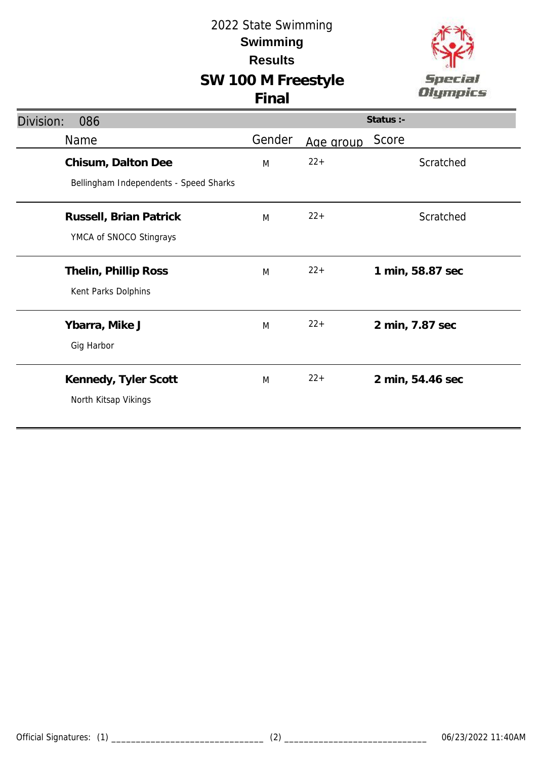# 2022 State Swimming

## Swimming

## Results

## SW 100 M Freestyle

## Final

**Division:** 086 **Status :-**

| Name | Gender | Age group | Score |
|---|---|---|---|
| **Chisum, Dalton Dee**<br>Bellingham Independents - Speed Sharks | M | 22+ | Scratched |
| **Russell, Brian Patrick**<br>YMCA of SNOCO Stingrays | M | 22+ | Scratched |
| **Thelin, Phillip Ross**<br>Kent Parks Dolphins | M | 22+ | **1 min, 58.87 sec** |
| **Ybarra, Mike J**<br>Gig Harbor | M | 22+ | **2 min, 7.87 sec** |
| **Kennedy, Tyler Scott**<br>North Kitsap Vikings | M | 22+ | **2 min, 54.46 sec** |

Official Signatures: (1) _______________________________ (2) _____________________________ 06/23/2022 11:40AM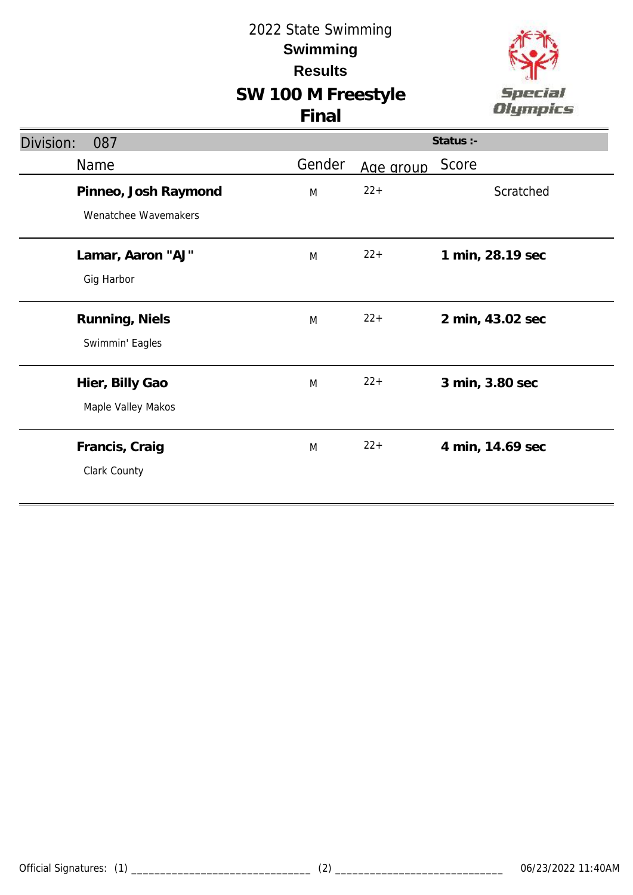2022 State Swimming

**Swimming**

**Results**

# SW 100 M Freestyle

## Final

Division: 087 | Status :-

| Name | Gender | Age group | Score |
|---|---|---|---|
| **Pinneo, Josh Raymond**<br>Wenatchee Wavemakers | M | 22+ | Scratched |
| **Lamar, Aaron "AJ"**<br>Gig Harbor | M | 22+ | **1 min, 28.19 sec** |
| **Running, Niels**<br>Swimmin' Eagles | M | 22+ | **2 min, 43.02 sec** |
| **Hier, Billy Gao**<br>Maple Valley Makos | M | 22+ | **3 min, 3.80 sec** |
| **Francis, Craig**<br>Clark County | M | 22+ | **4 min, 14.69 sec** |

Official Signatures: (1) ______________________________ (2) ____________________________ 06/23/2022 11:40AM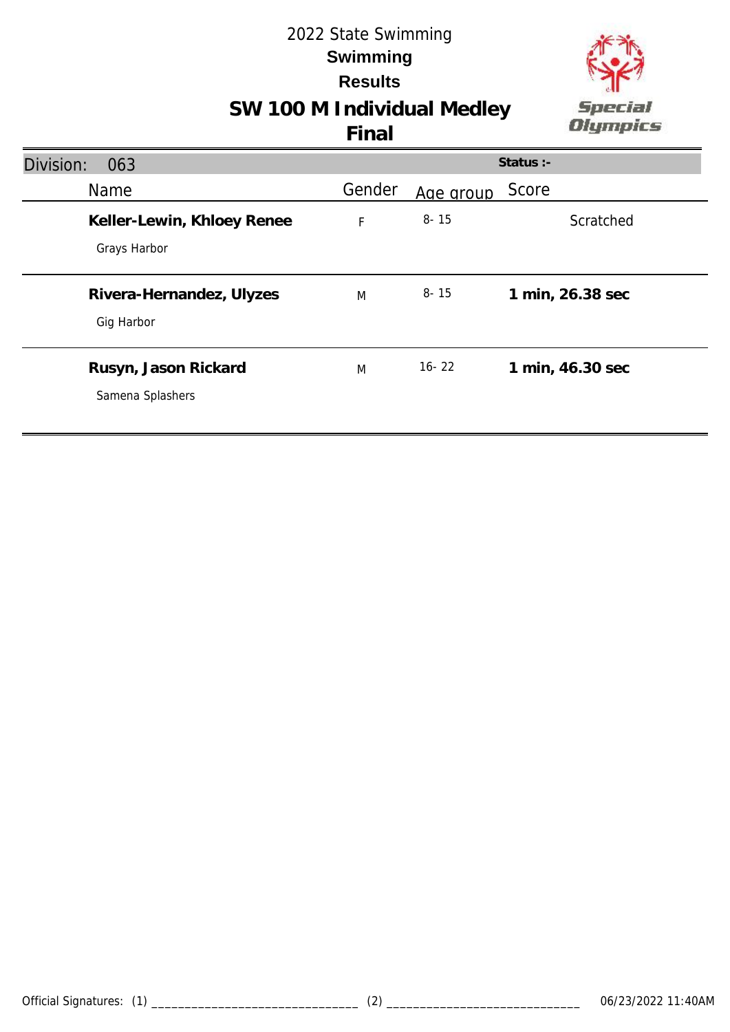2022 State Swimming

**Swimming**

**Results**

# SW 100 M Individual Medley

**Final**

| Division: 063 | | | Status :- |
|---|---|---|---|
| **Name** | **Gender** | **Age group** | **Score** |
| **Keller-Lewin, Khloey Renee**<br>Grays Harbor | F | 8- 15 | Scratched |
| **Rivera-Hernandez, Ulyzes**<br>Gig Harbor | M | 8- 15 | **1 min, 26.38 sec** |
| **Rusyn, Jason Rickard**<br>Samena Splashers | M | 16- 22 | **1 min, 46.30 sec** |

Official Signatures: (1) _______________________________ (2) _____________________________ 06/23/2022 11:40AM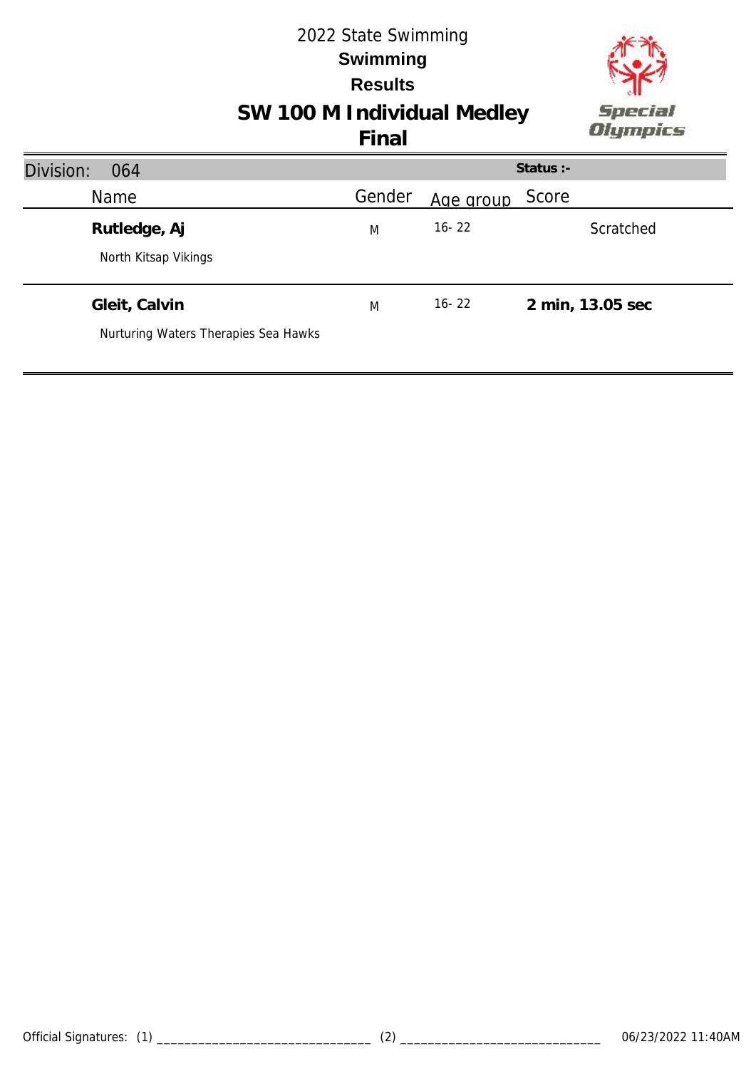2022 State Swimming

**Swimming**

**Results**

# SW 100 M Individual Medley

## Final

Division: 064 | Status :-

| Name | Gender | Age group | Score |
|---|---|---|---|
| **Rutledge, Aj**<br>North Kitsap Vikings | M | 16- 22 | Scratched |
| **Gleit, Calvin**<br>Nurturing Waters Therapies Sea Hawks | M | 16- 22 | **2 min, 13.05 sec** |

Official Signatures: (1) ______________________________ (2) ____________________________ 06/23/2022 11:40AM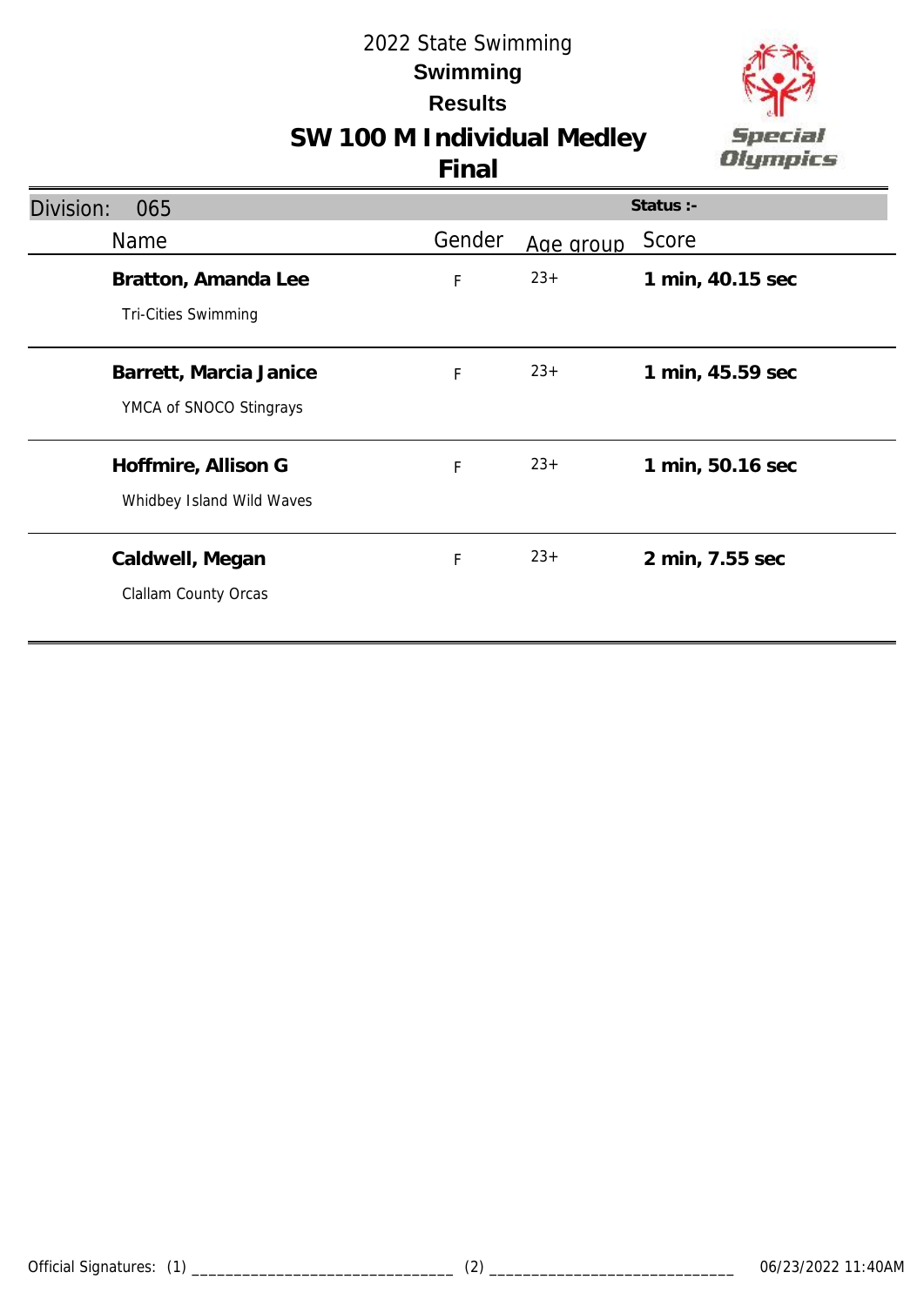2022 State Swimming

**Swimming**

**Results**

# SW 100 M Individual Medley

**Final**

Division: 065 — **Status :-**

| Name | Gender | Age group | Score |
|---|---|---|---|
| **Bratton, Amanda Lee**<br>Tri-Cities Swimming | F | 23+ | **1 min, 40.15 sec** |
| **Barrett, Marcia Janice**<br>YMCA of SNOCO Stingrays | F | 23+ | **1 min, 45.59 sec** |
| **Hoffmire, Allison G**<br>Whidbey Island Wild Waves | F | 23+ | **1 min, 50.16 sec** |
| **Caldwell, Megan**<br>Clallam County Orcas | F | 23+ | **2 min, 7.55 sec** |

Official Signatures: (1) _______________________________ (2) _____________________________ 06/23/2022 11:40AM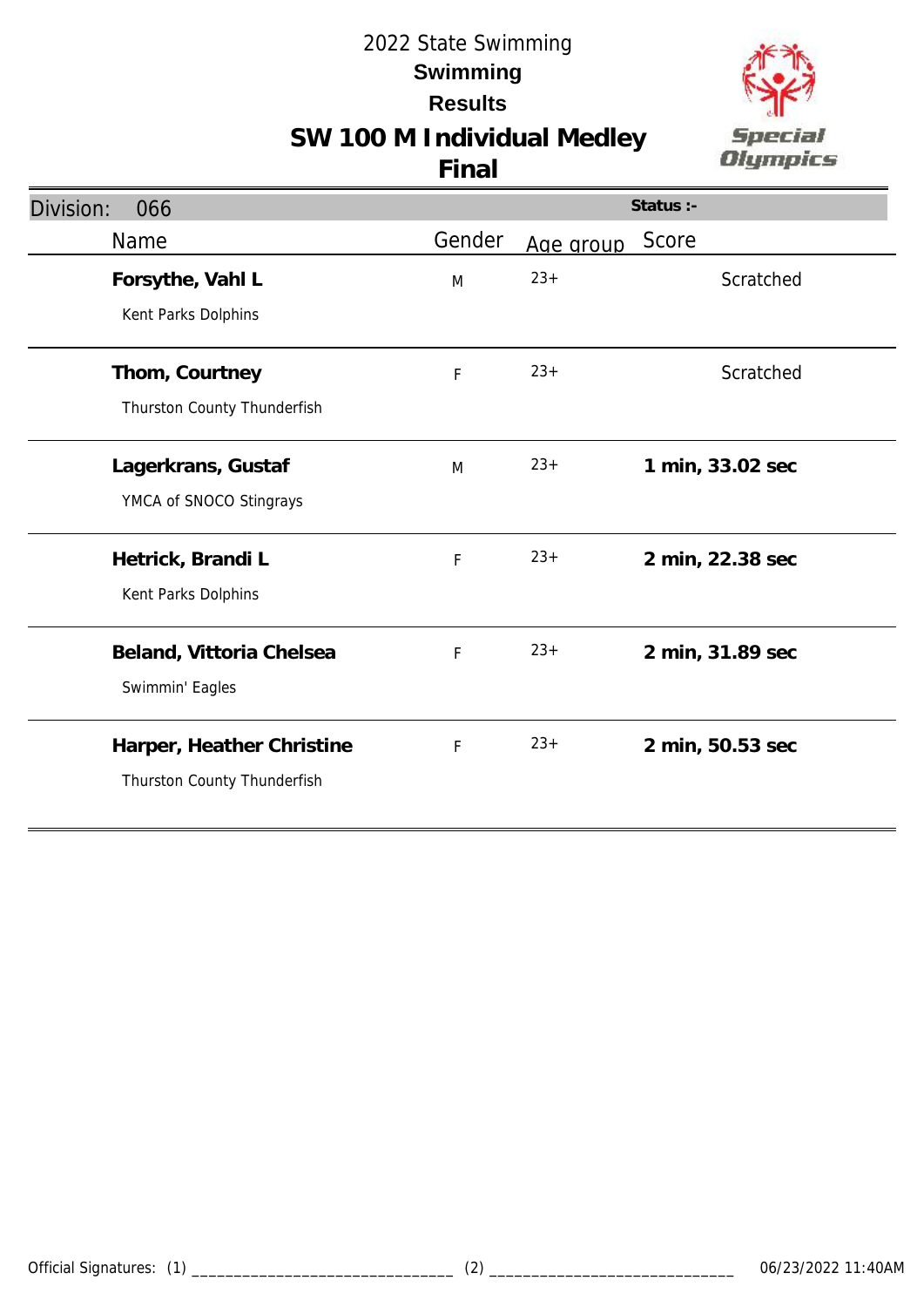2022 State Swimming

**Swimming**

**Results**

# SW 100 M Individual Medley

## Final

| Division: 066 | | | Status :- |
|---|---|---|---|
| Name | Gender | Age group | Score |
| **Forsythe, Vahl L**<br>Kent Parks Dolphins | M | 23+ | Scratched |
| **Thom, Courtney**<br>Thurston County Thunderfish | F | 23+ | Scratched |
| **Lagerkrans, Gustaf**<br>YMCA of SNOCO Stingrays | M | 23+ | **1 min, 33.02 sec** |
| **Hetrick, Brandi L**<br>Kent Parks Dolphins | F | 23+ | **2 min, 22.38 sec** |
| **Beland, Vittoria Chelsea**<br>Swimmin' Eagles | F | 23+ | **2 min, 31.89 sec** |
| **Harper, Heather Christine**<br>Thurston County Thunderfish | F | 23+ | **2 min, 50.53 sec** |

Official Signatures: (1) ______________________________ (2) ____________________________ 06/23/2022 11:40AM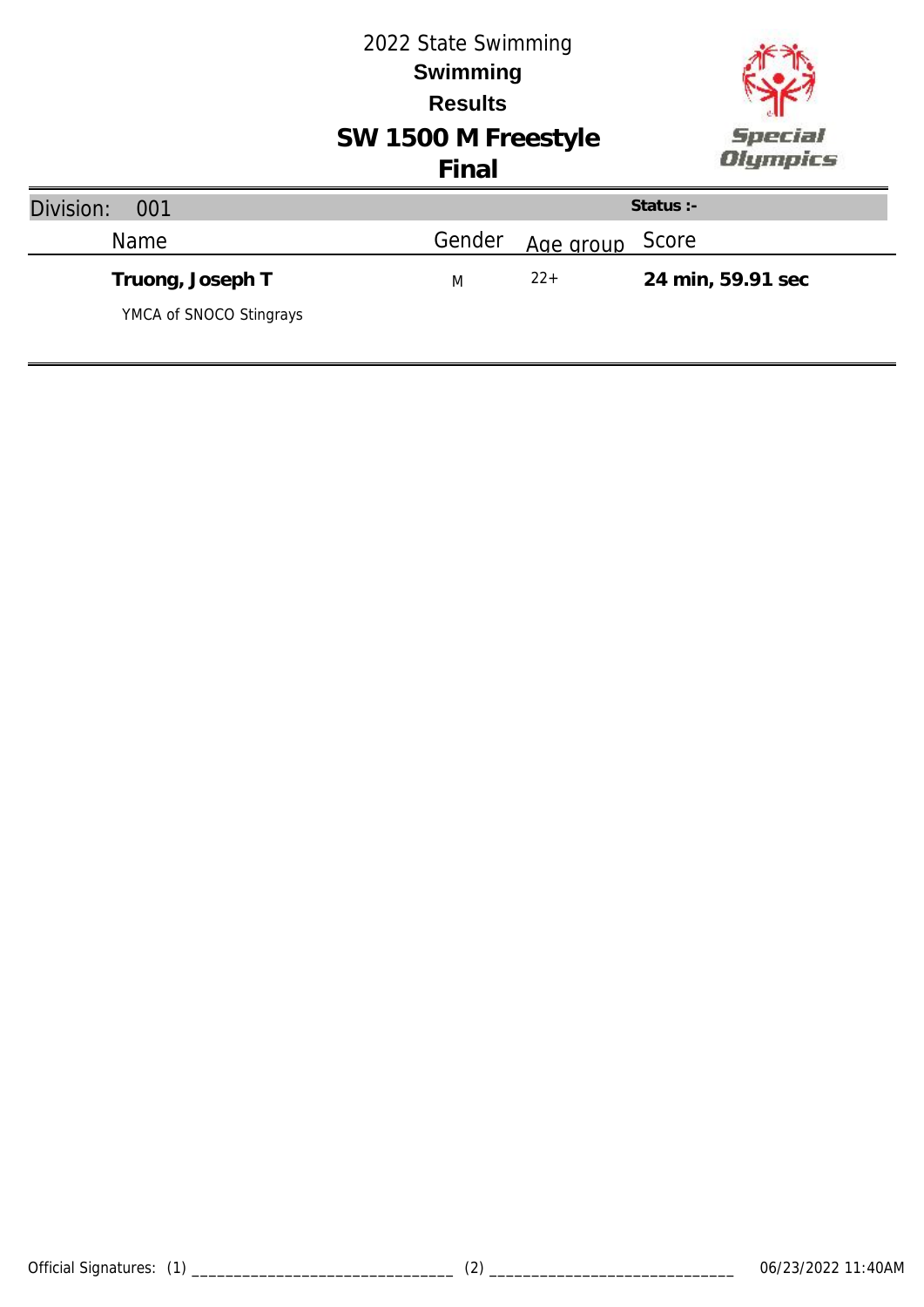# 2022 State Swimming

## Swimming

## Results

## SW 1500 M Freestyle

## Final

| Division: 001 | | | Status :- |
|---|---|---|---|
| Name | Gender | Age group | Score |
| **Truong, Joseph T**<br>YMCA of SNOCO Stingrays | M | 22+ | **24 min, 59.91 sec** |

Official Signatures: (1) _______________________________ (2) _____________________________ 06/23/2022 11:40AM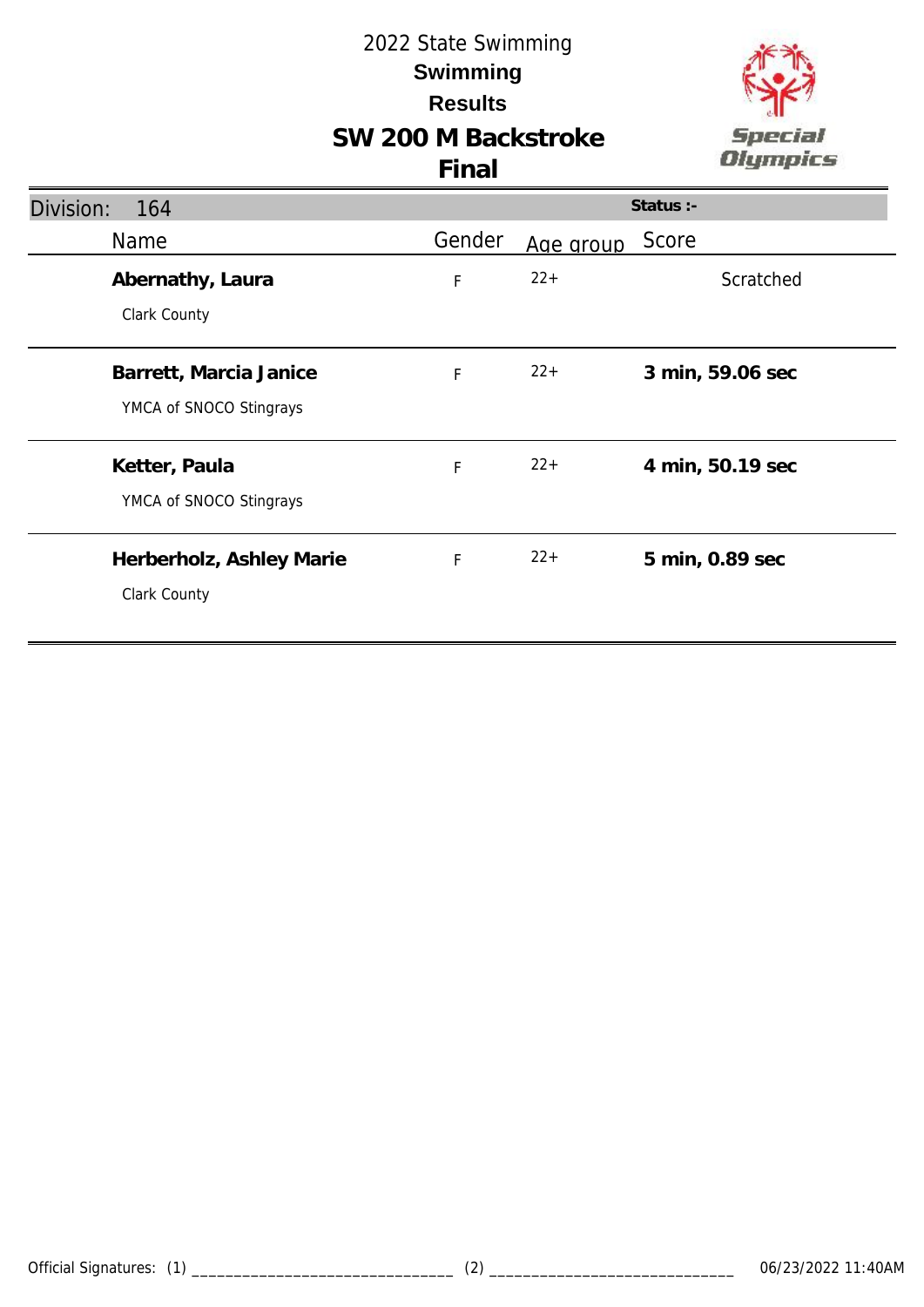# 2022 State Swimming

## Swimming

## Results

## SW 200 M Backstroke

## Final

**Division:** 164 **Status :-**

| Name | Gender | Age group | Score |
|---|---|---|---|
| **Abernathy, Laura**<br>Clark County | F | 22+ | Scratched |
| **Barrett, Marcia Janice**<br>YMCA of SNOCO Stingrays | F | 22+ | **3 min, 59.06 sec** |
| **Ketter, Paula**<br>YMCA of SNOCO Stingrays | F | 22+ | **4 min, 50.19 sec** |
| **Herberholz, Ashley Marie**<br>Clark County | F | 22+ | **5 min, 0.89 sec** |

Official Signatures: (1) _______________________________ (2) _____________________________ 06/23/2022 11:40AM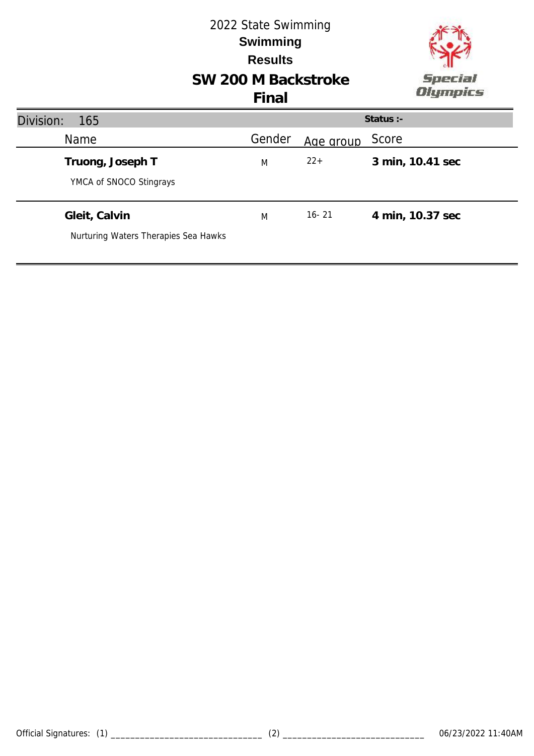2022 State Swimming

**Swimming**

**Results**

# SW 200 M Backstroke

## Final

Special Olympics

Division: 165 | Status :-

| Name | Gender | Age group | Score |
|---|---|---|---|
| **Truong, Joseph T**<br>YMCA of SNOCO Stingrays | M | 22+ | **3 min, 10.41 sec** |
| **Gleit, Calvin**<br>Nurturing Waters Therapies Sea Hawks | M | 16- 21 | **4 min, 10.37 sec** |

Official Signatures: (1) ______________________________ (2) ______________________________ 06/23/2022 11:40AM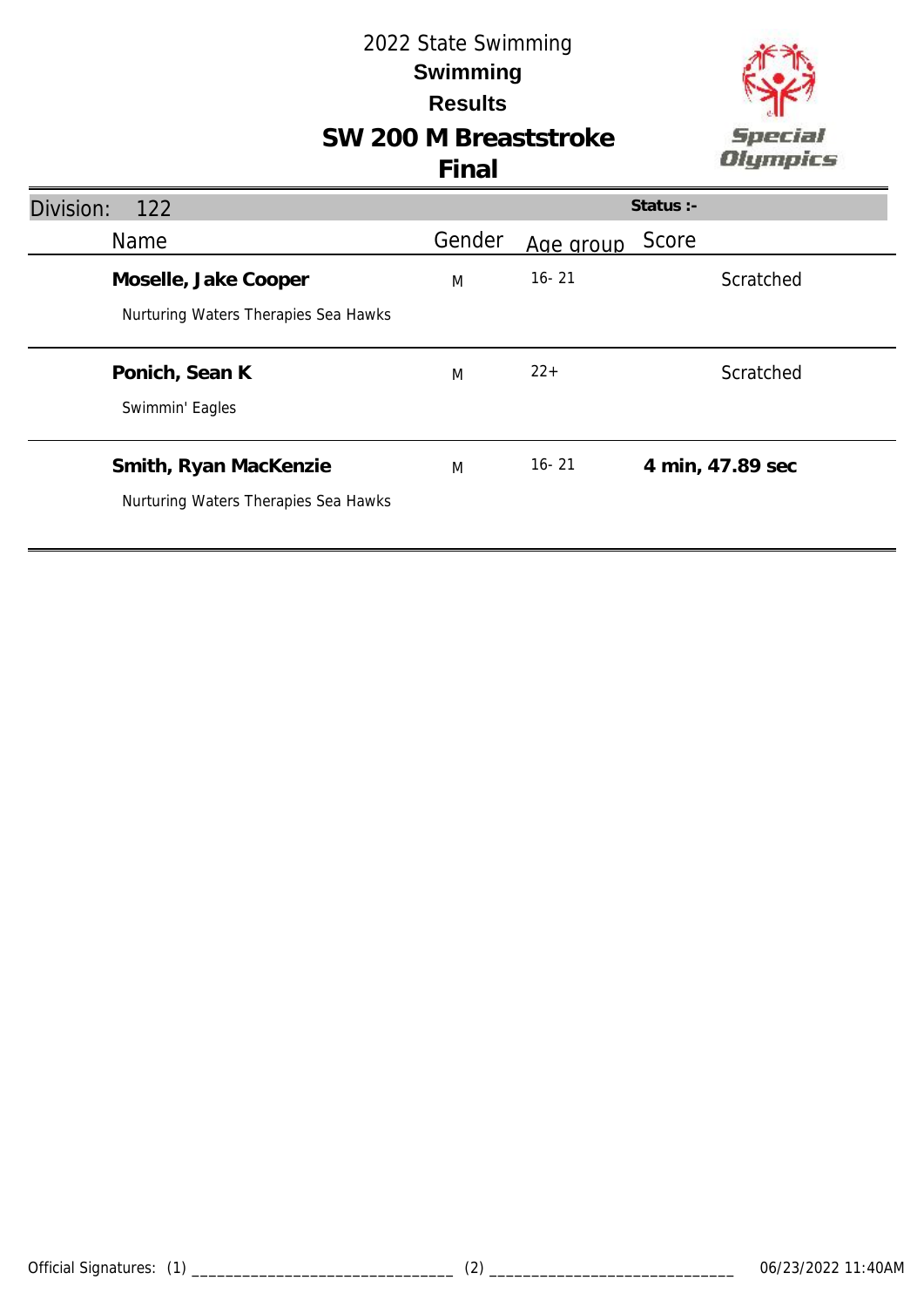# 2022 State Swimming

## Swimming

## Results

## SW 200 M Breaststroke

## Final

**Division:** 122 **Status :-**

| Name | Gender | Age group | Score |
|---|---|---|---|
| **Moselle, Jake Cooper**<br>Nurturing Waters Therapies Sea Hawks | M | 16- 21 | Scratched |
| **Ponich, Sean K**<br>Swimmin' Eagles | M | 22+ | Scratched |
| **Smith, Ryan MacKenzie**<br>Nurturing Waters Therapies Sea Hawks | M | 16- 21 | **4 min, 47.89 sec** |

Official Signatures: (1) _______________________________ (2) _____________________________ 06/23/2022 11:40AM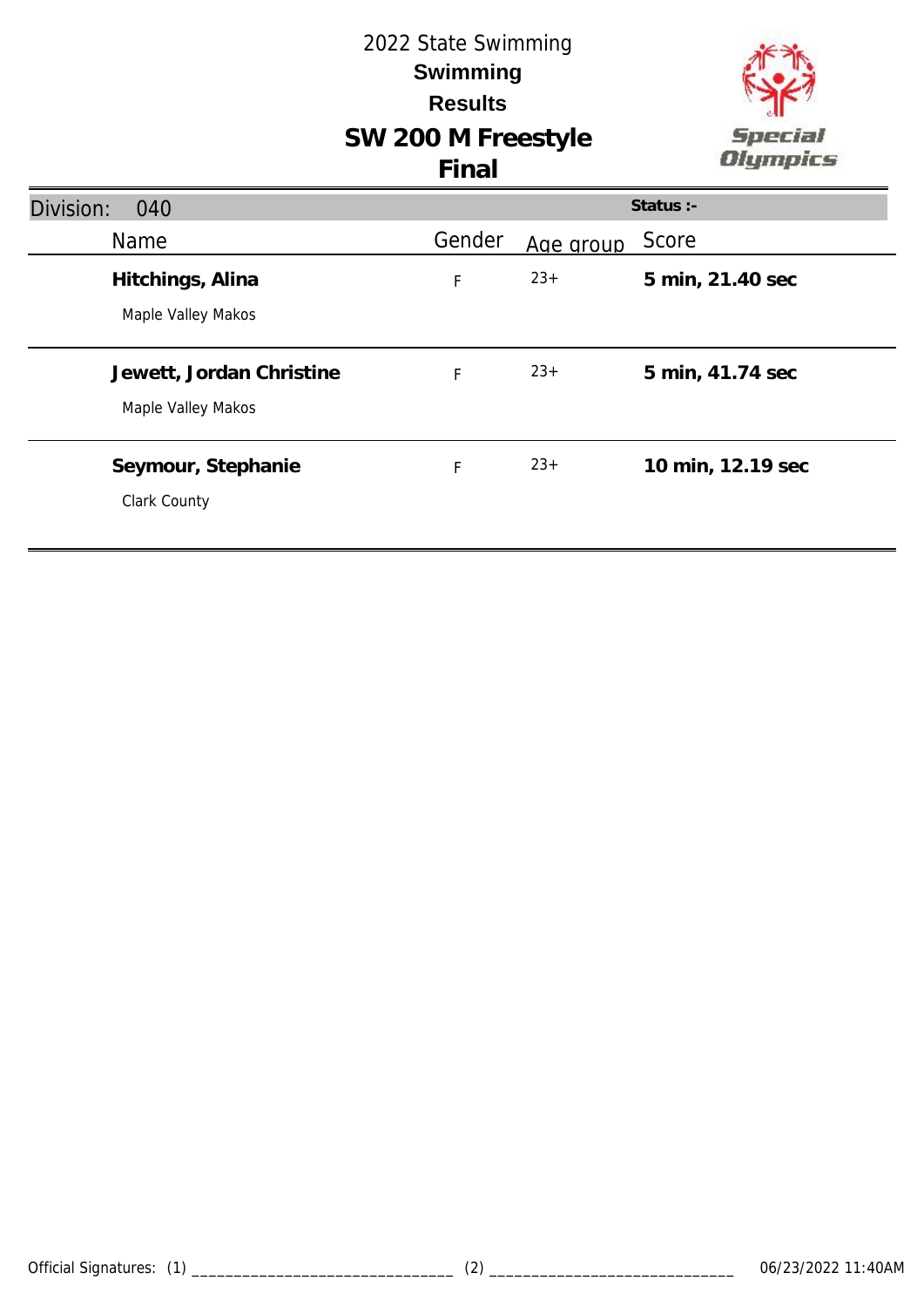# 2022 State Swimming

## Swimming

## Results

## SW 200 M Freestyle

## Final

Division: 040 | Status :-

| Name | Gender | Age group | Score |
|---|---|---|---|
| **Hitchings, Alina**<br>Maple Valley Makos | F | 23+ | **5 min, 21.40 sec** |
| **Jewett, Jordan Christine**<br>Maple Valley Makos | F | 23+ | **5 min, 41.74 sec** |
| **Seymour, Stephanie**<br>Clark County | F | 23+ | **10 min, 12.19 sec** |

Official Signatures: (1) _______________________________ (2) _____________________________ 06/23/2022 11:40AM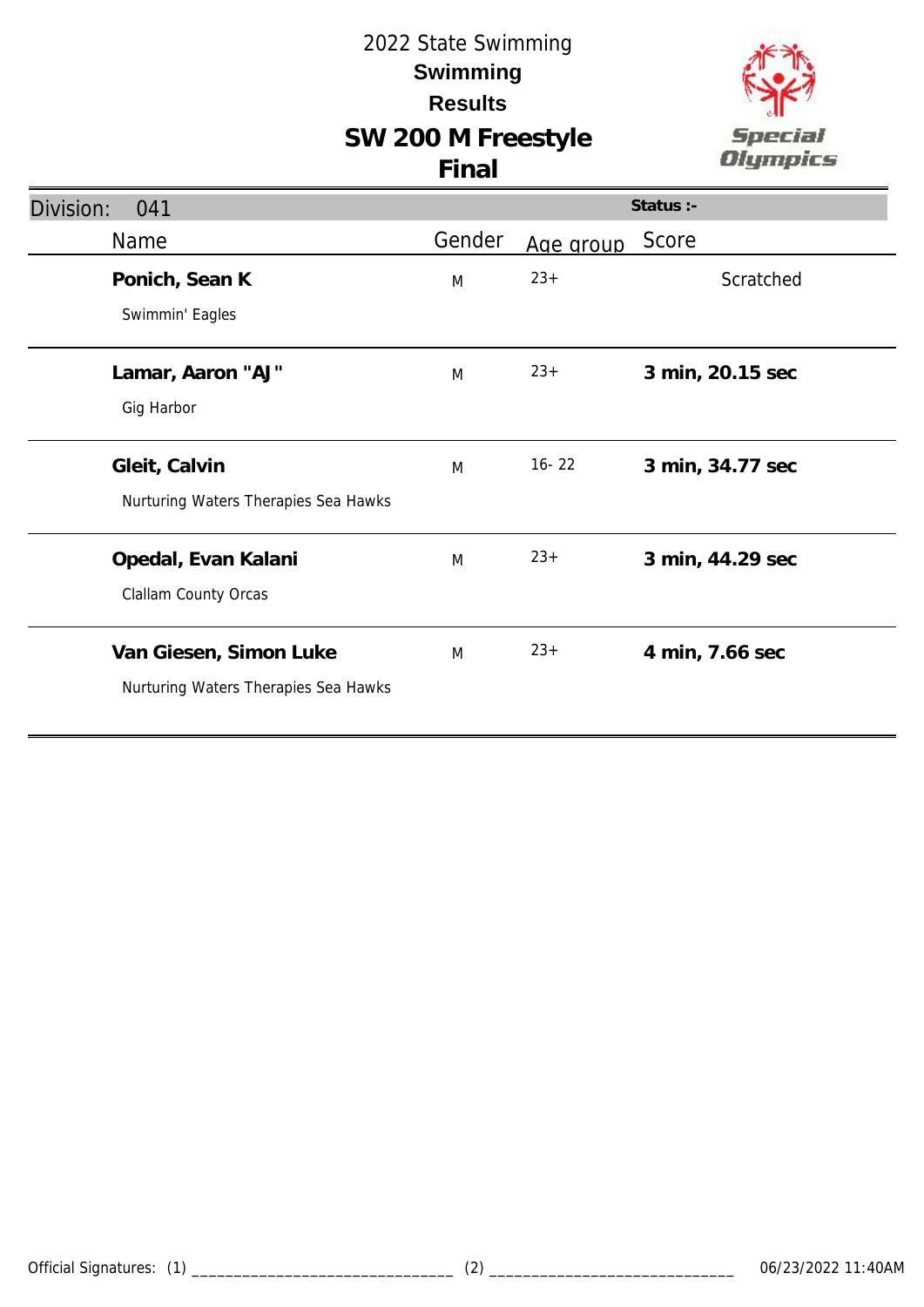2022 State Swimming

**Swimming**

**Results**

# SW 200 M Freestyle

## Final

Division: 041 — **Status :-**

| Name | Gender | Age group | Score |
|---|---|---|---|
| **Ponich, Sean K**<br>Swimmin' Eagles | M | 23+ | Scratched |
| **Lamar, Aaron "AJ"**<br>Gig Harbor | M | 23+ | **3 min, 20.15 sec** |
| **Gleit, Calvin**<br>Nurturing Waters Therapies Sea Hawks | M | 16- 22 | **3 min, 34.77 sec** |
| **Opedal, Evan Kalani**<br>Clallam County Orcas | M | 23+ | **3 min, 44.29 sec** |
| **Van Giesen, Simon Luke**<br>Nurturing Waters Therapies Sea Hawks | M | 23+ | **4 min, 7.66 sec** |

Official Signatures: (1) ______________________________ (2) ____________________________ 06/23/2022 11:40AM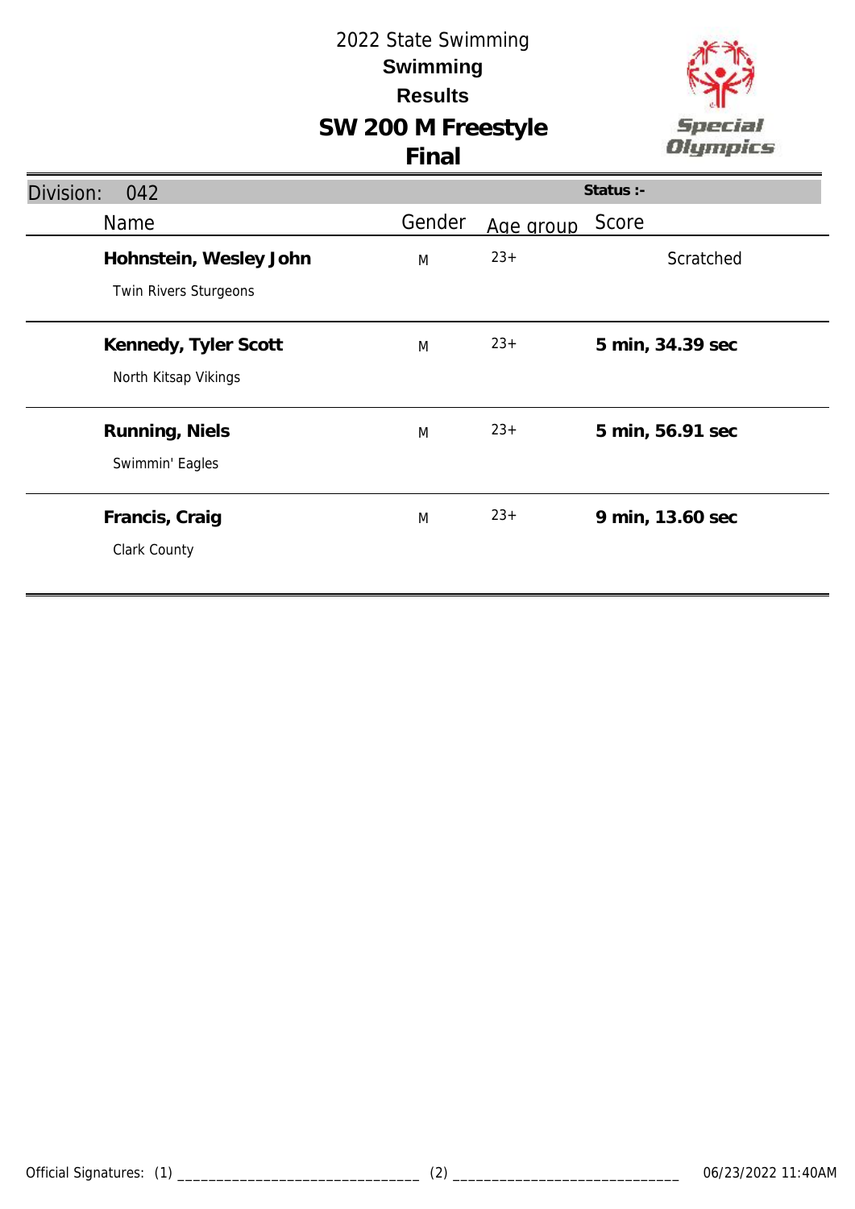# 2022 State Swimming

## Swimming

## Results

## SW 200 M Freestyle

## Final

Division: 042

Status :-

| Name | Gender | Age group | Score |
|---|---|---|---|
| **Hohnstein, Wesley John**<br>Twin Rivers Sturgeons | M | 23+ | Scratched |
| **Kennedy, Tyler Scott**<br>North Kitsap Vikings | M | 23+ | **5 min, 34.39 sec** |
| **Running, Niels**<br>Swimmin' Eagles | M | 23+ | **5 min, 56.91 sec** |
| **Francis, Craig**<br>Clark County | M | 23+ | **9 min, 13.60 sec** |

Official Signatures: (1) _______________________________ (2) _____________________________ 06/23/2022 11:40AM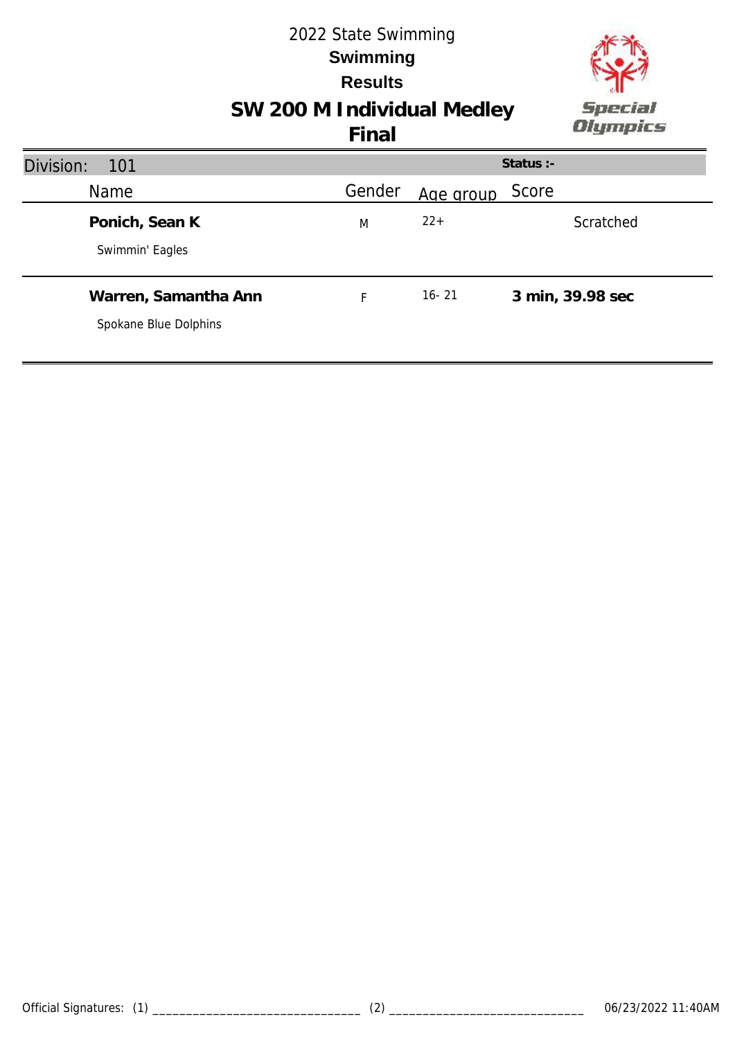# 2022 State Swimming

## Swimming

## Results

## SW 200 M Individual Medley

## Final

Division: 101 Status :-

| Name | Gender | Age group | Score |
|---|---|---|---|
| **Ponich, Sean K**<br>Swimmin' Eagles | M | 22+ | Scratched |
| **Warren, Samantha Ann**<br>Spokane Blue Dolphins | F | 16- 21 | **3 min, 39.98 sec** |

Official Signatures: (1) _______________________________ (2) _____________________________ 06/23/2022 11:40AM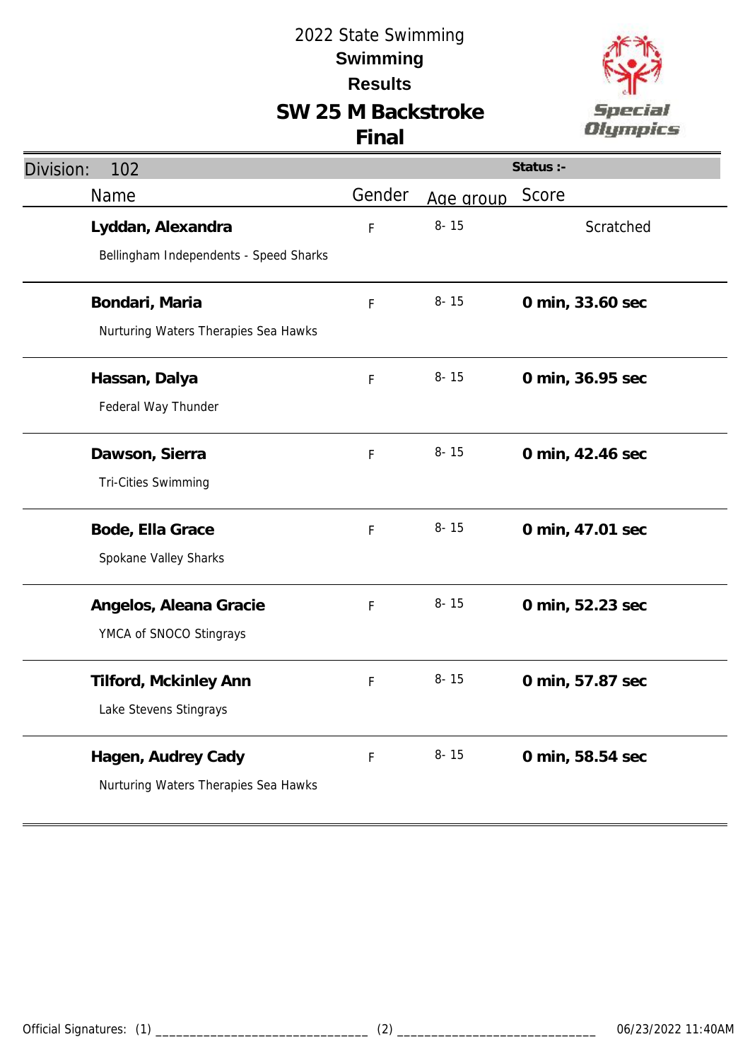# 2022 State Swimming

## Swimming

## Results

## SW 25 M Backstroke

## Final

**Division:** 102 | **Status :-**

| Name | Gender | Age group | Score |
|---|---|---|---|
| **Lyddan, Alexandra**<br>Bellingham Independents - Speed Sharks | F | 8- 15 | Scratched |
| **Bondari, Maria**<br>Nurturing Waters Therapies Sea Hawks | F | 8- 15 | **0 min, 33.60 sec** |
| **Hassan, Dalya**<br>Federal Way Thunder | F | 8- 15 | **0 min, 36.95 sec** |
| **Dawson, Sierra**<br>Tri-Cities Swimming | F | 8- 15 | **0 min, 42.46 sec** |
| **Bode, Ella Grace**<br>Spokane Valley Sharks | F | 8- 15 | **0 min, 47.01 sec** |
| **Angelos, Aleana Gracie**<br>YMCA of SNOCO Stingrays | F | 8- 15 | **0 min, 52.23 sec** |
| **Tilford, Mckinley Ann**<br>Lake Stevens Stingrays | F | 8- 15 | **0 min, 57.87 sec** |
| **Hagen, Audrey Cady**<br>Nurturing Waters Therapies Sea Hawks | F | 8- 15 | **0 min, 58.54 sec** |

Official Signatures: (1) ______________________________ (2) ______________________________ 06/23/2022 11:40AM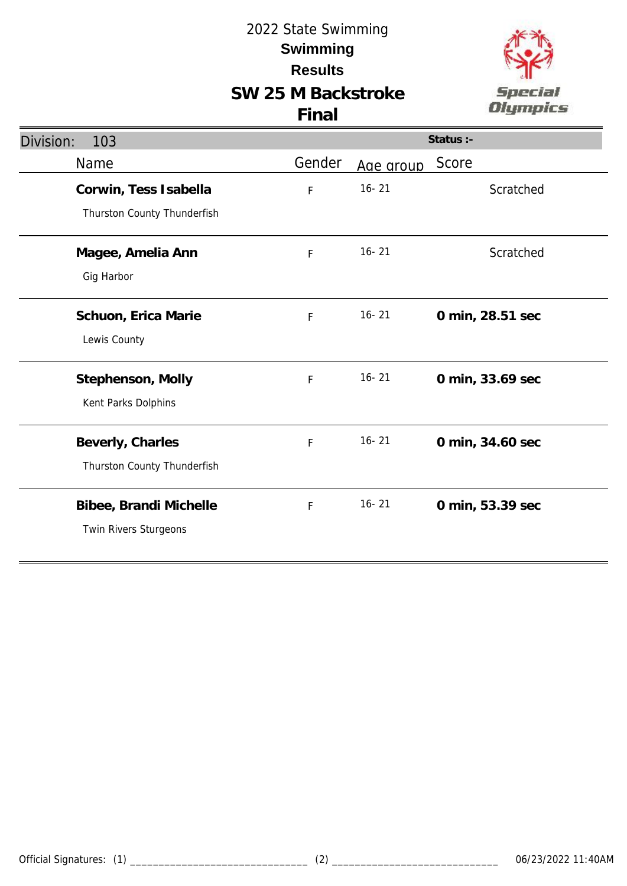# 2022 State Swimming

## Swimming

## Results

## SW 25 M Backstroke

## Final

Division: 103

Status :-

| Name | Gender | Age group | Score |
|---|---|---|---|
| **Corwin, Tess Isabella**<br>Thurston County Thunderfish | F | 16- 21 | Scratched |
| **Magee, Amelia Ann**<br>Gig Harbor | F | 16- 21 | Scratched |
| **Schuon, Erica Marie**<br>Lewis County | F | 16- 21 | **0 min, 28.51 sec** |
| **Stephenson, Molly**<br>Kent Parks Dolphins | F | 16- 21 | **0 min, 33.69 sec** |
| **Beverly, Charles**<br>Thurston County Thunderfish | F | 16- 21 | **0 min, 34.60 sec** |
| **Bibee, Brandi Michelle**<br>Twin Rivers Sturgeons | F | 16- 21 | **0 min, 53.39 sec** |

Official Signatures: (1) ______________________________ (2) ______________________________ 06/23/2022 11:40AM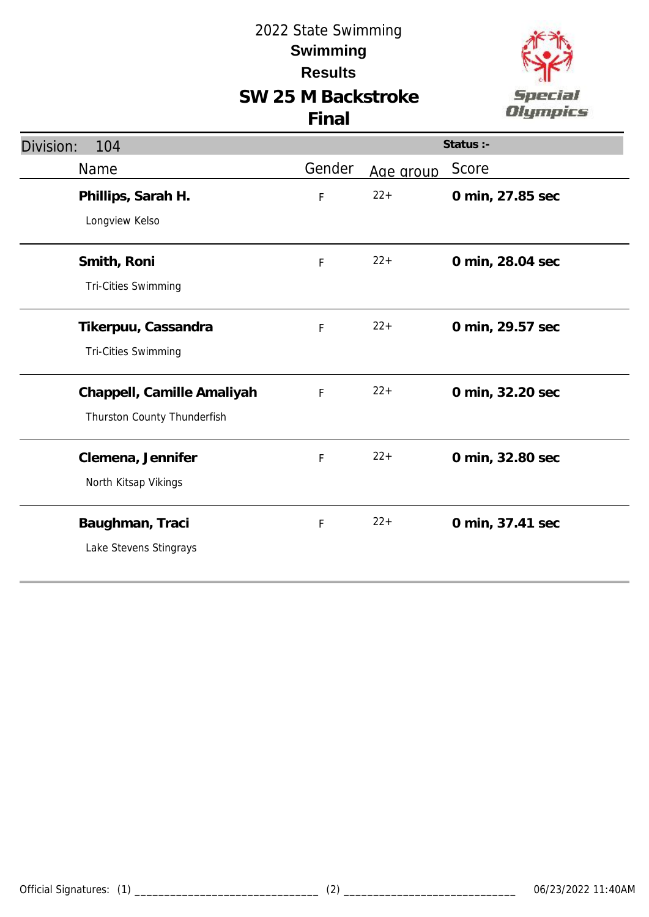# 2022 State Swimming

## Swimming

## Results

## SW 25 M Backstroke

## Final

Division: 104 | Status :-

| Name | Gender | Age group | Score |
|---|---|---|---|
| **Phillips, Sarah H.**<br>Longview Kelso | F | 22+ | **0 min, 27.85 sec** |
| **Smith, Roni**<br>Tri-Cities Swimming | F | 22+ | **0 min, 28.04 sec** |
| **Tikerpuu, Cassandra**<br>Tri-Cities Swimming | F | 22+ | **0 min, 29.57 sec** |
| **Chappell, Camille Amaliyah**<br>Thurston County Thunderfish | F | 22+ | **0 min, 32.20 sec** |
| **Clemena, Jennifer**<br>North Kitsap Vikings | F | 22+ | **0 min, 32.80 sec** |
| **Baughman, Traci**<br>Lake Stevens Stingrays | F | 22+ | **0 min, 37.41 sec** |

Official Signatures: (1) ______________________________ (2) ______________________________ 06/23/2022 11:40AM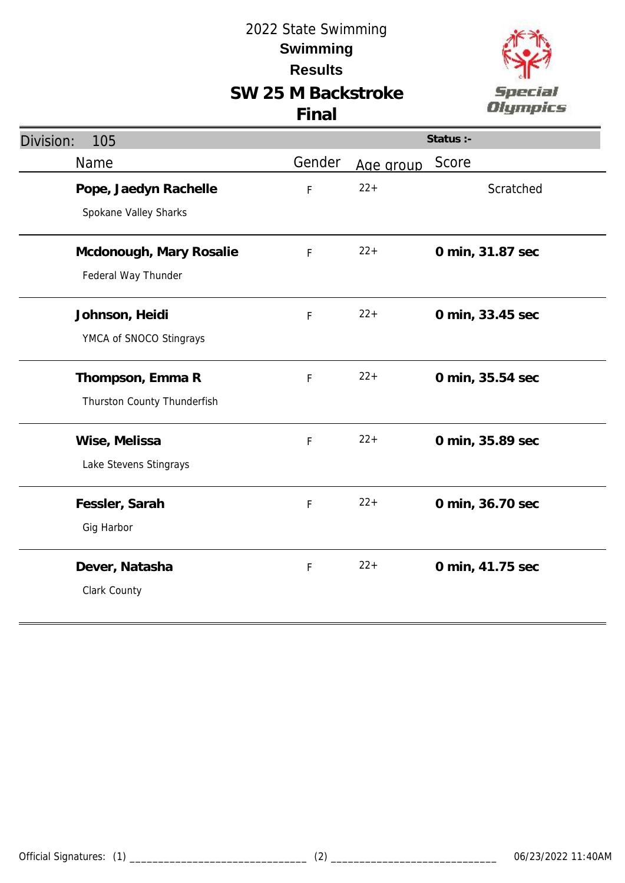# 2022 State Swimming

## Swimming

## Results

## SW 25 M Backstroke

## Final

**Division: 105** — **Status :-**

| Name | Gender | Age group | Score |
|---|---|---|---|
| **Pope, Jaedyn Rachelle**<br>Spokane Valley Sharks | F | 22+ | Scratched |
| **Mcdonough, Mary Rosalie**<br>Federal Way Thunder | F | 22+ | **0 min, 31.87 sec** |
| **Johnson, Heidi**<br>YMCA of SNOCO Stingrays | F | 22+ | **0 min, 33.45 sec** |
| **Thompson, Emma R**<br>Thurston County Thunderfish | F | 22+ | **0 min, 35.54 sec** |
| **Wise, Melissa**<br>Lake Stevens Stingrays | F | 22+ | **0 min, 35.89 sec** |
| **Fessler, Sarah**<br>Gig Harbor | F | 22+ | **0 min, 36.70 sec** |
| **Dever, Natasha**<br>Clark County | F | 22+ | **0 min, 41.75 sec** |

Official Signatures: (1) ______________________________ (2) ____________________________ 06/23/2022 11:40AM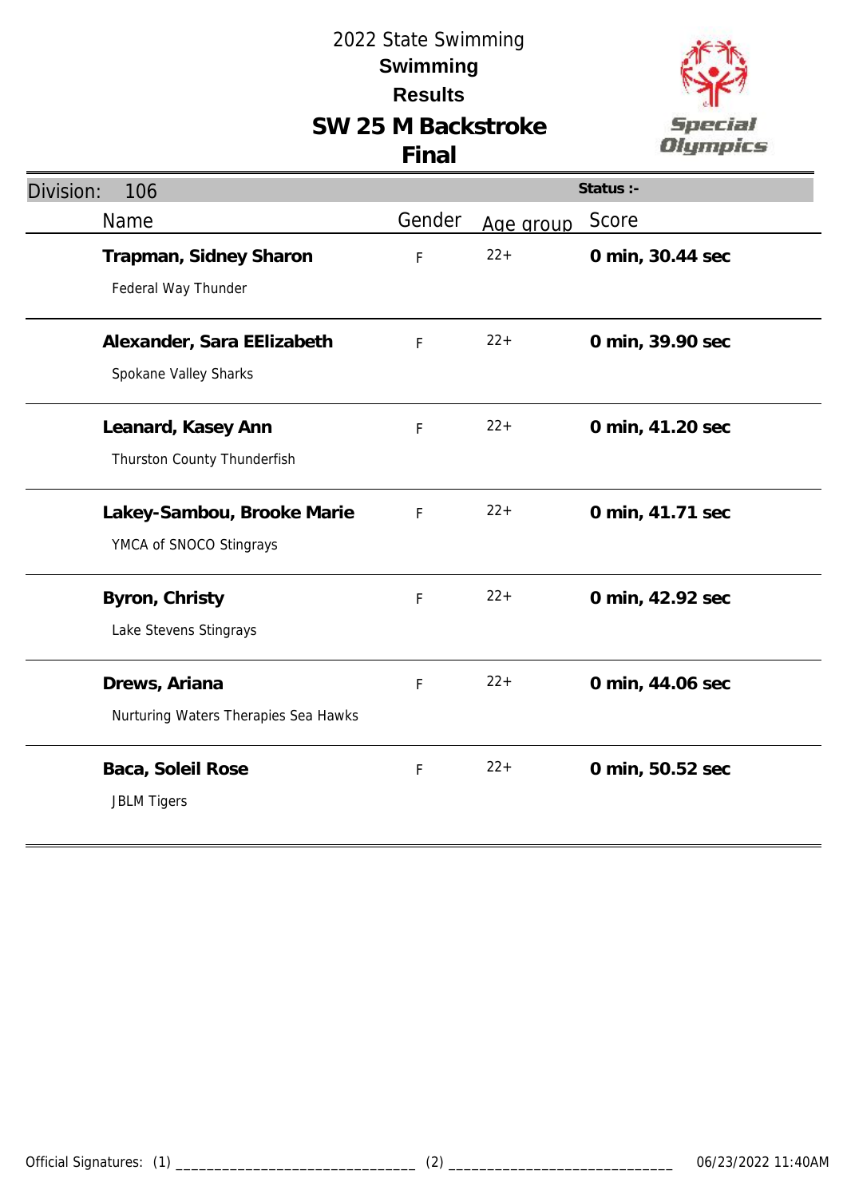# 2022 State Swimming

## Swimming

## Results

## SW 25 M Backstroke

## Final

| Division: 106 | | | Status :- |
|---|---|---|---|
| Name | Gender | Age group | Score |
| **Trapman, Sidney Sharon**<br>Federal Way Thunder | F | 22+ | **0 min, 30.44 sec** |
| **Alexander, Sara EElizabeth**<br>Spokane Valley Sharks | F | 22+ | **0 min, 39.90 sec** |
| **Leanard, Kasey Ann**<br>Thurston County Thunderfish | F | 22+ | **0 min, 41.20 sec** |
| **Lakey-Sambou, Brooke Marie**<br>YMCA of SNOCO Stingrays | F | 22+ | **0 min, 41.71 sec** |
| **Byron, Christy**<br>Lake Stevens Stingrays | F | 22+ | **0 min, 42.92 sec** |
| **Drews, Ariana**<br>Nurturing Waters Therapies Sea Hawks | F | 22+ | **0 min, 44.06 sec** |
| **Baca, Soleil Rose**<br>JBLM Tigers | F | 22+ | **0 min, 50.52 sec** |

Official Signatures: (1) _______________________________ (2) _____________________________ 06/23/2022 11:40AM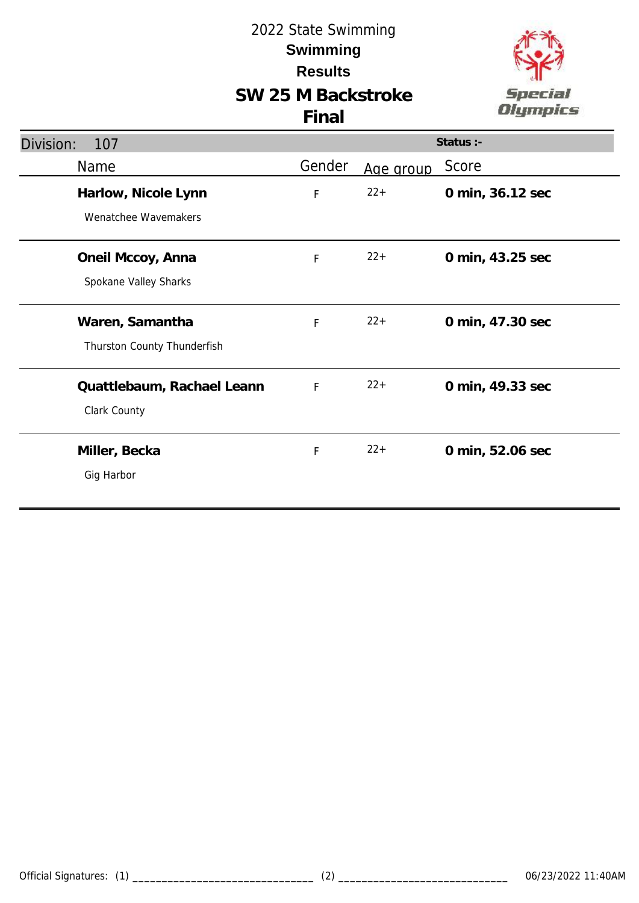# 2022 State Swimming

## Swimming

## Results

## SW 25 M Backstroke

## Final

**Division:** 107 | **Status :-**

| Name | Gender | Age group | Score |
|---|---|---|---|
| **Harlow, Nicole Lynn**<br>Wenatchee Wavemakers | F | 22+ | **0 min, 36.12 sec** |
| **Oneil Mccoy, Anna**<br>Spokane Valley Sharks | F | 22+ | **0 min, 43.25 sec** |
| **Waren, Samantha**<br>Thurston County Thunderfish | F | 22+ | **0 min, 47.30 sec** |
| **Quattlebaum, Rachael Leann**<br>Clark County | F | 22+ | **0 min, 49.33 sec** |
| **Miller, Becka**<br>Gig Harbor | F | 22+ | **0 min, 52.06 sec** |

Official Signatures: (1) ______________________________ (2) ______________________________ 06/23/2022 11:40AM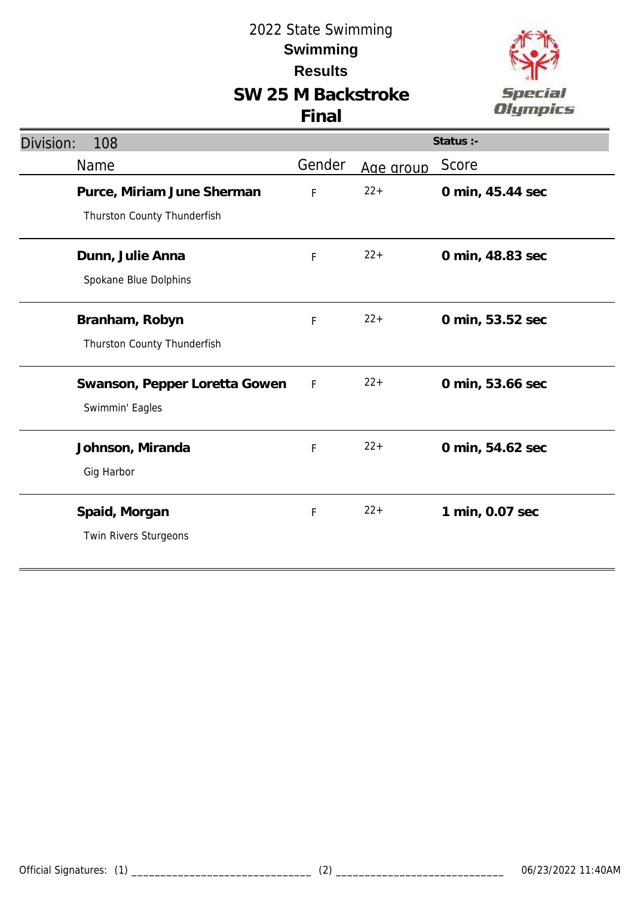# 2022 State Swimming

**Swimming**

**Results**

## SW 25 M Backstroke

**Final**

| Division: 108 | | | Status :- |
|---|---|---|---|
| Name | Gender | Age group | Score |
| **Purce, Miriam June Sherman**<br>Thurston County Thunderfish | F | 22+ | **0 min, 45.44 sec** |
| **Dunn, Julie Anna**<br>Spokane Blue Dolphins | F | 22+ | **0 min, 48.83 sec** |
| **Branham, Robyn**<br>Thurston County Thunderfish | F | 22+ | **0 min, 53.52 sec** |
| **Swanson, Pepper Loretta Gowen**<br>Swimmin' Eagles | F | 22+ | **0 min, 53.66 sec** |
| **Johnson, Miranda**<br>Gig Harbor | F | 22+ | **0 min, 54.62 sec** |
| **Spaid, Morgan**<br>Twin Rivers Sturgeons | F | 22+ | **1 min, 0.07 sec** |

Official Signatures: (1) _______________________________ (2) _____________________________ 06/23/2022 11:40AM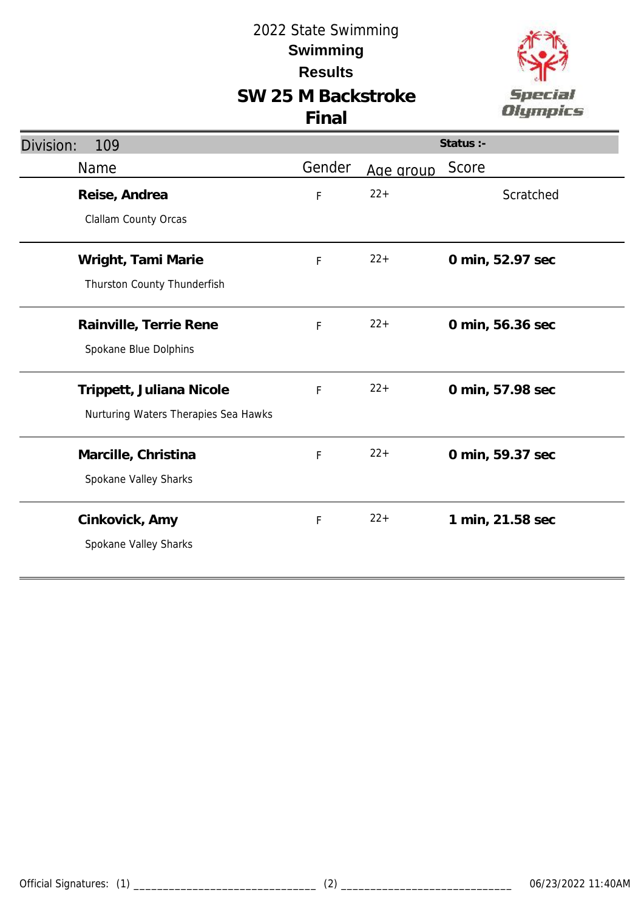2022 State Swimming

**Swimming**

**Results**

# SW 25 M Backstroke

## Final

Division: 109

**Status :-**

| Name | Gender | Age group | Score |
|---|---|---|---|
| **Reise, Andrea**<br>Clallam County Orcas | F | 22+ | Scratched |
| **Wright, Tami Marie**<br>Thurston County Thunderfish | F | 22+ | **0 min, 52.97 sec** |
| **Rainville, Terrie Rene**<br>Spokane Blue Dolphins | F | 22+ | **0 min, 56.36 sec** |
| **Trippett, Juliana Nicole**<br>Nurturing Waters Therapies Sea Hawks | F | 22+ | **0 min, 57.98 sec** |
| **Marcille, Christina**<br>Spokane Valley Sharks | F | 22+ | **0 min, 59.37 sec** |
| **Cinkovick, Amy**<br>Spokane Valley Sharks | F | 22+ | **1 min, 21.58 sec** |

Official Signatures: (1) ______________________________ (2) ______________________________ 06/23/2022 11:40AM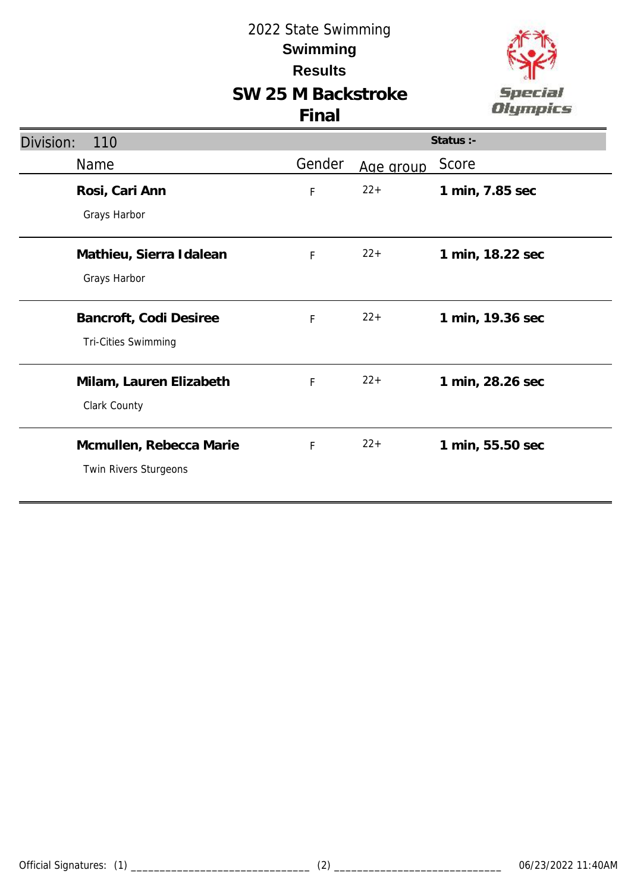# 2022 State Swimming

## Swimming

## Results

## SW 25 M Backstroke

## Final

**Division:** 110 | **Status :-**

| Name | Gender | Age group | Score |
|---|---|---|---|
| **Rosi, Cari Ann**<br>Grays Harbor | F | 22+ | **1 min, 7.85 sec** |
| **Mathieu, Sierra Idalean**<br>Grays Harbor | F | 22+ | **1 min, 18.22 sec** |
| **Bancroft, Codi Desiree**<br>Tri-Cities Swimming | F | 22+ | **1 min, 19.36 sec** |
| **Milam, Lauren Elizabeth**<br>Clark County | F | 22+ | **1 min, 28.26 sec** |
| **Mcmullen, Rebecca Marie**<br>Twin Rivers Sturgeons | F | 22+ | **1 min, 55.50 sec** |

Official Signatures: (1) _______________________________ (2) _____________________________ 06/23/2022 11:40AM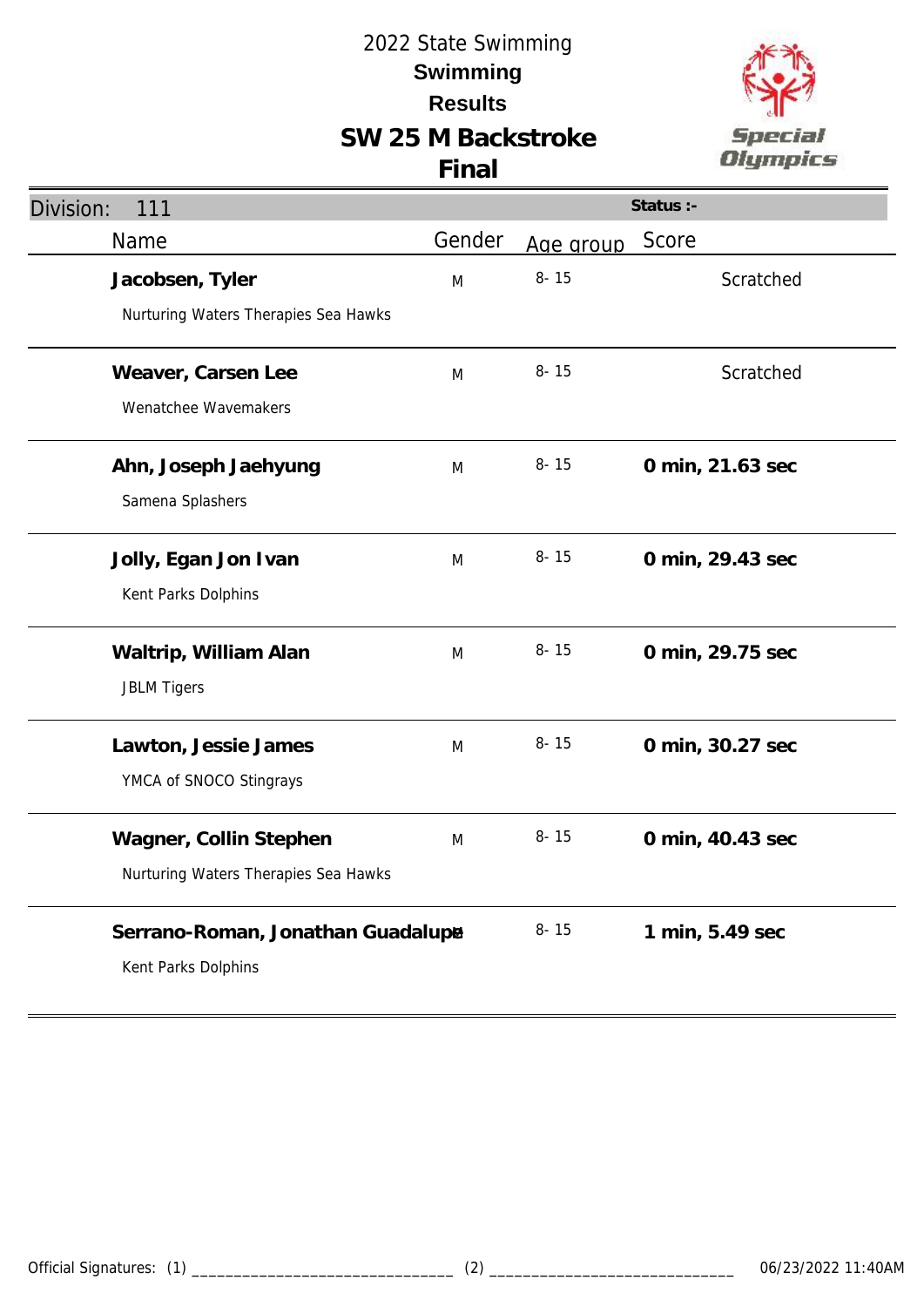# 2022 State Swimming

## Swimming

## Results

## SW 25 M Backstroke

## Final

Division: 111 | Status :-

| Name | Gender | Age group | Score |
|---|---|---|---|
| **Jacobsen, Tyler**<br>Nurturing Waters Therapies Sea Hawks | M | 8- 15 | Scratched |
| **Weaver, Carsen Lee**<br>Wenatchee Wavemakers | M | 8- 15 | Scratched |
| **Ahn, Joseph Jaehyung**<br>Samena Splashers | M | 8- 15 | **0 min, 21.63 sec** |
| **Jolly, Egan Jon Ivan**<br>Kent Parks Dolphins | M | 8- 15 | **0 min, 29.43 sec** |
| **Waltrip, William Alan**<br>JBLM Tigers | M | 8- 15 | **0 min, 29.75 sec** |
| **Lawton, Jessie James**<br>YMCA of SNOCO Stingrays | M | 8- 15 | **0 min, 30.27 sec** |
| **Wagner, Collin Stephen**<br>Nurturing Waters Therapies Sea Hawks | M | 8- 15 | **0 min, 40.43 sec** |
| **Serrano-Roman, Jonathan Guadalupe**<br>Kent Parks Dolphins | M | 8- 15 | **1 min, 5.49 sec** |

Official Signatures: (1) ______________________________ (2) ____________________________ 06/23/2022 11:40AM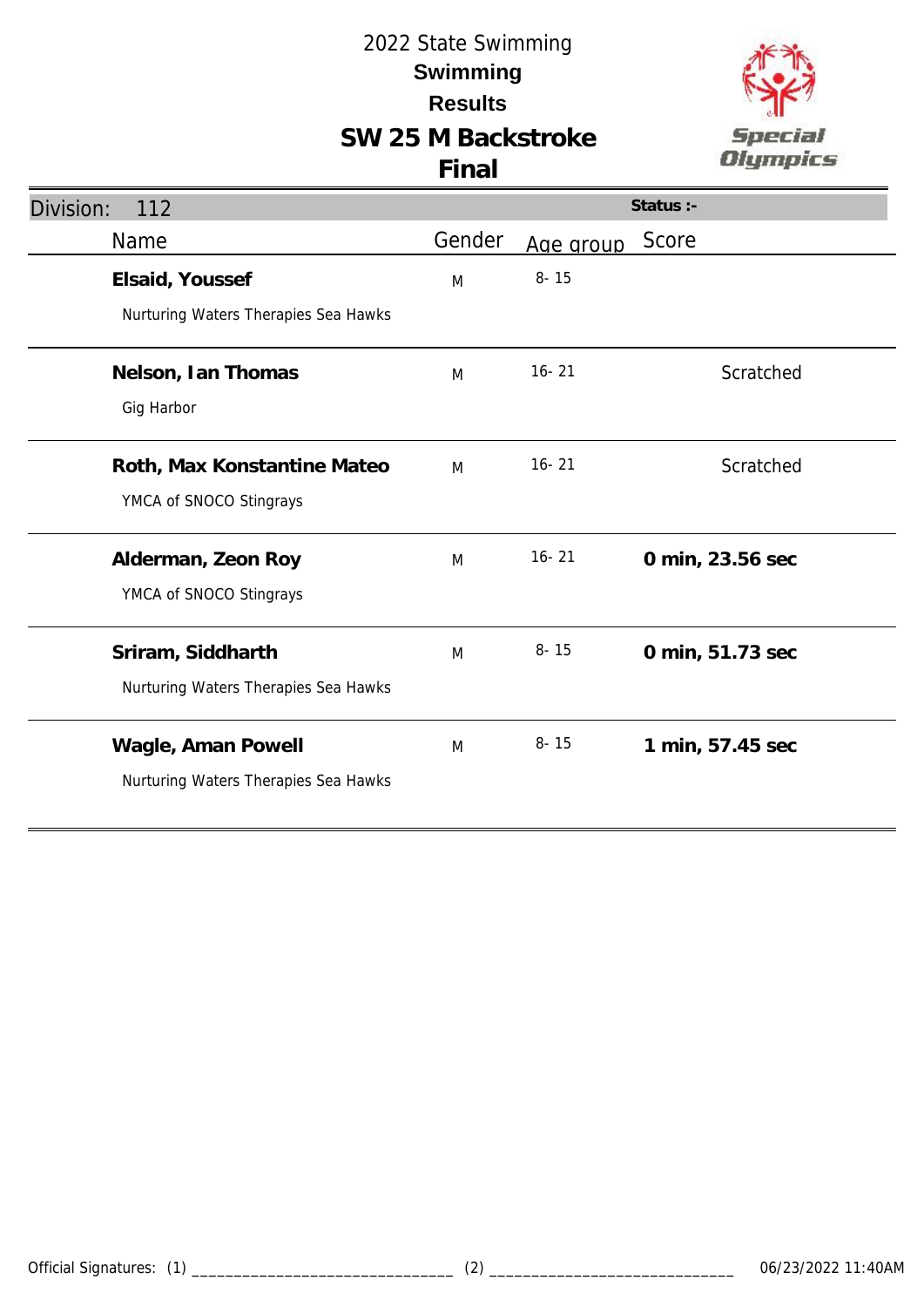# 2022 State Swimming

## Swimming

## Results

## SW 25 M Backstroke

## Final

Division: 112

Status :-

| Name | Gender | Age group | Score |
|---|---|---|---|
| **Elsaid, Youssef**<br>Nurturing Waters Therapies Sea Hawks | M | 8- 15 | |
| **Nelson, Ian Thomas**<br>Gig Harbor | M | 16- 21 | Scratched |
| **Roth, Max Konstantine Mateo**<br>YMCA of SNOCO Stingrays | M | 16- 21 | Scratched |
| **Alderman, Zeon Roy**<br>YMCA of SNOCO Stingrays | M | 16- 21 | **0 min, 23.56 sec** |
| **Sriram, Siddharth**<br>Nurturing Waters Therapies Sea Hawks | M | 8- 15 | **0 min, 51.73 sec** |
| **Wagle, Aman Powell**<br>Nurturing Waters Therapies Sea Hawks | M | 8- 15 | **1 min, 57.45 sec** |

Official Signatures: (1) ______________________________ (2) ______________________________ 06/23/2022 11:40AM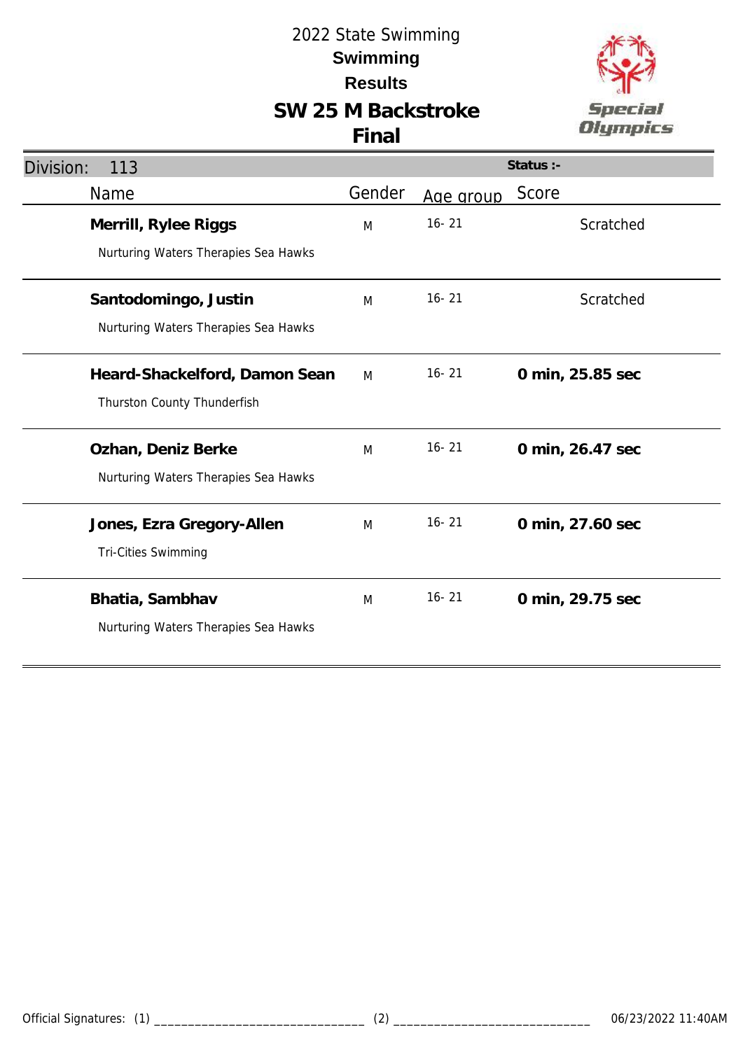# 2022 State Swimming

## Swimming

## Results

## SW 25 M Backstroke

## Final

**Division:** 113 | **Status :-**

| Name | Gender | Age group | Score |
|---|---|---|---|
| **Merrill, Rylee Riggs**<br>Nurturing Waters Therapies Sea Hawks | M | 16- 21 | Scratched |
| **Santodomingo, Justin**<br>Nurturing Waters Therapies Sea Hawks | M | 16- 21 | Scratched |
| **Heard-Shackelford, Damon Sean**<br>Thurston County Thunderfish | M | 16- 21 | **0 min, 25.85 sec** |
| **Ozhan, Deniz Berke**<br>Nurturing Waters Therapies Sea Hawks | M | 16- 21 | **0 min, 26.47 sec** |
| **Jones, Ezra Gregory-Allen**<br>Tri-Cities Swimming | M | 16- 21 | **0 min, 27.60 sec** |
| **Bhatia, Sambhav**<br>Nurturing Waters Therapies Sea Hawks | M | 16- 21 | **0 min, 29.75 sec** |

Official Signatures: (1) ______________________________ (2) ______________________________ 06/23/2022 11:40AM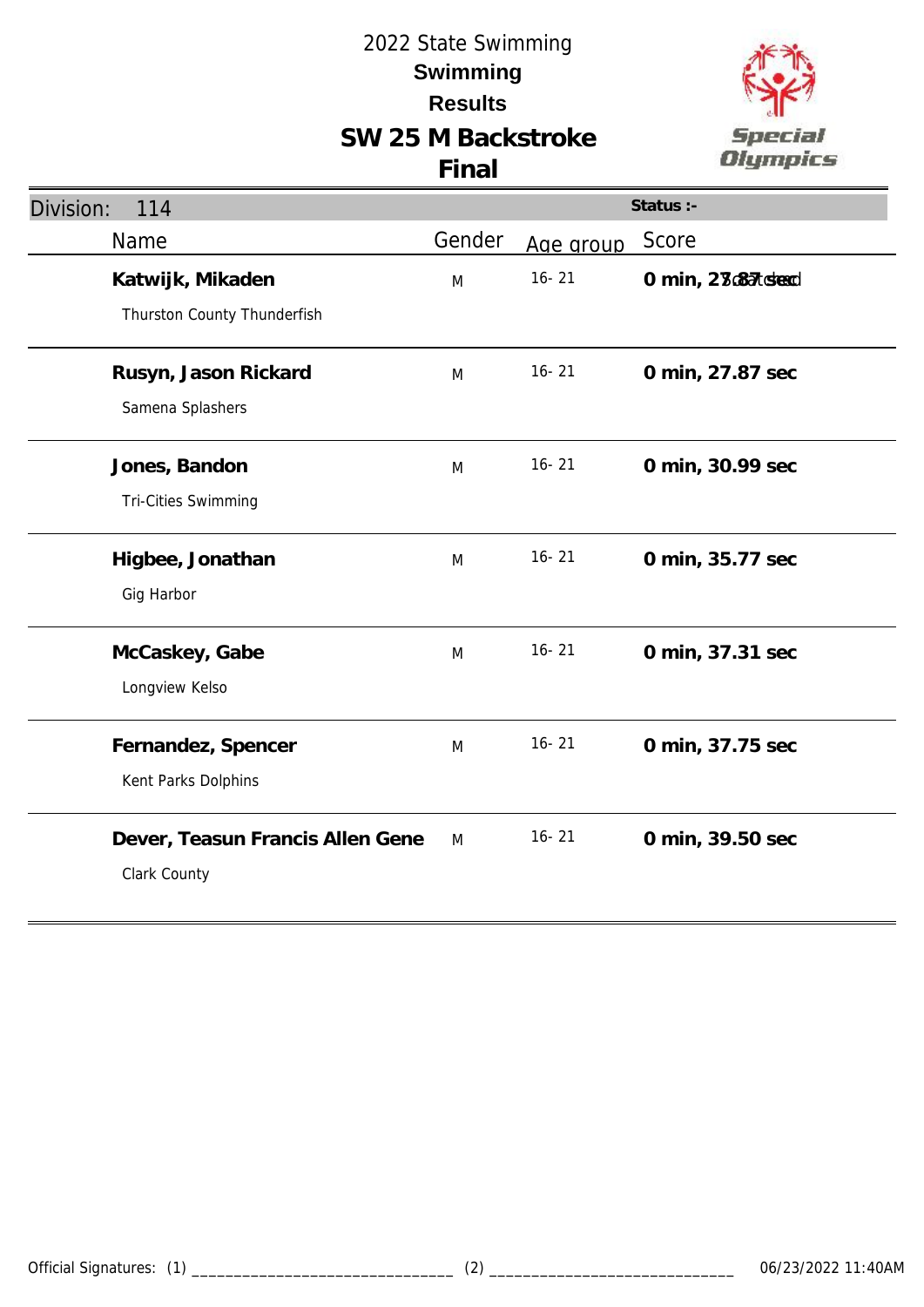# 2022 State Swimming

## Swimming

## Results

## SW 25 M Backstroke

## Final

Division: 114 | Status :-

| Name | Gender | Age group | Score |
|---|---|---|---|
| **Katwijk, Mikaden**<br>Thurston County Thunderfish | M | 16- 21 | **0 min, 27.87 sec** Scratched |
| **Rusyn, Jason Rickard**<br>Samena Splashers | M | 16- 21 | **0 min, 27.87 sec** |
| **Jones, Bandon**<br>Tri-Cities Swimming | M | 16- 21 | **0 min, 30.99 sec** |
| **Higbee, Jonathan**<br>Gig Harbor | M | 16- 21 | **0 min, 35.77 sec** |
| **McCaskey, Gabe**<br>Longview Kelso | M | 16- 21 | **0 min, 37.31 sec** |
| **Fernandez, Spencer**<br>Kent Parks Dolphins | M | 16- 21 | **0 min, 37.75 sec** |
| **Dever, Teasun Francis Allen Gene**<br>Clark County | M | 16- 21 | **0 min, 39.50 sec** |

Official Signatures: (1) ______________________________ (2) ______________________________ 06/23/2022 11:40AM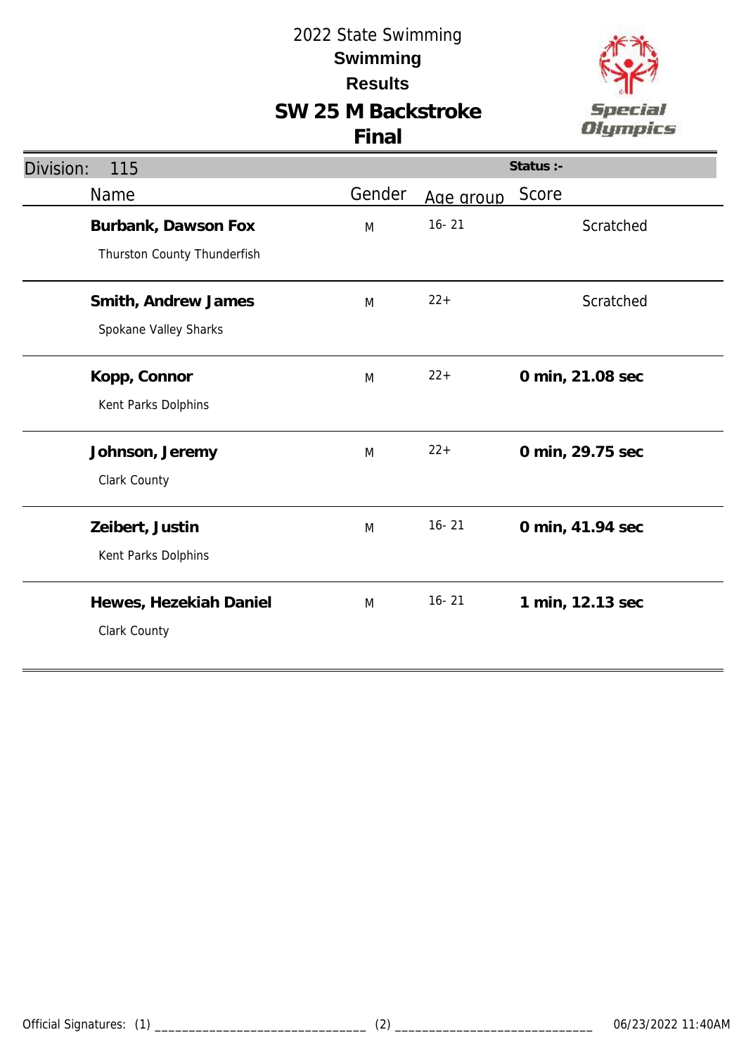# 2022 State Swimming

## Swimming

## Results

## SW 25 M Backstroke

## Final

Division: 115

Status :-

| Name | Gender | Age group | Score |
|---|---|---|---|
| **Burbank, Dawson Fox**<br>Thurston County Thunderfish | M | 16- 21 | Scratched |
| **Smith, Andrew James**<br>Spokane Valley Sharks | M | 22+ | Scratched |
| **Kopp, Connor**<br>Kent Parks Dolphins | M | 22+ | **0 min, 21.08 sec** |
| **Johnson, Jeremy**<br>Clark County | M | 22+ | **0 min, 29.75 sec** |
| **Zeibert, Justin**<br>Kent Parks Dolphins | M | 16- 21 | **0 min, 41.94 sec** |
| **Hewes, Hezekiah Daniel**<br>Clark County | M | 16- 21 | **1 min, 12.13 sec** |

Official Signatures: (1) _______________________________ (2) _____________________________ 06/23/2022 11:40AM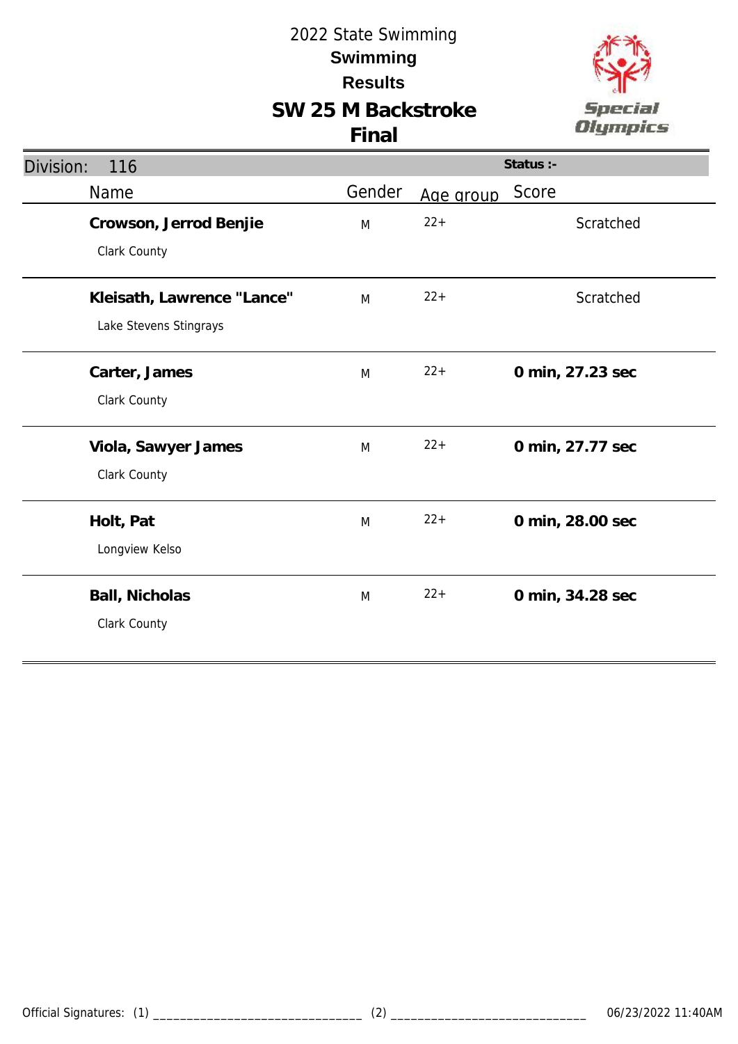# 2022 State Swimming

## Swimming

## Results

## SW 25 M Backstroke

## Final

Division: 116

Status :-

| Name | Gender | Age group | Score |
|---|---|---|---|
| **Crowson, Jerrod Benjie**<br>Clark County | M | 22+ | Scratched |
| **Kleisath, Lawrence "Lance"**<br>Lake Stevens Stingrays | M | 22+ | Scratched |
| **Carter, James**<br>Clark County | M | 22+ | **0 min, 27.23 sec** |
| **Viola, Sawyer James**<br>Clark County | M | 22+ | **0 min, 27.77 sec** |
| **Holt, Pat**<br>Longview Kelso | M | 22+ | **0 min, 28.00 sec** |
| **Ball, Nicholas**<br>Clark County | M | 22+ | **0 min, 34.28 sec** |

Official Signatures: (1) ______________________________ (2) ______________________________ 06/23/2022 11:40AM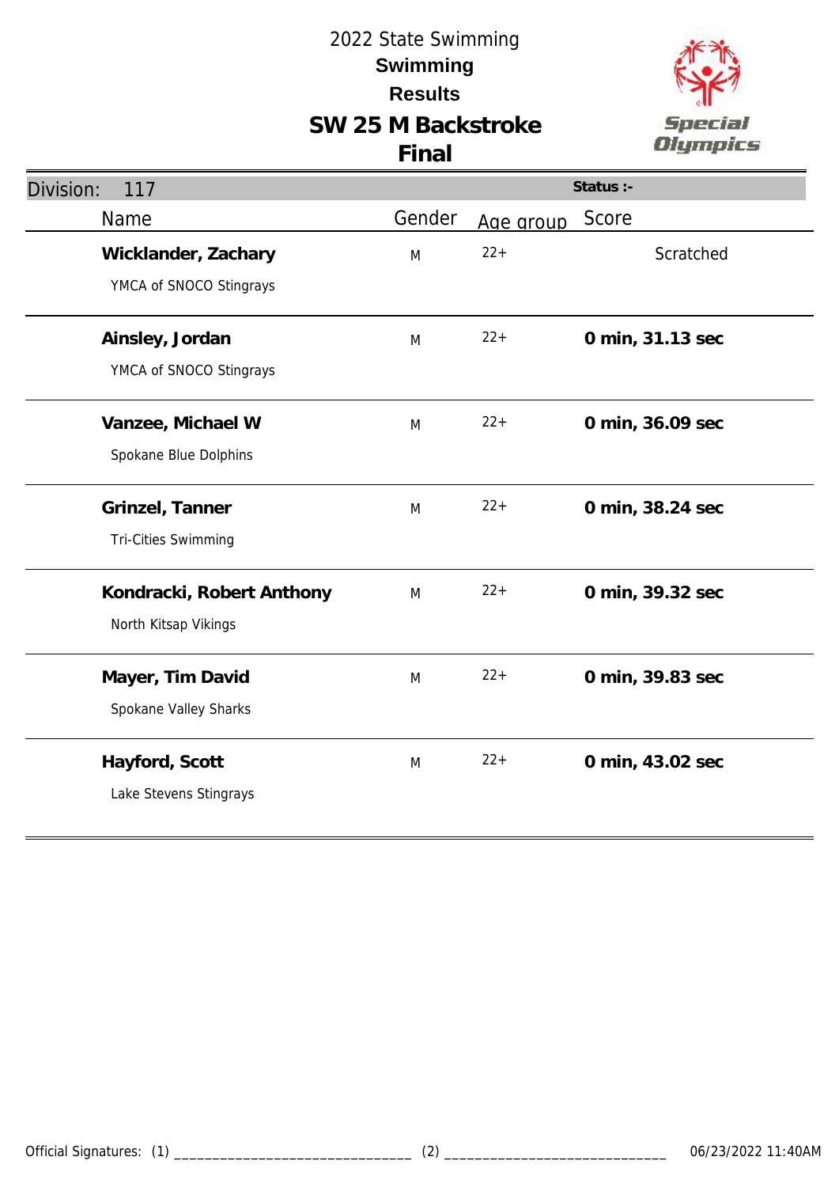2022 State Swimming

**Swimming**

**Results**

# SW 25 M Backstroke

## Final

Division: 117 Status :-

| Name | Gender | Age group | Score |
|---|---|---|---|
| **Wicklander, Zachary**<br>YMCA of SNOCO Stingrays | M | 22+ | Scratched |
| **Ainsley, Jordan**<br>YMCA of SNOCO Stingrays | M | 22+ | **0 min, 31.13 sec** |
| **Vanzee, Michael W**<br>Spokane Blue Dolphins | M | 22+ | **0 min, 36.09 sec** |
| **Grinzel, Tanner**<br>Tri-Cities Swimming | M | 22+ | **0 min, 38.24 sec** |
| **Kondracki, Robert Anthony**<br>North Kitsap Vikings | M | 22+ | **0 min, 39.32 sec** |
| **Mayer, Tim David**<br>Spokane Valley Sharks | M | 22+ | **0 min, 39.83 sec** |
| **Hayford, Scott**<br>Lake Stevens Stingrays | M | 22+ | **0 min, 43.02 sec** |

Official Signatures: (1) ______________________________ (2) ______________________________ 06/23/2022 11:40AM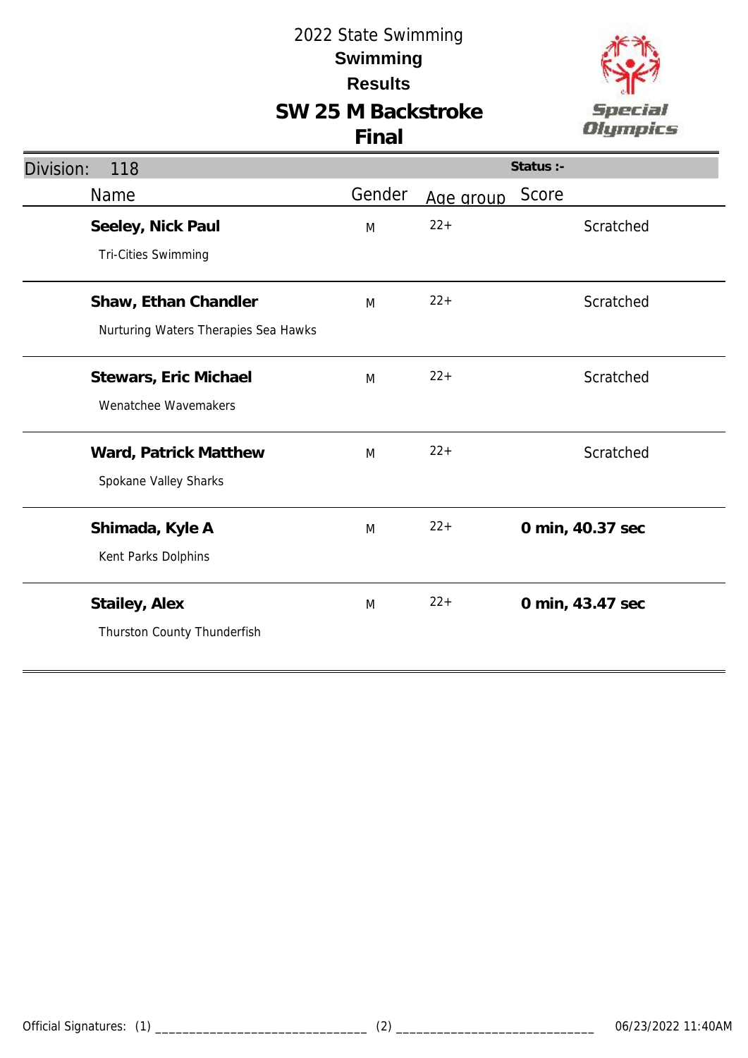# 2022 State Swimming

## Swimming

## Results

## SW 25 M Backstroke

## Final

Division: 118 | Status :-

| Name | Gender | Age group | Score |
|---|---|---|---|
| **Seeley, Nick Paul**<br>Tri-Cities Swimming | M | 22+ | Scratched |
| **Shaw, Ethan Chandler**<br>Nurturing Waters Therapies Sea Hawks | M | 22+ | Scratched |
| **Stewars, Eric Michael**<br>Wenatchee Wavemakers | M | 22+ | Scratched |
| **Ward, Patrick Matthew**<br>Spokane Valley Sharks | M | 22+ | Scratched |
| **Shimada, Kyle A**<br>Kent Parks Dolphins | M | 22+ | **0 min, 40.37 sec** |
| **Stailey, Alex**<br>Thurston County Thunderfish | M | 22+ | **0 min, 43.47 sec** |

Official Signatures: (1) _______________________________ (2) _____________________________ 06/23/2022 11:40AM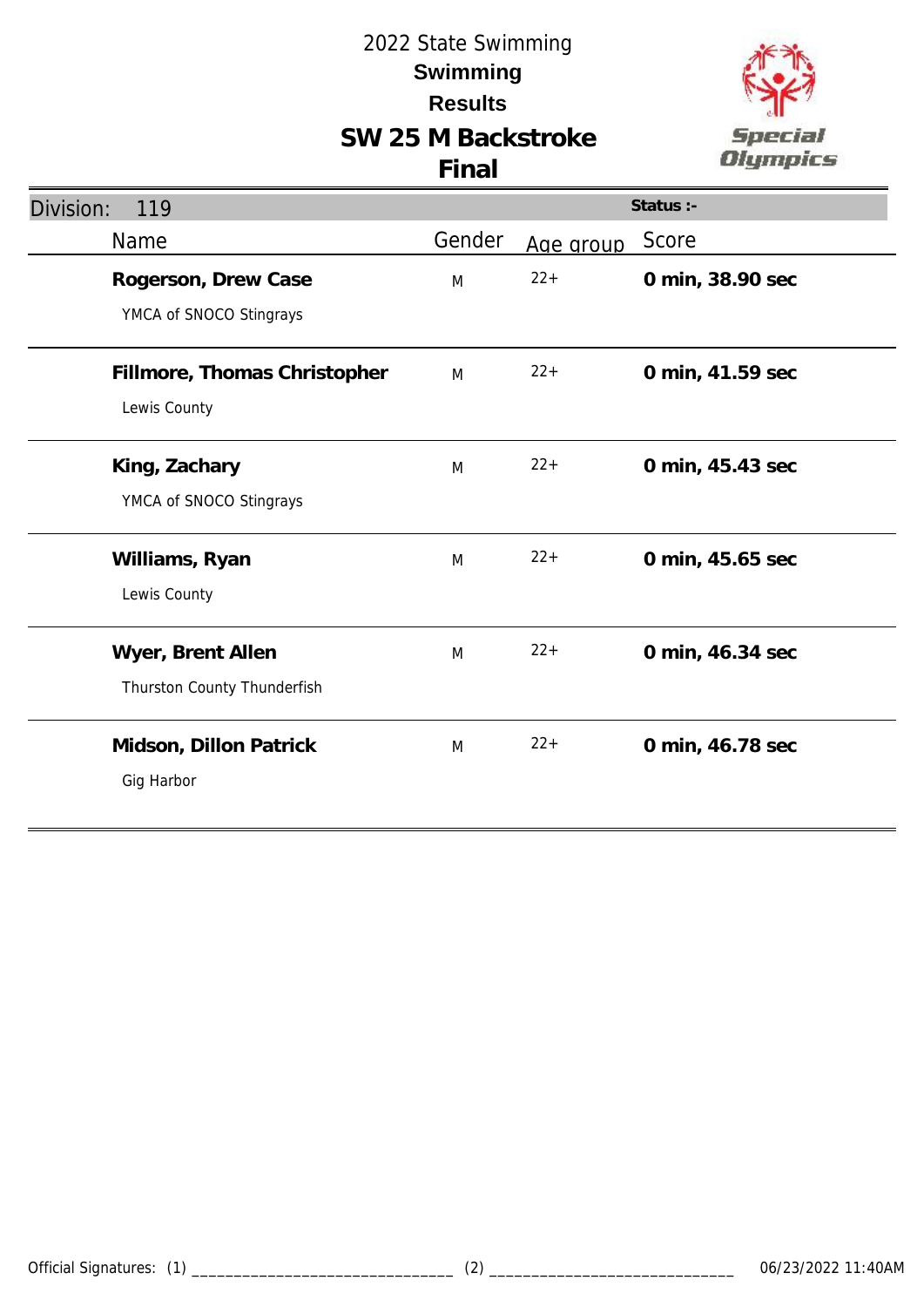# 2022 State Swimming

## Swimming

## Results

## SW 25 M Backstroke

## Final

**Division:** 119 | **Status :-**

| Name | Gender | Age group | Score |
|---|---|---|---|
| **Rogerson, Drew Case**<br>YMCA of SNOCO Stingrays | M | 22+ | **0 min, 38.90 sec** |
| **Fillmore, Thomas Christopher**<br>Lewis County | M | 22+ | **0 min, 41.59 sec** |
| **King, Zachary**<br>YMCA of SNOCO Stingrays | M | 22+ | **0 min, 45.43 sec** |
| **Williams, Ryan**<br>Lewis County | M | 22+ | **0 min, 45.65 sec** |
| **Wyer, Brent Allen**<br>Thurston County Thunderfish | M | 22+ | **0 min, 46.34 sec** |
| **Midson, Dillon Patrick**<br>Gig Harbor | M | 22+ | **0 min, 46.78 sec** |

Official Signatures: (1) ______________________________ (2) ____________________________ 06/23/2022 11:40AM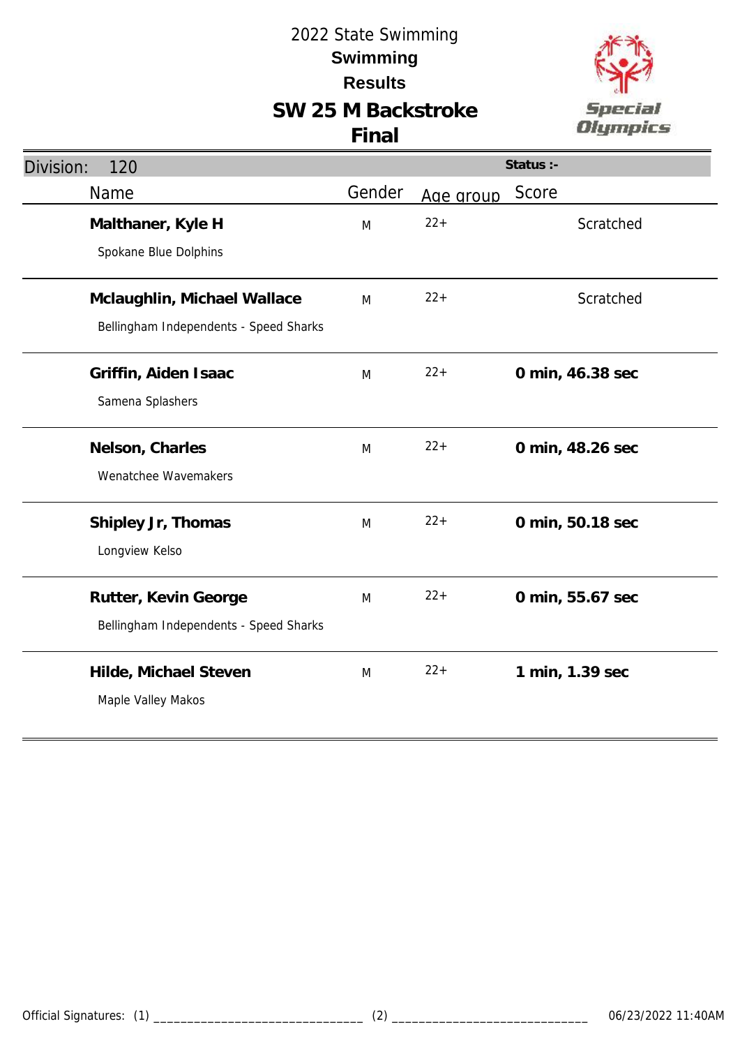# 2022 State Swimming

## Swimming

## Results

## SW 25 M Backstroke

## Final

**Division:** 120 | **Status :-**

| Name | Gender | Age group | Score |
|---|---|---|---|
| **Malthaner, Kyle H**<br>Spokane Blue Dolphins | M | 22+ | Scratched |
| **Mclaughlin, Michael Wallace**<br>Bellingham Independents - Speed Sharks | M | 22+ | Scratched |
| **Griffin, Aiden Isaac**<br>Samena Splashers | M | 22+ | **0 min, 46.38 sec** |
| **Nelson, Charles**<br>Wenatchee Wavemakers | M | 22+ | **0 min, 48.26 sec** |
| **Shipley Jr, Thomas**<br>Longview Kelso | M | 22+ | **0 min, 50.18 sec** |
| **Rutter, Kevin George**<br>Bellingham Independents - Speed Sharks | M | 22+ | **0 min, 55.67 sec** |
| **Hilde, Michael Steven**<br>Maple Valley Makos | M | 22+ | **1 min, 1.39 sec** |

Official Signatures: (1) ______________________________ (2) ______________________________ 06/23/2022 11:40AM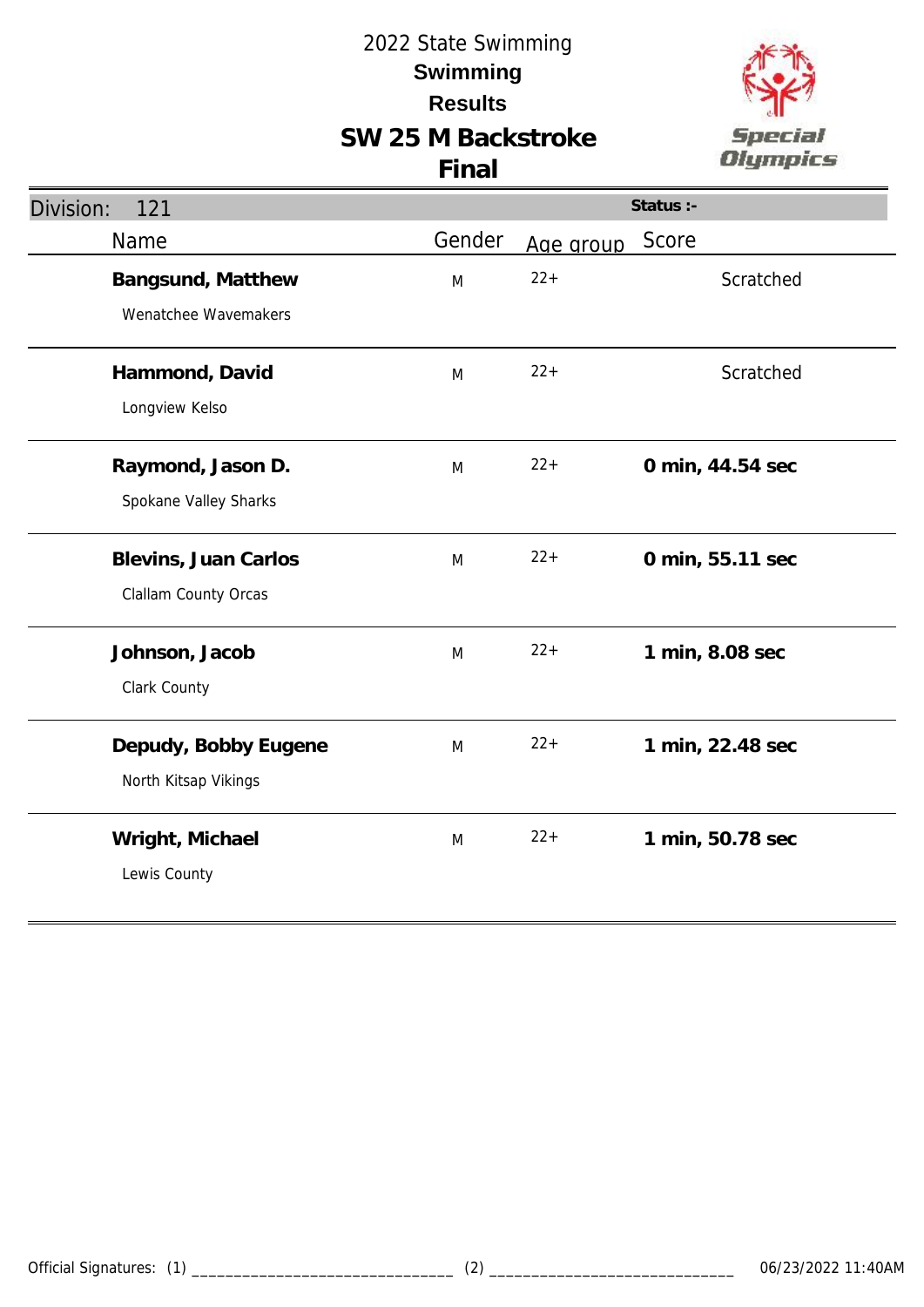# 2022 State Swimming

## Swimming

## Results

## SW 25 M Backstroke

## Final

Division: 121 — Status :-

| Name | Gender | Age group | Score |
|---|---|---|---|
| **Bangsund, Matthew**<br>Wenatchee Wavemakers | M | 22+ | Scratched |
| **Hammond, David**<br>Longview Kelso | M | 22+ | Scratched |
| **Raymond, Jason D.**<br>Spokane Valley Sharks | M | 22+ | **0 min, 44.54 sec** |
| **Blevins, Juan Carlos**<br>Clallam County Orcas | M | 22+ | **0 min, 55.11 sec** |
| **Johnson, Jacob**<br>Clark County | M | 22+ | **1 min, 8.08 sec** |
| **Depudy, Bobby Eugene**<br>North Kitsap Vikings | M | 22+ | **1 min, 22.48 sec** |
| **Wright, Michael**<br>Lewis County | M | 22+ | **1 min, 50.78 sec** |

Official Signatures: (1) ______________________________ (2) ______________________________ 06/23/2022 11:40AM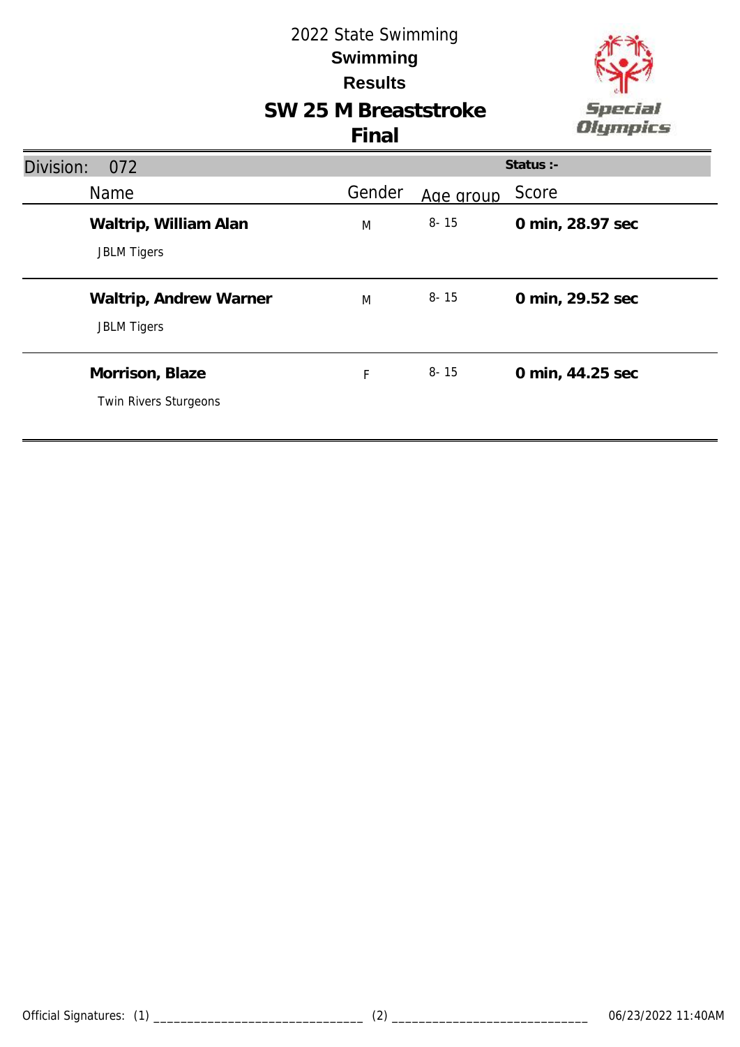# 2022 State Swimming

## Swimming

## Results

## SW 25 M Breaststroke

## Final

Division: 072 | Status :-

| Name | Gender | Age group | Score |
|---|---|---|---|
| **Waltrip, William Alan**<br>JBLM Tigers | M | 8- 15 | **0 min, 28.97 sec** |
| **Waltrip, Andrew Warner**<br>JBLM Tigers | M | 8- 15 | **0 min, 29.52 sec** |
| **Morrison, Blaze**<br>Twin Rivers Sturgeons | F | 8- 15 | **0 min, 44.25 sec** |

Official Signatures: (1) ________________________________ (2) ______________________________ 06/23/2022 11:40AM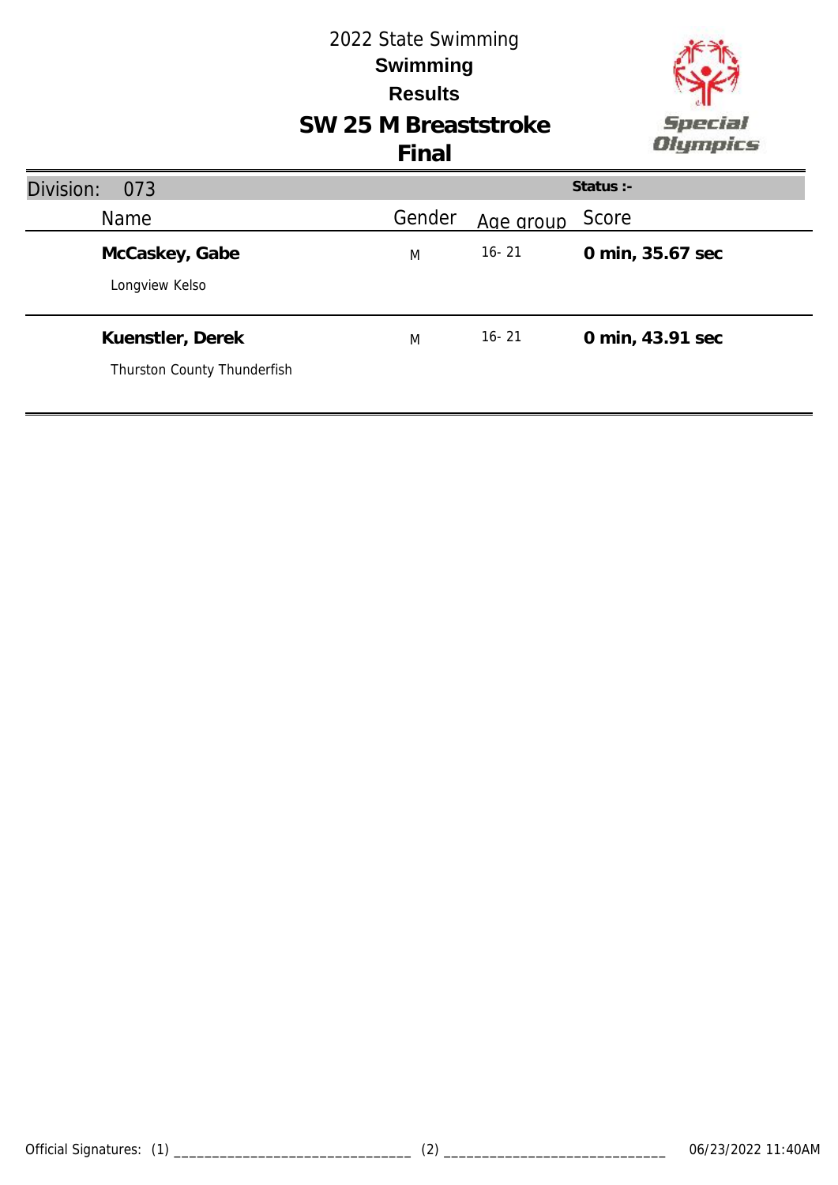# 2022 State Swimming

## Swimming

## Results

## SW 25 M Breaststroke

## Final

Division: 073 — Status :-

| Name | Gender | Age group | Score |
|---|---|---|---|
| **McCaskey, Gabe**<br>Longview Kelso | M | 16- 21 | **0 min, 35.67 sec** |
| **Kuenstler, Derek**<br>Thurston County Thunderfish | M | 16- 21 | **0 min, 43.91 sec** |

Official Signatures: (1) ______________________________ (2) ____________________________ 06/23/2022 11:40AM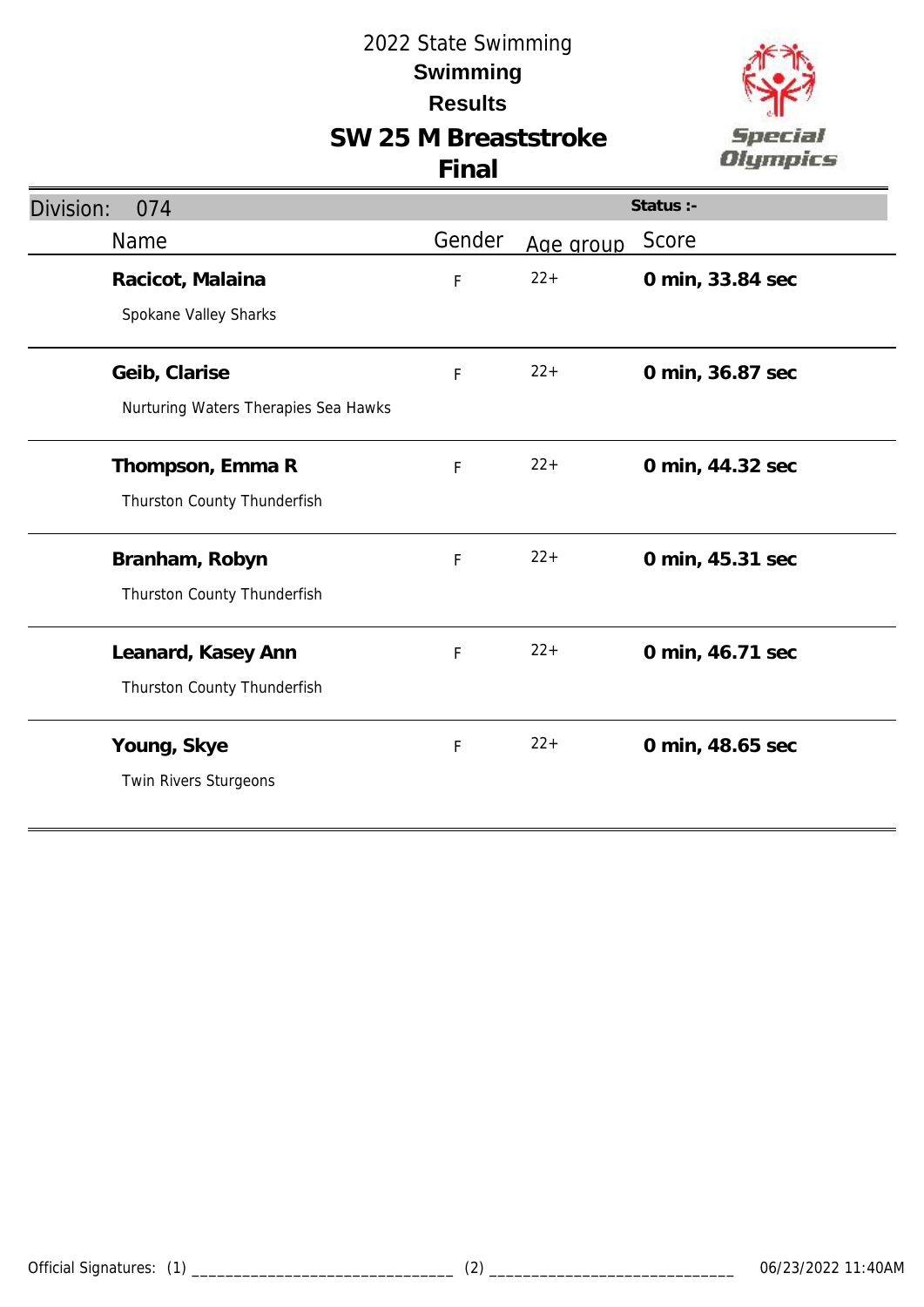# 2022 State Swimming

## Swimming

## Results

## SW 25 M Breaststroke

## Final

Division: 074 | Status :-

| Name | Gender | Age group | Score |
|---|---|---|---|
| **Racicot, Malaina**<br>Spokane Valley Sharks | F | 22+ | **0 min, 33.84 sec** |
| **Geib, Clarise**<br>Nurturing Waters Therapies Sea Hawks | F | 22+ | **0 min, 36.87 sec** |
| **Thompson, Emma R**<br>Thurston County Thunderfish | F | 22+ | **0 min, 44.32 sec** |
| **Branham, Robyn**<br>Thurston County Thunderfish | F | 22+ | **0 min, 45.31 sec** |
| **Leanard, Kasey Ann**<br>Thurston County Thunderfish | F | 22+ | **0 min, 46.71 sec** |
| **Young, Skye**<br>Twin Rivers Sturgeons | F | 22+ | **0 min, 48.65 sec** |

Official Signatures: (1) _______________________________ (2) _____________________________ 06/23/2022 11:40AM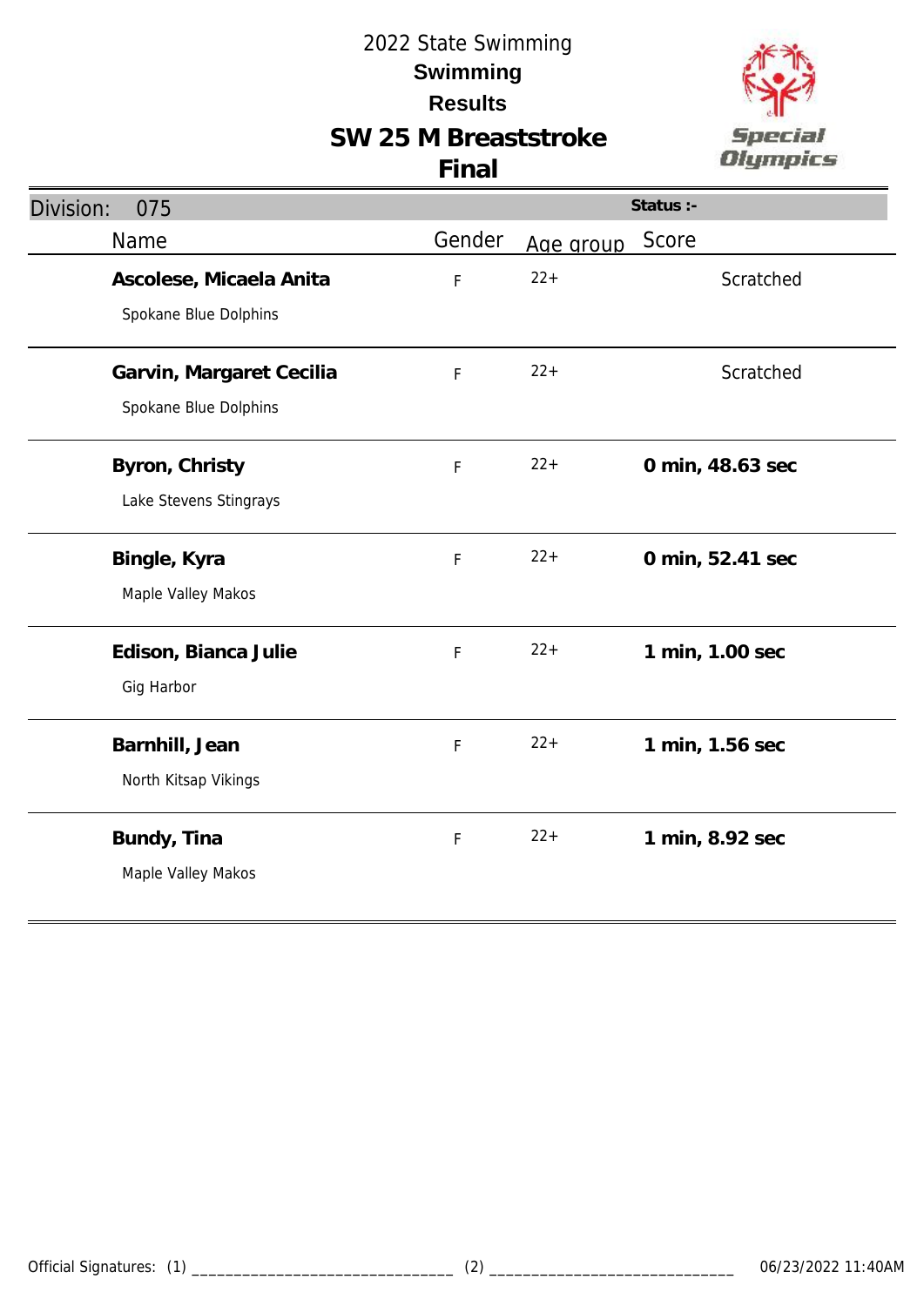# 2022 State Swimming

## Swimming

## Results

## SW 25 M Breaststroke

## Final

**Division:** 075 | **Status :-**

| Name | Gender | Age group | Score |
|---|---|---|---|
| **Ascolese, Micaela Anita**<br>Spokane Blue Dolphins | F | 22+ | Scratched |
| **Garvin, Margaret Cecilia**<br>Spokane Blue Dolphins | F | 22+ | Scratched |
| **Byron, Christy**<br>Lake Stevens Stingrays | F | 22+ | **0 min, 48.63 sec** |
| **Bingle, Kyra**<br>Maple Valley Makos | F | 22+ | **0 min, 52.41 sec** |
| **Edison, Bianca Julie**<br>Gig Harbor | F | 22+ | **1 min, 1.00 sec** |
| **Barnhill, Jean**<br>North Kitsap Vikings | F | 22+ | **1 min, 1.56 sec** |
| **Bundy, Tina**<br>Maple Valley Makos | F | 22+ | **1 min, 8.92 sec** |

Official Signatures: (1) _______________________________ (2) _____________________________ 06/23/2022 11:40AM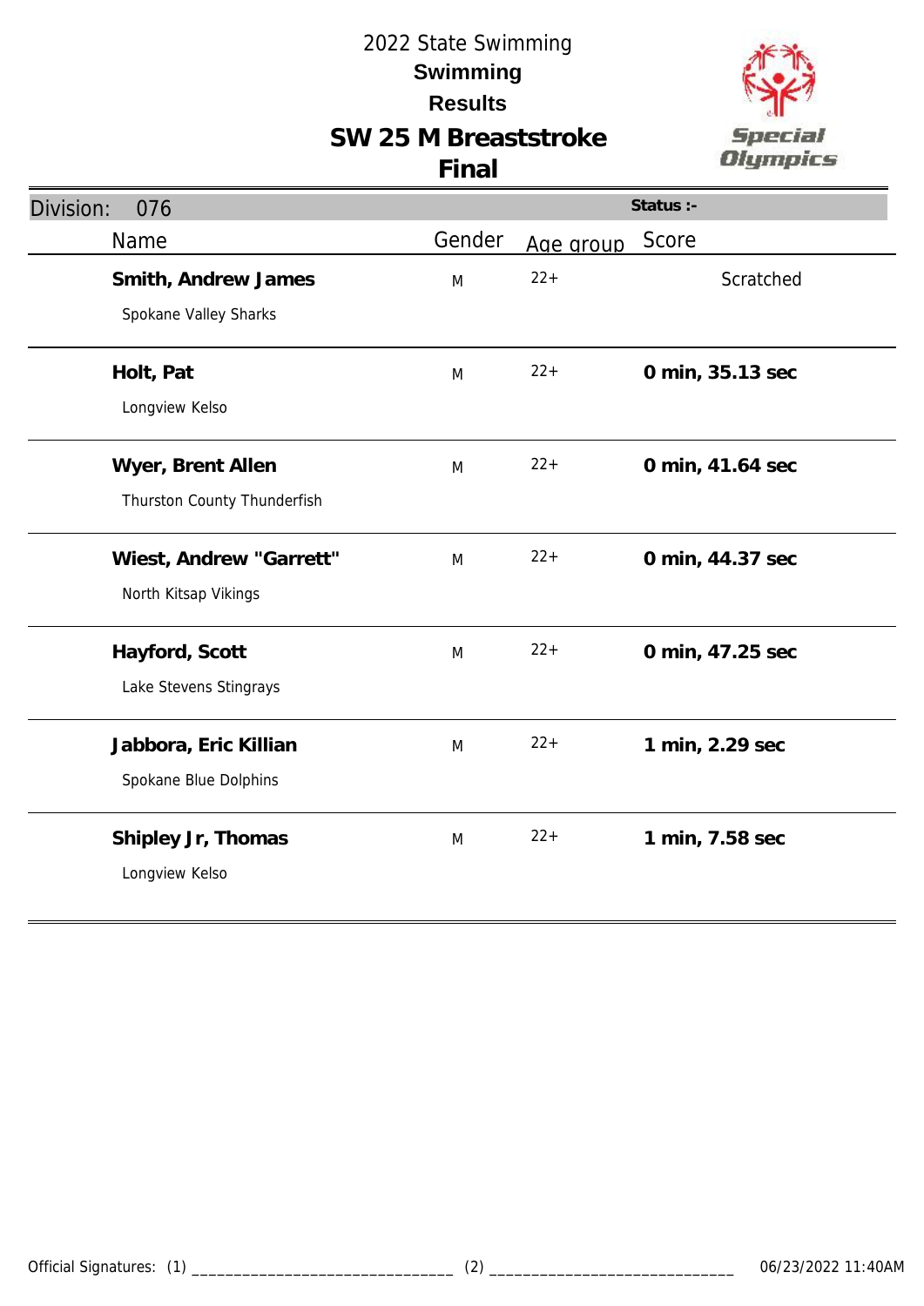# 2022 State Swimming

## Swimming

## Results

## SW 25 M Breaststroke

## Final

Division: 076

Status :-

| Name | Gender | Age group | Score |
|---|---|---|---|
| **Smith, Andrew James**<br>Spokane Valley Sharks | M | 22+ | Scratched |
| **Holt, Pat**<br>Longview Kelso | M | 22+ | **0 min, 35.13 sec** |
| **Wyer, Brent Allen**<br>Thurston County Thunderfish | M | 22+ | **0 min, 41.64 sec** |
| **Wiest, Andrew "Garrett"**<br>North Kitsap Vikings | M | 22+ | **0 min, 44.37 sec** |
| **Hayford, Scott**<br>Lake Stevens Stingrays | M | 22+ | **0 min, 47.25 sec** |
| **Jabbora, Eric Killian**<br>Spokane Blue Dolphins | M | 22+ | **1 min, 2.29 sec** |
| **Shipley Jr, Thomas**<br>Longview Kelso | M | 22+ | **1 min, 7.58 sec** |

Official Signatures: (1) _______________________________ (2) _____________________________ 06/23/2022 11:40AM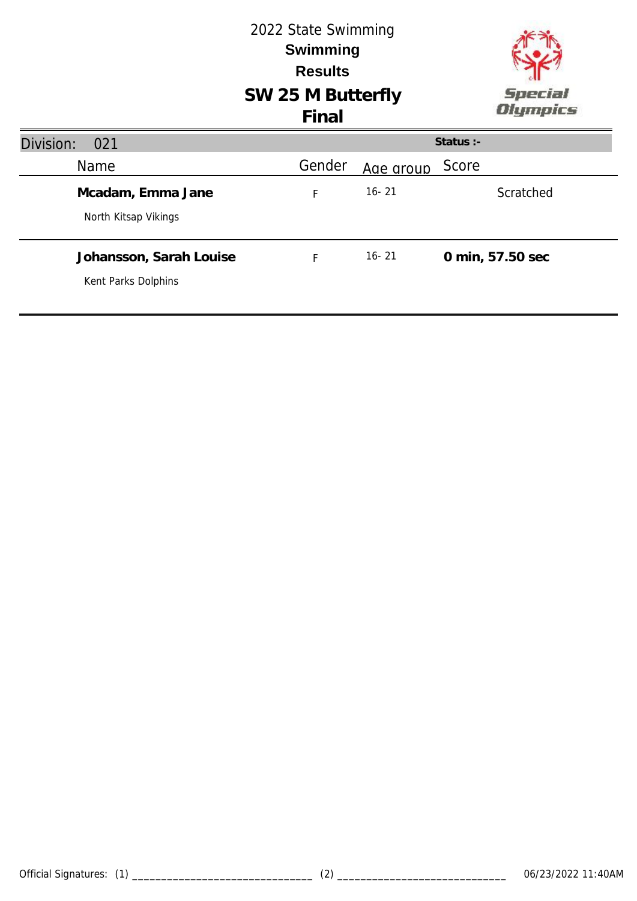2022 State Swimming

**Swimming**

**Results**

# SW 25 M Butterfly

## Final

Division: 021 **Status :-**

| Name | Gender | Age group | Score |
|---|---|---|---|
| **Mcadam, Emma Jane**<br>North Kitsap Vikings | F | 16- 21 | Scratched |
| **Johansson, Sarah Louise**<br>Kent Parks Dolphins | F | 16- 21 | **0 min, 57.50 sec** |

Official Signatures: (1) ______________________________ (2) ____________________________ 06/23/2022 11:40AM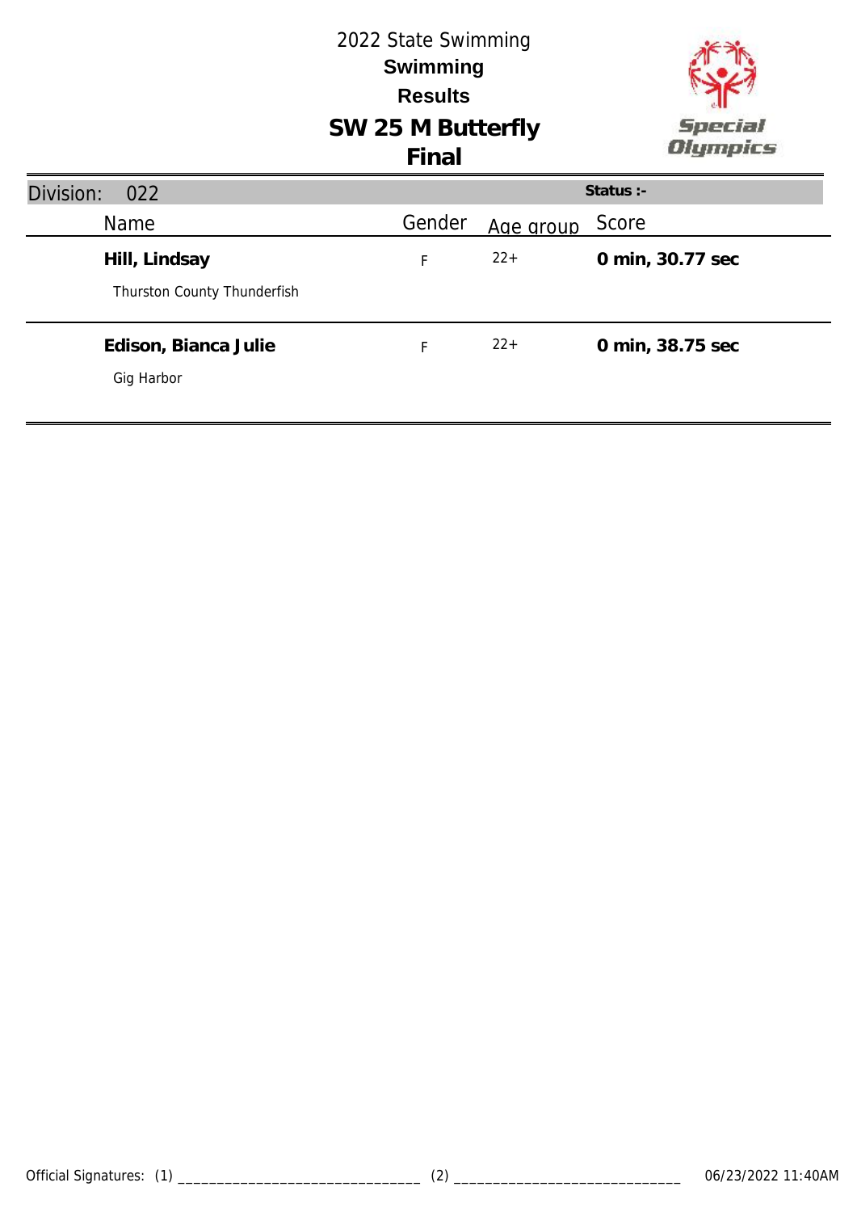2022 State Swimming

**Swimming**

**Results**

# SW 25 M Butterfly

## Final

Division: 022 | **Status :-**

| Name | Gender | Age group | Score |
|---|---|---|---|
| **Hill, Lindsay**<br>Thurston County Thunderfish | F | 22+ | **0 min, 30.77 sec** |
| **Edison, Bianca Julie**<br>Gig Harbor | F | 22+ | **0 min, 38.75 sec** |

Official Signatures: (1) ______________________________ (2) ______________________________ 06/23/2022 11:40AM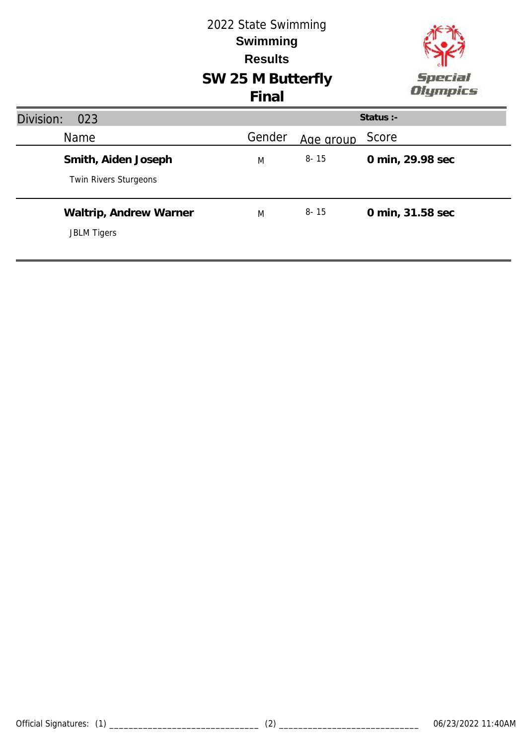2022 State Swimming

**Swimming**

**Results**

# SW 25 M Butterfly

## Final

Division: 023

**Status :-**

| Name | Gender | Age group | Score |
|---|---|---|---|
| **Smith, Aiden Joseph**<br>Twin Rivers Sturgeons | M | 8- 15 | **0 min, 29.98 sec** |
| **Waltrip, Andrew Warner**<br>JBLM Tigers | M | 8- 15 | **0 min, 31.58 sec** |

Official Signatures: (1) ______________________________ (2) ____________________________ 06/23/2022 11:40AM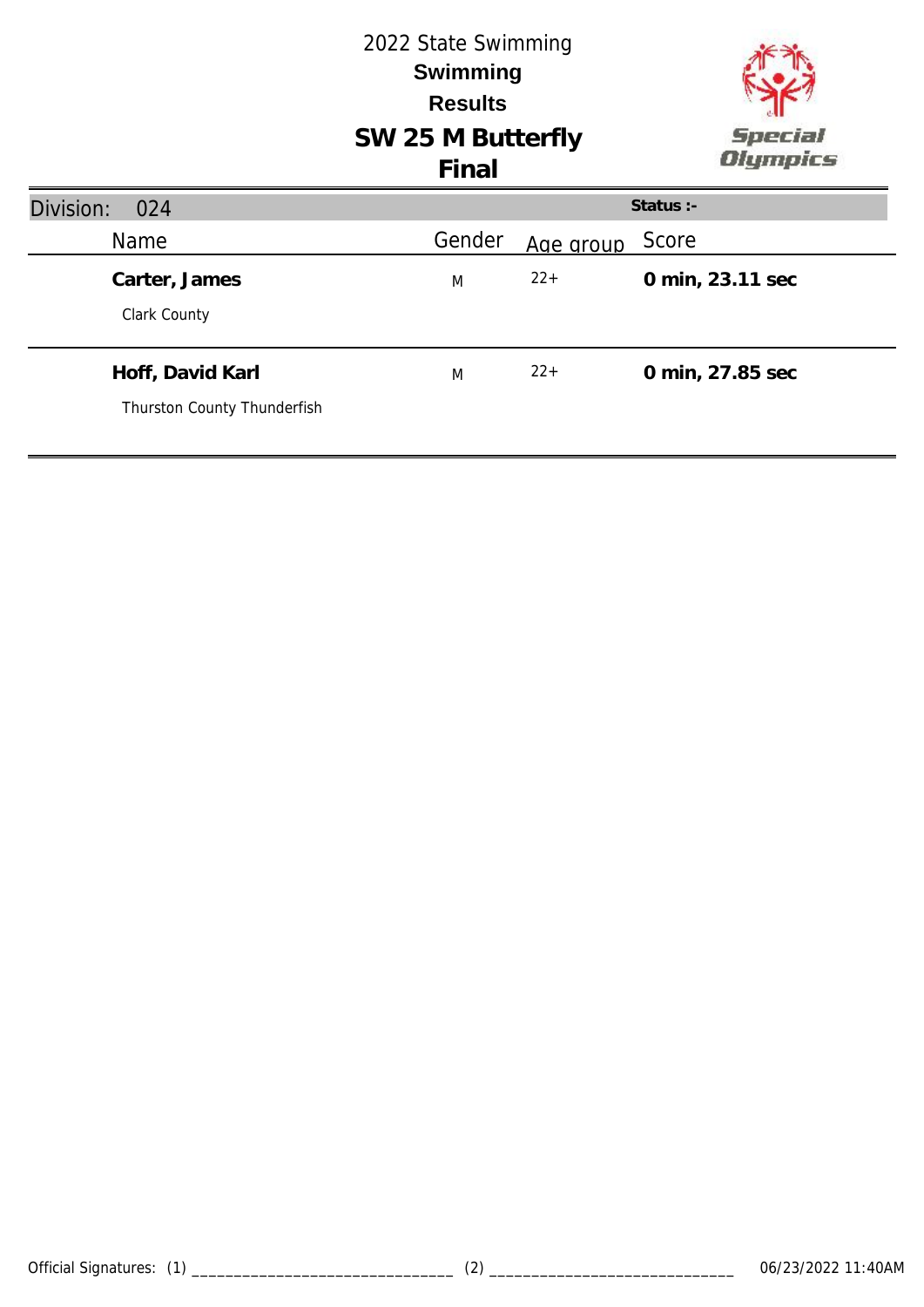# 2022 State Swimming

## Swimming

## Results

## SW 25 M Butterfly

## Final

| Division: 024 | | | Status :- |
|---|---|---|---|
| Name | Gender | Age group | Score |
| **Carter, James**<br>Clark County | M | 22+ | **0 min, 23.11 sec** |
| **Hoff, David Karl**<br>Thurston County Thunderfish | M | 22+ | **0 min, 27.85 sec** |

Official Signatures: (1) ______________________________ (2) ______________________________ 06/23/2022 11:40AM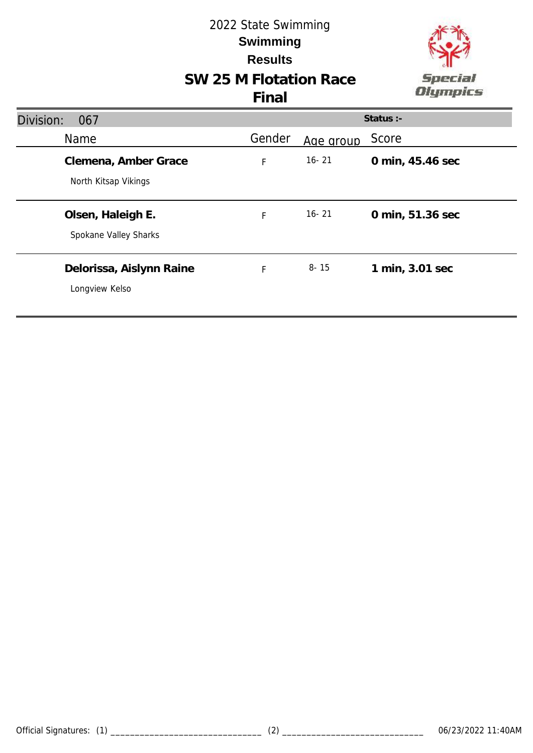# 2022 State Swimming

## Swimming

## Results

## SW 25 M Flotation Race

## Final

Division: 067 | Status :-

| Name | Gender | Age group | Score |
|---|---|---|---|
| **Clemena, Amber Grace**<br>North Kitsap Vikings | F | 16- 21 | **0 min, 45.46 sec** |
| **Olsen, Haleigh E.**<br>Spokane Valley Sharks | F | 16- 21 | **0 min, 51.36 sec** |
| **Delorissa, Aislynn Raine**<br>Longview Kelso | F | 8- 15 | **1 min, 3.01 sec** |

Official Signatures: (1) ______________________________ (2) ____________________________ 06/23/2022 11:40AM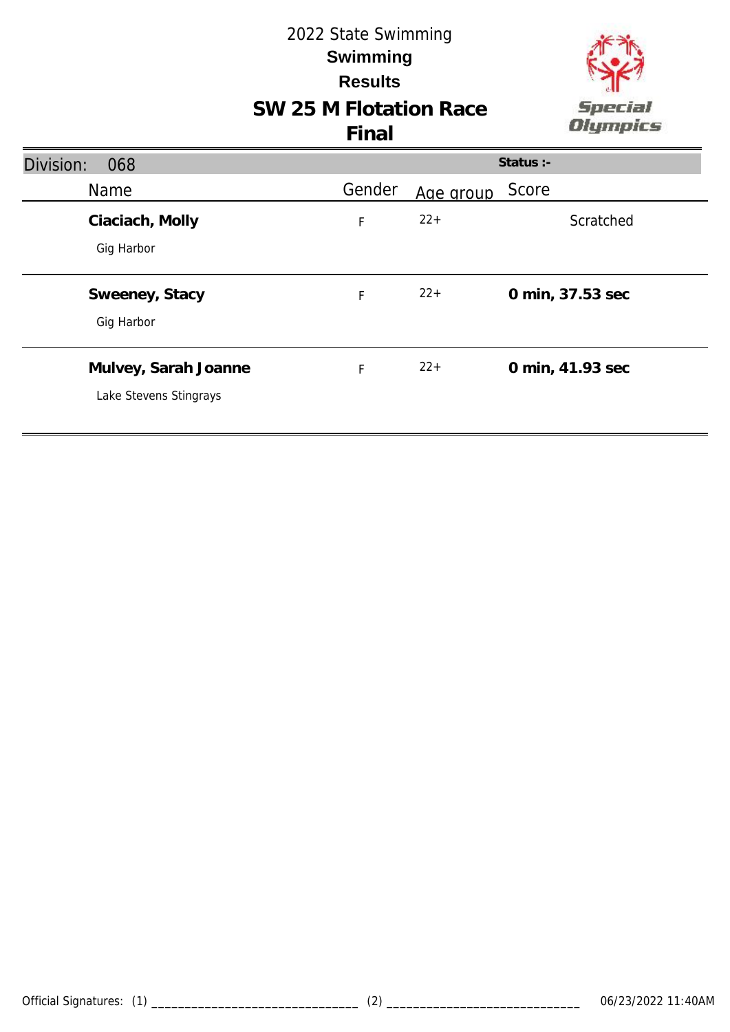# 2022 State Swimming

## Swimming

## Results

# SW 25 M Flotation Race

## Final

**Division:** 068 **Status :-**

| Name | Gender | Age group | Score |
|---|---|---|---|
| **Ciaciach, Molly**<br>Gig Harbor | F | 22+ | Scratched |
| **Sweeney, Stacy**<br>Gig Harbor | F | 22+ | **0 min, 37.53 sec** |
| **Mulvey, Sarah Joanne**<br>Lake Stevens Stingrays | F | 22+ | **0 min, 41.93 sec** |

Official Signatures: (1) _______________________________ (2) _____________________________ 06/23/2022 11:40AM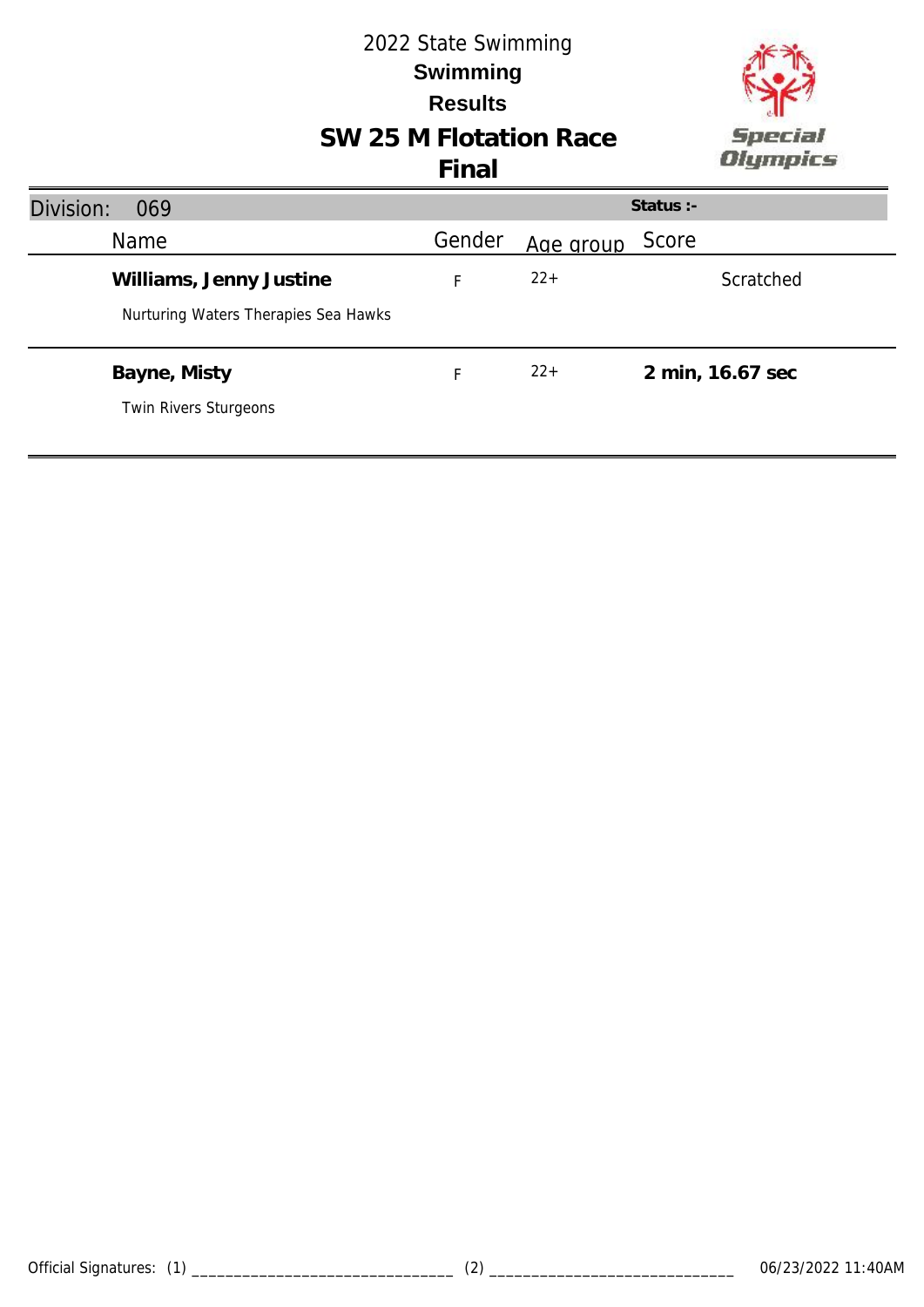# 2022 State Swimming

## Swimming

## Results

## SW 25 M Flotation Race

## Final

**Division: 069** | **Status :-**

| Name | Gender | Age group | Score |
|---|---|---|---|
| **Williams, Jenny Justine**<br>Nurturing Waters Therapies Sea Hawks | F | 22+ | Scratched |
| **Bayne, Misty**<br>Twin Rivers Sturgeons | F | 22+ | **2 min, 16.67 sec** |

Official Signatures: (1) ______________________________ (2) ______________________________ 06/23/2022 11:40AM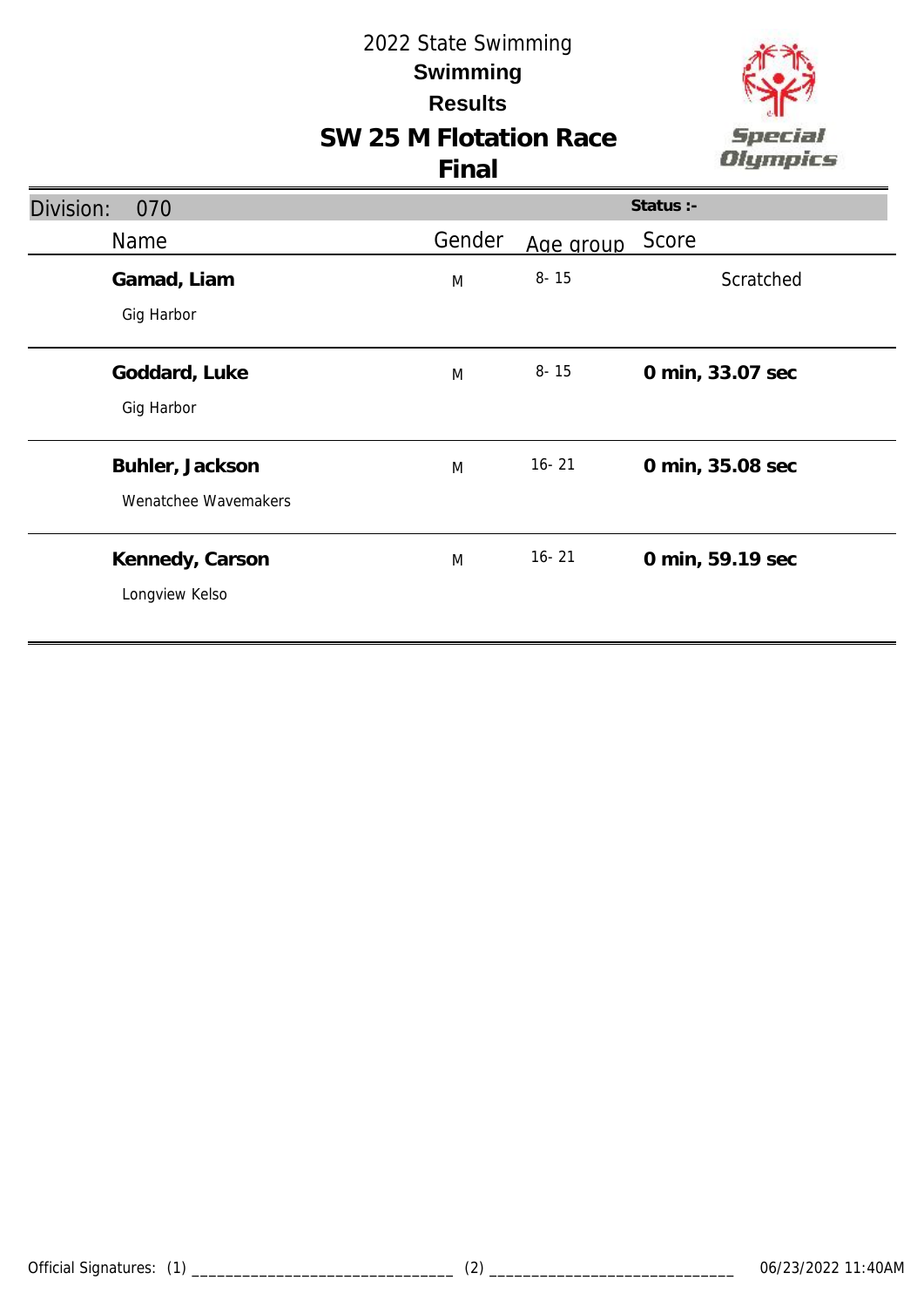2022 State Swimming

**Swimming**

**Results**

# SW 25 M Flotation Race

## Final

Division: 070

**Status :-**

| Name | Gender | Age group | Score |
|---|---|---|---|
| **Gamad, Liam**<br>Gig Harbor | M | 8- 15 | Scratched |
| **Goddard, Luke**<br>Gig Harbor | M | 8- 15 | **0 min, 33.07 sec** |
| **Buhler, Jackson**<br>Wenatchee Wavemakers | M | 16- 21 | **0 min, 35.08 sec** |
| **Kennedy, Carson**<br>Longview Kelso | M | 16- 21 | **0 min, 59.19 sec** |

Official Signatures: (1) _______________________________ (2) _____________________________ 06/23/2022 11:40AM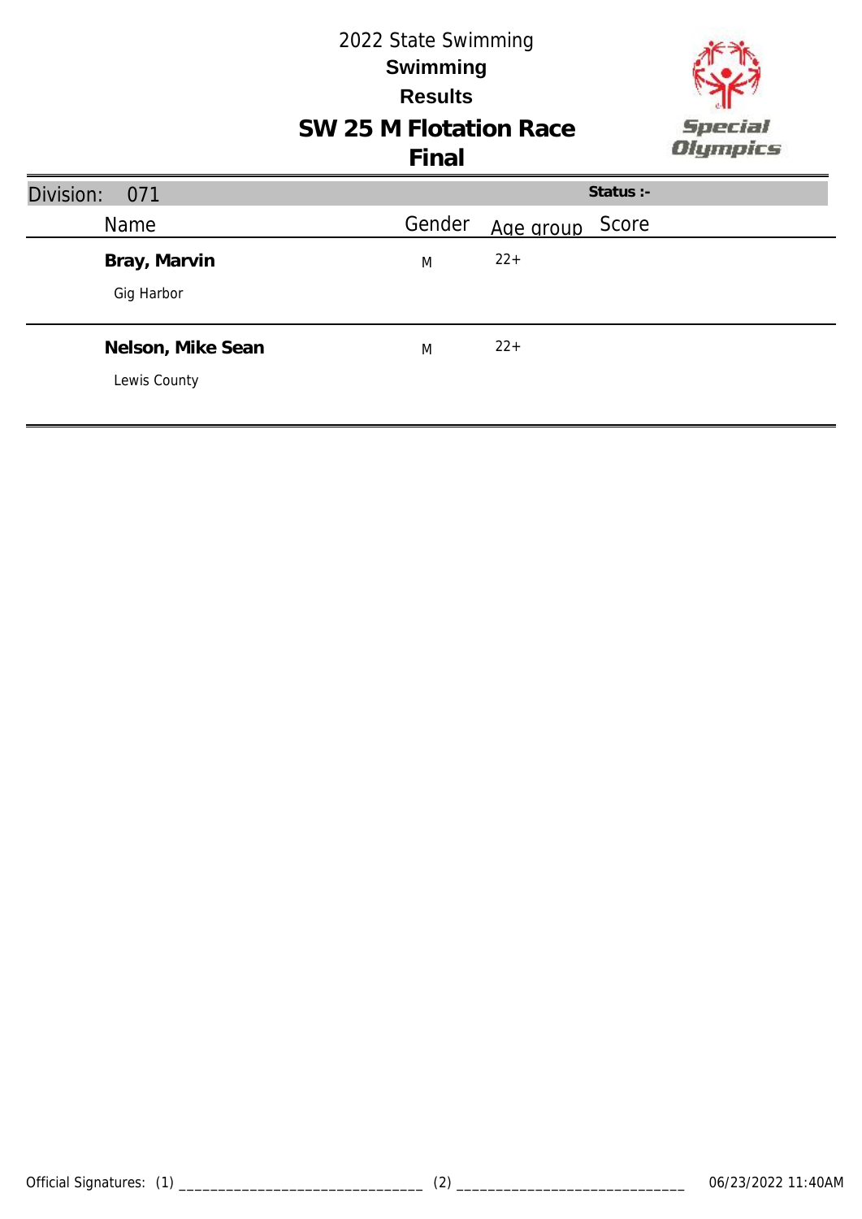# 2022 State Swimming

## Swimming

## Results

## SW 25 M Flotation Race

## Final

| Division: 071 | | | Status :- |
|---|---|---|---|
| Name | Gender | Age group | Score |
| **Bray, Marvin**<br>Gig Harbor | M | 22+ | |
| **Nelson, Mike Sean**<br>Lewis County | M | 22+ | |

Official Signatures: (1) ______________________________ (2) ______________________________ 06/23/2022 11:40AM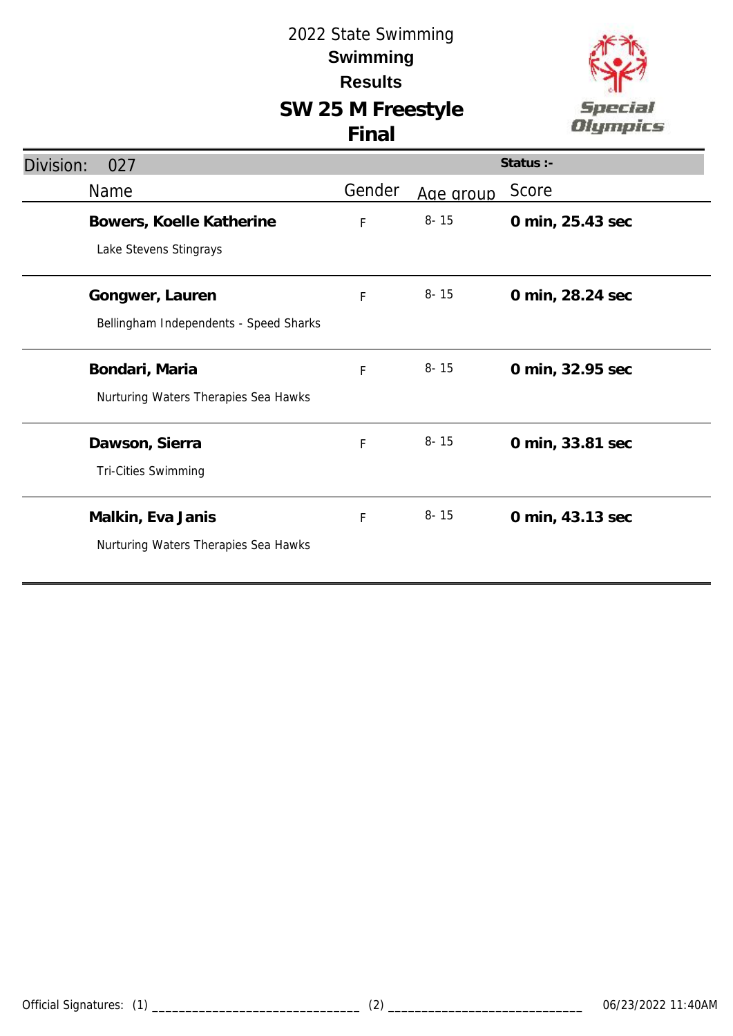# 2022 State Swimming

## Swimming

## Results

## SW 25 M Freestyle

## Final

Special Olympics

| Division: 027 | | | Status :- |
|---|---|---|---|
| Name | Gender | Age group | Score |
| **Bowers, Koelle Katherine**<br>Lake Stevens Stingrays | F | 8- 15 | **0 min, 25.43 sec** |
| **Gongwer, Lauren**<br>Bellingham Independents - Speed Sharks | F | 8- 15 | **0 min, 28.24 sec** |
| **Bondari, Maria**<br>Nurturing Waters Therapies Sea Hawks | F | 8- 15 | **0 min, 32.95 sec** |
| **Dawson, Sierra**<br>Tri-Cities Swimming | F | 8- 15 | **0 min, 33.81 sec** |
| **Malkin, Eva Janis**<br>Nurturing Waters Therapies Sea Hawks | F | 8- 15 | **0 min, 43.13 sec** |

Official Signatures: (1) ______________________________ (2) ____________________________ 06/23/2022 11:40AM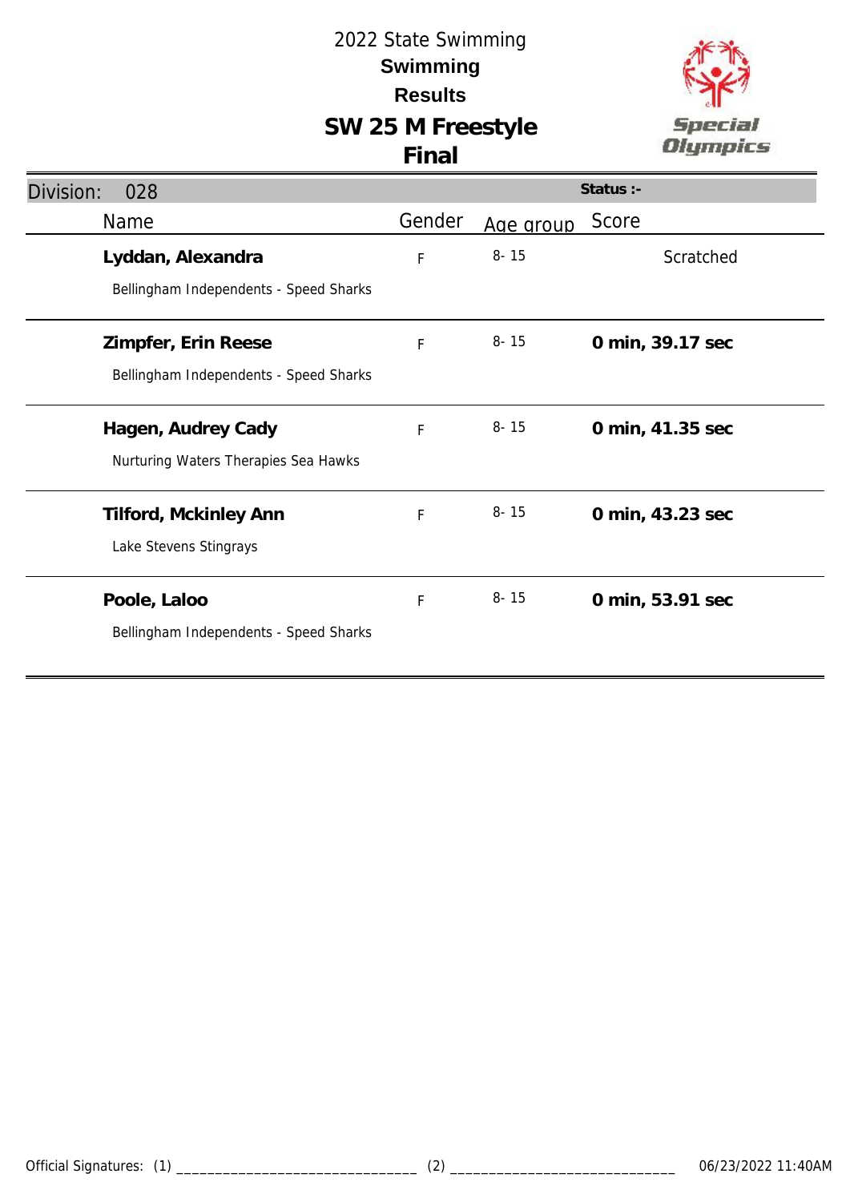2022 State Swimming

**Swimming**

**Results**

# SW 25 M Freestyle

## Final

| Division: 028 | | | Status :- |
|---|---|---|---|
| Name | Gender | Age group | Score |
| **Lyddan, Alexandra**<br>Bellingham Independents - Speed Sharks | F | 8- 15 | Scratched |
| **Zimpfer, Erin Reese**<br>Bellingham Independents - Speed Sharks | F | 8- 15 | **0 min, 39.17 sec** |
| **Hagen, Audrey Cady**<br>Nurturing Waters Therapies Sea Hawks | F | 8- 15 | **0 min, 41.35 sec** |
| **Tilford, Mckinley Ann**<br>Lake Stevens Stingrays | F | 8- 15 | **0 min, 43.23 sec** |
| **Poole, Laloo**<br>Bellingham Independents - Speed Sharks | F | 8- 15 | **0 min, 53.91 sec** |

Official Signatures: (1) _______________________________ (2) _____________________________ 06/23/2022 11:40AM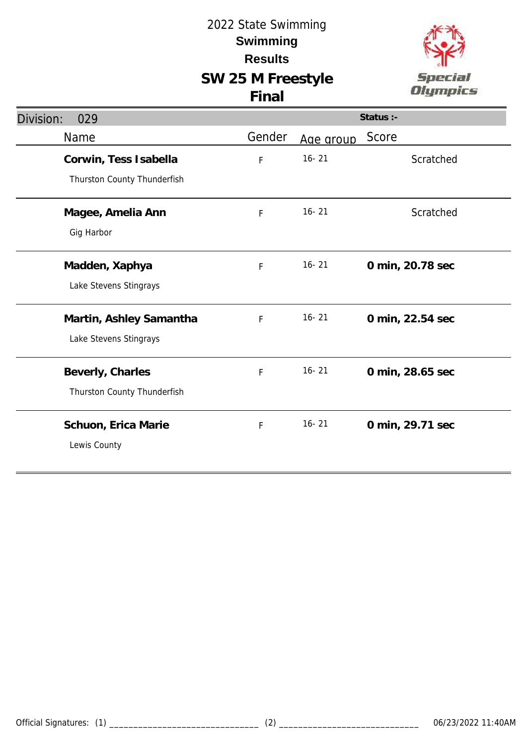2022 State Swimming

**Swimming**

**Results**

# SW 25 M Freestyle

**Final**

Division: 029 | **Status :-**

| Name | Gender | Age group | Score |
|---|---|---|---|
| **Corwin, Tess Isabella**<br>Thurston County Thunderfish | F | 16- 21 | Scratched |
| **Magee, Amelia Ann**<br>Gig Harbor | F | 16- 21 | Scratched |
| **Madden, Xaphya**<br>Lake Stevens Stingrays | F | 16- 21 | **0 min, 20.78 sec** |
| **Martin, Ashley Samantha**<br>Lake Stevens Stingrays | F | 16- 21 | **0 min, 22.54 sec** |
| **Beverly, Charles**<br>Thurston County Thunderfish | F | 16- 21 | **0 min, 28.65 sec** |
| **Schuon, Erica Marie**<br>Lewis County | F | 16- 21 | **0 min, 29.71 sec** |

Official Signatures: (1) ______________________________ (2) ______________________________ 06/23/2022 11:40AM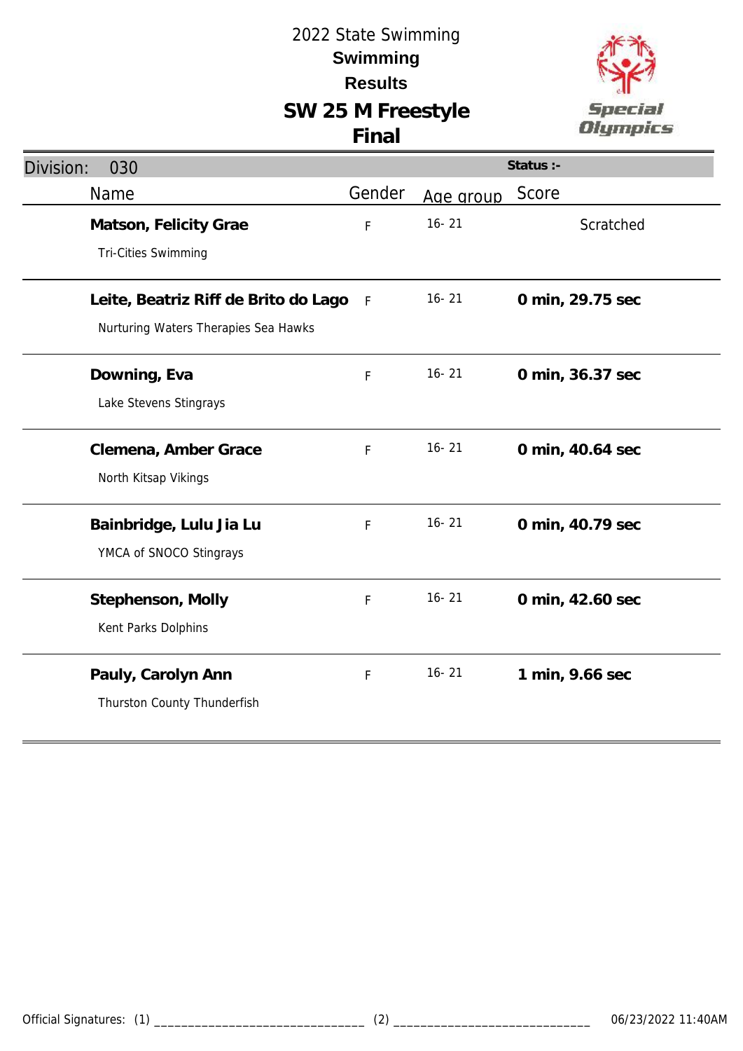2022 State Swimming

**Swimming**

**Results**

# SW 25 M Freestyle

## Final

**Division:** 030 **Status :-**

| Name | Gender | Age group | Score |
|---|---|---|---|
| **Matson, Felicity Grae**<br>Tri-Cities Swimming | F | 16- 21 | Scratched |
| **Leite, Beatriz Riff de Brito do Lago**<br>Nurturing Waters Therapies Sea Hawks | F | 16- 21 | **0 min, 29.75 sec** |
| **Downing, Eva**<br>Lake Stevens Stingrays | F | 16- 21 | **0 min, 36.37 sec** |
| **Clemena, Amber Grace**<br>North Kitsap Vikings | F | 16- 21 | **0 min, 40.64 sec** |
| **Bainbridge, Lulu Jia Lu**<br>YMCA of SNOCO Stingrays | F | 16- 21 | **0 min, 40.79 sec** |
| **Stephenson, Molly**<br>Kent Parks Dolphins | F | 16- 21 | **0 min, 42.60 sec** |
| **Pauly, Carolyn Ann**<br>Thurston County Thunderfish | F | 16- 21 | **1 min, 9.66 sec** |

Official Signatures: (1) ________________________________ (2) ______________________________ 06/23/2022 11:40AM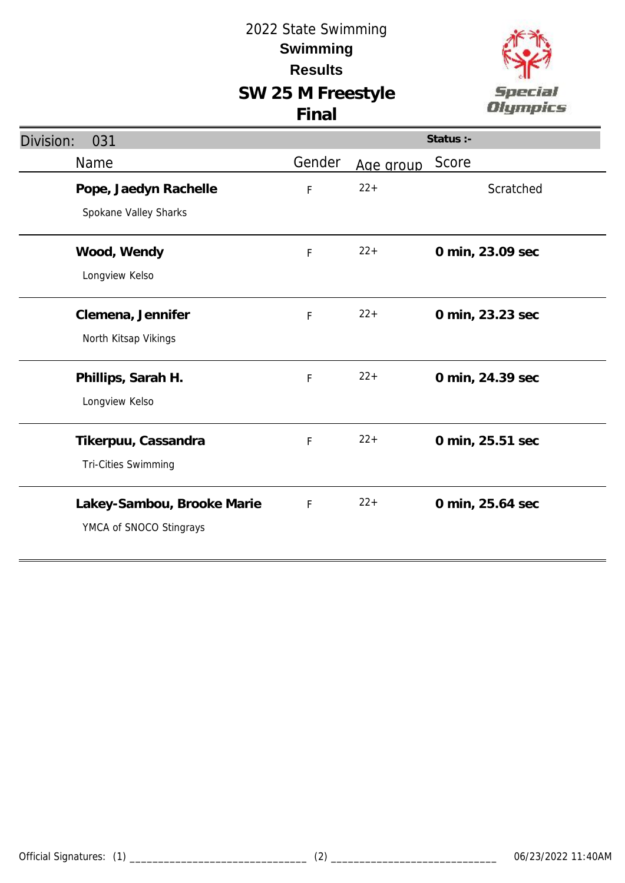# 2022 State Swimming

## Swimming

## Results

## SW 25 M Freestyle

## Final

**Division: 031** | **Status :-**

| Name | Gender | Age group | Score |
|---|---|---|---|
| **Pope, Jaedyn Rachelle**<br>Spokane Valley Sharks | F | 22+ | Scratched |
| **Wood, Wendy**<br>Longview Kelso | F | 22+ | **0 min, 23.09 sec** |
| **Clemena, Jennifer**<br>North Kitsap Vikings | F | 22+ | **0 min, 23.23 sec** |
| **Phillips, Sarah H.**<br>Longview Kelso | F | 22+ | **0 min, 24.39 sec** |
| **Tikerpuu, Cassandra**<br>Tri-Cities Swimming | F | 22+ | **0 min, 25.51 sec** |
| **Lakey-Sambou, Brooke Marie**<br>YMCA of SNOCO Stingrays | F | 22+ | **0 min, 25.64 sec** |

Official Signatures: (1) _______________________________ (2) _____________________________ 06/23/2022 11:40AM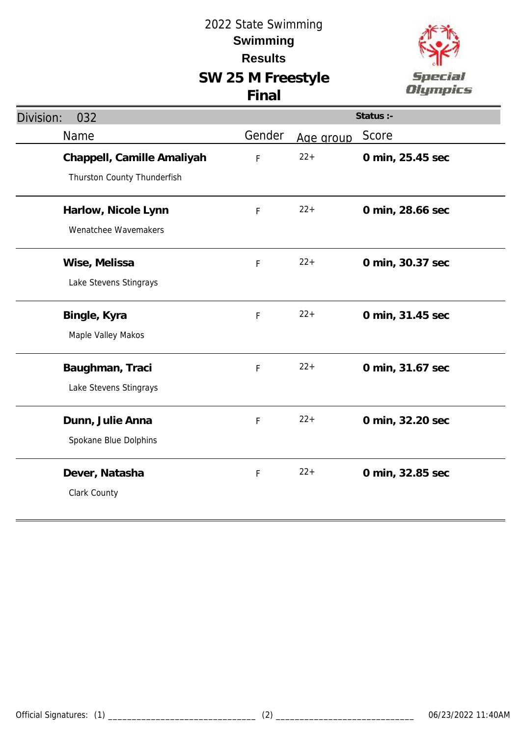2022 State Swimming

**Swimming**

**Results**

# SW 25 M Freestyle

## Final

Division: 032

Status :-

| Name | Gender | Age group | Score |
|---|---|---|---|
| **Chappell, Camille Amaliyah**<br>Thurston County Thunderfish | F | 22+ | **0 min, 25.45 sec** |
| **Harlow, Nicole Lynn**<br>Wenatchee Wavemakers | F | 22+ | **0 min, 28.66 sec** |
| **Wise, Melissa**<br>Lake Stevens Stingrays | F | 22+ | **0 min, 30.37 sec** |
| **Bingle, Kyra**<br>Maple Valley Makos | F | 22+ | **0 min, 31.45 sec** |
| **Baughman, Traci**<br>Lake Stevens Stingrays | F | 22+ | **0 min, 31.67 sec** |
| **Dunn, Julie Anna**<br>Spokane Blue Dolphins | F | 22+ | **0 min, 32.20 sec** |
| **Dever, Natasha**<br>Clark County | F | 22+ | **0 min, 32.85 sec** |

Official Signatures: (1) ______________________________ (2) ______________________________ 06/23/2022 11:40AM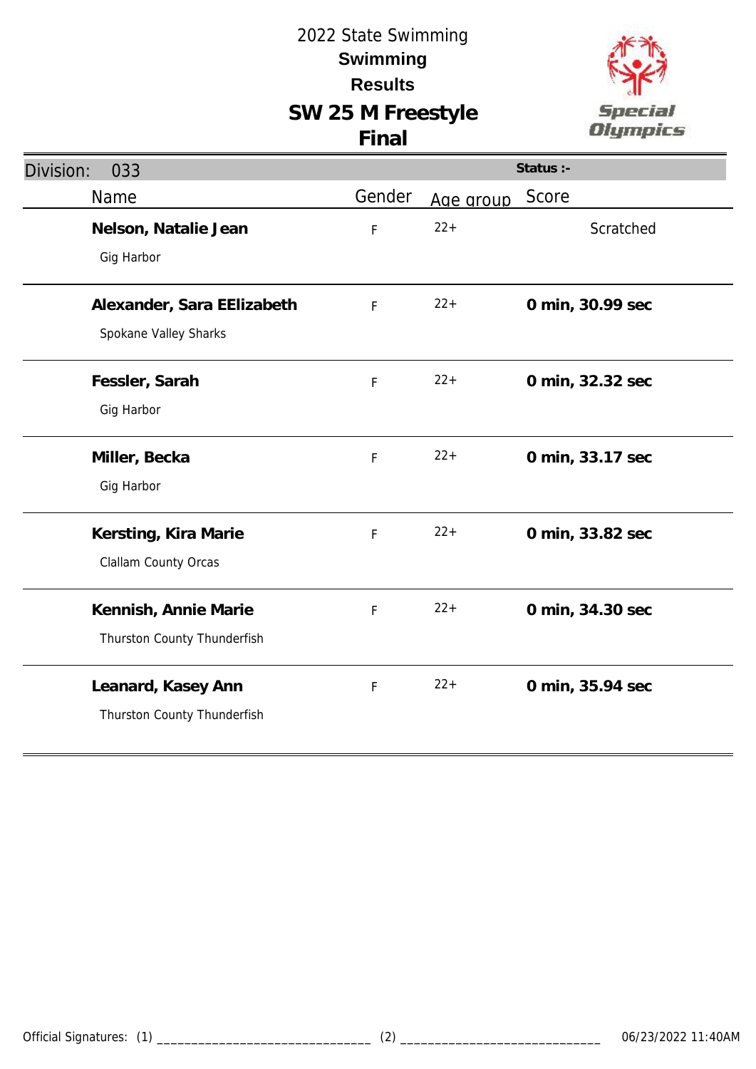# 2022 State Swimming

## Swimming

## Results

## SW 25 M Freestyle

## Final

Division: 033

Status :-

| Name | Gender | Age group | Score |
|---|---|---|---|
| **Nelson, Natalie Jean**<br>Gig Harbor | F | 22+ | Scratched |
| **Alexander, Sara EElizabeth**<br>Spokane Valley Sharks | F | 22+ | **0 min, 30.99 sec** |
| **Fessler, Sarah**<br>Gig Harbor | F | 22+ | **0 min, 32.32 sec** |
| **Miller, Becka**<br>Gig Harbor | F | 22+ | **0 min, 33.17 sec** |
| **Kersting, Kira Marie**<br>Clallam County Orcas | F | 22+ | **0 min, 33.82 sec** |
| **Kennish, Annie Marie**<br>Thurston County Thunderfish | F | 22+ | **0 min, 34.30 sec** |
| **Leanard, Kasey Ann**<br>Thurston County Thunderfish | F | 22+ | **0 min, 35.94 sec** |

Official Signatures: (1) ______________________________ (2) ____________________________ 06/23/2022 11:40AM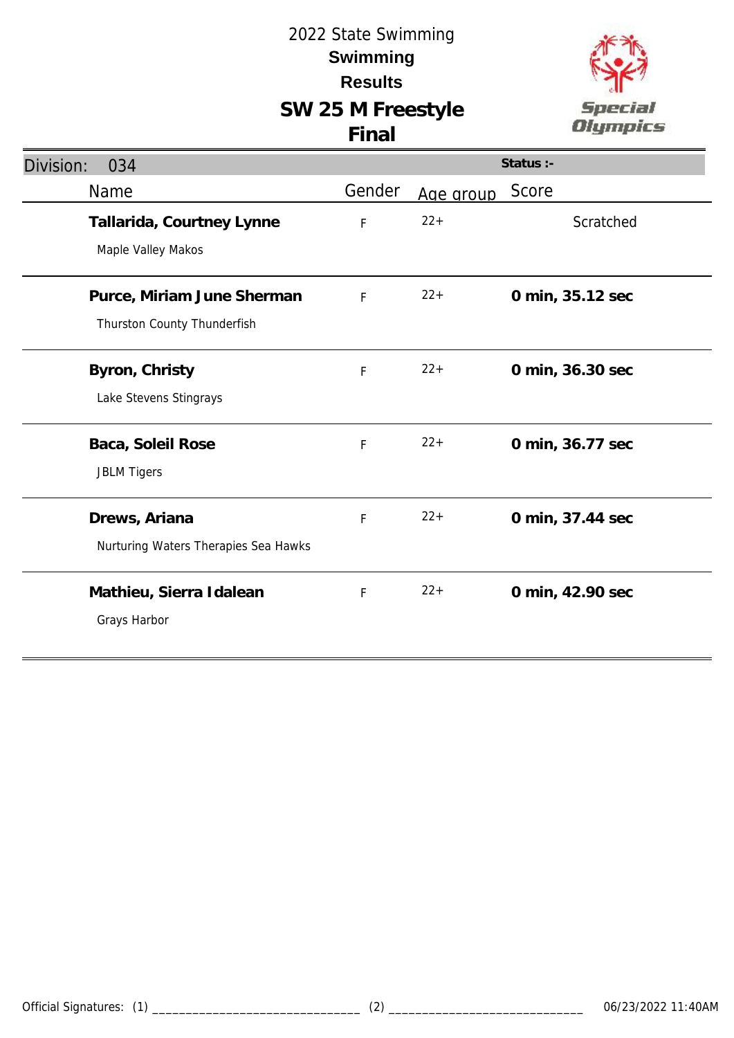2022 State Swimming

**Swimming**

**Results**

# SW 25 M Freestyle

## Final

| Division: 034 | | | Status :- |
|---|---|---|---|
| Name | Gender | Age group | Score |
| **Tallarida, Courtney Lynne**<br>Maple Valley Makos | F | 22+ | Scratched |
| **Purce, Miriam June Sherman**<br>Thurston County Thunderfish | F | 22+ | **0 min, 35.12 sec** |
| **Byron, Christy**<br>Lake Stevens Stingrays | F | 22+ | **0 min, 36.30 sec** |
| **Baca, Soleil Rose**<br>JBLM Tigers | F | 22+ | **0 min, 36.77 sec** |
| **Drews, Ariana**<br>Nurturing Waters Therapies Sea Hawks | F | 22+ | **0 min, 37.44 sec** |
| **Mathieu, Sierra Idalean**<br>Grays Harbor | F | 22+ | **0 min, 42.90 sec** |

Official Signatures: (1) ______________________________ (2) ______________________________ 06/23/2022 11:40AM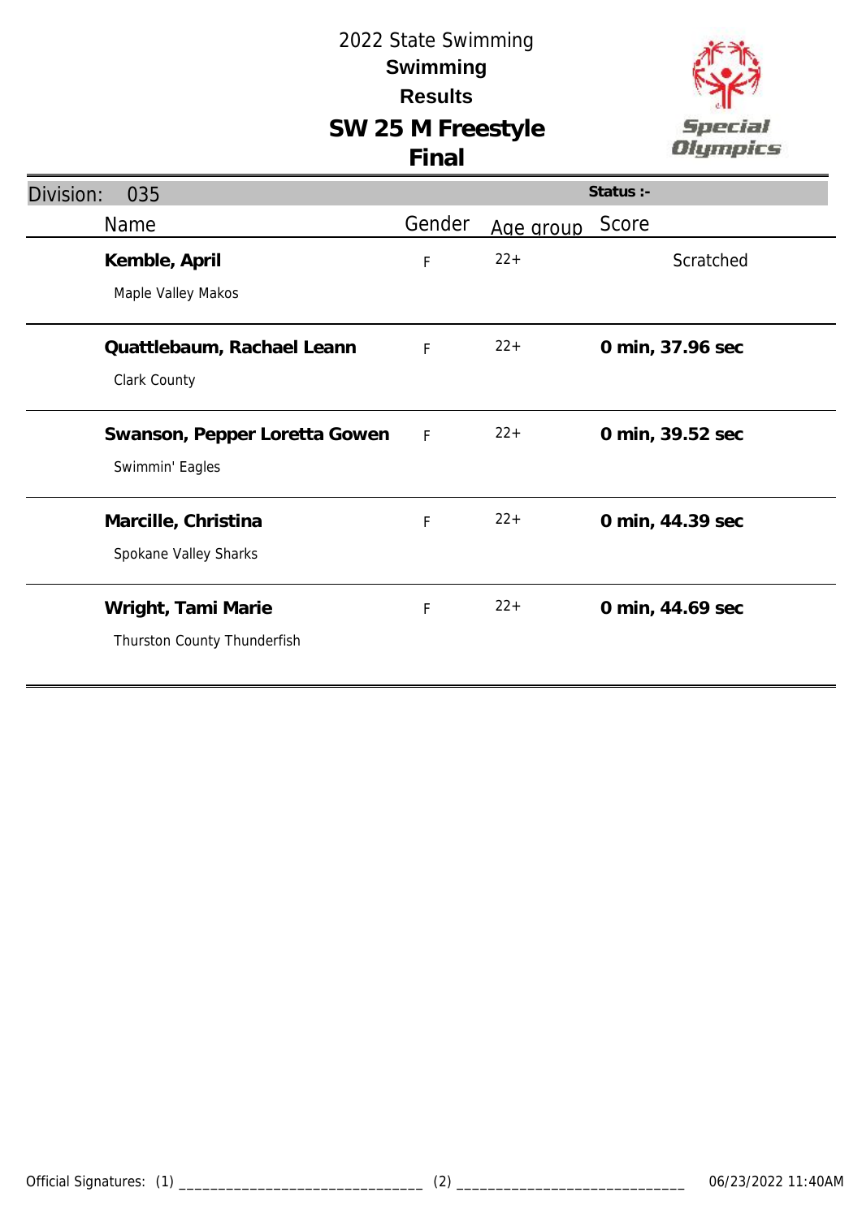# 2022 State Swimming

## Swimming

## Results

## SW 25 M Freestyle

## Final

| Division: 035 | | | Status :- |
|---|---|---|---|
| **Name** | **Gender** | **Age group** | **Score** |
| **Kemble, April**<br>Maple Valley Makos | F | 22+ | Scratched |
| **Quattlebaum, Rachael Leann**<br>Clark County | F | 22+ | **0 min, 37.96 sec** |
| **Swanson, Pepper Loretta Gowen**<br>Swimmin' Eagles | F | 22+ | **0 min, 39.52 sec** |
| **Marcille, Christina**<br>Spokane Valley Sharks | F | 22+ | **0 min, 44.39 sec** |
| **Wright, Tami Marie**<br>Thurston County Thunderfish | F | 22+ | **0 min, 44.69 sec** |

Official Signatures: (1) _______________________________ (2) _____________________________ 06/23/2022 11:40AM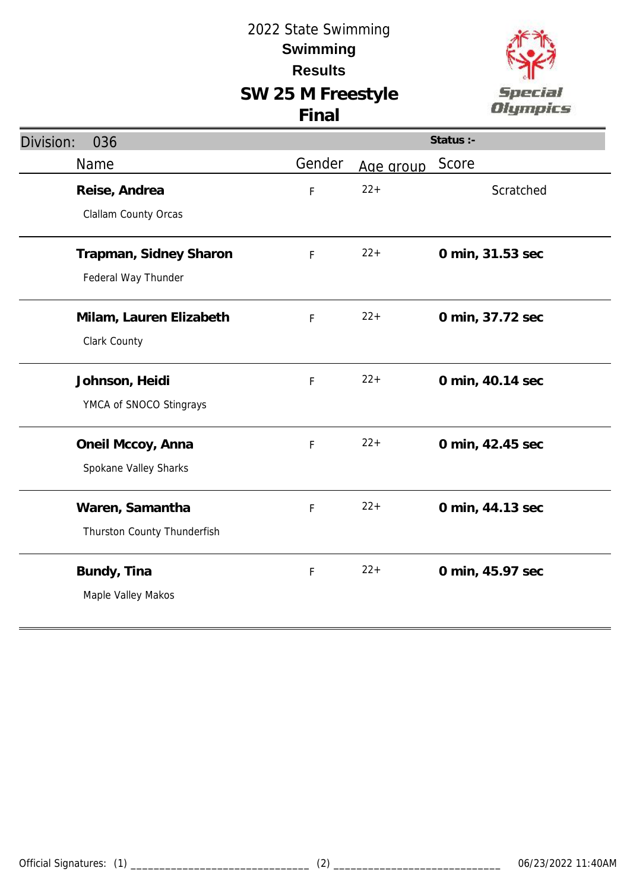# 2022 State Swimming

## Swimming

## Results

## SW 25 M Freestyle

## Final

Division: 036

Status :-

| Name | Gender | Age group | Score |
|---|---|---|---|
| **Reise, Andrea**<br>Clallam County Orcas | F | 22+ | Scratched |
| **Trapman, Sidney Sharon**<br>Federal Way Thunder | F | 22+ | **0 min, 31.53 sec** |
| **Milam, Lauren Elizabeth**<br>Clark County | F | 22+ | **0 min, 37.72 sec** |
| **Johnson, Heidi**<br>YMCA of SNOCO Stingrays | F | 22+ | **0 min, 40.14 sec** |
| **Oneil Mccoy, Anna**<br>Spokane Valley Sharks | F | 22+ | **0 min, 42.45 sec** |
| **Waren, Samantha**<br>Thurston County Thunderfish | F | 22+ | **0 min, 44.13 sec** |
| **Bundy, Tina**<br>Maple Valley Makos | F | 22+ | **0 min, 45.97 sec** |

Official Signatures: (1) _______________________________ (2) _____________________________ 06/23/2022 11:40AM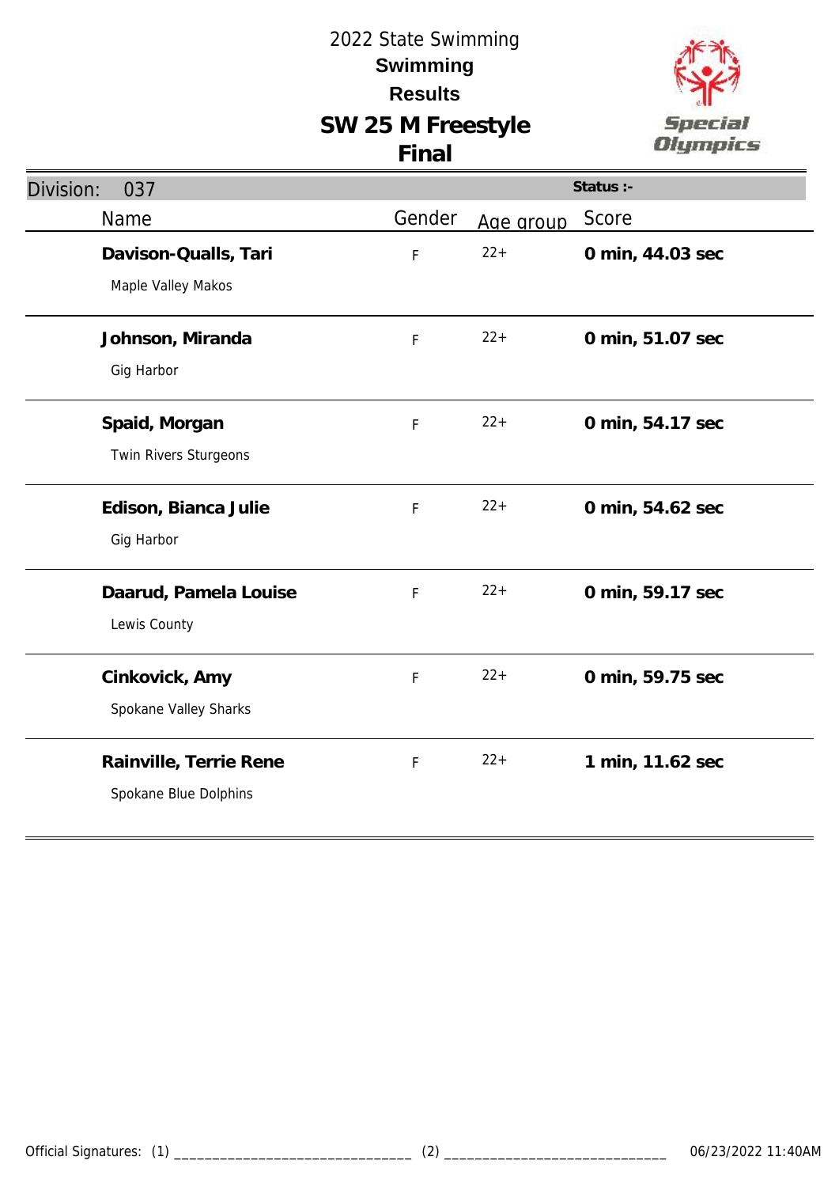# 2022 State Swimming

## Swimming

## Results

## SW 25 M Freestyle

## Final

Division: 037 | Status :-

| Name | Gender | Age group | Score |
|---|---|---|---|
| **Davison-Qualls, Tari**<br>Maple Valley Makos | F | 22+ | **0 min, 44.03 sec** |
| **Johnson, Miranda**<br>Gig Harbor | F | 22+ | **0 min, 51.07 sec** |
| **Spaid, Morgan**<br>Twin Rivers Sturgeons | F | 22+ | **0 min, 54.17 sec** |
| **Edison, Bianca Julie**<br>Gig Harbor | F | 22+ | **0 min, 54.62 sec** |
| **Daarud, Pamela Louise**<br>Lewis County | F | 22+ | **0 min, 59.17 sec** |
| **Cinkovick, Amy**<br>Spokane Valley Sharks | F | 22+ | **0 min, 59.75 sec** |
| **Rainville, Terrie Rene**<br>Spokane Blue Dolphins | F | 22+ | **1 min, 11.62 sec** |

Official Signatures: (1) ______________________________ (2) ______________________________ 06/23/2022 11:40AM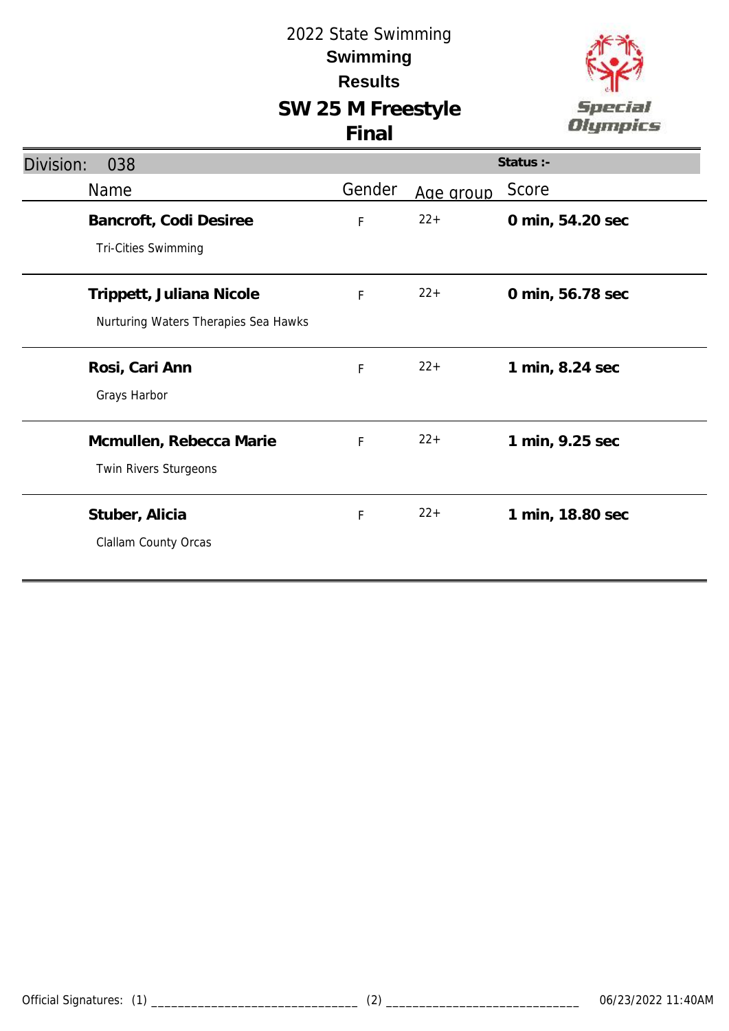# 2022 State Swimming

## Swimming

## Results

## SW 25 M Freestyle

## Final

**Division:** 038 | **Status :-**

| Name | Gender | Age group | Score |
|---|---|---|---|
| **Bancroft, Codi Desiree**<br>Tri-Cities Swimming | F | 22+ | **0 min, 54.20 sec** |
| **Trippett, Juliana Nicole**<br>Nurturing Waters Therapies Sea Hawks | F | 22+ | **0 min, 56.78 sec** |
| **Rosi, Cari Ann**<br>Grays Harbor | F | 22+ | **1 min, 8.24 sec** |
| **Mcmullen, Rebecca Marie**<br>Twin Rivers Sturgeons | F | 22+ | **1 min, 9.25 sec** |
| **Stuber, Alicia**<br>Clallam County Orcas | F | 22+ | **1 min, 18.80 sec** |

Official Signatures: (1) _______________________________ (2) _____________________________ 06/23/2022 11:40AM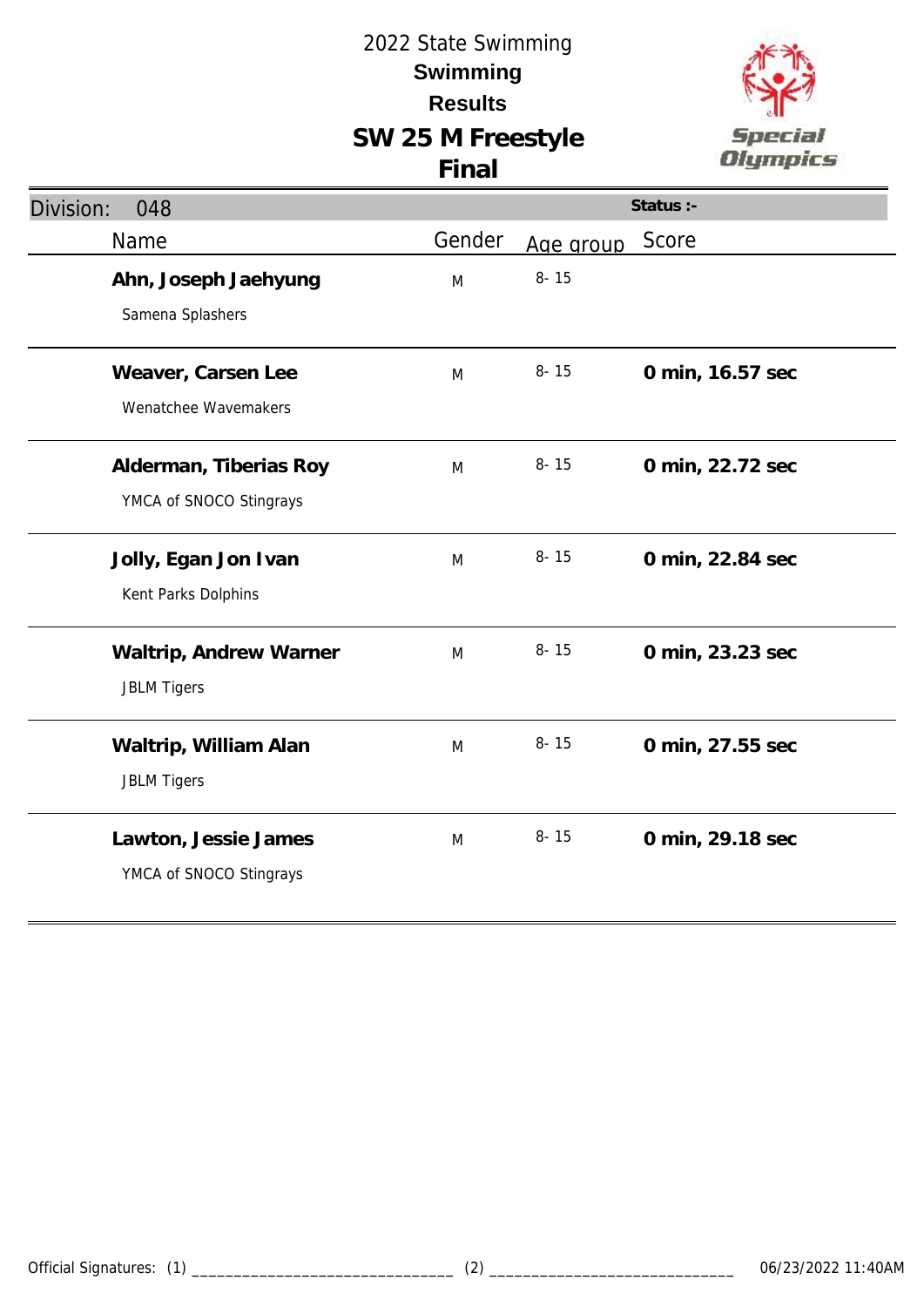# 2022 State Swimming

## Swimming

## Results

## SW 25 M Freestyle

## Final

Division: 048 | Status :-

| Name | Gender | Age group | Score |
|---|---|---|---|
| **Ahn, Joseph Jaehyung**<br>Samena Splashers | M | 8- 15 | |
| **Weaver, Carsen Lee**<br>Wenatchee Wavemakers | M | 8- 15 | **0 min, 16.57 sec** |
| **Alderman, Tiberias Roy**<br>YMCA of SNOCO Stingrays | M | 8- 15 | **0 min, 22.72 sec** |
| **Jolly, Egan Jon Ivan**<br>Kent Parks Dolphins | M | 8- 15 | **0 min, 22.84 sec** |
| **Waltrip, Andrew Warner**<br>JBLM Tigers | M | 8- 15 | **0 min, 23.23 sec** |
| **Waltrip, William Alan**<br>JBLM Tigers | M | 8- 15 | **0 min, 27.55 sec** |
| **Lawton, Jessie James**<br>YMCA of SNOCO Stingrays | M | 8- 15 | **0 min, 29.18 sec** |

Official Signatures: (1) ______________________________ (2) ______________________________ 06/23/2022 11:40AM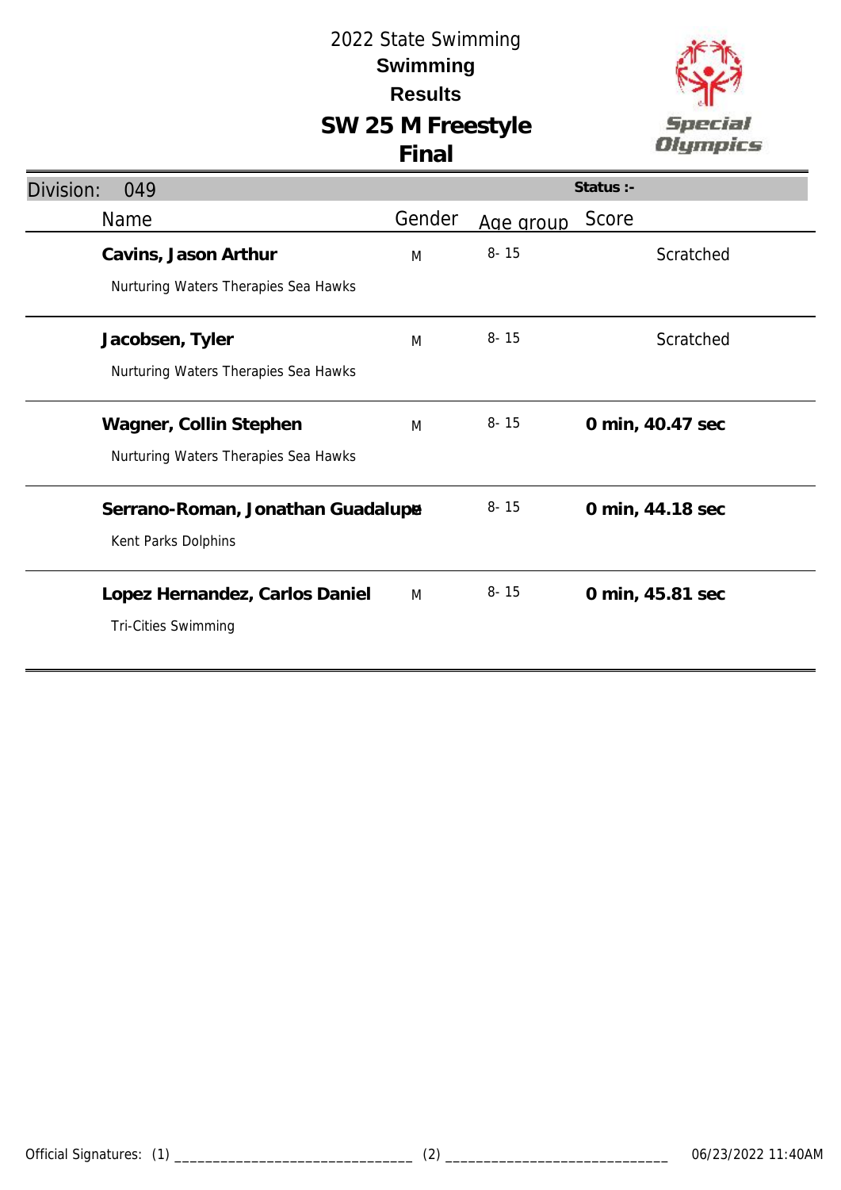# 2022 State Swimming

## Swimming

## Results

## SW 25 M Freestyle

## Final

Special Olympics

**Division: 049** | **Status :-**

| Name | Gender | Age group | Score |
|---|---|---|---|
| **Cavins, Jason Arthur**<br>Nurturing Waters Therapies Sea Hawks | M | 8- 15 | Scratched |
| **Jacobsen, Tyler**<br>Nurturing Waters Therapies Sea Hawks | M | 8- 15 | Scratched |
| **Wagner, Collin Stephen**<br>Nurturing Waters Therapies Sea Hawks | M | 8- 15 | **0 min, 40.47 sec** |
| **Serrano-Roman, Jonathan Guadalupe**<br>Kent Parks Dolphins | M | 8- 15 | **0 min, 44.18 sec** |
| **Lopez Hernandez, Carlos Daniel**<br>Tri-Cities Swimming | M | 8- 15 | **0 min, 45.81 sec** |

Official Signatures: (1) ________________________________ (2) ______________________________ 06/23/2022 11:40AM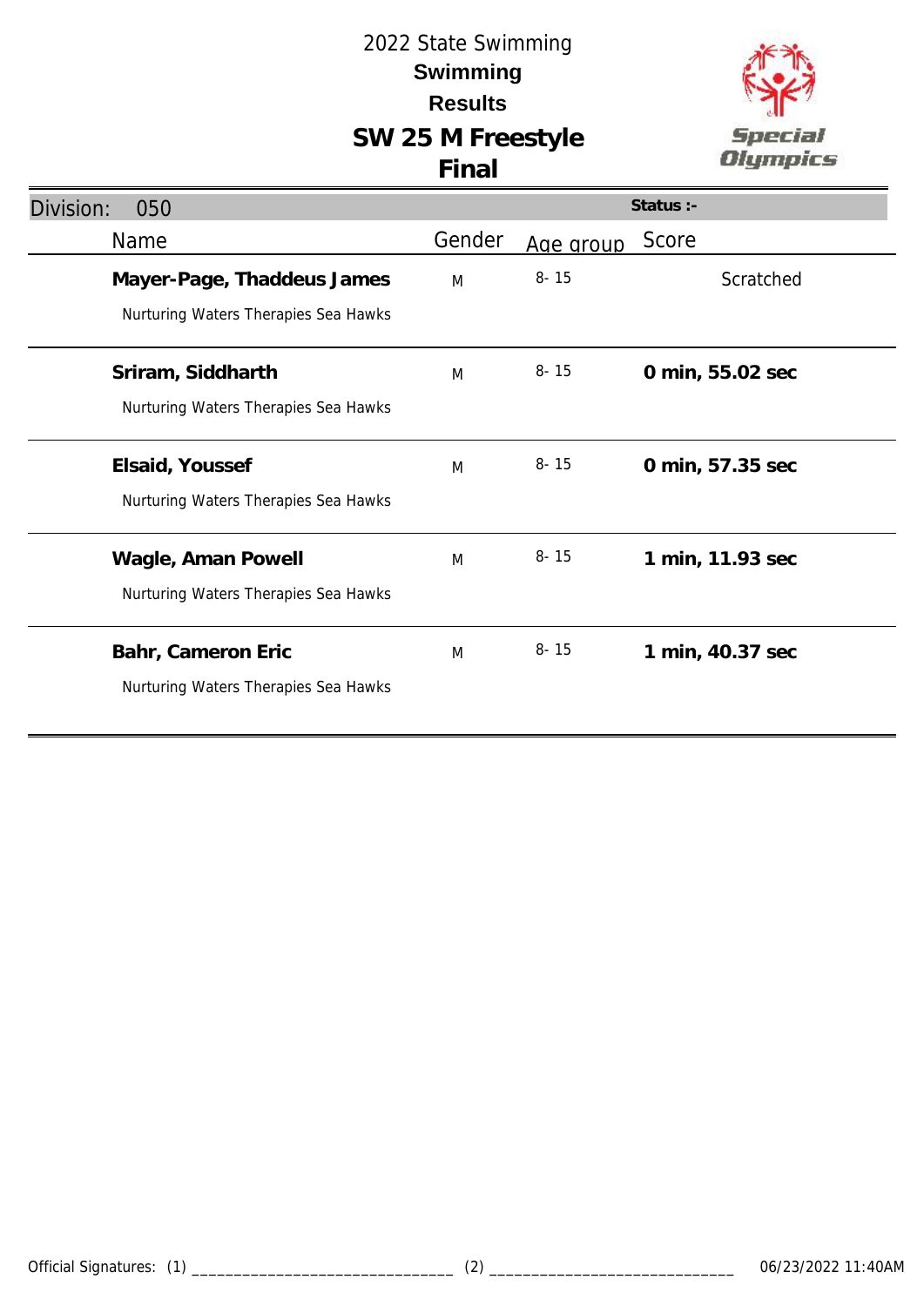# 2022 State Swimming

## Swimming

## Results

## SW 25 M Freestyle

## Final

Division: 050

Status :-

| Name | Gender | Age group | Score |
|---|---|---|---|
| **Mayer-Page, Thaddeus James**<br>Nurturing Waters Therapies Sea Hawks | M | 8- 15 | Scratched |
| **Sriram, Siddharth**<br>Nurturing Waters Therapies Sea Hawks | M | 8- 15 | **0 min, 55.02 sec** |
| **Elsaid, Youssef**<br>Nurturing Waters Therapies Sea Hawks | M | 8- 15 | **0 min, 57.35 sec** |
| **Wagle, Aman Powell**<br>Nurturing Waters Therapies Sea Hawks | M | 8- 15 | **1 min, 11.93 sec** |
| **Bahr, Cameron Eric**<br>Nurturing Waters Therapies Sea Hawks | M | 8- 15 | **1 min, 40.37 sec** |

Official Signatures: (1) _______________________________ (2) _____________________________ 06/23/2022 11:40AM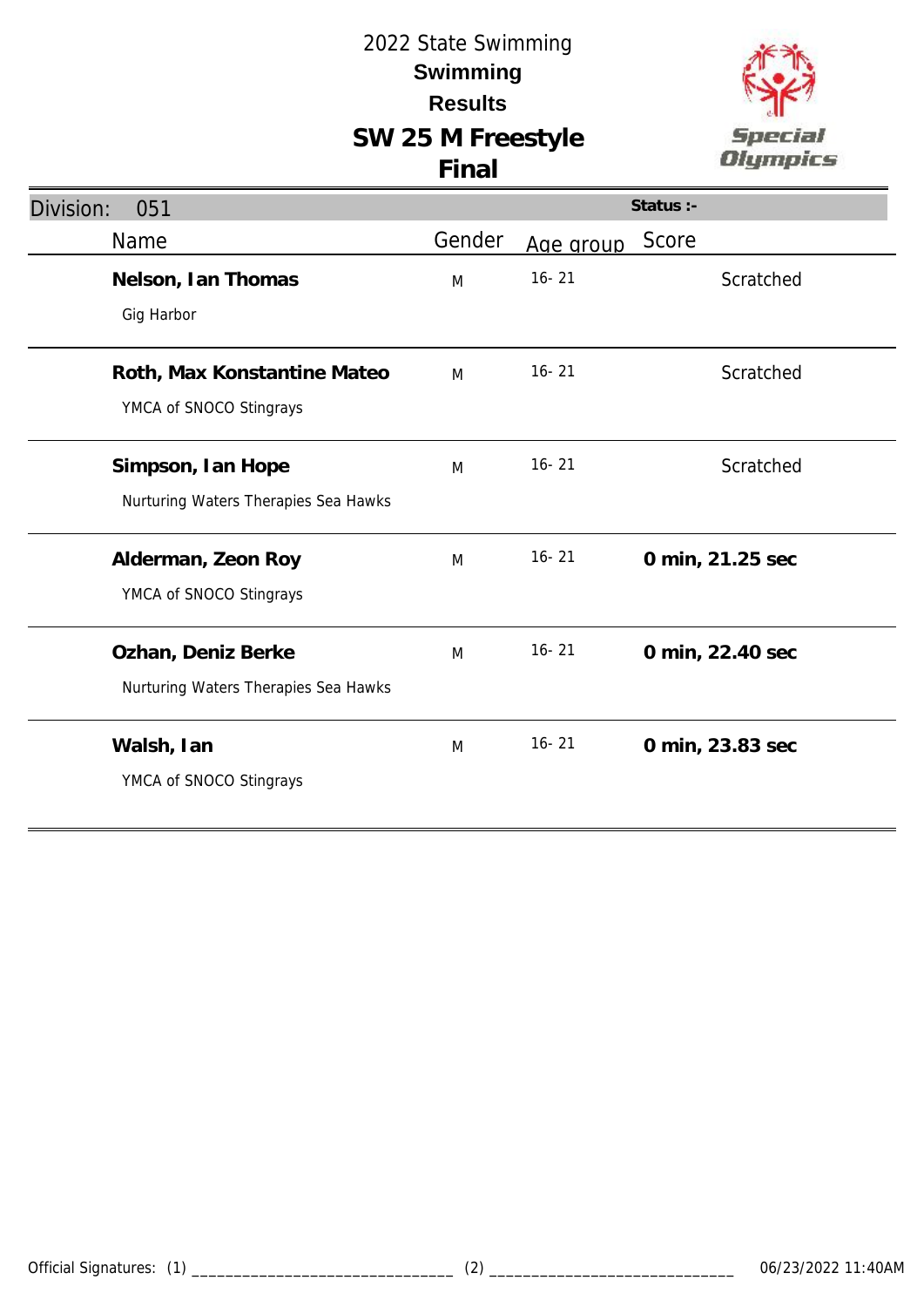2022 State Swimming

**Swimming**

**Results**

# SW 25 M Freestyle

## Final

| Division: 051 | | | Status :- |
|---|---|---|---|
| Name | Gender | Age group | Score |
| **Nelson, Ian Thomas**<br>Gig Harbor | M | 16- 21 | Scratched |
| **Roth, Max Konstantine Mateo**<br>YMCA of SNOCO Stingrays | M | 16- 21 | Scratched |
| **Simpson, Ian Hope**<br>Nurturing Waters Therapies Sea Hawks | M | 16- 21 | Scratched |
| **Alderman, Zeon Roy**<br>YMCA of SNOCO Stingrays | M | 16- 21 | **0 min, 21.25 sec** |
| **Ozhan, Deniz Berke**<br>Nurturing Waters Therapies Sea Hawks | M | 16- 21 | **0 min, 22.40 sec** |
| **Walsh, Ian**<br>YMCA of SNOCO Stingrays | M | 16- 21 | **0 min, 23.83 sec** |

Official Signatures: (1) ______________________________ (2) ______________________________ 06/23/2022 11:40AM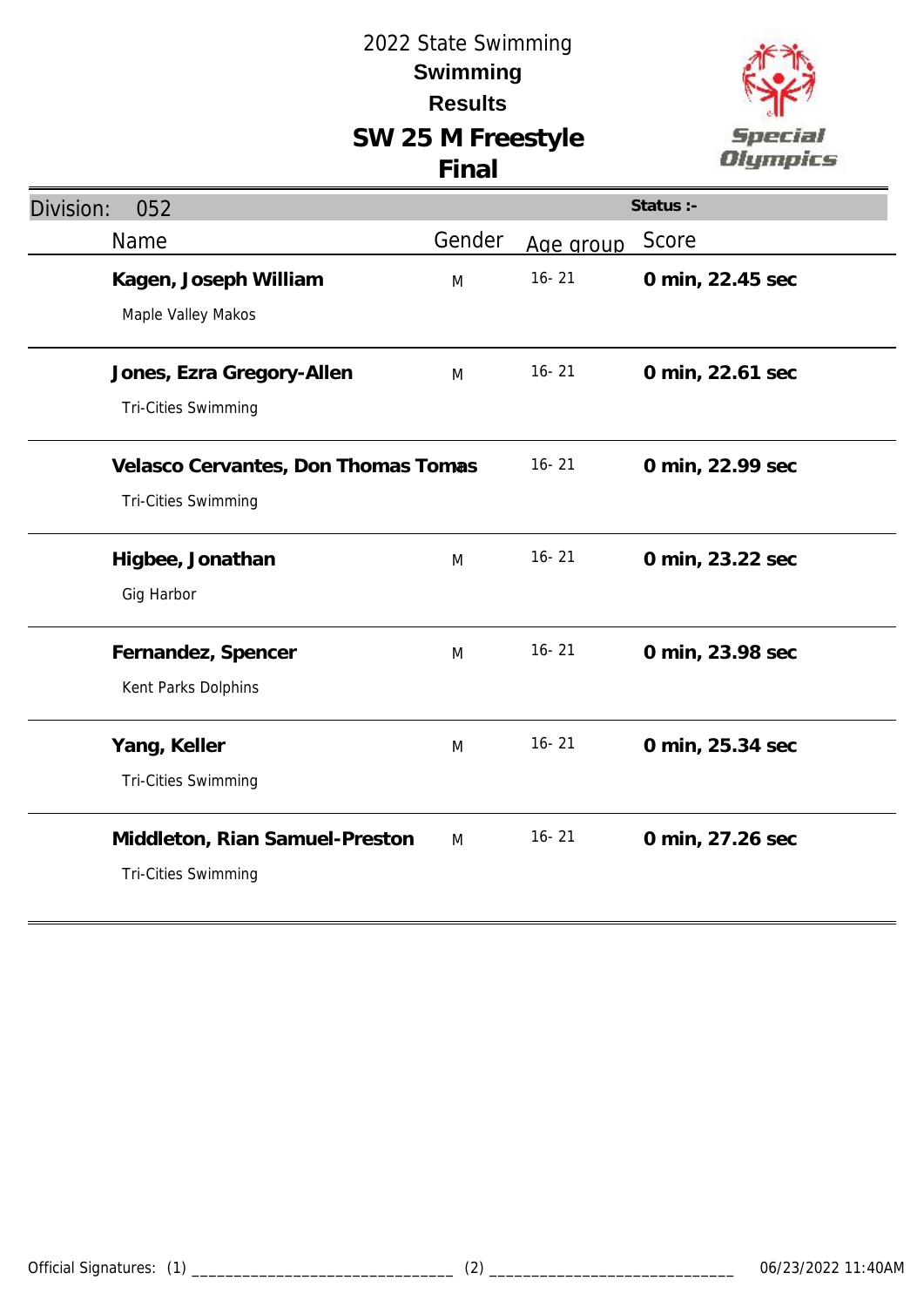# 2022 State Swimming

## Swimming

## Results

## SW 25 M Freestyle

## Final

Division: 052 | Status :-

| Name | Gender | Age group | Score |
|---|---|---|---|
| **Kagen, Joseph William**<br>Maple Valley Makos | M | 16- 21 | **0 min, 22.45 sec** |
| **Jones, Ezra Gregory-Allen**<br>Tri-Cities Swimming | M | 16- 21 | **0 min, 22.61 sec** |
| **Velasco Cervantes, Don Thomas Tomas**<br>Tri-Cities Swimming | M | 16- 21 | **0 min, 22.99 sec** |
| **Higbee, Jonathan**<br>Gig Harbor | M | 16- 21 | **0 min, 23.22 sec** |
| **Fernandez, Spencer**<br>Kent Parks Dolphins | M | 16- 21 | **0 min, 23.98 sec** |
| **Yang, Keller**<br>Tri-Cities Swimming | M | 16- 21 | **0 min, 25.34 sec** |
| **Middleton, Rian Samuel-Preston**<br>Tri-Cities Swimming | M | 16- 21 | **0 min, 27.26 sec** |

Official Signatures: (1) ______________________________ (2) ______________________________ 06/23/2022 11:40AM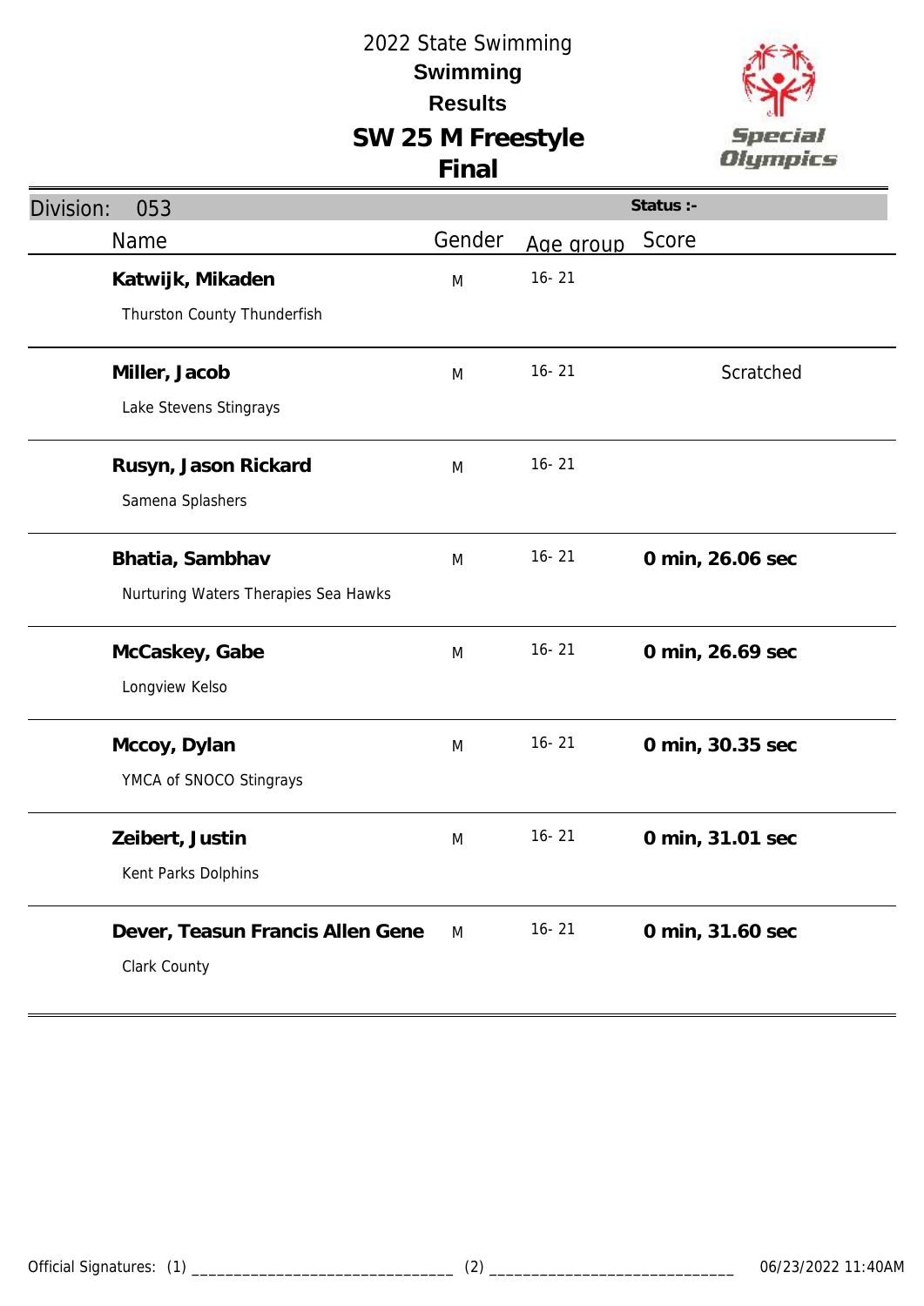# 2022 State Swimming

## Swimming

## Results

## SW 25 M Freestyle

## Final

Division: 053 | Status :-

| Name | Gender | Age group | Score |
| --- | --- | --- | --- |
| **Katwijk, Mikaden**<br>Thurston County Thunderfish | M | 16- 21 | |
| **Miller, Jacob**<br>Lake Stevens Stingrays | M | 16- 21 | Scratched |
| **Rusyn, Jason Rickard**<br>Samena Splashers | M | 16- 21 | |
| **Bhatia, Sambhav**<br>Nurturing Waters Therapies Sea Hawks | M | 16- 21 | **0 min, 26.06 sec** |
| **McCaskey, Gabe**<br>Longview Kelso | M | 16- 21 | **0 min, 26.69 sec** |
| **Mccoy, Dylan**<br>YMCA of SNOCO Stingrays | M | 16- 21 | **0 min, 30.35 sec** |
| **Zeibert, Justin**<br>Kent Parks Dolphins | M | 16- 21 | **0 min, 31.01 sec** |
| **Dever, Teasun Francis Allen Gene**<br>Clark County | M | 16- 21 | **0 min, 31.60 sec** |

Official Signatures: (1) ______________________________ (2) ______________________________ 06/23/2022 11:40AM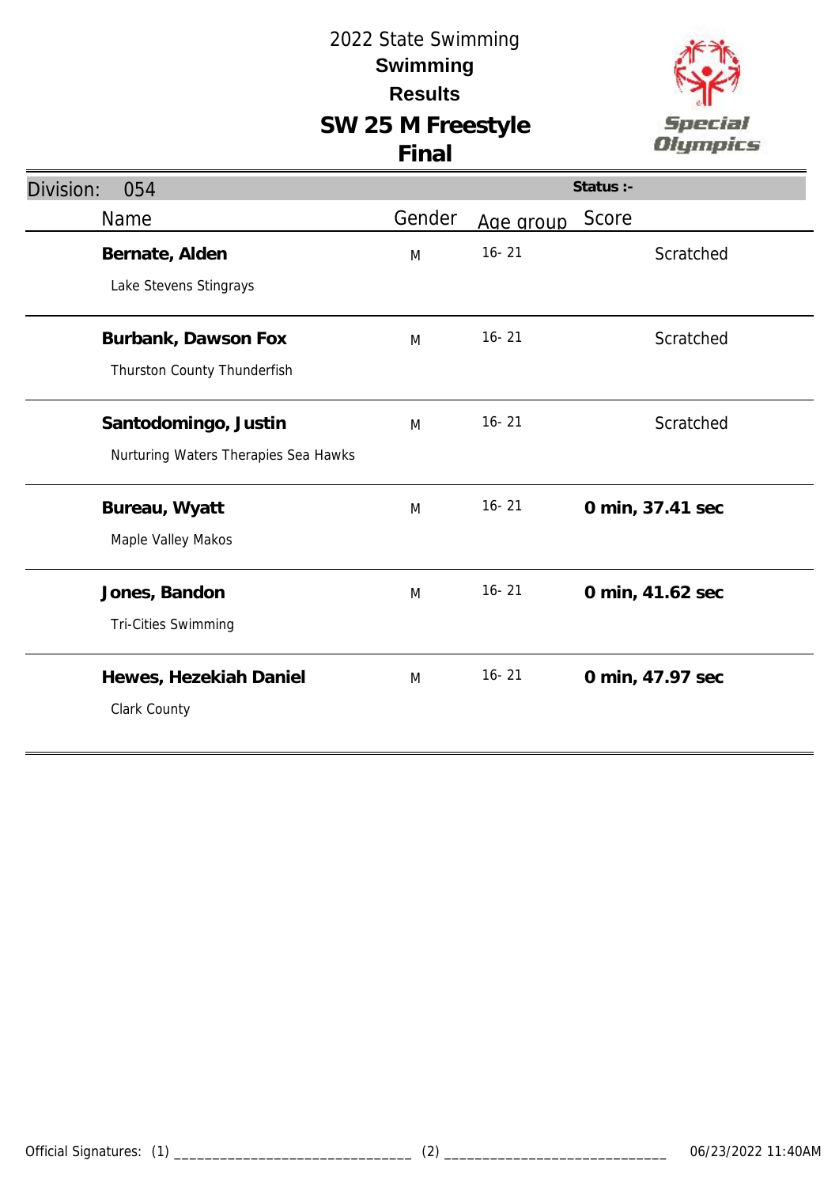2022 State Swimming

**Swimming**

**Results**

# SW 25 M Freestyle

**Final**

Division: 054 | **Status :-**

| Name | Gender | Age group | Score |
|---|---|---|---|
| **Bernate, Alden**<br>Lake Stevens Stingrays | M | 16- 21 | Scratched |
| **Burbank, Dawson Fox**<br>Thurston County Thunderfish | M | 16- 21 | Scratched |
| **Santodomingo, Justin**<br>Nurturing Waters Therapies Sea Hawks | M | 16- 21 | Scratched |
| **Bureau, Wyatt**<br>Maple Valley Makos | M | 16- 21 | **0 min, 37.41 sec** |
| **Jones, Bandon**<br>Tri-Cities Swimming | M | 16- 21 | **0 min, 41.62 sec** |
| **Hewes, Hezekiah Daniel**<br>Clark County | M | 16- 21 | **0 min, 47.97 sec** |

Official Signatures: (1) ______________________________ (2) ____________________________ 06/23/2022 11:40AM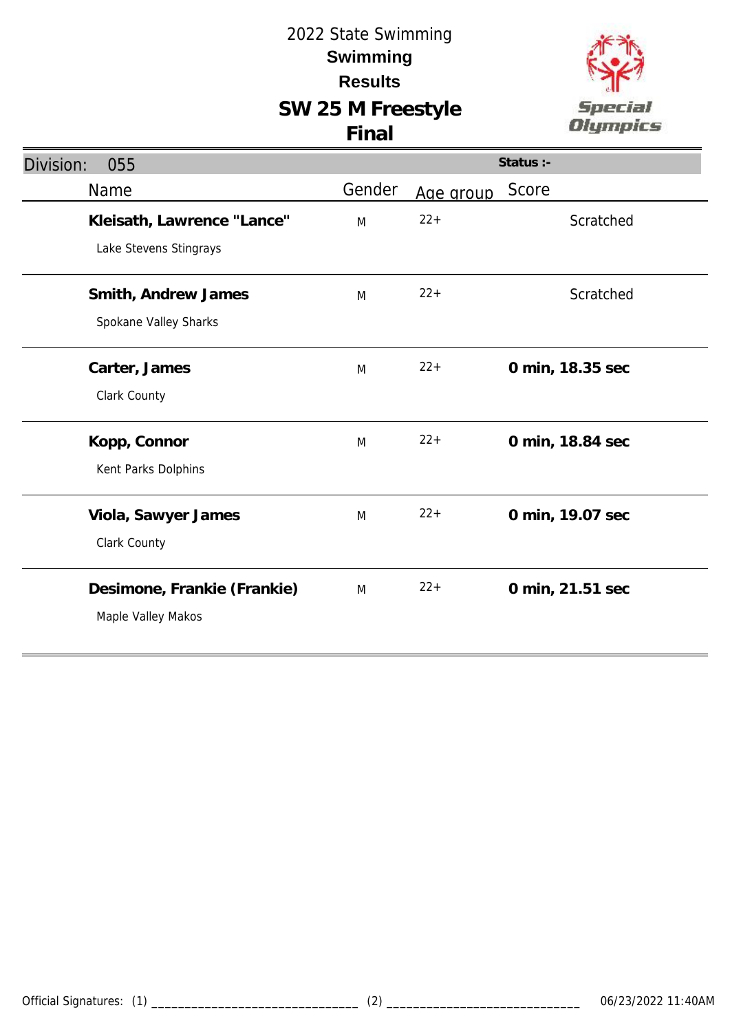2022 State Swimming

**Swimming**

**Results**

# SW 25 M Freestyle

## Final

Special Olympics

**Division:** 055 | **Status :-**

| Name | Gender | Age group | Score |
|---|---|---|---|
| **Kleisath, Lawrence "Lance"**<br>Lake Stevens Stingrays | M | 22+ | Scratched |
| **Smith, Andrew James**<br>Spokane Valley Sharks | M | 22+ | Scratched |
| **Carter, James**<br>Clark County | M | 22+ | **0 min, 18.35 sec** |
| **Kopp, Connor**<br>Kent Parks Dolphins | M | 22+ | **0 min, 18.84 sec** |
| **Viola, Sawyer James**<br>Clark County | M | 22+ | **0 min, 19.07 sec** |
| **Desimone, Frankie (Frankie)**<br>Maple Valley Makos | M | 22+ | **0 min, 21.51 sec** |

Official Signatures: (1) ______________________________ (2) ______________________________ 06/23/2022 11:40AM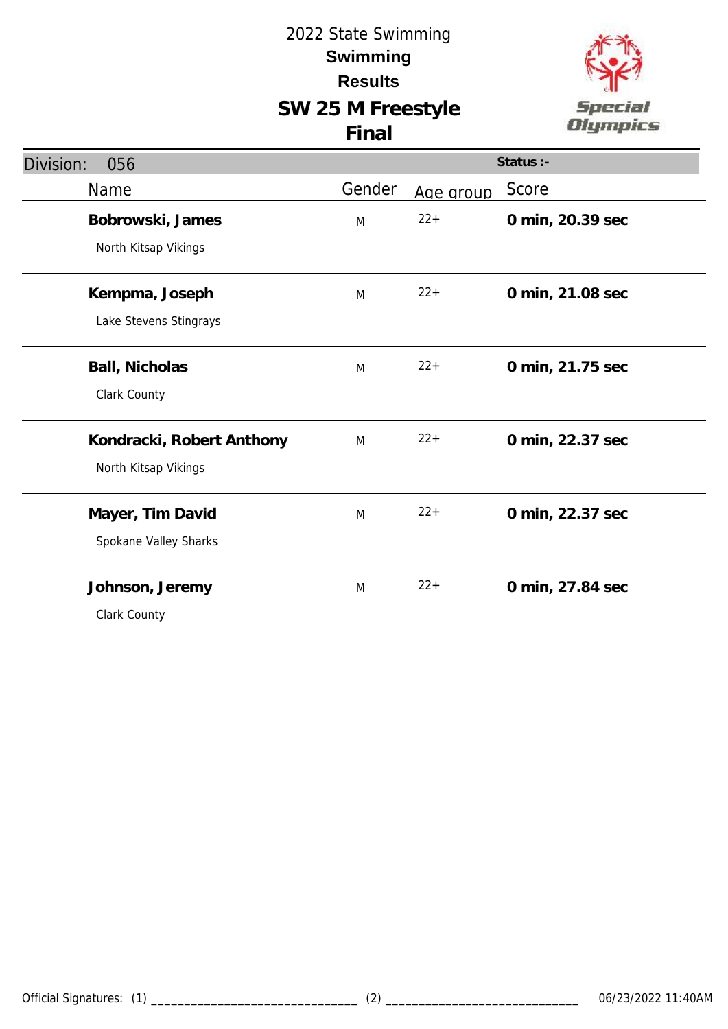# 2022 State Swimming

## Swimming

## Results

## SW 25 M Freestyle

## Final

Division: 056 | Status :-

| Name | Gender | Age group | Score |
|---|---|---|---|
| **Bobrowski, James**<br>North Kitsap Vikings | M | 22+ | **0 min, 20.39 sec** |
| **Kempma, Joseph**<br>Lake Stevens Stingrays | M | 22+ | **0 min, 21.08 sec** |
| **Ball, Nicholas**<br>Clark County | M | 22+ | **0 min, 21.75 sec** |
| **Kondracki, Robert Anthony**<br>North Kitsap Vikings | M | 22+ | **0 min, 22.37 sec** |
| **Mayer, Tim David**<br>Spokane Valley Sharks | M | 22+ | **0 min, 22.37 sec** |
| **Johnson, Jeremy**<br>Clark County | M | 22+ | **0 min, 27.84 sec** |

Official Signatures: (1) _______________________________ (2) _____________________________ 06/23/2022 11:40AM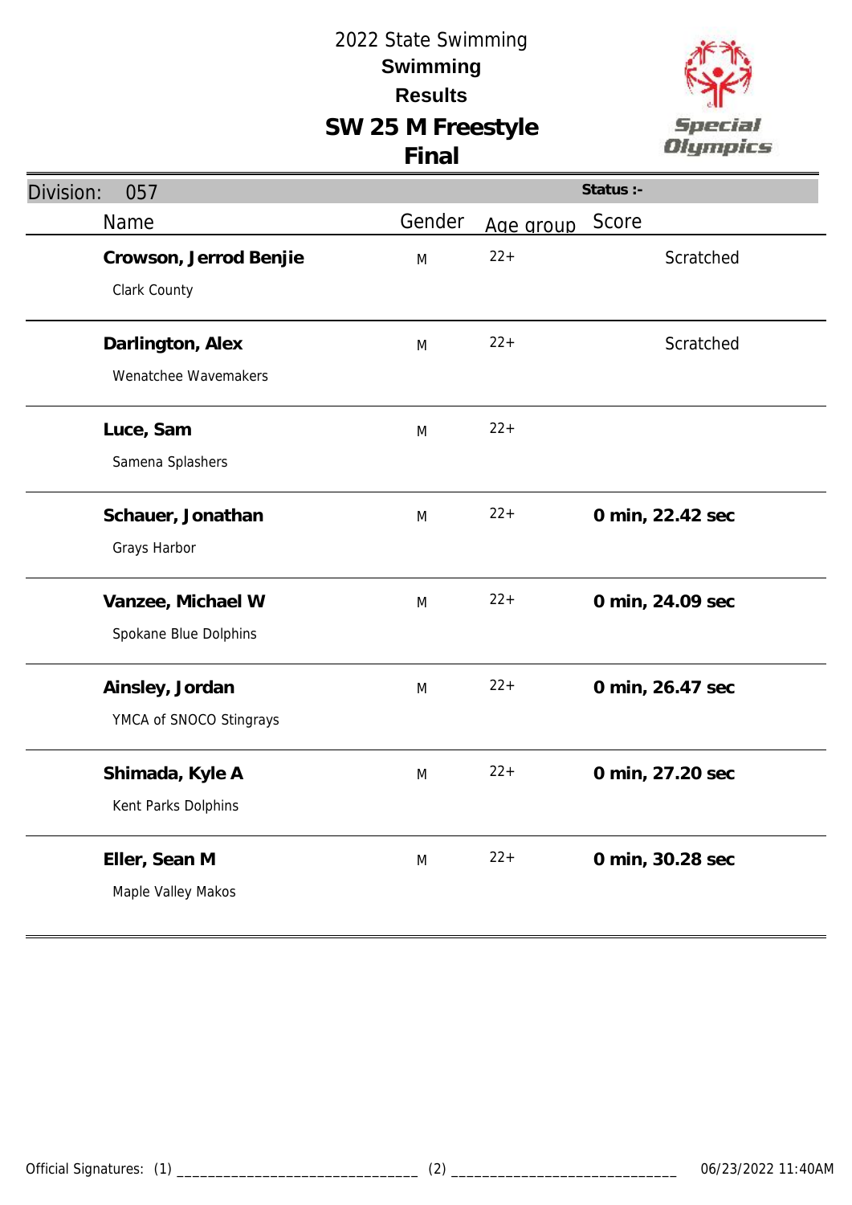2022 State Swimming

**Swimming**

**Results**

# SW 25 M Freestyle

## Final

Division: 057 | Status :-

| Name | Gender | Age group | Score |
|---|---|---|---|
| **Crowson, Jerrod Benjie**<br>Clark County | M | 22+ | Scratched |
| **Darlington, Alex**<br>Wenatchee Wavemakers | M | 22+ | Scratched |
| **Luce, Sam**<br>Samena Splashers | M | 22+ | |
| **Schauer, Jonathan**<br>Grays Harbor | M | 22+ | **0 min, 22.42 sec** |
| **Vanzee, Michael W**<br>Spokane Blue Dolphins | M | 22+ | **0 min, 24.09 sec** |
| **Ainsley, Jordan**<br>YMCA of SNOCO Stingrays | M | 22+ | **0 min, 26.47 sec** |
| **Shimada, Kyle A**<br>Kent Parks Dolphins | M | 22+ | **0 min, 27.20 sec** |
| **Eller, Sean M**<br>Maple Valley Makos | M | 22+ | **0 min, 30.28 sec** |

Official Signatures: (1) ______________________________ (2) ______________________________ 06/23/2022 11:40AM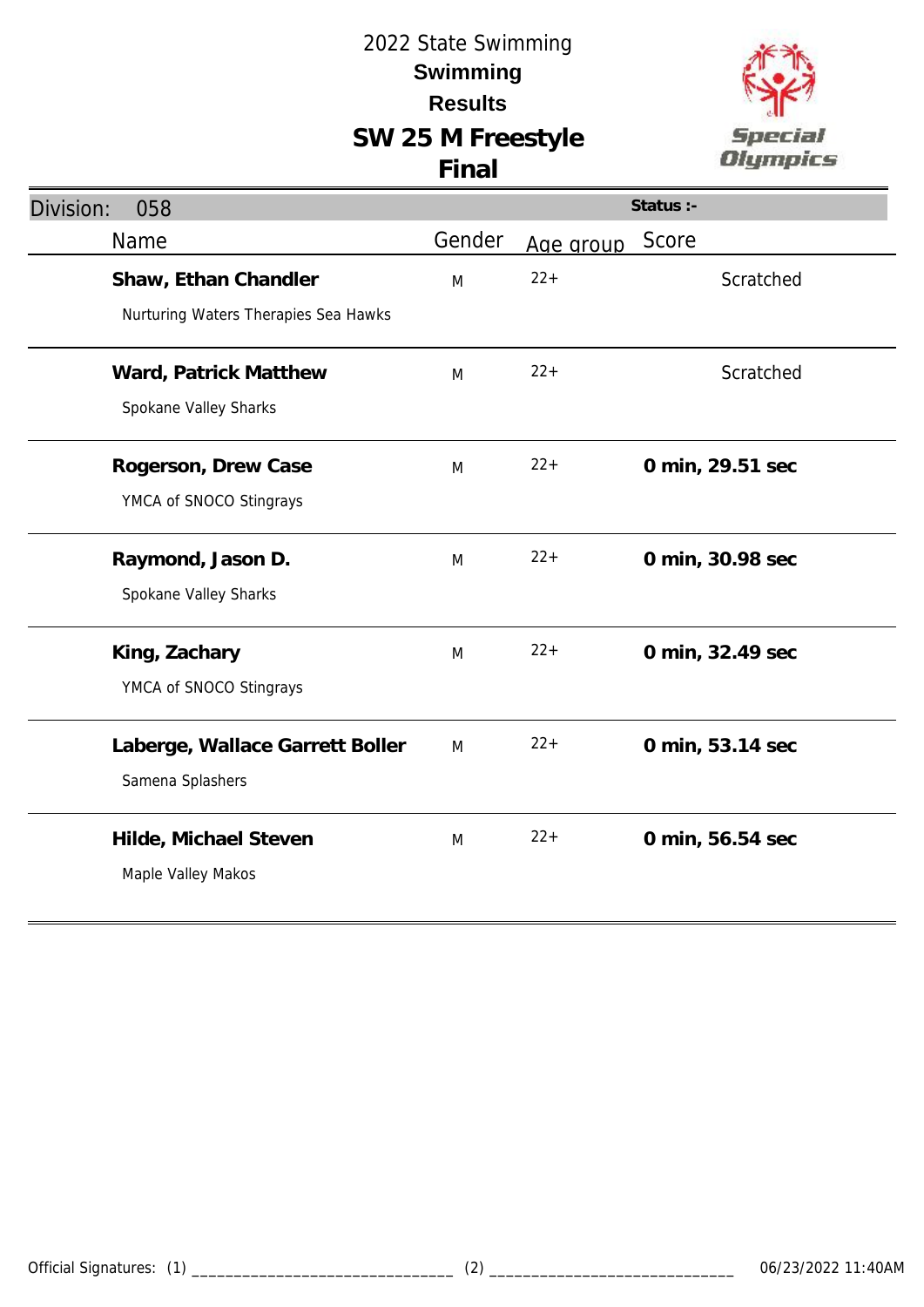# 2022 State Swimming

## Swimming

## Results

## SW 25 M Freestyle

## Final

Special Olympics

**Division: 058** | **Status :-**

| Name | Gender | Age group | Score |
|---|---|---|---|
| **Shaw, Ethan Chandler**<br>Nurturing Waters Therapies Sea Hawks | M | 22+ | Scratched |
| **Ward, Patrick Matthew**<br>Spokane Valley Sharks | M | 22+ | Scratched |
| **Rogerson, Drew Case**<br>YMCA of SNOCO Stingrays | M | 22+ | **0 min, 29.51 sec** |
| **Raymond, Jason D.**<br>Spokane Valley Sharks | M | 22+ | **0 min, 30.98 sec** |
| **King, Zachary**<br>YMCA of SNOCO Stingrays | M | 22+ | **0 min, 32.49 sec** |
| **Laberge, Wallace Garrett Boller**<br>Samena Splashers | M | 22+ | **0 min, 53.14 sec** |
| **Hilde, Michael Steven**<br>Maple Valley Makos | M | 22+ | **0 min, 56.54 sec** |

Official Signatures: (1) ______________________________ (2) ______________________________ 06/23/2022 11:40AM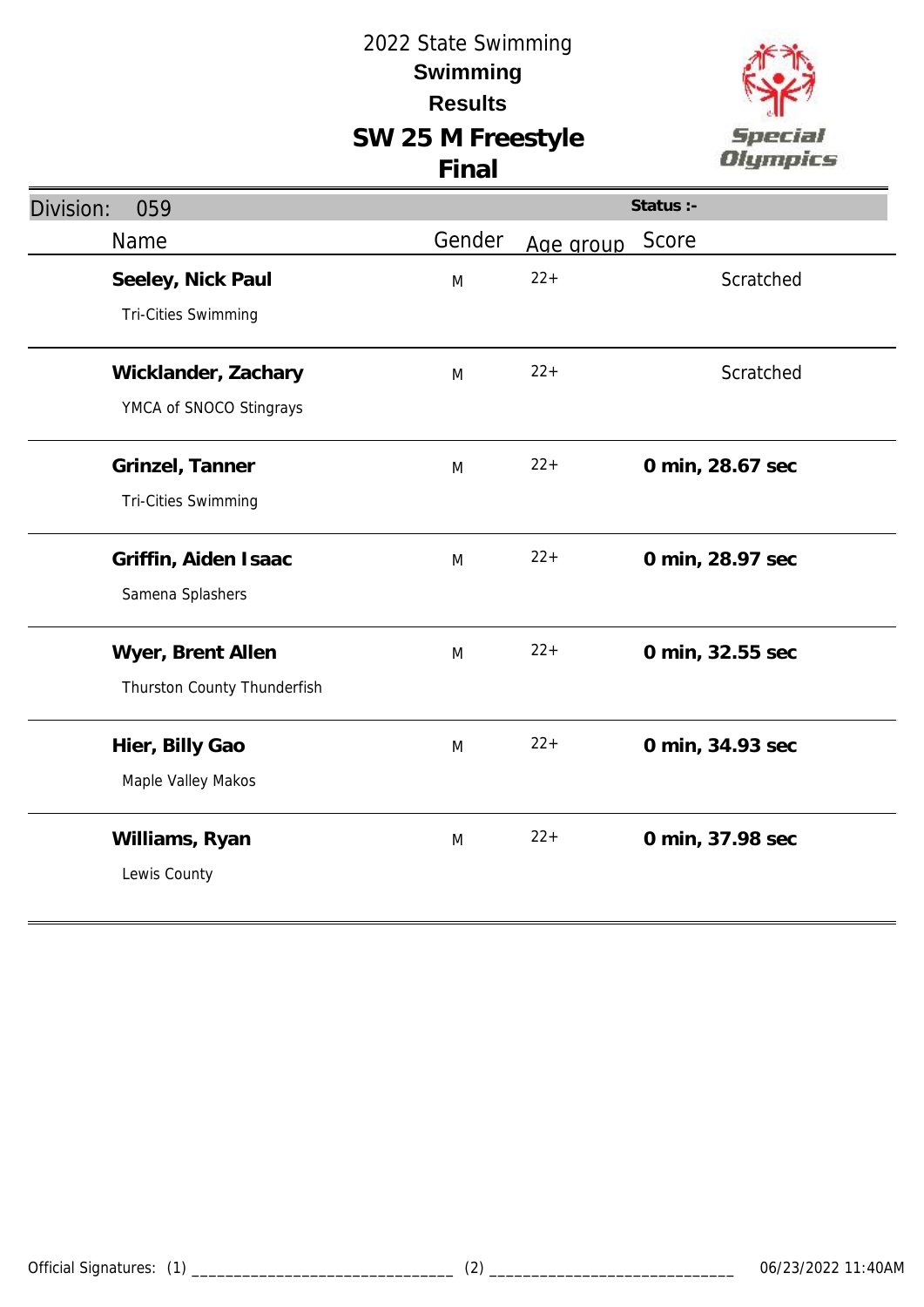# 2022 State Swimming

## Swimming

## Results

## SW 25 M Freestyle

## Final

Division: 059

Status :-

| Name | Gender | Age group | Score |
|---|---|---|---|
| **Seeley, Nick Paul**<br>Tri-Cities Swimming | M | 22+ | Scratched |
| **Wicklander, Zachary**<br>YMCA of SNOCO Stingrays | M | 22+ | Scratched |
| **Grinzel, Tanner**<br>Tri-Cities Swimming | M | 22+ | **0 min, 28.67 sec** |
| **Griffin, Aiden Isaac**<br>Samena Splashers | M | 22+ | **0 min, 28.97 sec** |
| **Wyer, Brent Allen**<br>Thurston County Thunderfish | M | 22+ | **0 min, 32.55 sec** |
| **Hier, Billy Gao**<br>Maple Valley Makos | M | 22+ | **0 min, 34.93 sec** |
| **Williams, Ryan**<br>Lewis County | M | 22+ | **0 min, 37.98 sec** |

Official Signatures: (1) ______________________________ (2) ______________________________ 06/23/2022 11:40AM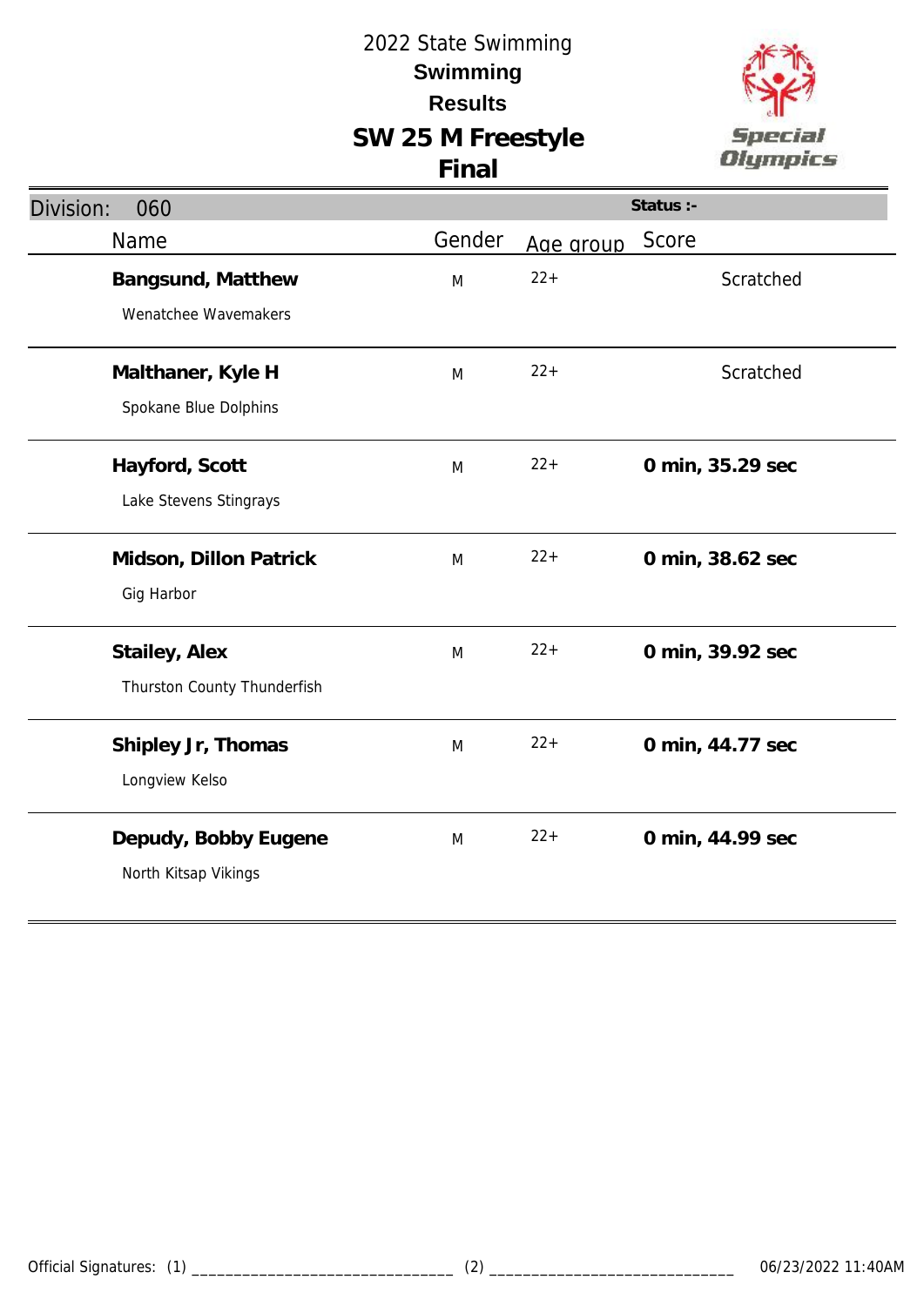# 2022 State Swimming

## Swimming

## Results

## SW 25 M Freestyle

## Final

Division: 060 | Status :-

| Name | Gender | Age group | Score |
|---|---|---|---|
| **Bangsund, Matthew**<br>Wenatchee Wavemakers | M | 22+ | Scratched |
| **Malthaner, Kyle H**<br>Spokane Blue Dolphins | M | 22+ | Scratched |
| **Hayford, Scott**<br>Lake Stevens Stingrays | M | 22+ | **0 min, 35.29 sec** |
| **Midson, Dillon Patrick**<br>Gig Harbor | M | 22+ | **0 min, 38.62 sec** |
| **Stailey, Alex**<br>Thurston County Thunderfish | M | 22+ | **0 min, 39.92 sec** |
| **Shipley Jr, Thomas**<br>Longview Kelso | M | 22+ | **0 min, 44.77 sec** |
| **Depudy, Bobby Eugene**<br>North Kitsap Vikings | M | 22+ | **0 min, 44.99 sec** |

Official Signatures: (1) ______________________________ (2) ______________________________ 06/23/2022 11:40AM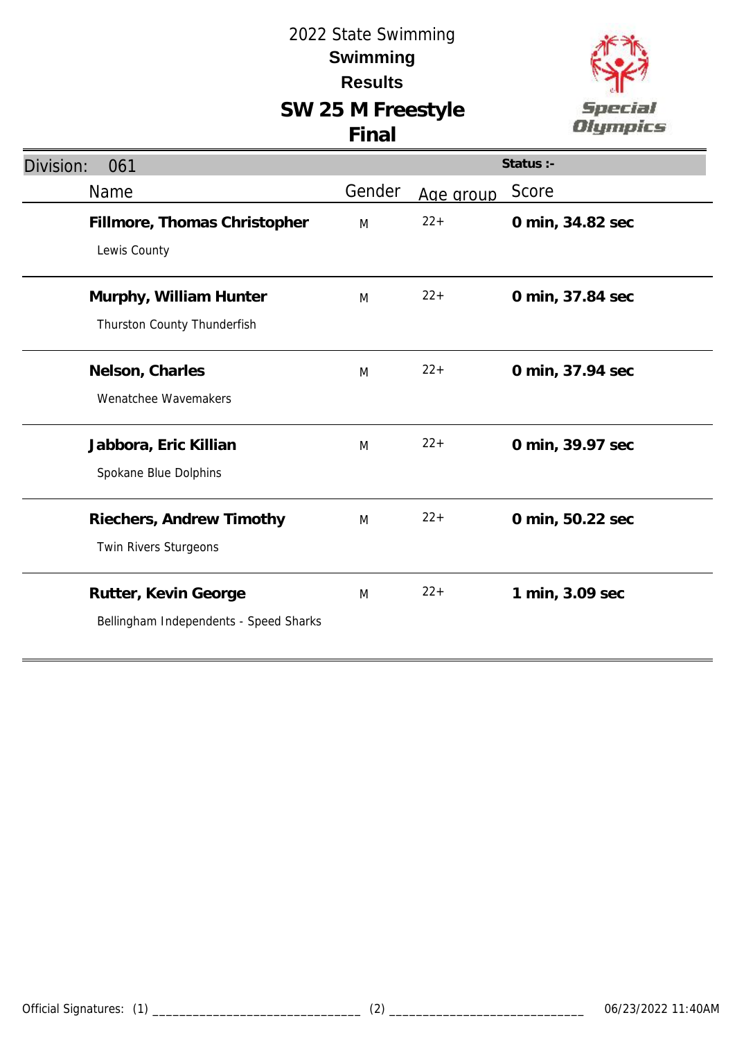# 2022 State Swimming

## Swimming

## Results

## SW 25 M Freestyle

## Final

Division: 061

Status :-

| Name | Gender | Age group | Score |
|---|---|---|---|
| **Fillmore, Thomas Christopher**<br>Lewis County | M | 22+ | **0 min, 34.82 sec** |
| **Murphy, William Hunter**<br>Thurston County Thunderfish | M | 22+ | **0 min, 37.84 sec** |
| **Nelson, Charles**<br>Wenatchee Wavemakers | M | 22+ | **0 min, 37.94 sec** |
| **Jabbora, Eric Killian**<br>Spokane Blue Dolphins | M | 22+ | **0 min, 39.97 sec** |
| **Riechers, Andrew Timothy**<br>Twin Rivers Sturgeons | M | 22+ | **0 min, 50.22 sec** |
| **Rutter, Kevin George**<br>Bellingham Independents - Speed Sharks | M | 22+ | **1 min, 3.09 sec** |

Official Signatures: (1) ______________________________ (2) ______________________________ 06/23/2022 11:40AM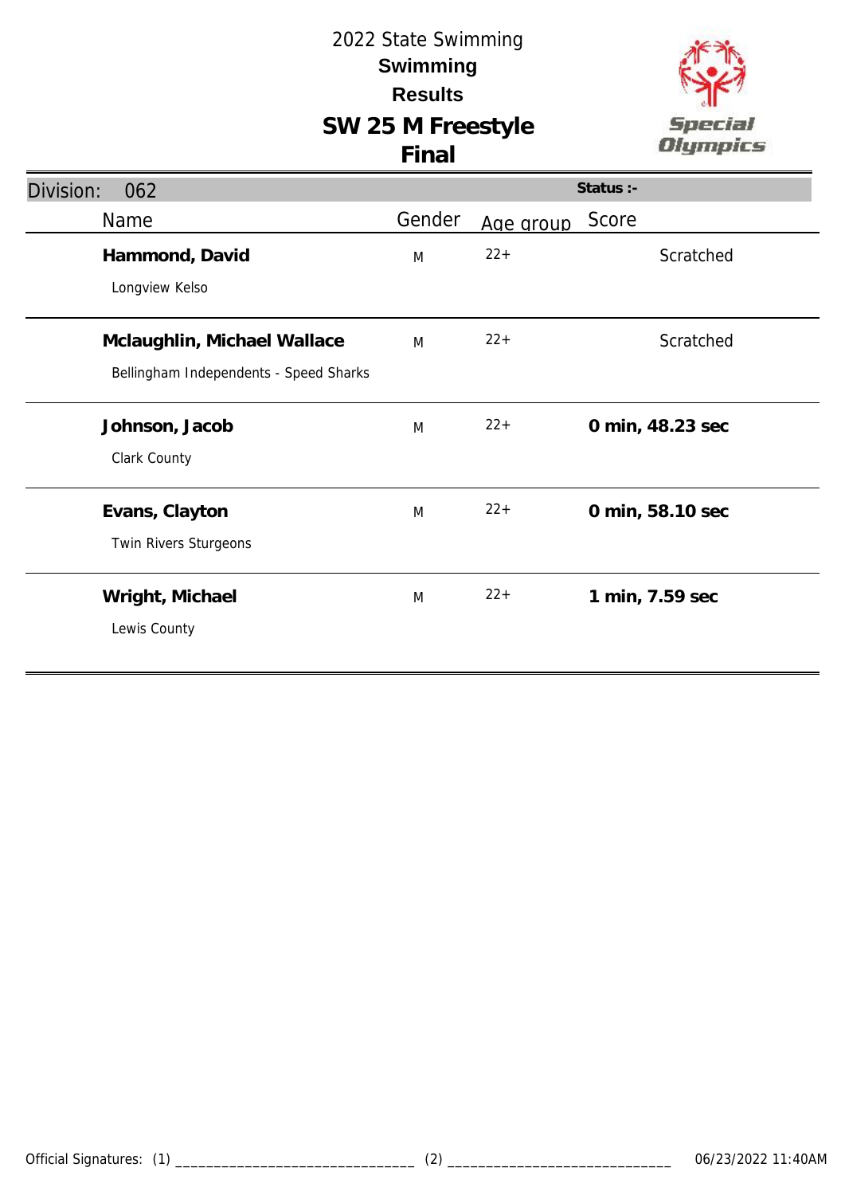# 2022 State Swimming

## Swimming

## Results

## SW 25 M Freestyle

## Final

Division: 062

Status :-

| Name | Gender | Age group | Score |
|---|---|---|---|
| **Hammond, David**<br>Longview Kelso | M | 22+ | Scratched |
| **Mclaughlin, Michael Wallace**<br>Bellingham Independents - Speed Sharks | M | 22+ | Scratched |
| **Johnson, Jacob**<br>Clark County | M | 22+ | **0 min, 48.23 sec** |
| **Evans, Clayton**<br>Twin Rivers Sturgeons | M | 22+ | **0 min, 58.10 sec** |
| **Wright, Michael**<br>Lewis County | M | 22+ | **1 min, 7.59 sec** |

Official Signatures: (1) _______________________________ (2) _____________________________ 06/23/2022 11:40AM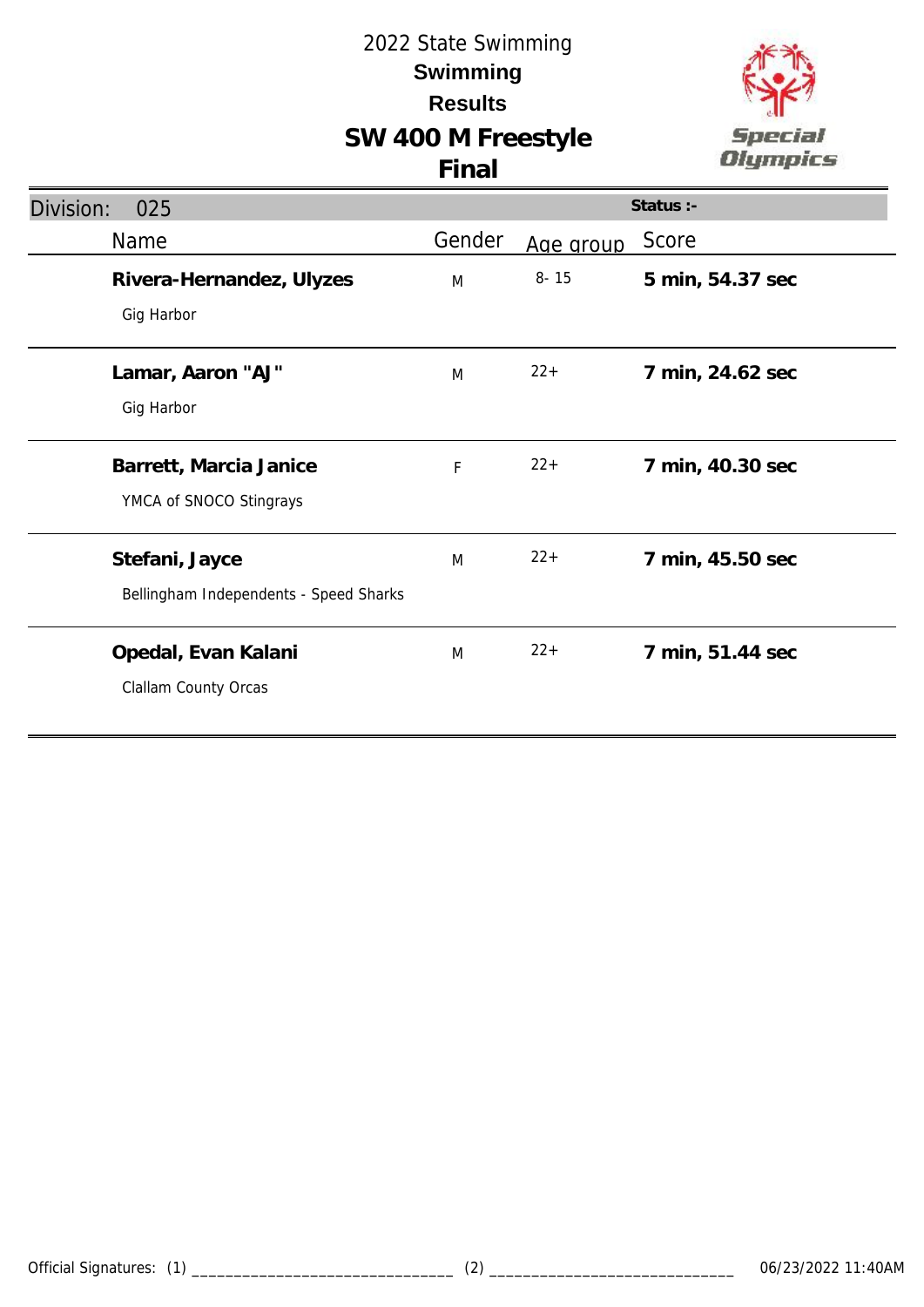# 2022 State Swimming

## Swimming

## Results

## SW 400 M Freestyle

## Final

**Division:** 025 | **Status :-**

| Name | Gender | Age group | Score |
|---|---|---|---|
| **Rivera-Hernandez, Ulyzes**<br>Gig Harbor | M | 8- 15 | **5 min, 54.37 sec** |
| **Lamar, Aaron "AJ"**<br>Gig Harbor | M | 22+ | **7 min, 24.62 sec** |
| **Barrett, Marcia Janice**<br>YMCA of SNOCO Stingrays | F | 22+ | **7 min, 40.30 sec** |
| **Stefani, Jayce**<br>Bellingham Independents - Speed Sharks | M | 22+ | **7 min, 45.50 sec** |
| **Opedal, Evan Kalani**<br>Clallam County Orcas | M | 22+ | **7 min, 51.44 sec** |

Official Signatures: (1) _______________________________ (2) _____________________________ 06/23/2022 11:40AM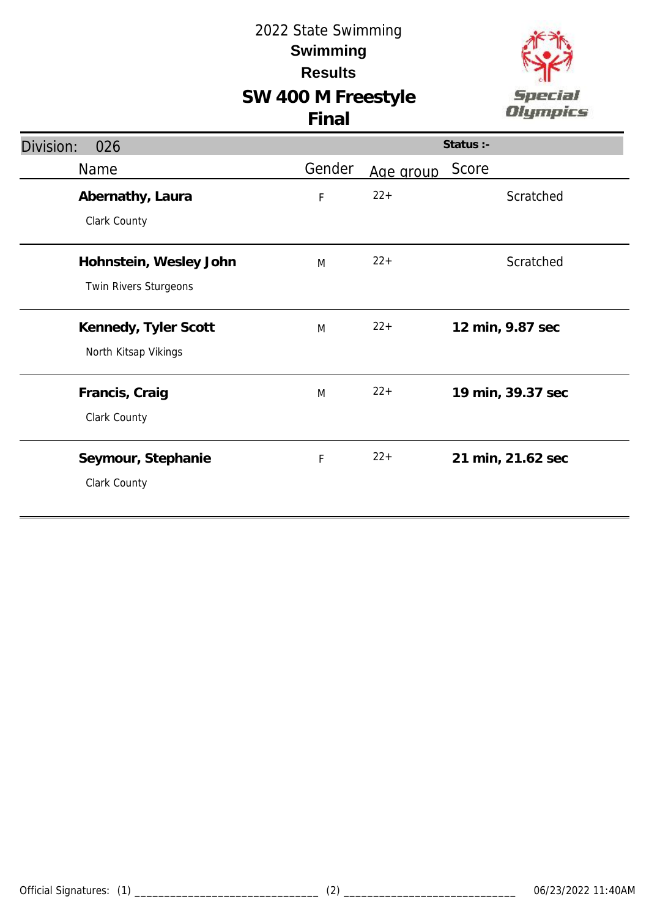2022 State Swimming

**Swimming**

**Results**

# SW 400 M Freestyle

## Final

Division: 026

Status :-

| Name | Gender | Age group | Score |
|---|---|---|---|
| **Abernathy, Laura**<br>Clark County | F | 22+ | Scratched |
| **Hohnstein, Wesley John**<br>Twin Rivers Sturgeons | M | 22+ | Scratched |
| **Kennedy, Tyler Scott**<br>North Kitsap Vikings | M | 22+ | **12 min, 9.87 sec** |
| **Francis, Craig**<br>Clark County | M | 22+ | **19 min, 39.37 sec** |
| **Seymour, Stephanie**<br>Clark County | F | 22+ | **21 min, 21.62 sec** |

Official Signatures: (1) ______________________________ (2) ______________________________ 06/23/2022 11:40AM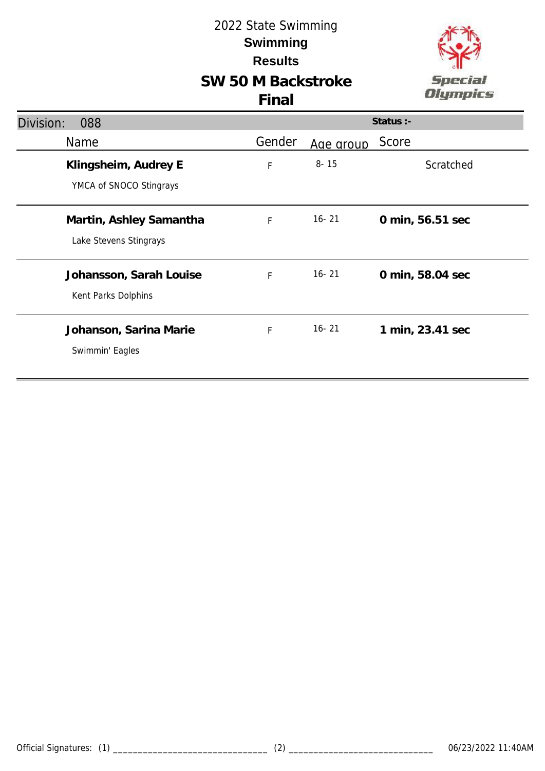# 2022 State Swimming

## Swimming

## Results

## SW 50 M Backstroke

## Final

**Division:** 088 **Status :-**

| Name | Gender | Age group | Score |
|---|---|---|---|
| **Klingsheim, Audrey E**<br>YMCA of SNOCO Stingrays | F | 8- 15 | Scratched |
| **Martin, Ashley Samantha**<br>Lake Stevens Stingrays | F | 16- 21 | **0 min, 56.51 sec** |
| **Johansson, Sarah Louise**<br>Kent Parks Dolphins | F | 16- 21 | **0 min, 58.04 sec** |
| **Johanson, Sarina Marie**<br>Swimmin' Eagles | F | 16- 21 | **1 min, 23.41 sec** |

Official Signatures: (1) _______________________________ (2) _____________________________ 06/23/2022 11:40AM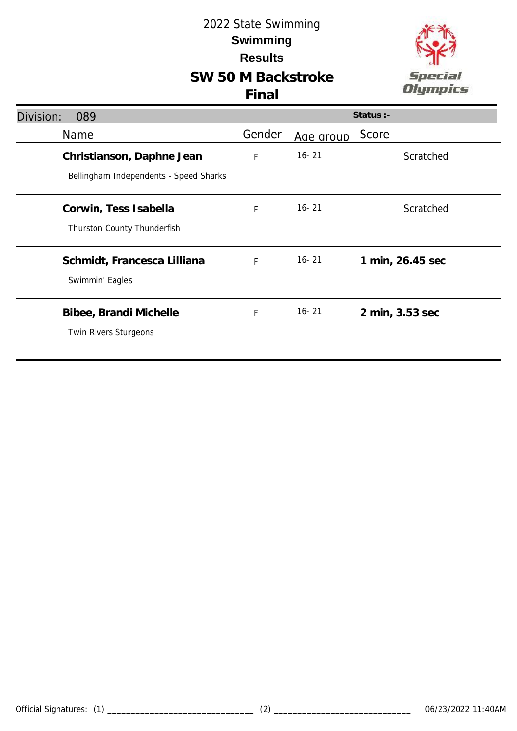# 2022 State Swimming

## Swimming

## Results

## SW 50 M Backstroke

## Final

Division: 089

Status :-

| Name | Gender | Age group | Score |
|---|---|---|---|
| **Christianson, Daphne Jean**<br>Bellingham Independents - Speed Sharks | F | 16- 21 | Scratched |
| **Corwin, Tess Isabella**<br>Thurston County Thunderfish | F | 16- 21 | Scratched |
| **Schmidt, Francesca Lilliana**<br>Swimmin' Eagles | F | 16- 21 | **1 min, 26.45 sec** |
| **Bibee, Brandi Michelle**<br>Twin Rivers Sturgeons | F | 16- 21 | **2 min, 3.53 sec** |

Official Signatures: (1) ______________________________ (2) ______________________________ 06/23/2022 11:40AM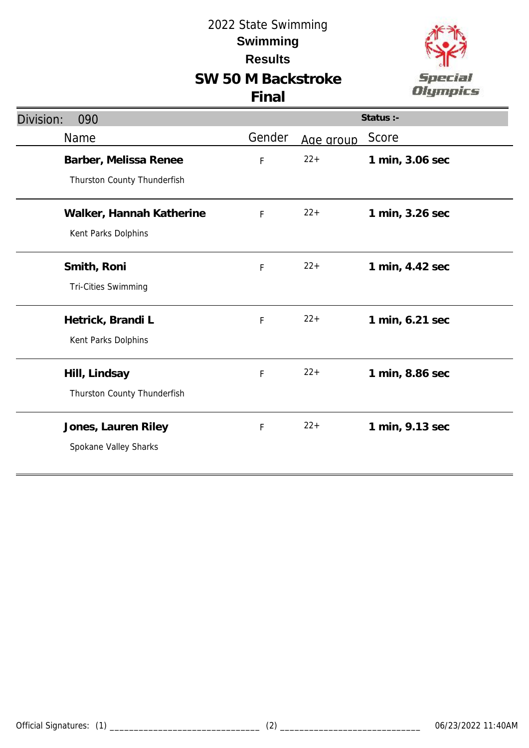# 2022 State Swimming

## Swimming

## Results

## SW 50 M Backstroke

## Final

Division: 090

Status :-

| Name | Gender | Age group | Score |
|---|---|---|---|
| **Barber, Melissa Renee**<br>Thurston County Thunderfish | F | 22+ | **1 min, 3.06 sec** |
| **Walker, Hannah Katherine**<br>Kent Parks Dolphins | F | 22+ | **1 min, 3.26 sec** |
| **Smith, Roni**<br>Tri-Cities Swimming | F | 22+ | **1 min, 4.42 sec** |
| **Hetrick, Brandi L**<br>Kent Parks Dolphins | F | 22+ | **1 min, 6.21 sec** |
| **Hill, Lindsay**<br>Thurston County Thunderfish | F | 22+ | **1 min, 8.86 sec** |
| **Jones, Lauren Riley**<br>Spokane Valley Sharks | F | 22+ | **1 min, 9.13 sec** |

Official Signatures: (1) ________________________________ (2) ______________________________ 06/23/2022 11:40AM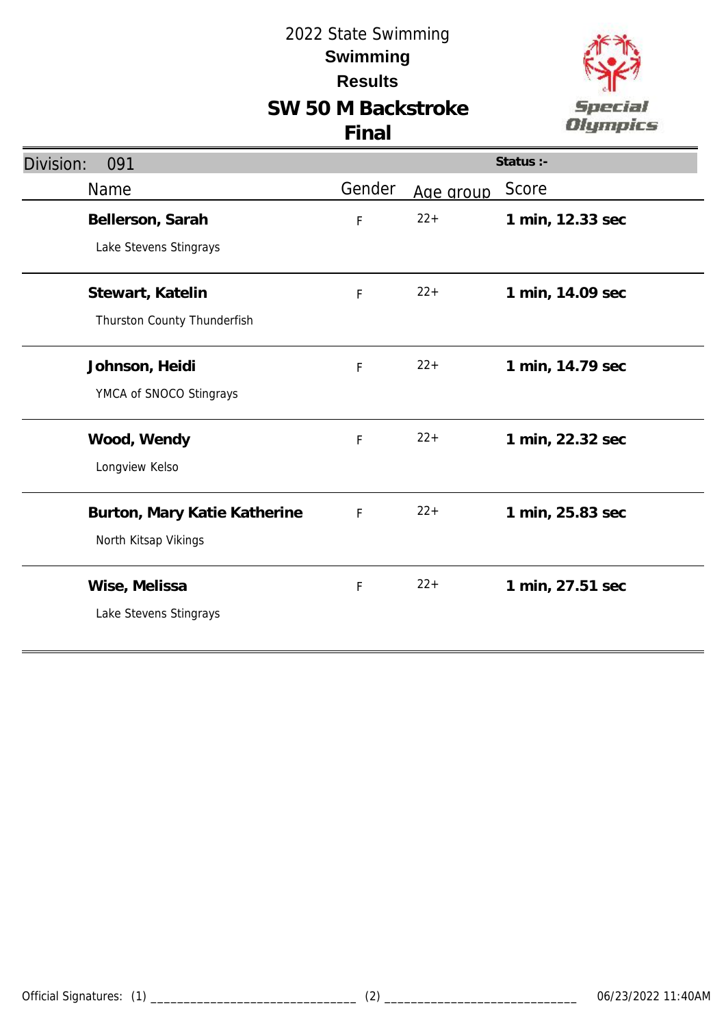# 2022 State Swimming

## Swimming

## Results

## SW 50 M Backstroke

## Final

Division: 091 | Status :-

| Name | Gender | Age group | Score |
|---|---|---|---|
| **Bellerson, Sarah**<br>Lake Stevens Stingrays | F | 22+ | **1 min, 12.33 sec** |
| **Stewart, Katelin**<br>Thurston County Thunderfish | F | 22+ | **1 min, 14.09 sec** |
| **Johnson, Heidi**<br>YMCA of SNOCO Stingrays | F | 22+ | **1 min, 14.79 sec** |
| **Wood, Wendy**<br>Longview Kelso | F | 22+ | **1 min, 22.32 sec** |
| **Burton, Mary Katie Katherine**<br>North Kitsap Vikings | F | 22+ | **1 min, 25.83 sec** |
| **Wise, Melissa**<br>Lake Stevens Stingrays | F | 22+ | **1 min, 27.51 sec** |

Official Signatures: (1) ______________________________ (2) ______________________________ 06/23/2022 11:40AM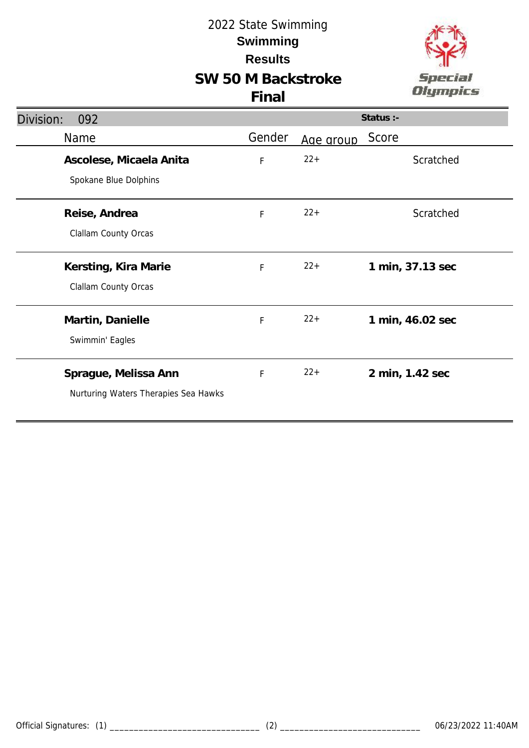# 2022 State Swimming

## Swimming

## Results

## SW 50 M Backstroke

## Final

Division: 092 | Status :-

| Name | Gender | Age group | Score |
|---|---|---|---|
| **Ascolese, Micaela Anita**<br>Spokane Blue Dolphins | F | 22+ | Scratched |
| **Reise, Andrea**<br>Clallam County Orcas | F | 22+ | Scratched |
| **Kersting, Kira Marie**<br>Clallam County Orcas | F | 22+ | **1 min, 37.13 sec** |
| **Martin, Danielle**<br>Swimmin' Eagles | F | 22+ | **1 min, 46.02 sec** |
| **Sprague, Melissa Ann**<br>Nurturing Waters Therapies Sea Hawks | F | 22+ | **2 min, 1.42 sec** |

Official Signatures: (1) ______________________________ (2) ______________________________ 06/23/2022 11:40AM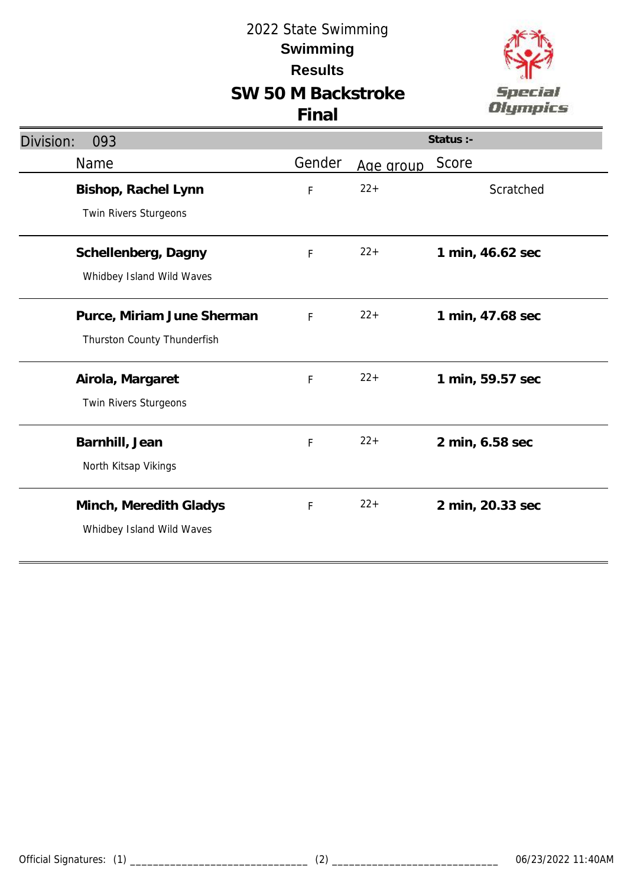# 2022 State Swimming

## Swimming

## Results

## SW 50 M Backstroke

## Final

Division: 093

Status :-

| Name | Gender | Age group | Score |
|---|---|---|---|
| **Bishop, Rachel Lynn**<br>Twin Rivers Sturgeons | F | 22+ | Scratched |
| **Schellenberg, Dagny**<br>Whidbey Island Wild Waves | F | 22+ | **1 min, 46.62 sec** |
| **Purce, Miriam June Sherman**<br>Thurston County Thunderfish | F | 22+ | **1 min, 47.68 sec** |
| **Airola, Margaret**<br>Twin Rivers Sturgeons | F | 22+ | **1 min, 59.57 sec** |
| **Barnhill, Jean**<br>North Kitsap Vikings | F | 22+ | **2 min, 6.58 sec** |
| **Minch, Meredith Gladys**<br>Whidbey Island Wild Waves | F | 22+ | **2 min, 20.33 sec** |

Official Signatures: (1) ______________________________ (2) ______________________________ 06/23/2022 11:40AM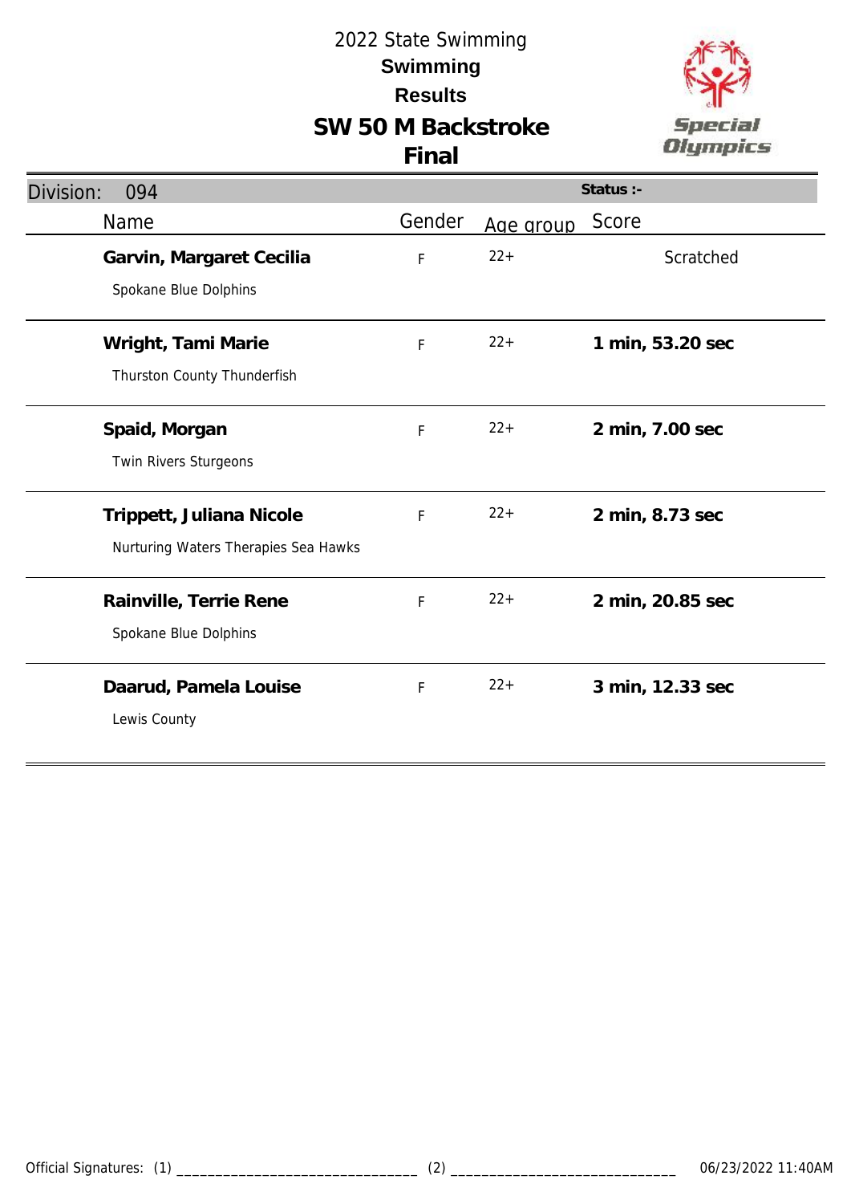2022 State Swimming

**Swimming**

**Results**

# SW 50 M Backstroke
## Final

Division: 094 | **Status :-**

| Name | Gender | Age group | Score |
|---|---|---|---|
| **Garvin, Margaret Cecilia**<br>Spokane Blue Dolphins | F | 22+ | Scratched |
| **Wright, Tami Marie**<br>Thurston County Thunderfish | F | 22+ | **1 min, 53.20 sec** |
| **Spaid, Morgan**<br>Twin Rivers Sturgeons | F | 22+ | **2 min, 7.00 sec** |
| **Trippett, Juliana Nicole**<br>Nurturing Waters Therapies Sea Hawks | F | 22+ | **2 min, 8.73 sec** |
| **Rainville, Terrie Rene**<br>Spokane Blue Dolphins | F | 22+ | **2 min, 20.85 sec** |
| **Daarud, Pamela Louise**<br>Lewis County | F | 22+ | **3 min, 12.33 sec** |

Official Signatures: (1) _______________________________ (2) _____________________________ 06/23/2022 11:40AM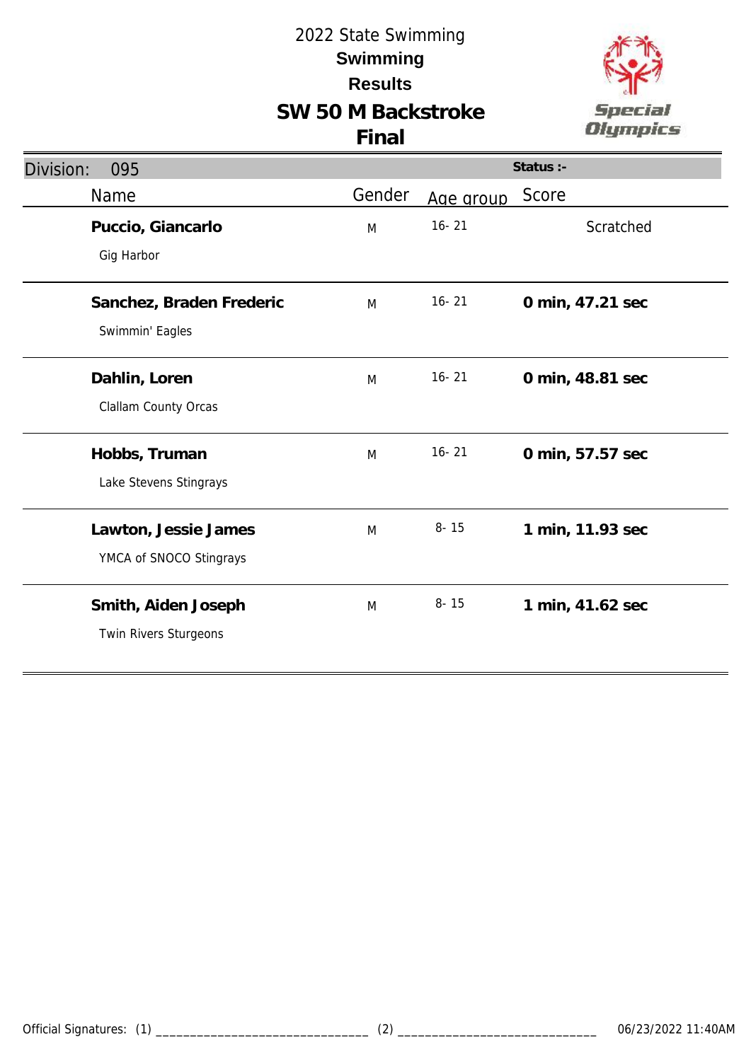# 2022 State Swimming

## Swimming

## Results

## SW 50 M Backstroke

## Final

Division: 095 | Status :-

| Name | Gender | Age group | Score |
|---|---|---|---|
| **Puccio, Giancarlo**<br>Gig Harbor | M | 16- 21 | Scratched |
| **Sanchez, Braden Frederic**<br>Swimmin' Eagles | M | 16- 21 | **0 min, 47.21 sec** |
| **Dahlin, Loren**<br>Clallam County Orcas | M | 16- 21 | **0 min, 48.81 sec** |
| **Hobbs, Truman**<br>Lake Stevens Stingrays | M | 16- 21 | **0 min, 57.57 sec** |
| **Lawton, Jessie James**<br>YMCA of SNOCO Stingrays | M | 8- 15 | **1 min, 11.93 sec** |
| **Smith, Aiden Joseph**<br>Twin Rivers Sturgeons | M | 8- 15 | **1 min, 41.62 sec** |

Official Signatures: (1) _______________________________ (2) _____________________________ 06/23/2022 11:40AM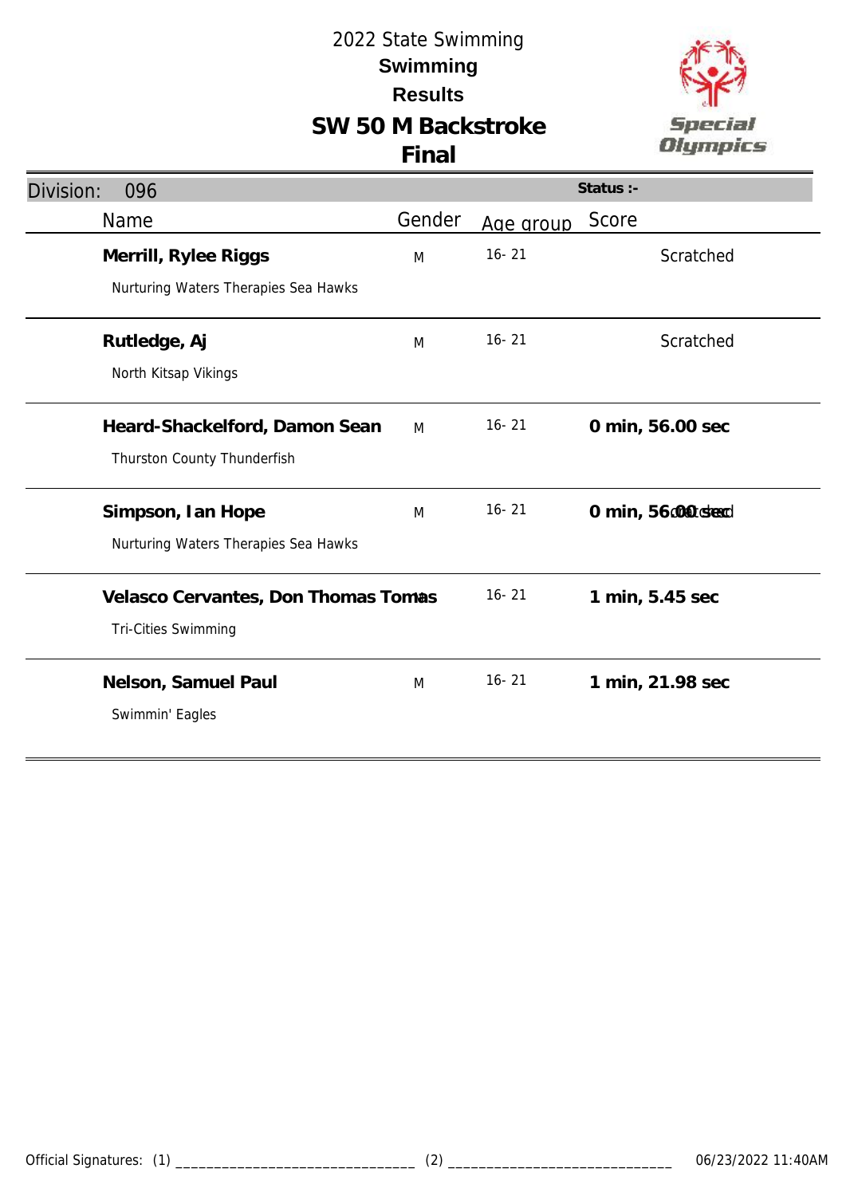# 2022 State Swimming

## Swimming

## Results

## SW 50 M Backstroke

## Final

**Division:** 096 | **Status :-**

| Name | Gender | Age group | Score |
|---|---|---|---|
| **Merrill, Rylee Riggs**<br>Nurturing Waters Therapies Sea Hawks | M | 16- 21 | Scratched |
| **Rutledge, Aj**<br>North Kitsap Vikings | M | 16- 21 | Scratched |
| **Heard-Shackelford, Damon Sean**<br>Thurston County Thunderfish | M | 16- 21 | **0 min, 56.00 sec** |
| **Simpson, Ian Hope**<br>Nurturing Waters Therapies Sea Hawks | M | 16- 21 | **0 min, 56.00 sec** Scratched |
| **Velasco Cervantes, Don Thomas Tomas**<br>Tri-Cities Swimming | M | 16- 21 | **1 min, 5.45 sec** |
| **Nelson, Samuel Paul**<br>Swimmin' Eagles | M | 16- 21 | **1 min, 21.98 sec** |

Official Signatures: (1) _______________________________ (2) _____________________________ 06/23/2022 11:40AM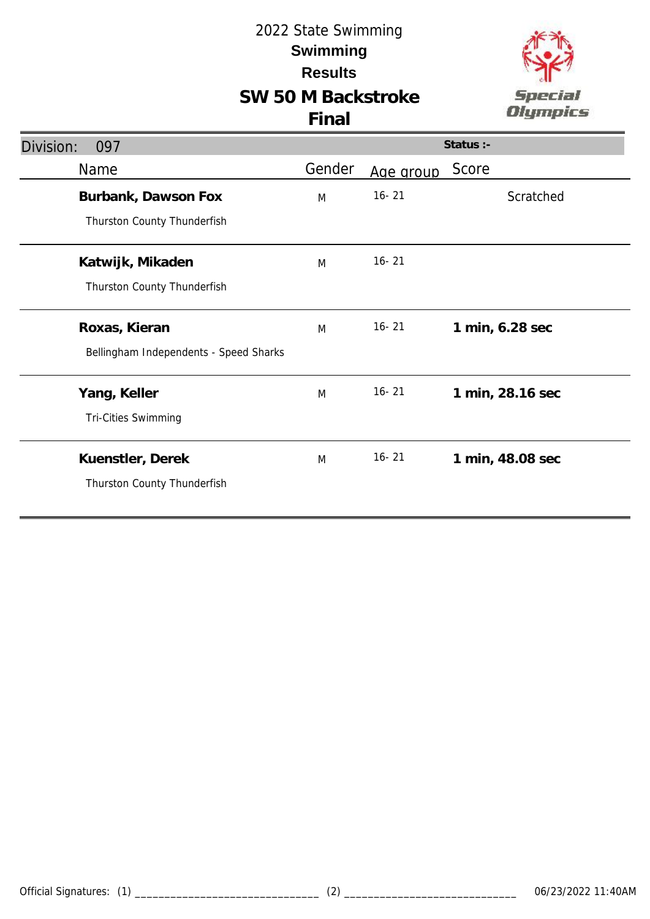2022 State Swimming

**Swimming**

**Results**

# SW 50 M Backstroke

## Final

| Division: 097 | | | Status :- |
|---|---|---|---|
| Name | Gender | Age group | Score |
| **Burbank, Dawson Fox**<br>Thurston County Thunderfish | M | 16- 21 | Scratched |
| **Katwijk, Mikaden**<br>Thurston County Thunderfish | M | 16- 21 | |
| **Roxas, Kieran**<br>Bellingham Independents - Speed Sharks | M | 16- 21 | **1 min, 6.28 sec** |
| **Yang, Keller**<br>Tri-Cities Swimming | M | 16- 21 | **1 min, 28.16 sec** |
| **Kuenstler, Derek**<br>Thurston County Thunderfish | M | 16- 21 | **1 min, 48.08 sec** |

Official Signatures: (1) ______________________________ (2) ______________________________ 06/23/2022 11:40AM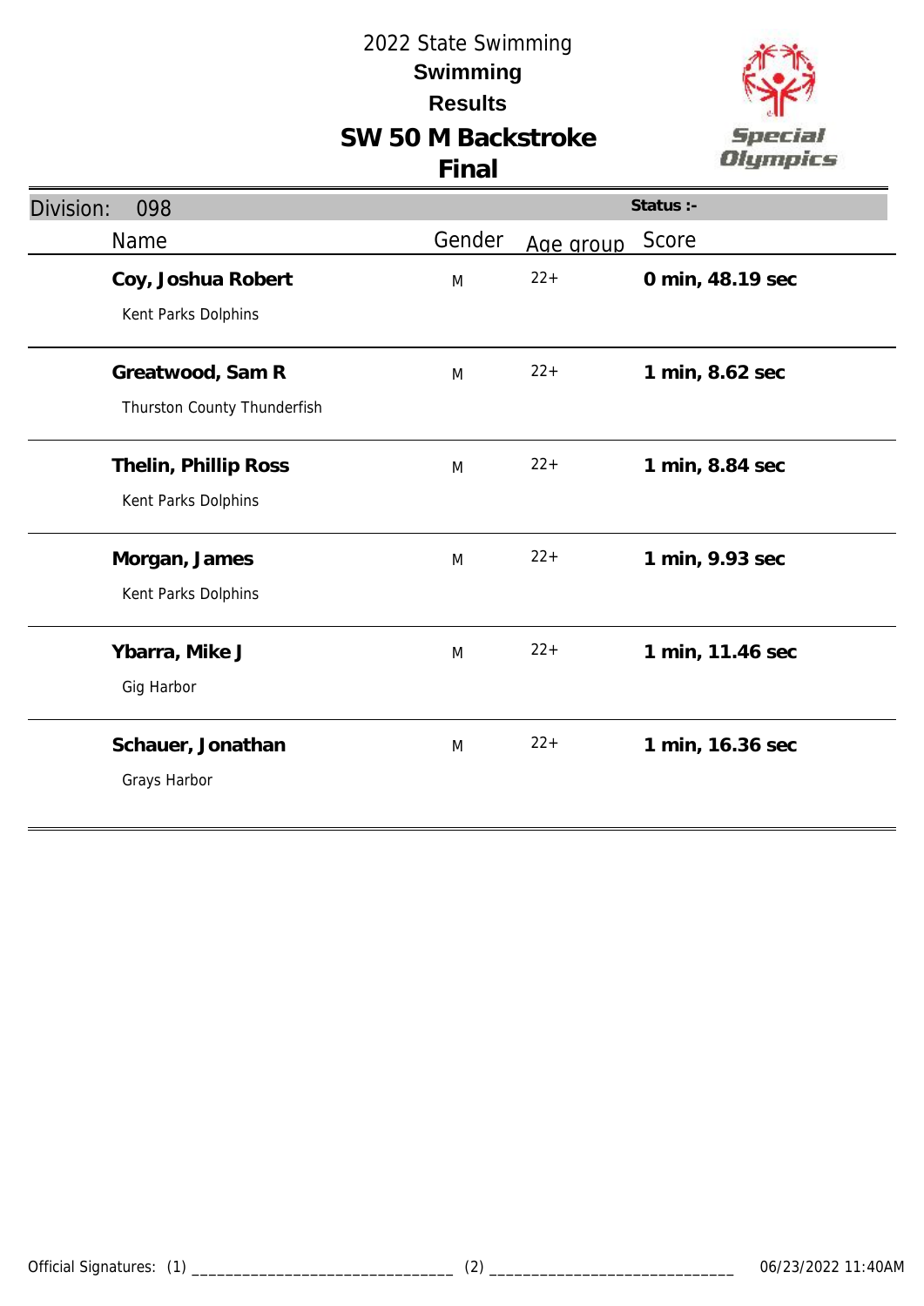# 2022 State Swimming

**Swimming**

**Results**

## SW 50 M Backstroke

**Final**

Division: 098 | Status :-

| Name | Gender | Age group | Score |
|---|---|---|---|
| **Coy, Joshua Robert**<br>Kent Parks Dolphins | M | 22+ | **0 min, 48.19 sec** |
| **Greatwood, Sam R**<br>Thurston County Thunderfish | M | 22+ | **1 min, 8.62 sec** |
| **Thelin, Phillip Ross**<br>Kent Parks Dolphins | M | 22+ | **1 min, 8.84 sec** |
| **Morgan, James**<br>Kent Parks Dolphins | M | 22+ | **1 min, 9.93 sec** |
| **Ybarra, Mike J**<br>Gig Harbor | M | 22+ | **1 min, 11.46 sec** |
| **Schauer, Jonathan**<br>Grays Harbor | M | 22+ | **1 min, 16.36 sec** |

Official Signatures: (1) ______________________________ (2) ______________________________ 06/23/2022 11:40AM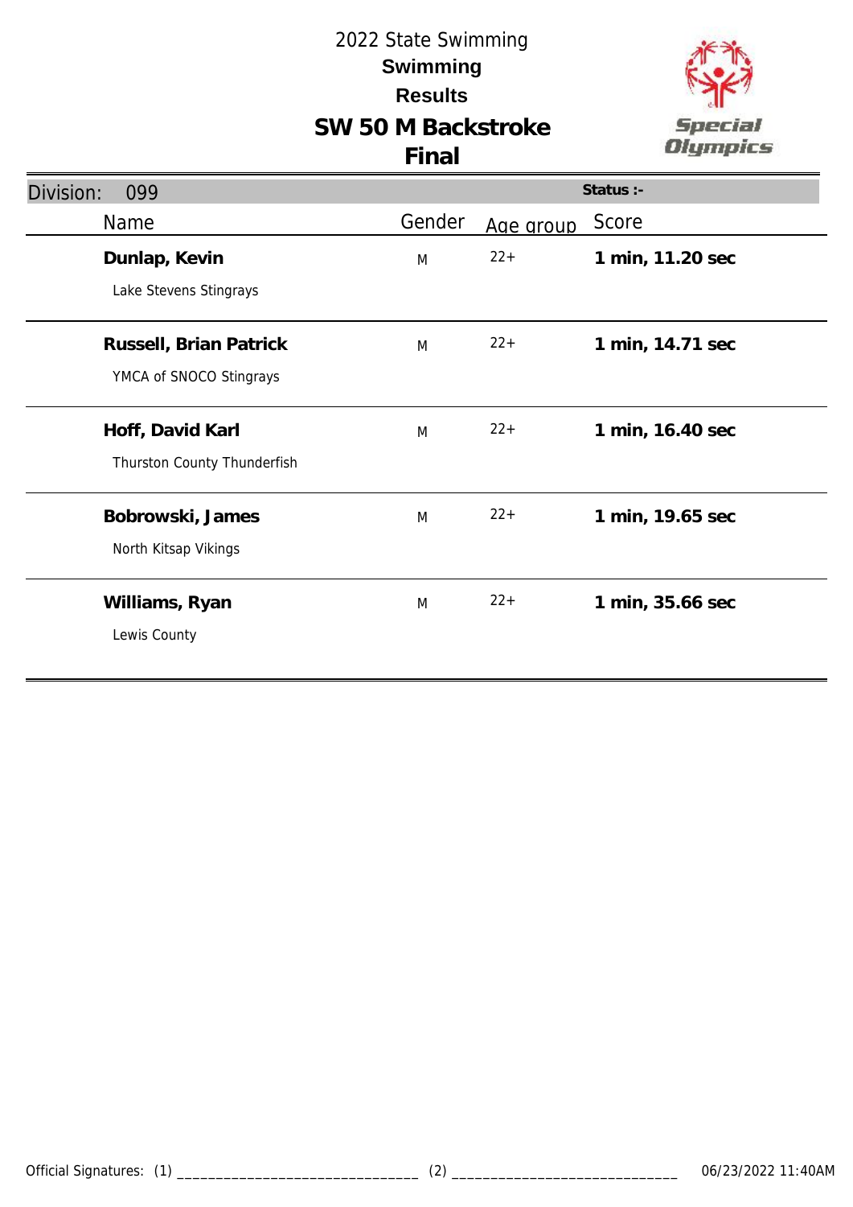# 2022 State Swimming

## Swimming

## Results

## SW 50 M Backstroke

## Final

**Division:** 099 **Status :-**

| Name | Gender | Age group | Score |
|---|---|---|---|
| **Dunlap, Kevin**<br>Lake Stevens Stingrays | M | 22+ | **1 min, 11.20 sec** |
| **Russell, Brian Patrick**<br>YMCA of SNOCO Stingrays | M | 22+ | **1 min, 14.71 sec** |
| **Hoff, David Karl**<br>Thurston County Thunderfish | M | 22+ | **1 min, 16.40 sec** |
| **Bobrowski, James**<br>North Kitsap Vikings | M | 22+ | **1 min, 19.65 sec** |
| **Williams, Ryan**<br>Lewis County | M | 22+ | **1 min, 35.66 sec** |

Official Signatures: (1) _______________________________ (2) _____________________________ 06/23/2022 11:40AM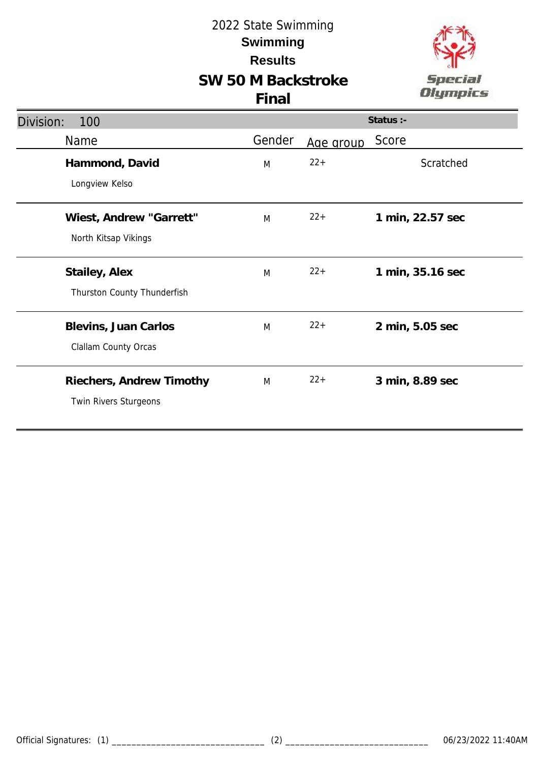2022 State Swimming

**Swimming**

**Results**

# SW 50 M Backstroke

# Final

Division: 100 | Status :-

| Name | Gender | Age group | Score |
|---|---|---|---|
| **Hammond, David**<br>Longview Kelso | M | 22+ | Scratched |
| **Wiest, Andrew "Garrett"**<br>North Kitsap Vikings | M | 22+ | **1 min, 22.57 sec** |
| **Stailey, Alex**<br>Thurston County Thunderfish | M | 22+ | **1 min, 35.16 sec** |
| **Blevins, Juan Carlos**<br>Clallam County Orcas | M | 22+ | **2 min, 5.05 sec** |
| **Riechers, Andrew Timothy**<br>Twin Rivers Sturgeons | M | 22+ | **3 min, 8.89 sec** |

Official Signatures: (1) _______________________________ (2) _____________________________ 06/23/2022 11:40AM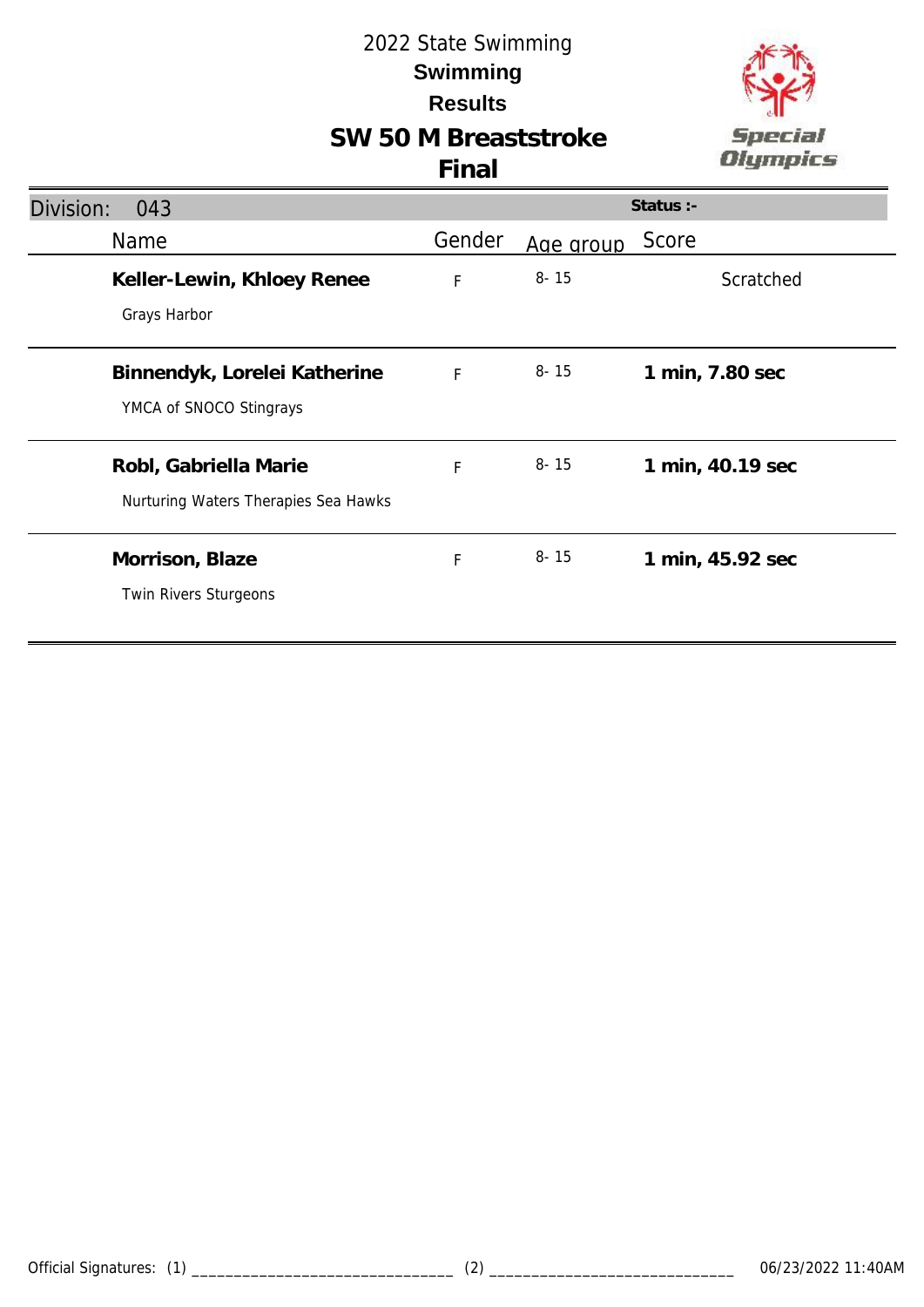2022 State Swimming

**Swimming**

**Results**

# SW 50 M Breaststroke

## Final

| Division: 043 | | | Status :- |
|---|---|---|---|
| Name | Gender | Age group | Score |
| **Keller-Lewin, Khloey Renee**<br>Grays Harbor | F | 8- 15 | Scratched |
| **Binnendyk, Lorelei Katherine**<br>YMCA of SNOCO Stingrays | F | 8- 15 | **1 min, 7.80 sec** |
| **Robl, Gabriella Marie**<br>Nurturing Waters Therapies Sea Hawks | F | 8- 15 | **1 min, 40.19 sec** |
| **Morrison, Blaze**<br>Twin Rivers Sturgeons | F | 8- 15 | **1 min, 45.92 sec** |

Official Signatures: (1) _______________________________ (2) _____________________________ 06/23/2022 11:40AM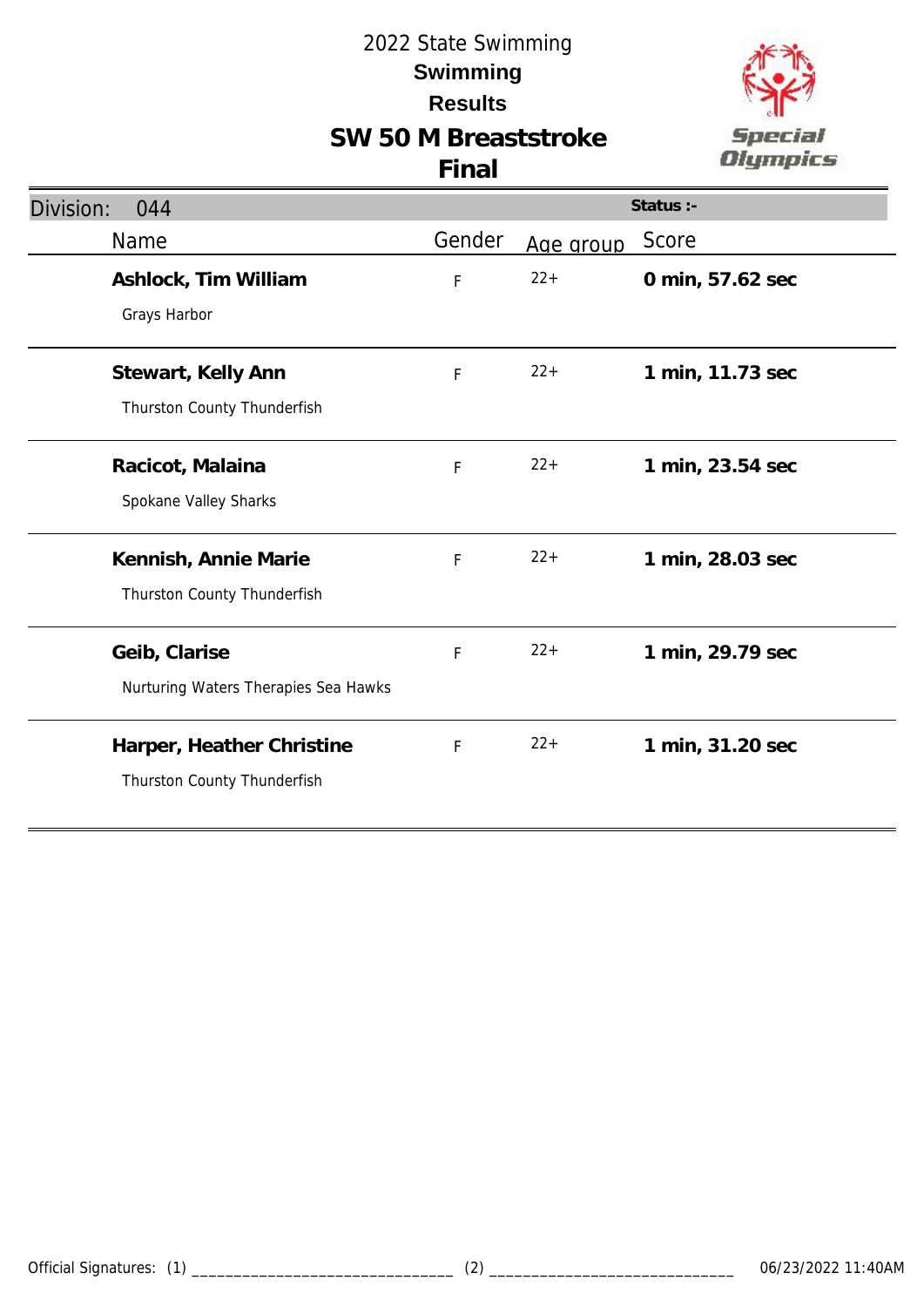# 2022 State Swimming

## Swimming

## Results

## SW 50 M Breaststroke

## Final

**Division: 044**

**Status :-**

| Name | Gender | Age group | Score |
|---|---|---|---|
| **Ashlock, Tim William**<br>Grays Harbor | F | 22+ | **0 min, 57.62 sec** |
| **Stewart, Kelly Ann**<br>Thurston County Thunderfish | F | 22+ | **1 min, 11.73 sec** |
| **Racicot, Malaina**<br>Spokane Valley Sharks | F | 22+ | **1 min, 23.54 sec** |
| **Kennish, Annie Marie**<br>Thurston County Thunderfish | F | 22+ | **1 min, 28.03 sec** |
| **Geib, Clarise**<br>Nurturing Waters Therapies Sea Hawks | F | 22+ | **1 min, 29.79 sec** |
| **Harper, Heather Christine**<br>Thurston County Thunderfish | F | 22+ | **1 min, 31.20 sec** |

Official Signatures: (1) _______________________________ (2) _____________________________ 06/23/2022 11:40AM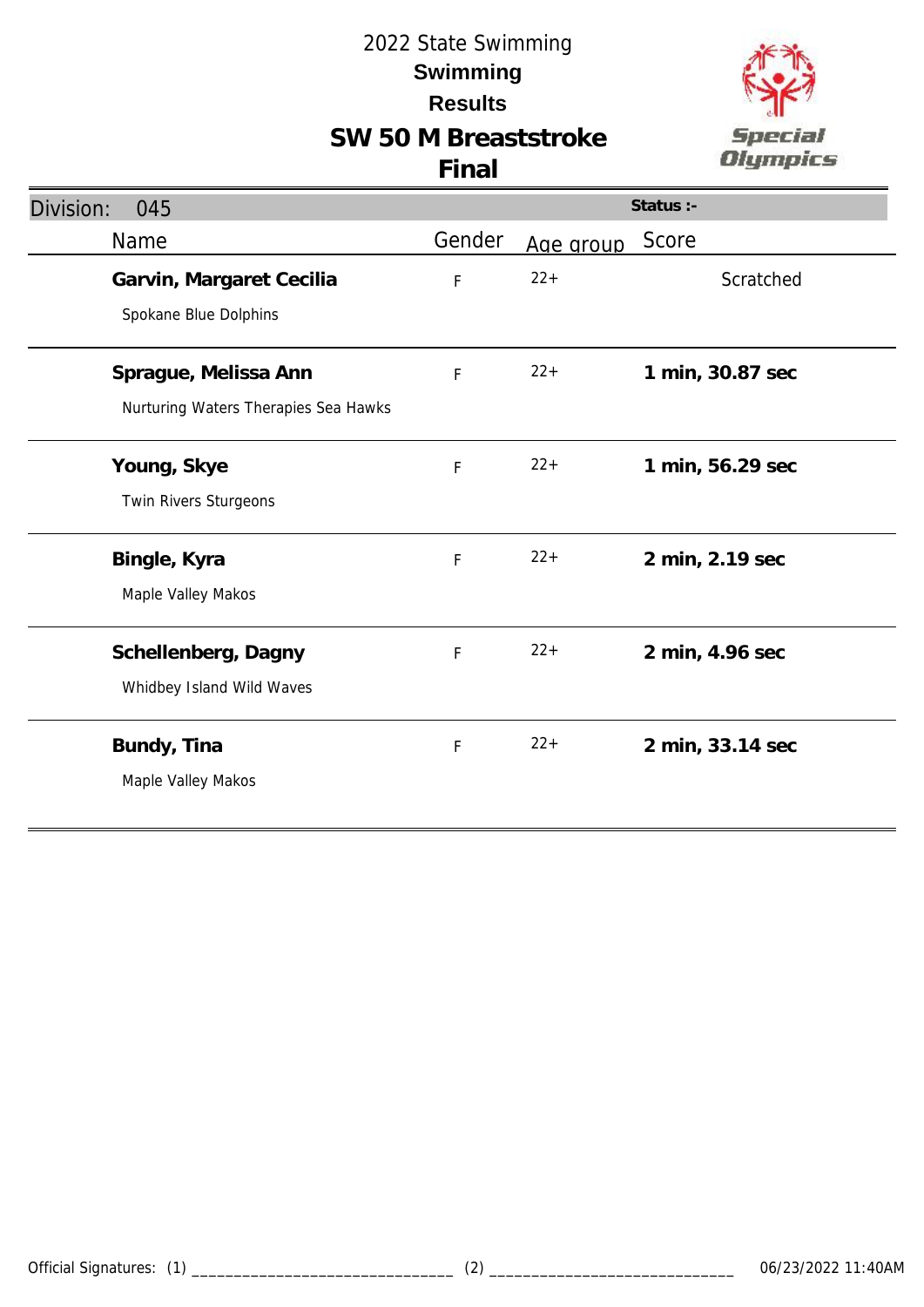2022 State Swimming

**Swimming**

**Results**

# SW 50 M Breaststroke

## Final

Division: 045 | Status :-

| Name | Gender | Age group | Score |
|---|---|---|---|
| **Garvin, Margaret Cecilia**<br>Spokane Blue Dolphins | F | 22+ | Scratched |
| **Sprague, Melissa Ann**<br>Nurturing Waters Therapies Sea Hawks | F | 22+ | **1 min, 30.87 sec** |
| **Young, Skye**<br>Twin Rivers Sturgeons | F | 22+ | **1 min, 56.29 sec** |
| **Bingle, Kyra**<br>Maple Valley Makos | F | 22+ | **2 min, 2.19 sec** |
| **Schellenberg, Dagny**<br>Whidbey Island Wild Waves | F | 22+ | **2 min, 4.96 sec** |
| **Bundy, Tina**<br>Maple Valley Makos | F | 22+ | **2 min, 33.14 sec** |

Official Signatures: (1) ______________________________ (2) ____________________________ 06/23/2022 11:40AM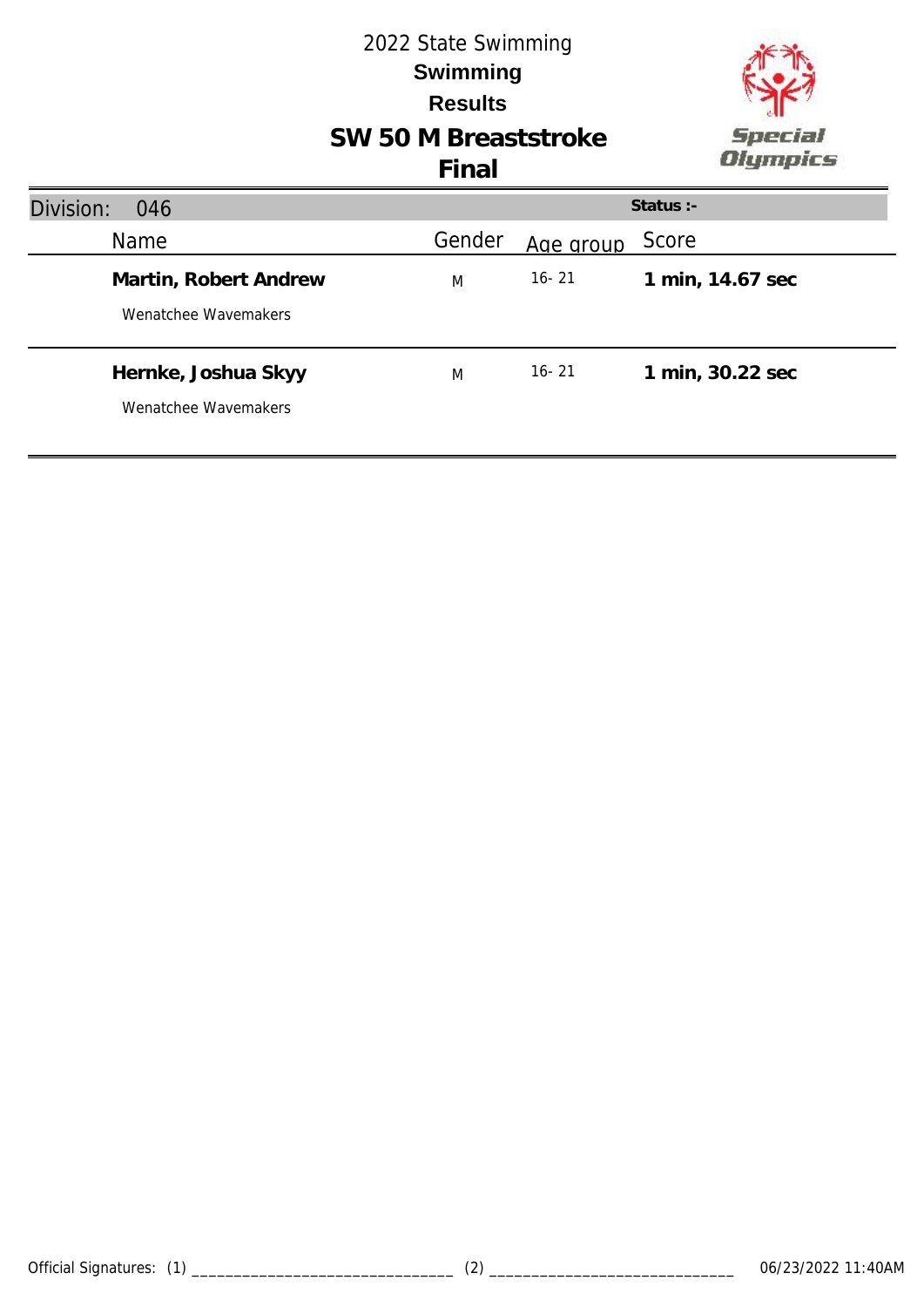# 2022 State Swimming

## Swimming

## Results

## SW 50 M Breaststroke

## Final

**Division:** 046 | **Status :-**

| Name | Gender | Age group | Score |
|---|---|---|---|
| **Martin, Robert Andrew**<br>Wenatchee Wavemakers | M | 16- 21 | **1 min, 14.67 sec** |
| **Hernke, Joshua Skyy**<br>Wenatchee Wavemakers | M | 16- 21 | **1 min, 30.22 sec** |

Official Signatures: (1) ______________________________ (2) ______________________________ 06/23/2022 11:40AM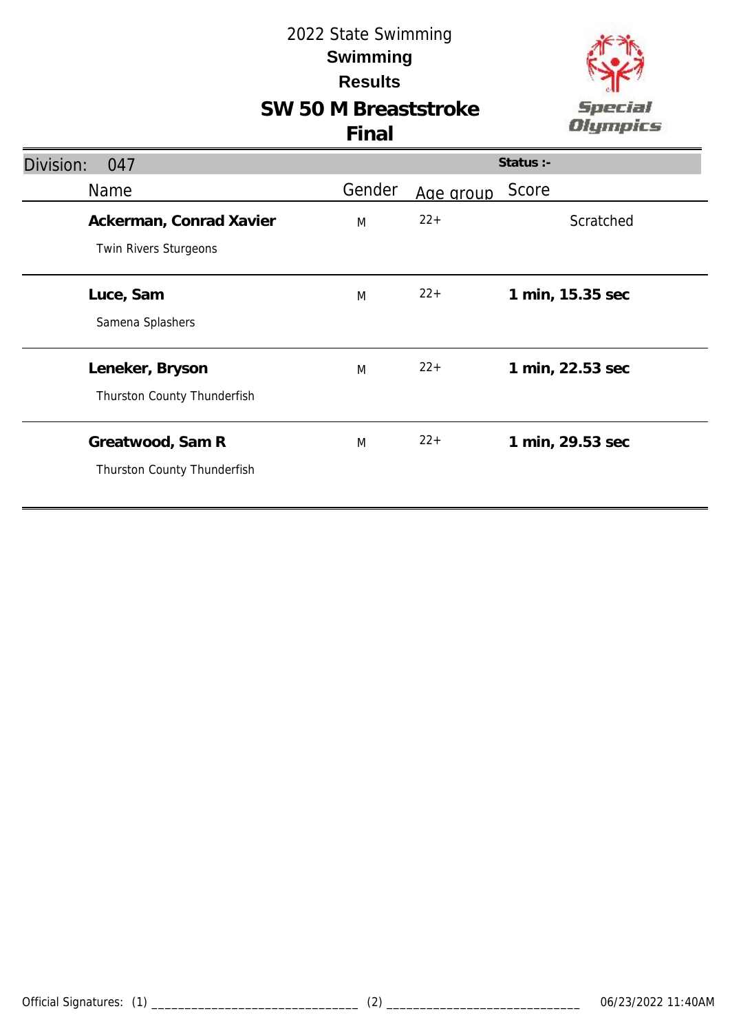# 2022 State Swimming

## Swimming

## Results

## SW 50 M Breaststroke

## Final

Division: 047

Status :-

| Name | Gender | Age group | Score |
|---|---|---|---|
| **Ackerman, Conrad Xavier**<br>Twin Rivers Sturgeons | M | 22+ | Scratched |
| **Luce, Sam**<br>Samena Splashers | M | 22+ | **1 min, 15.35 sec** |
| **Leneker, Bryson**<br>Thurston County Thunderfish | M | 22+ | **1 min, 22.53 sec** |
| **Greatwood, Sam R**<br>Thurston County Thunderfish | M | 22+ | **1 min, 29.53 sec** |

Official Signatures: (1) ______________________________ (2) ______________________________ 06/23/2022 11:40AM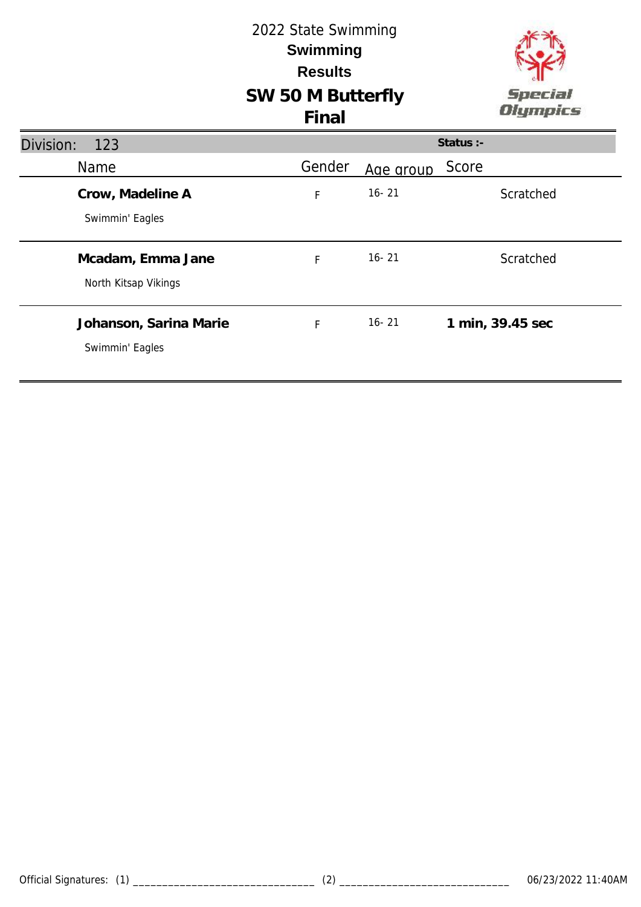# 2022 State Swimming

## Swimming

## Results

## SW 50 M Butterfly

## Final

**Division:** 123 **Status :-**

| Name | Gender | Age group | Score |
|---|---|---|---|
| **Crow, Madeline A**<br>Swimmin' Eagles | F | 16- 21 | Scratched |
| **Mcadam, Emma Jane**<br>North Kitsap Vikings | F | 16- 21 | Scratched |
| **Johanson, Sarina Marie**<br>Swimmin' Eagles | F | 16- 21 | **1 min, 39.45 sec** |

Official Signatures: (1) _______________________________ (2) _____________________________ 06/23/2022 11:40AM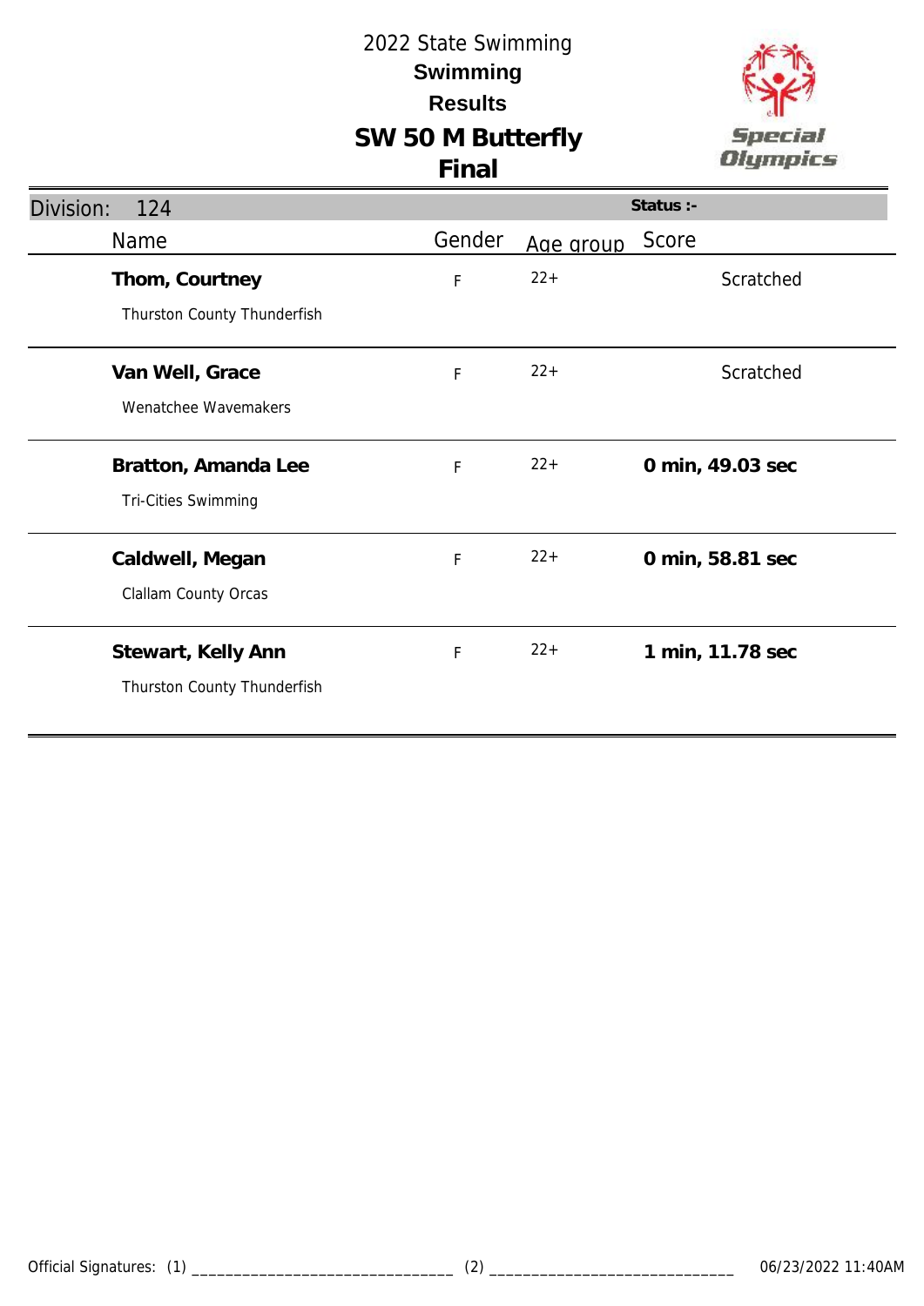2022 State Swimming

**Swimming**

**Results**

# SW 50 M Butterfly

## Final

Division: 124

Status :-

| Name | Gender | Age group | Score |
|---|---|---|---|
| **Thom, Courtney**<br>Thurston County Thunderfish | F | 22+ | Scratched |
| **Van Well, Grace**<br>Wenatchee Wavemakers | F | 22+ | Scratched |
| **Bratton, Amanda Lee**<br>Tri-Cities Swimming | F | 22+ | **0 min, 49.03 sec** |
| **Caldwell, Megan**<br>Clallam County Orcas | F | 22+ | **0 min, 58.81 sec** |
| **Stewart, Kelly Ann**<br>Thurston County Thunderfish | F | 22+ | **1 min, 11.78 sec** |

Official Signatures: (1) ______________________________ (2) ______________________________ 06/23/2022 11:40AM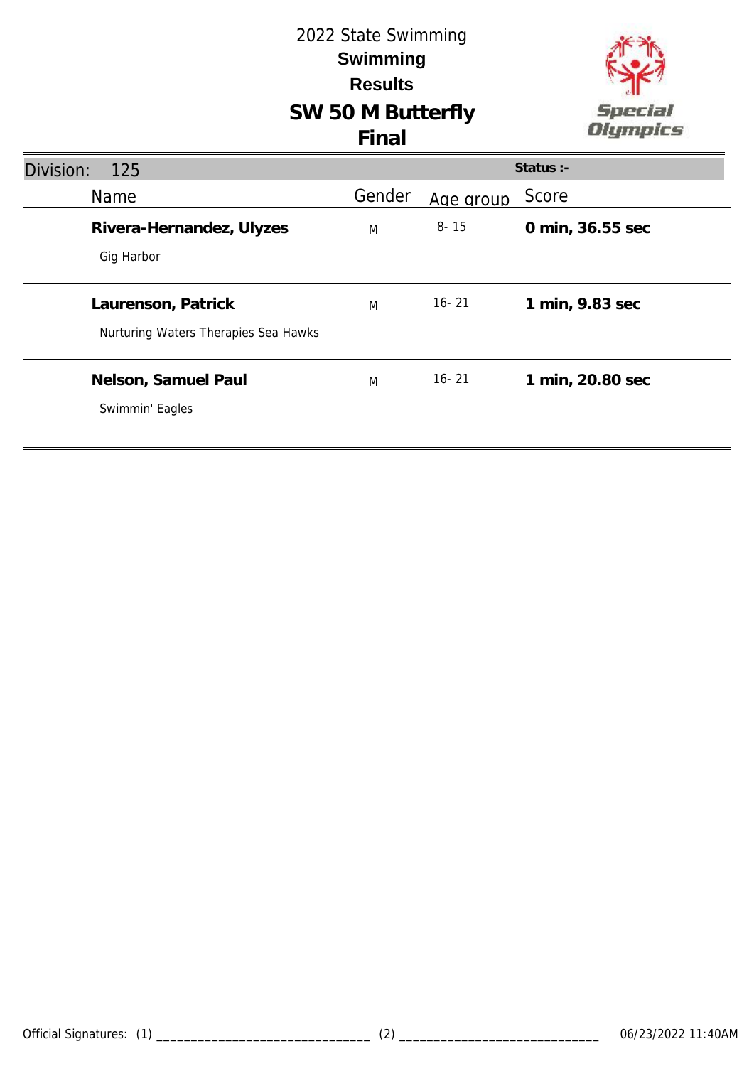# 2022 State Swimming

## Swimming

## Results

## SW 50 M Butterfly

## Final

Division: 125 | Status :-

| Name | Gender | Age group | Score |
|---|---|---|---|
| **Rivera-Hernandez, Ulyzes**<br>Gig Harbor | M | 8- 15 | **0 min, 36.55 sec** |
| **Laurenson, Patrick**<br>Nurturing Waters Therapies Sea Hawks | M | 16- 21 | **1 min, 9.83 sec** |
| **Nelson, Samuel Paul**<br>Swimmin' Eagles | M | 16- 21 | **1 min, 20.80 sec** |

Official Signatures: (1) ______________________________ (2) ____________________________ 06/23/2022 11:40AM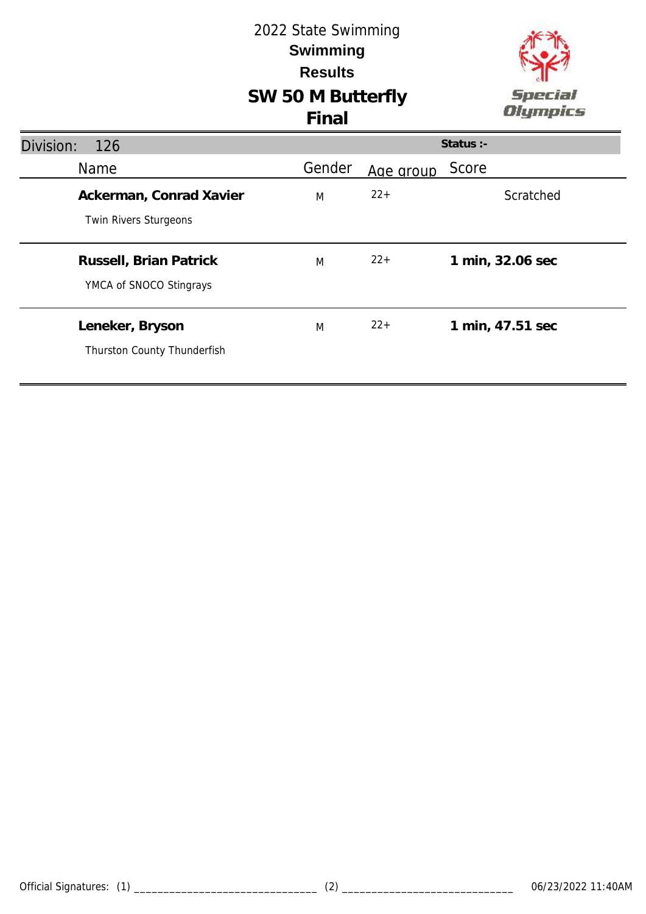2022 State Swimming

**Swimming**

**Results**

# SW 50 M Butterfly

## Final

Division: 126

Status :-

| Name | Gender | Age group | Score |
|---|---|---|---|
| **Ackerman, Conrad Xavier**<br>Twin Rivers Sturgeons | M | 22+ | Scratched |
| **Russell, Brian Patrick**<br>YMCA of SNOCO Stingrays | M | 22+ | **1 min, 32.06 sec** |
| **Leneker, Bryson**<br>Thurston County Thunderfish | M | 22+ | **1 min, 47.51 sec** |

Official Signatures: (1) _______________________________ (2) _____________________________ 06/23/2022 11:40AM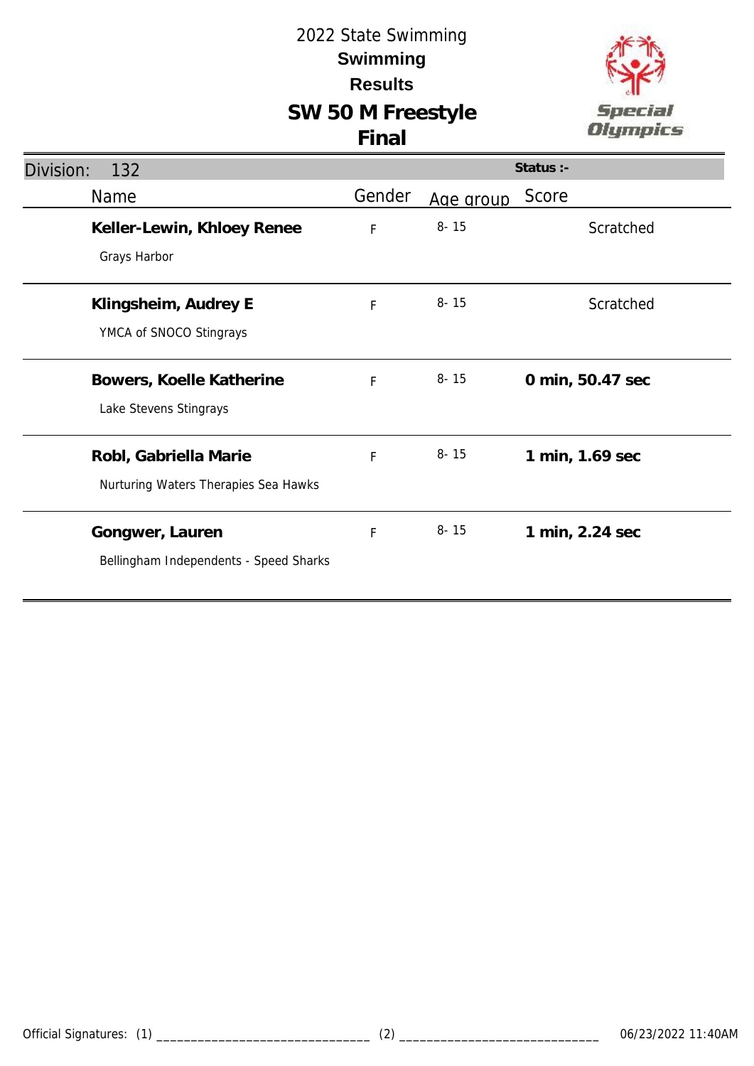# 2022 State Swimming

**Swimming**

**Results**

## SW 50 M Freestyle

**Final**

Division: 132 | Status :-

| Name | Gender | Age group | Score |
|---|---|---|---|
| **Keller-Lewin, Khloey Renee**<br>Grays Harbor | F | 8- 15 | Scratched |
| **Klingsheim, Audrey E**<br>YMCA of SNOCO Stingrays | F | 8- 15 | Scratched |
| **Bowers, Koelle Katherine**<br>Lake Stevens Stingrays | F | 8- 15 | **0 min, 50.47 sec** |
| **Robl, Gabriella Marie**<br>Nurturing Waters Therapies Sea Hawks | F | 8- 15 | **1 min, 1.69 sec** |
| **Gongwer, Lauren**<br>Bellingham Independents - Speed Sharks | F | 8- 15 | **1 min, 2.24 sec** |

Official Signatures: (1) ______________________________ (2) ______________________________ 06/23/2022 11:40AM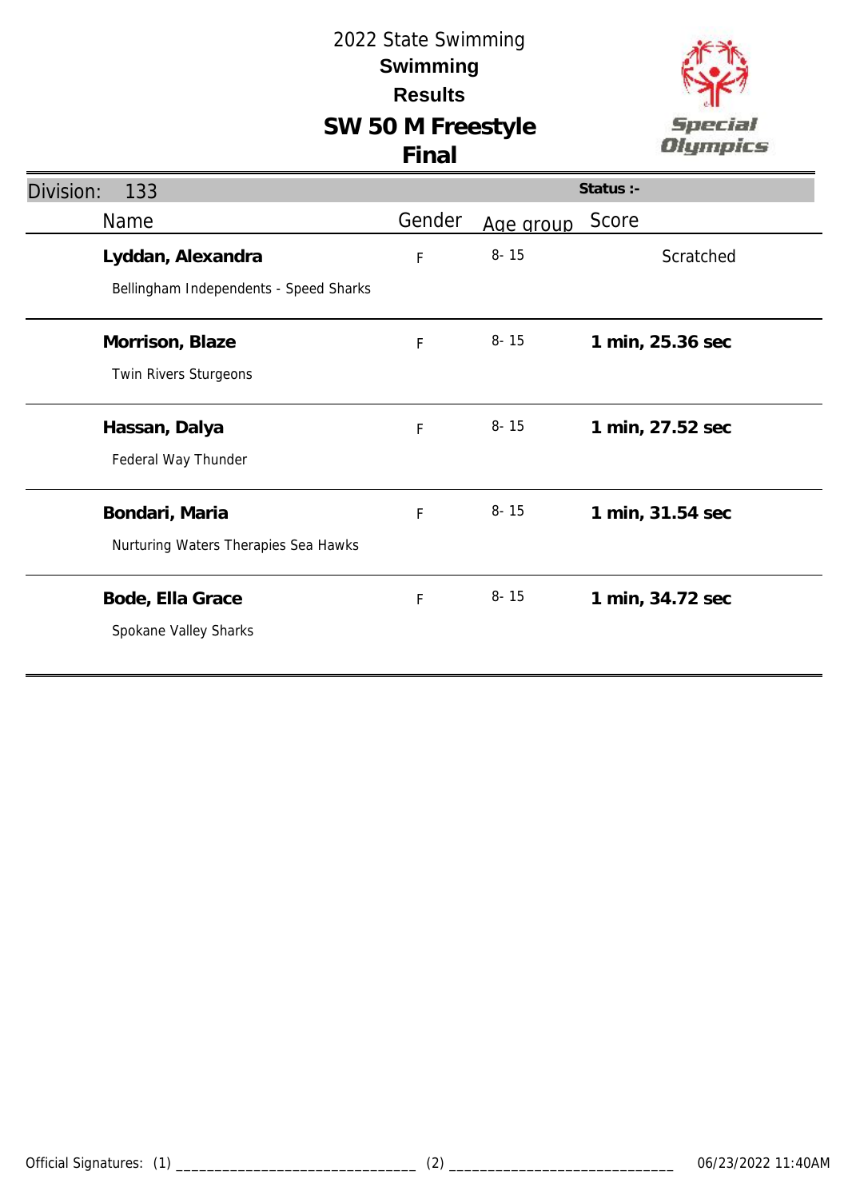# 2022 State Swimming

## Swimming

## Results

## SW 50 M Freestyle

## Final

Division: 133

Status :-

| Name | Gender | Age group | Score |
|---|---|---|---|
| **Lyddan, Alexandra**<br>Bellingham Independents - Speed Sharks | F | 8- 15 | Scratched |
| **Morrison, Blaze**<br>Twin Rivers Sturgeons | F | 8- 15 | **1 min, 25.36 sec** |
| **Hassan, Dalya**<br>Federal Way Thunder | F | 8- 15 | **1 min, 27.52 sec** |
| **Bondari, Maria**<br>Nurturing Waters Therapies Sea Hawks | F | 8- 15 | **1 min, 31.54 sec** |
| **Bode, Ella Grace**<br>Spokane Valley Sharks | F | 8- 15 | **1 min, 34.72 sec** |

Official Signatures: (1) ______________________________ (2) ______________________________ 06/23/2022 11:40AM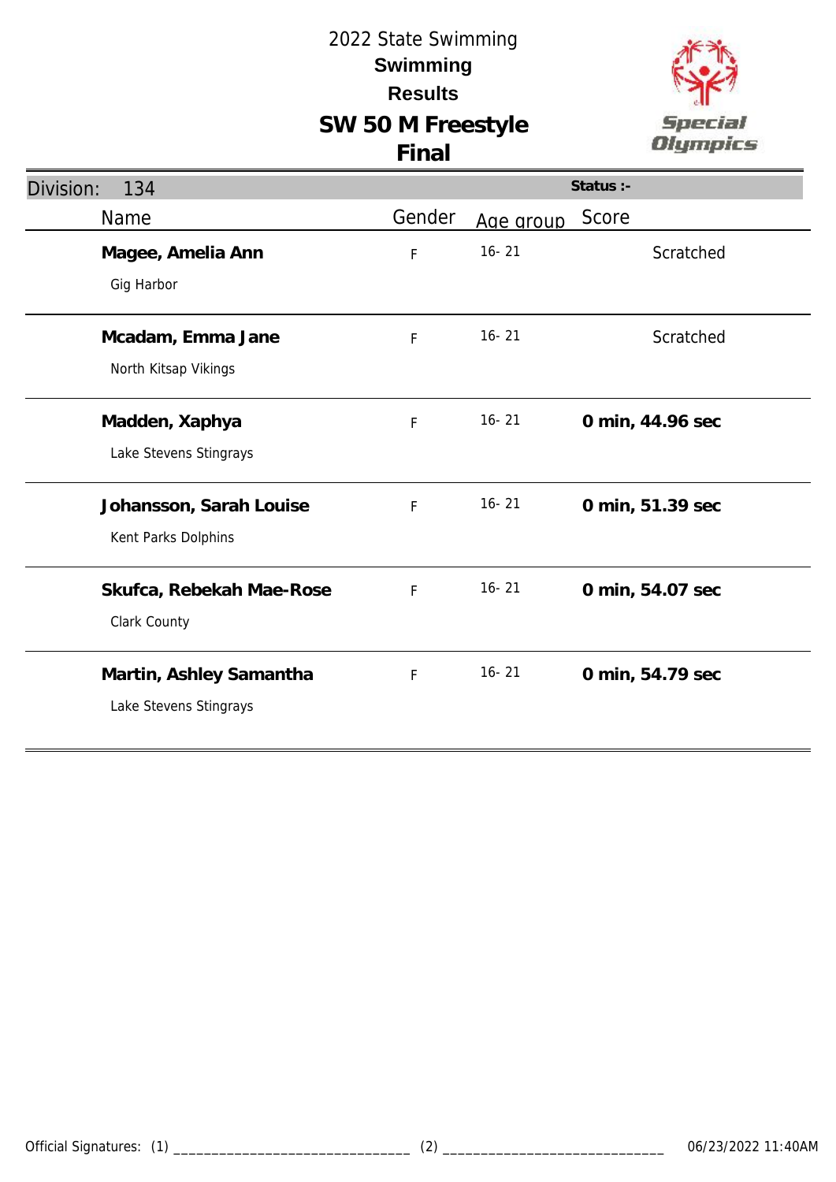2022 State Swimming

**Swimming**

**Results**

# SW 50 M Freestyle

## Final

Division: 134 | Status :-

| Name | Gender | Age group | Score |
|---|---|---|---|
| **Magee, Amelia Ann**<br>Gig Harbor | F | 16- 21 | Scratched |
| **Mcadam, Emma Jane**<br>North Kitsap Vikings | F | 16- 21 | Scratched |
| **Madden, Xaphya**<br>Lake Stevens Stingrays | F | 16- 21 | **0 min, 44.96 sec** |
| **Johansson, Sarah Louise**<br>Kent Parks Dolphins | F | 16- 21 | **0 min, 51.39 sec** |
| **Skufca, Rebekah Mae-Rose**<br>Clark County | F | 16- 21 | **0 min, 54.07 sec** |
| **Martin, Ashley Samantha**<br>Lake Stevens Stingrays | F | 16- 21 | **0 min, 54.79 sec** |

Official Signatures: (1) ______________________________ (2) ______________________________ 06/23/2022 11:40AM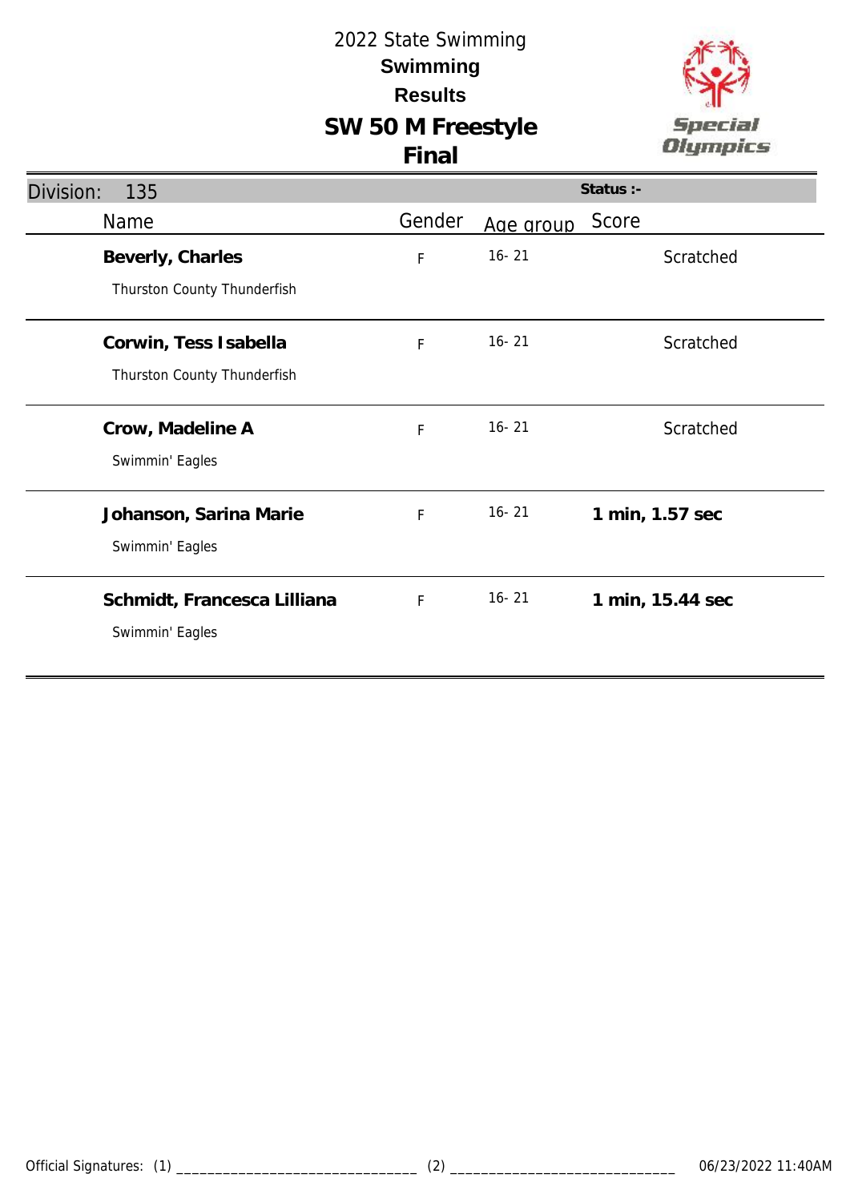# 2022 State Swimming

## Swimming

## Results

## SW 50 M Freestyle

## Final

Division: 135 | Status :-

| Name | Gender | Age group | Score |
|---|---|---|---|
| **Beverly, Charles**<br>Thurston County Thunderfish | F | 16- 21 | Scratched |
| **Corwin, Tess Isabella**<br>Thurston County Thunderfish | F | 16- 21 | Scratched |
| **Crow, Madeline A**<br>Swimmin' Eagles | F | 16- 21 | Scratched |
| **Johanson, Sarina Marie**<br>Swimmin' Eagles | F | 16- 21 | **1 min, 1.57 sec** |
| **Schmidt, Francesca Lilliana**<br>Swimmin' Eagles | F | 16- 21 | **1 min, 15.44 sec** |

Official Signatures: (1) _______________________________ (2) _____________________________ 06/23/2022 11:40AM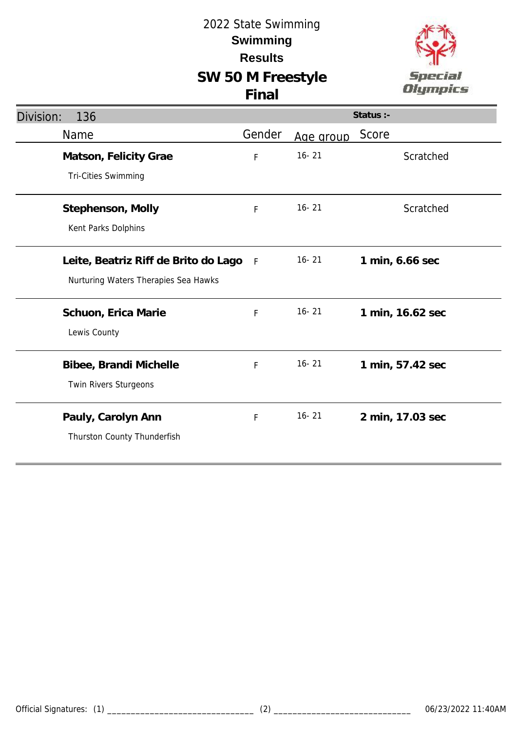# 2022 State Swimming

## Swimming

## Results

## SW 50 M Freestyle

## Final

**Division: 136** | **Status :-**

| Name | Gender | Age group | Score |
|---|---|---|---|
| **Matson, Felicity Grae**<br>Tri-Cities Swimming | F | 16- 21 | Scratched |
| **Stephenson, Molly**<br>Kent Parks Dolphins | F | 16- 21 | Scratched |
| **Leite, Beatriz Riff de Brito do Lago**<br>Nurturing Waters Therapies Sea Hawks | F | 16- 21 | **1 min, 6.66 sec** |
| **Schuon, Erica Marie**<br>Lewis County | F | 16- 21 | **1 min, 16.62 sec** |
| **Bibee, Brandi Michelle**<br>Twin Rivers Sturgeons | F | 16- 21 | **1 min, 57.42 sec** |
| **Pauly, Carolyn Ann**<br>Thurston County Thunderfish | F | 16- 21 | **2 min, 17.03 sec** |

Official Signatures: (1) _______________________________ (2) _____________________________ 06/23/2022 11:40AM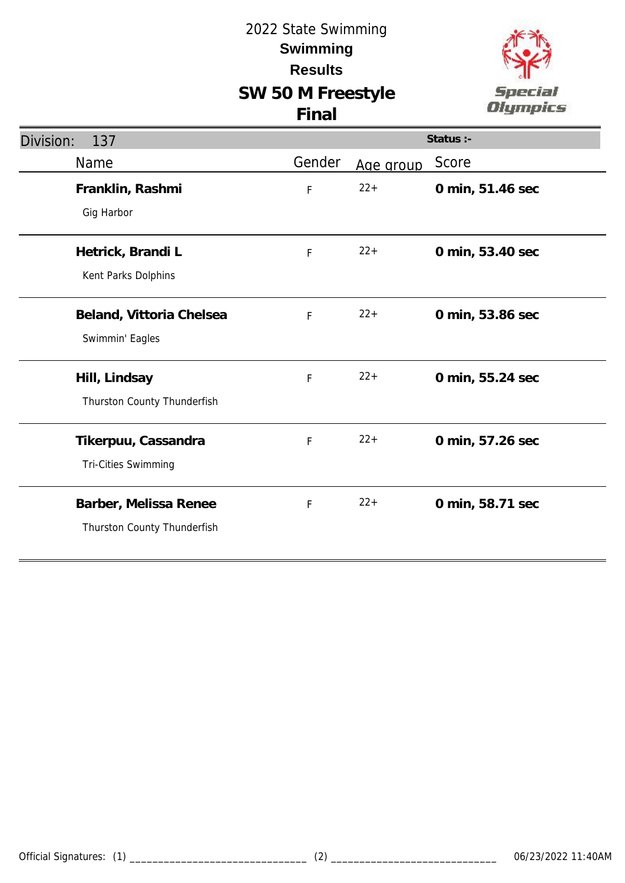# 2022 State Swimming

## Swimming

## Results

## SW 50 M Freestyle

## Final

Division: 137

Status :-

| Name | Gender | Age group | Score |
|---|---|---|---|
| **Franklin, Rashmi**<br>Gig Harbor | F | 22+ | **0 min, 51.46 sec** |
| **Hetrick, Brandi L**<br>Kent Parks Dolphins | F | 22+ | **0 min, 53.40 sec** |
| **Beland, Vittoria Chelsea**<br>Swimmin' Eagles | F | 22+ | **0 min, 53.86 sec** |
| **Hill, Lindsay**<br>Thurston County Thunderfish | F | 22+ | **0 min, 55.24 sec** |
| **Tikerpuu, Cassandra**<br>Tri-Cities Swimming | F | 22+ | **0 min, 57.26 sec** |
| **Barber, Melissa Renee**<br>Thurston County Thunderfish | F | 22+ | **0 min, 58.71 sec** |

Official Signatures: (1) ______________________________ (2) ______________________________ 06/23/2022 11:40AM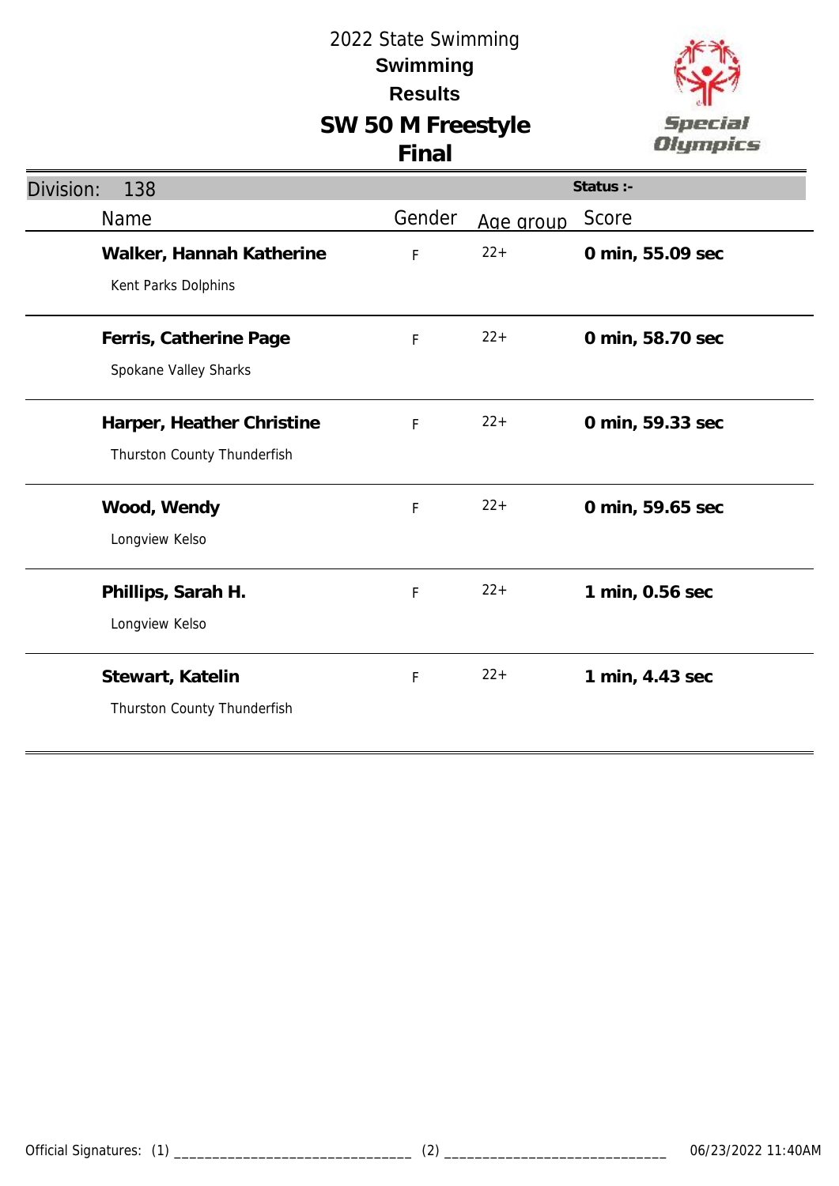# 2022 State Swimming

**Swimming**

**Results**

## SW 50 M Freestyle

**Final**

Division: 138 | Status :-

| Name | Gender | Age group | Score |
|---|---|---|---|
| **Walker, Hannah Katherine**<br>Kent Parks Dolphins | F | 22+ | **0 min, 55.09 sec** |
| **Ferris, Catherine Page**<br>Spokane Valley Sharks | F | 22+ | **0 min, 58.70 sec** |
| **Harper, Heather Christine**<br>Thurston County Thunderfish | F | 22+ | **0 min, 59.33 sec** |
| **Wood, Wendy**<br>Longview Kelso | F | 22+ | **0 min, 59.65 sec** |
| **Phillips, Sarah H.**<br>Longview Kelso | F | 22+ | **1 min, 0.56 sec** |
| **Stewart, Katelin**<br>Thurston County Thunderfish | F | 22+ | **1 min, 4.43 sec** |

Official Signatures: (1) ________________________________ (2) ______________________________ 06/23/2022 11:40AM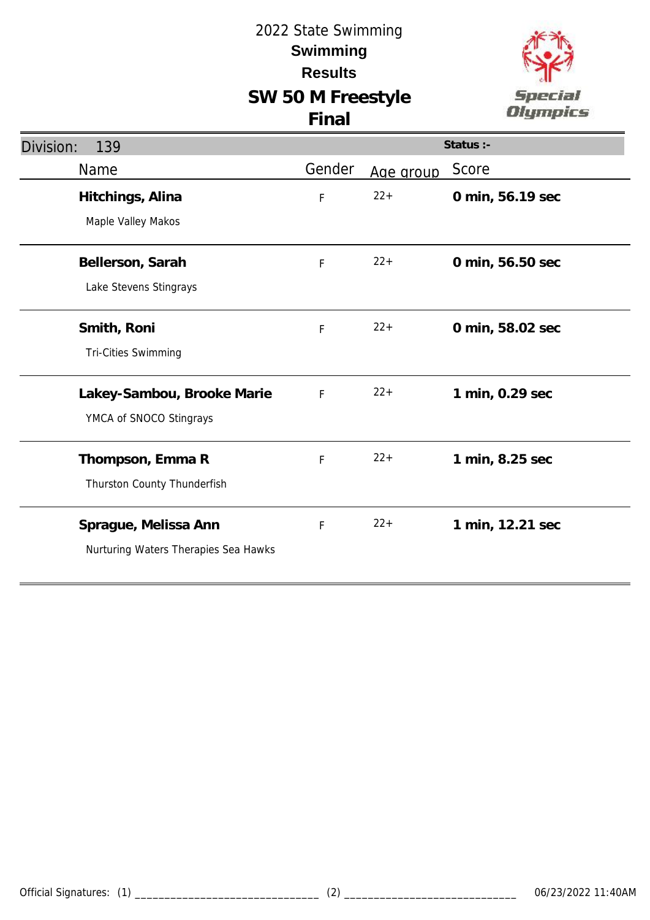# 2022 State Swimming

## Swimming

## Results

## SW 50 M Freestyle

## Final

Division: 139

Status :-

| Name | Gender | Age group | Score |
|---|---|---|---|
| **Hitchings, Alina**<br>Maple Valley Makos | F | 22+ | **0 min, 56.19 sec** |
| **Bellerson, Sarah**<br>Lake Stevens Stingrays | F | 22+ | **0 min, 56.50 sec** |
| **Smith, Roni**<br>Tri-Cities Swimming | F | 22+ | **0 min, 58.02 sec** |
| **Lakey-Sambou, Brooke Marie**<br>YMCA of SNOCO Stingrays | F | 22+ | **1 min, 0.29 sec** |
| **Thompson, Emma R**<br>Thurston County Thunderfish | F | 22+ | **1 min, 8.25 sec** |
| **Sprague, Melissa Ann**<br>Nurturing Waters Therapies Sea Hawks | F | 22+ | **1 min, 12.21 sec** |

Official Signatures: (1) _______________________________ (2) _____________________________ 06/23/2022 11:40AM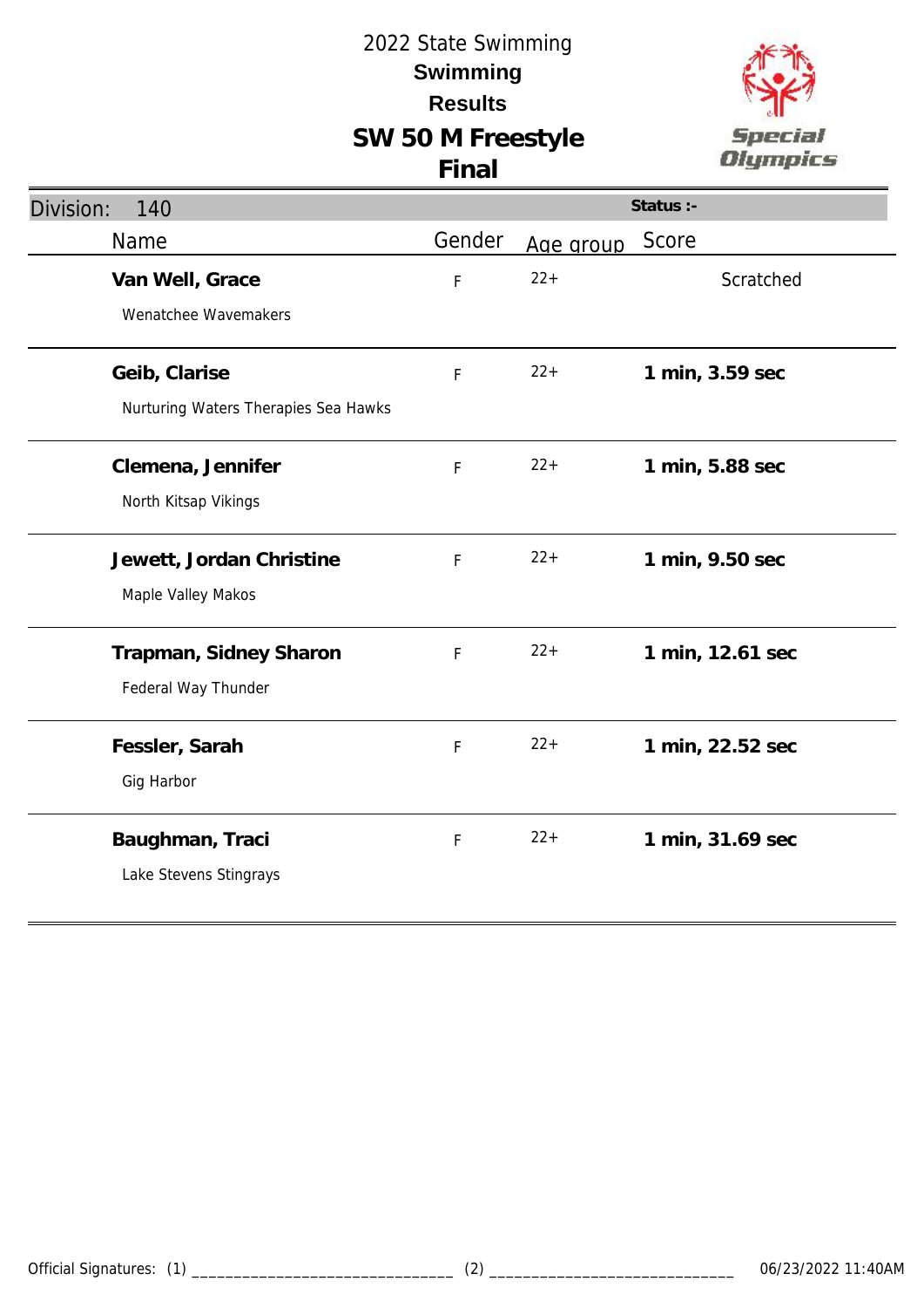# 2022 State Swimming

## Swimming

## Results

## SW 50 M Freestyle

## Final

**Division: 140** | **Status :-**

| Name | Gender | Age group | Score |
|---|---|---|---|
| **Van Well, Grace**<br>Wenatchee Wavemakers | F | 22+ | Scratched |
| **Geib, Clarise**<br>Nurturing Waters Therapies Sea Hawks | F | 22+ | **1 min, 3.59 sec** |
| **Clemena, Jennifer**<br>North Kitsap Vikings | F | 22+ | **1 min, 5.88 sec** |
| **Jewett, Jordan Christine**<br>Maple Valley Makos | F | 22+ | **1 min, 9.50 sec** |
| **Trapman, Sidney Sharon**<br>Federal Way Thunder | F | 22+ | **1 min, 12.61 sec** |
| **Fessler, Sarah**<br>Gig Harbor | F | 22+ | **1 min, 22.52 sec** |
| **Baughman, Traci**<br>Lake Stevens Stingrays | F | 22+ | **1 min, 31.69 sec** |

Official Signatures: (1) _______________________________ (2) _____________________________ 06/23/2022 11:40AM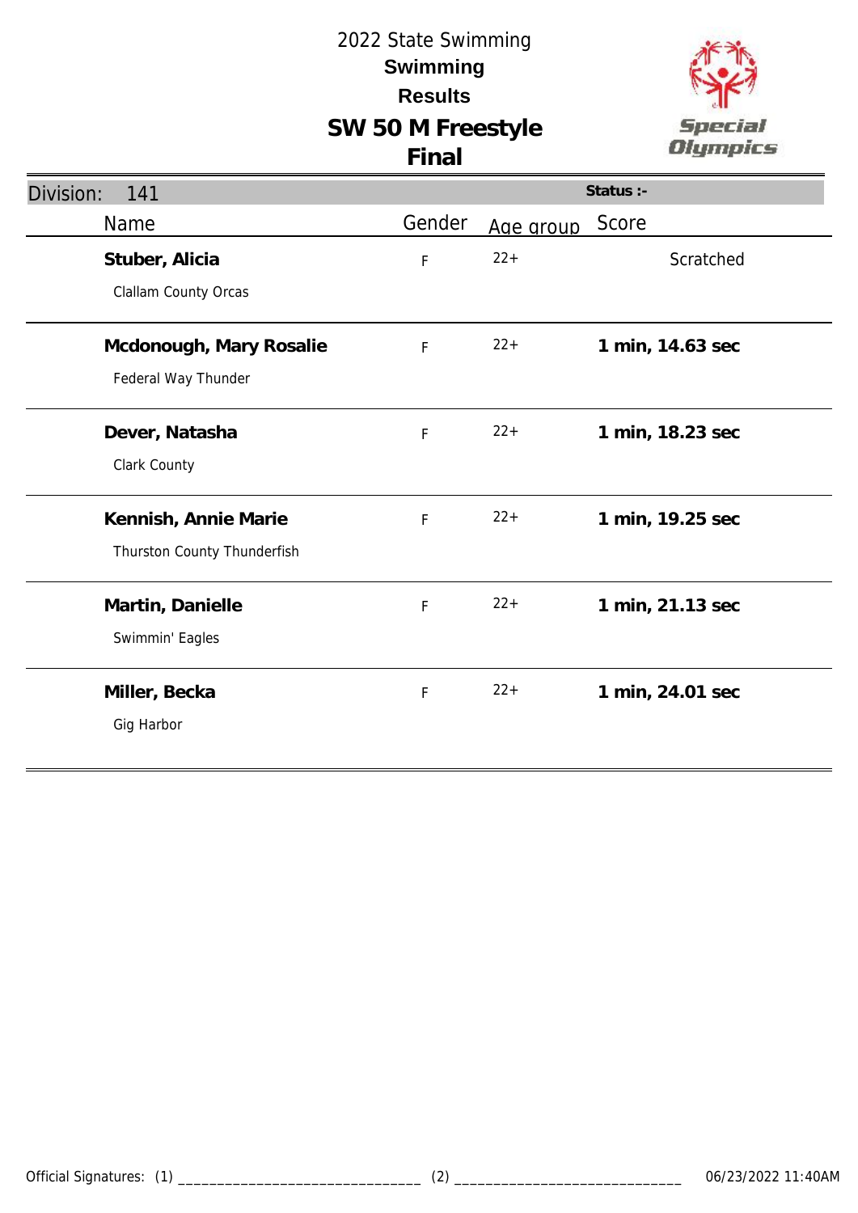2022 State Swimming

**Swimming**

**Results**

# SW 50 M Freestyle

## Final

Division: 141 | Status :-

| Name | Gender | Age group | Score |
|---|---|---|---|
| **Stuber, Alicia**<br>Clallam County Orcas | F | 22+ | Scratched |
| **Mcdonough, Mary Rosalie**<br>Federal Way Thunder | F | 22+ | **1 min, 14.63 sec** |
| **Dever, Natasha**<br>Clark County | F | 22+ | **1 min, 18.23 sec** |
| **Kennish, Annie Marie**<br>Thurston County Thunderfish | F | 22+ | **1 min, 19.25 sec** |
| **Martin, Danielle**<br>Swimmin' Eagles | F | 22+ | **1 min, 21.13 sec** |
| **Miller, Becka**<br>Gig Harbor | F | 22+ | **1 min, 24.01 sec** |

Official Signatures: (1) _______________________________ (2) _____________________________ 06/23/2022 11:40AM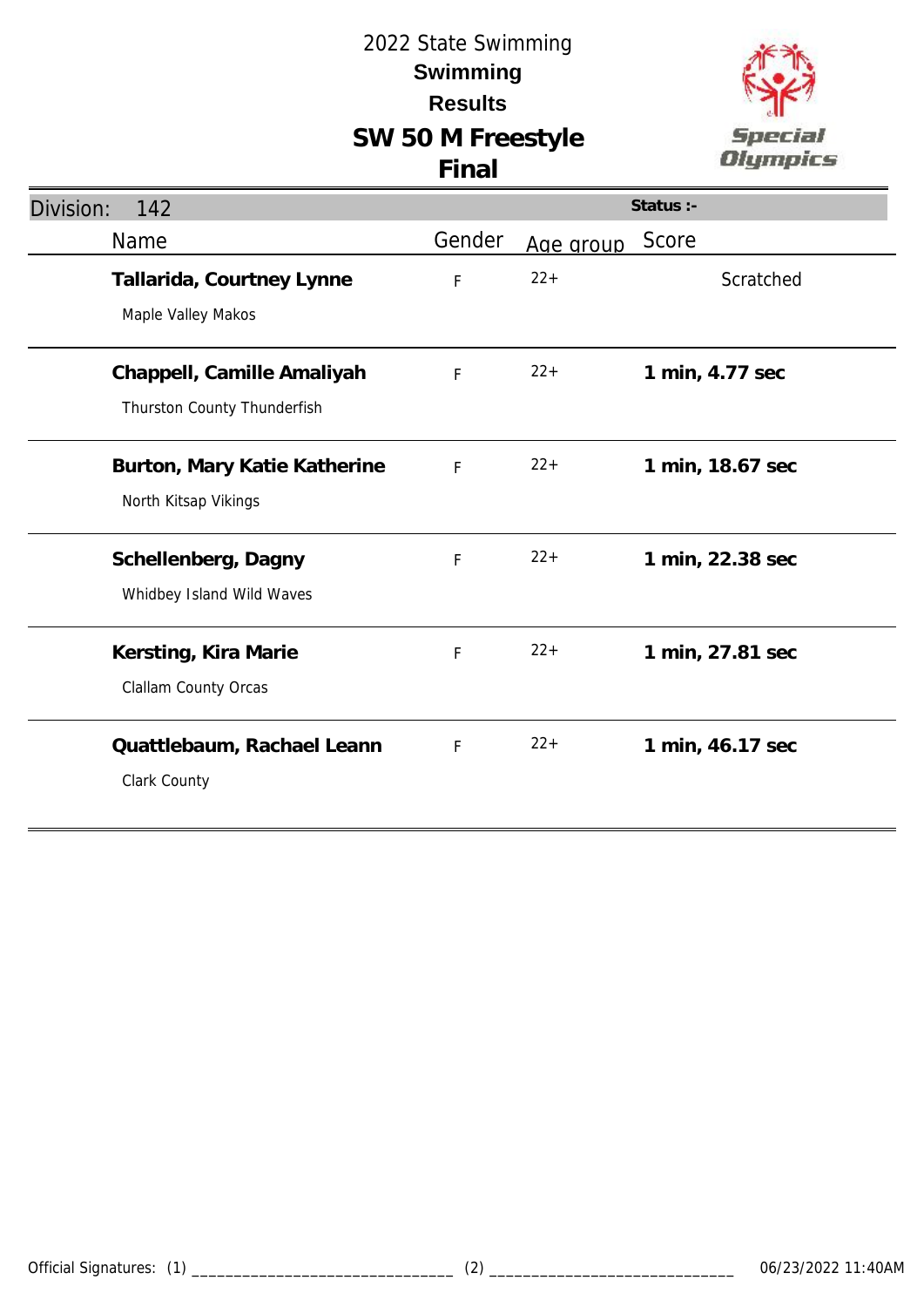# 2022 State Swimming

## Swimming

## Results

## SW 50 M Freestyle

## Final

Division: 142

Status :-

| Name | Gender | Age group | Score |
|---|---|---|---|
| **Tallarida, Courtney Lynne**<br>Maple Valley Makos | F | 22+ | Scratched |
| **Chappell, Camille Amaliyah**<br>Thurston County Thunderfish | F | 22+ | **1 min, 4.77 sec** |
| **Burton, Mary Katie Katherine**<br>North Kitsap Vikings | F | 22+ | **1 min, 18.67 sec** |
| **Schellenberg, Dagny**<br>Whidbey Island Wild Waves | F | 22+ | **1 min, 22.38 sec** |
| **Kersting, Kira Marie**<br>Clallam County Orcas | F | 22+ | **1 min, 27.81 sec** |
| **Quattlebaum, Rachael Leann**<br>Clark County | F | 22+ | **1 min, 46.17 sec** |

Official Signatures: (1) _______________________________ (2) _____________________________ 06/23/2022 11:40AM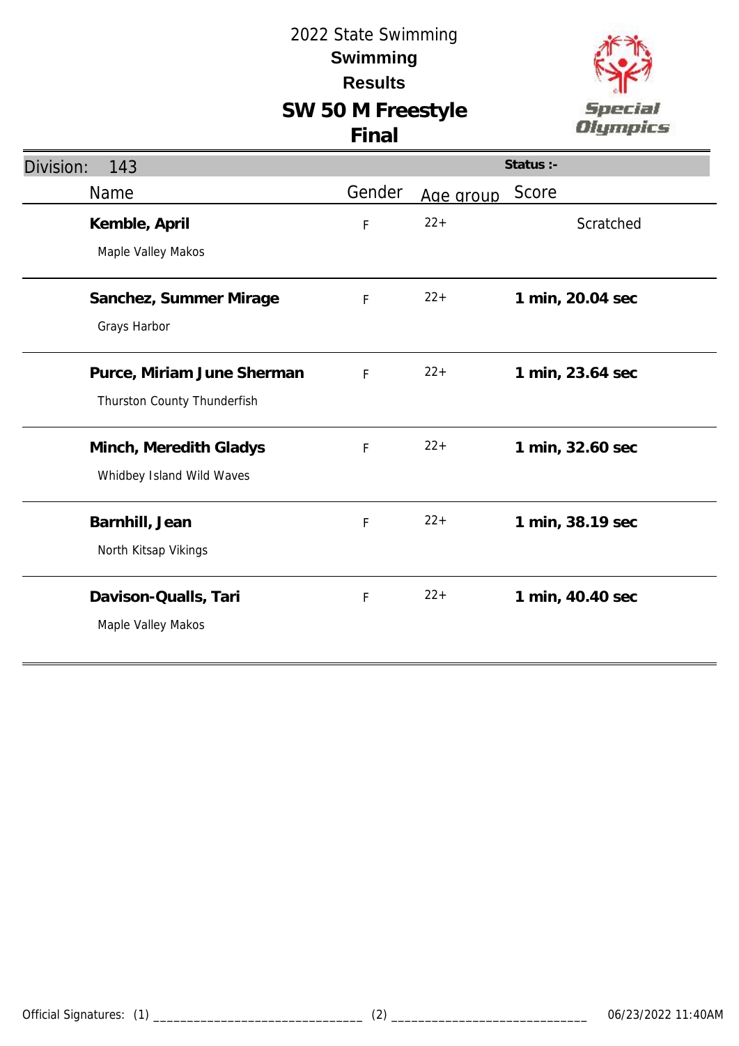# 2022 State Swimming

**Swimming**

**Results**

## SW 50 M Freestyle

**Final**

Division: 143

Status :-

| Name | Gender | Age group | Score |
|---|---|---|---|
| **Kemble, April**<br>Maple Valley Makos | F | 22+ | Scratched |
| **Sanchez, Summer Mirage**<br>Grays Harbor | F | 22+ | **1 min, 20.04 sec** |
| **Purce, Miriam June Sherman**<br>Thurston County Thunderfish | F | 22+ | **1 min, 23.64 sec** |
| **Minch, Meredith Gladys**<br>Whidbey Island Wild Waves | F | 22+ | **1 min, 32.60 sec** |
| **Barnhill, Jean**<br>North Kitsap Vikings | F | 22+ | **1 min, 38.19 sec** |
| **Davison-Qualls, Tari**<br>Maple Valley Makos | F | 22+ | **1 min, 40.40 sec** |

Official Signatures: (1) _______________________________ (2) _____________________________ 06/23/2022 11:40AM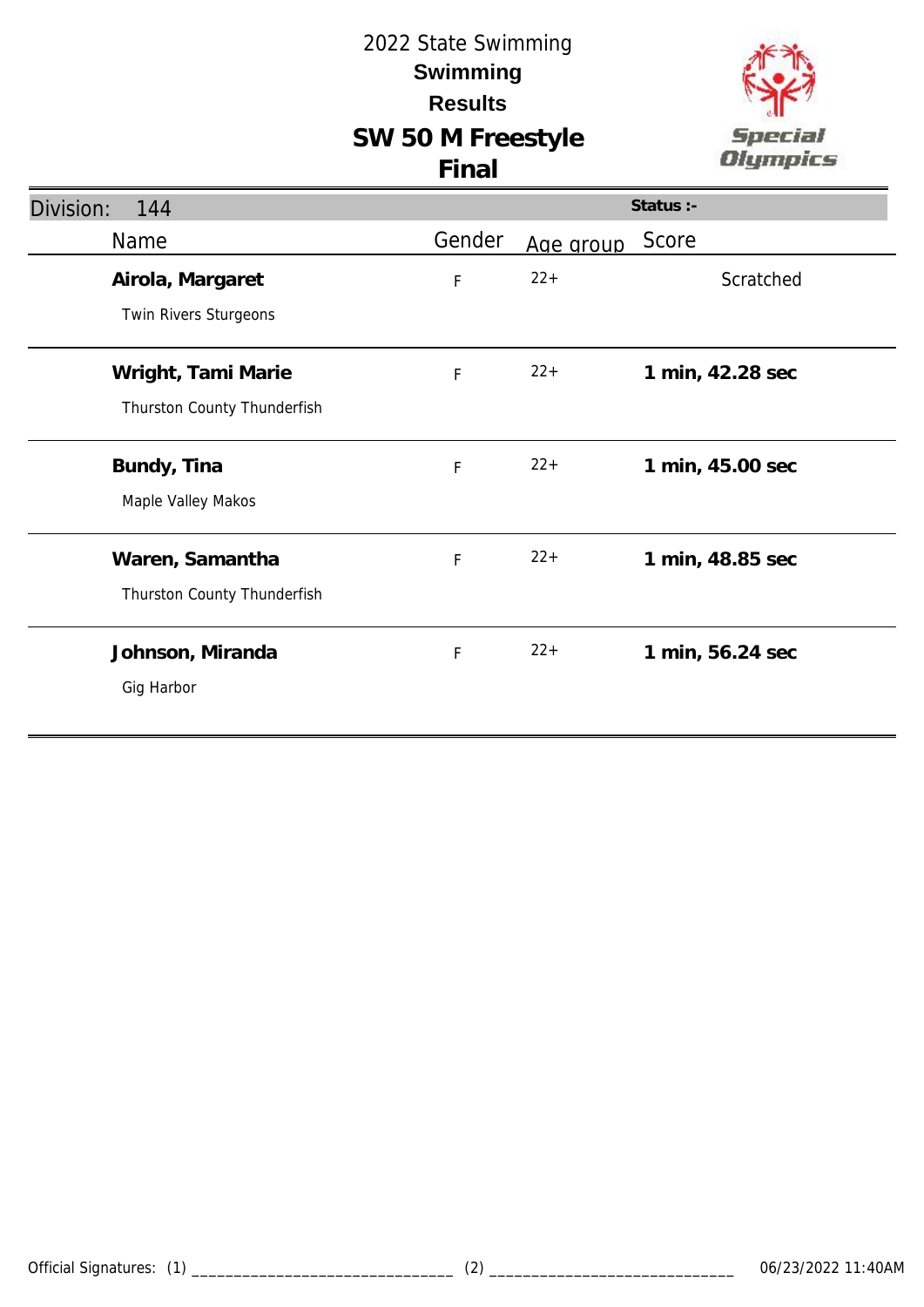# 2022 State Swimming

## Swimming

## Results

## SW 50 M Freestyle

## Final

**Division: 144** — **Status :-**

| Name | Gender | Age group | Score |
|---|---|---|---|
| **Airola, Margaret**<br>Twin Rivers Sturgeons | F | 22+ | Scratched |
| **Wright, Tami Marie**<br>Thurston County Thunderfish | F | 22+ | **1 min, 42.28 sec** |
| **Bundy, Tina**<br>Maple Valley Makos | F | 22+ | **1 min, 45.00 sec** |
| **Waren, Samantha**<br>Thurston County Thunderfish | F | 22+ | **1 min, 48.85 sec** |
| **Johnson, Miranda**<br>Gig Harbor | F | 22+ | **1 min, 56.24 sec** |

Official Signatures: (1) ______________________________ (2) ______________________________ 06/23/2022 11:40AM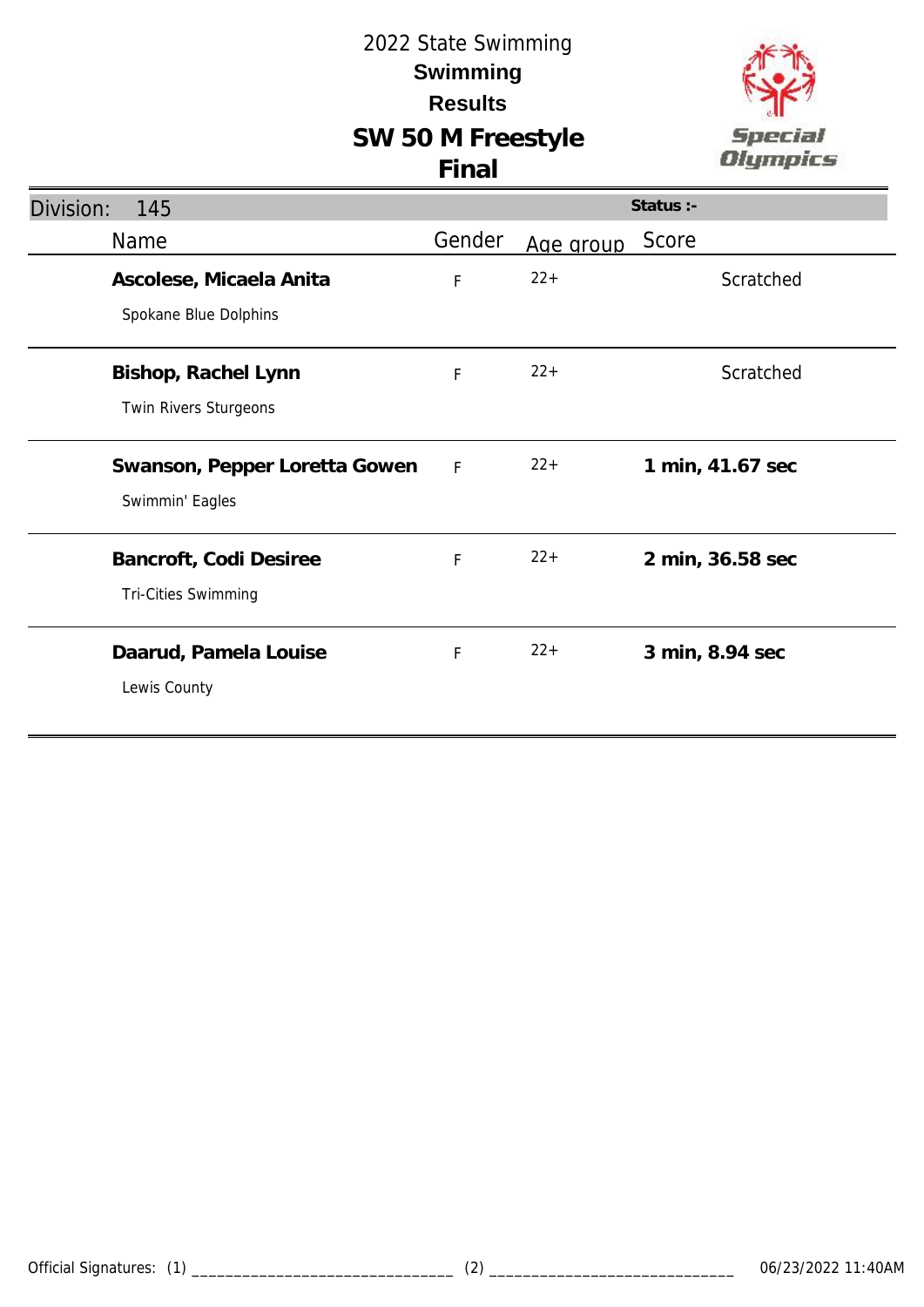# 2022 State Swimming

## Swimming

## Results

## SW 50 M Freestyle

## Final

Division: 145 | Status :-

| Name | Gender | Age group | Score |
|---|---|---|---|
| **Ascolese, Micaela Anita**<br>Spokane Blue Dolphins | F | 22+ | Scratched |
| **Bishop, Rachel Lynn**<br>Twin Rivers Sturgeons | F | 22+ | Scratched |
| **Swanson, Pepper Loretta Gowen**<br>Swimmin' Eagles | F | 22+ | **1 min, 41.67 sec** |
| **Bancroft, Codi Desiree**<br>Tri-Cities Swimming | F | 22+ | **2 min, 36.58 sec** |
| **Daarud, Pamela Louise**<br>Lewis County | F | 22+ | **3 min, 8.94 sec** |

Official Signatures: (1) ______________________________ (2) ______________________________ 06/23/2022 11:40AM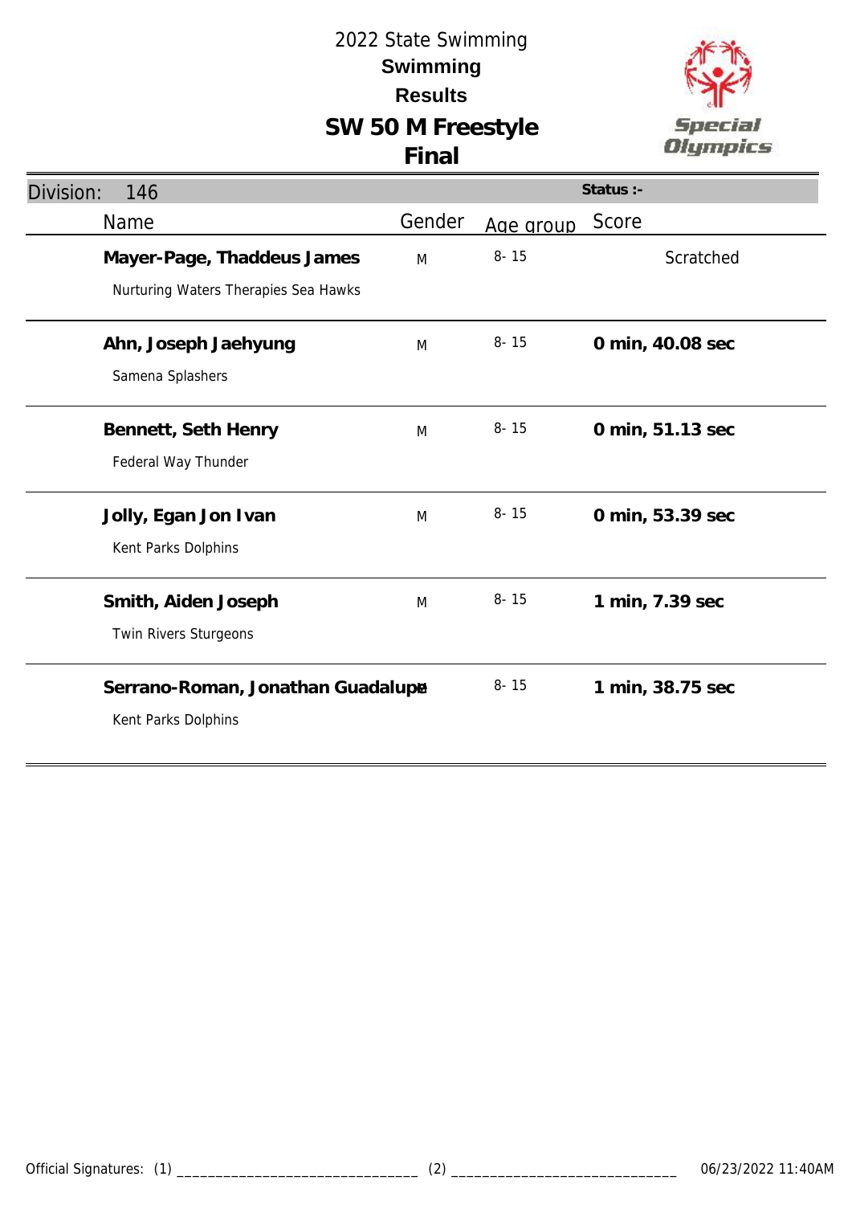# 2022 State Swimming

## Swimming

## Results

## SW 50 M Freestyle

## Final

**Division:** 146

**Status :-**

| Name | Gender | Age group | Score |
|---|---|---|---|
| **Mayer-Page, Thaddeus James**<br>Nurturing Waters Therapies Sea Hawks | M | 8- 15 | Scratched |
| **Ahn, Joseph Jaehyung**<br>Samena Splashers | M | 8- 15 | **0 min, 40.08 sec** |
| **Bennett, Seth Henry**<br>Federal Way Thunder | M | 8- 15 | **0 min, 51.13 sec** |
| **Jolly, Egan Jon Ivan**<br>Kent Parks Dolphins | M | 8- 15 | **0 min, 53.39 sec** |
| **Smith, Aiden Joseph**<br>Twin Rivers Sturgeons | M | 8- 15 | **1 min, 7.39 sec** |
| **Serrano-Roman, Jonathan Guadalupe**<br>Kent Parks Dolphins | M | 8- 15 | **1 min, 38.75 sec** |

Official Signatures: (1) _______________________________ (2) _____________________________ 06/23/2022 11:40AM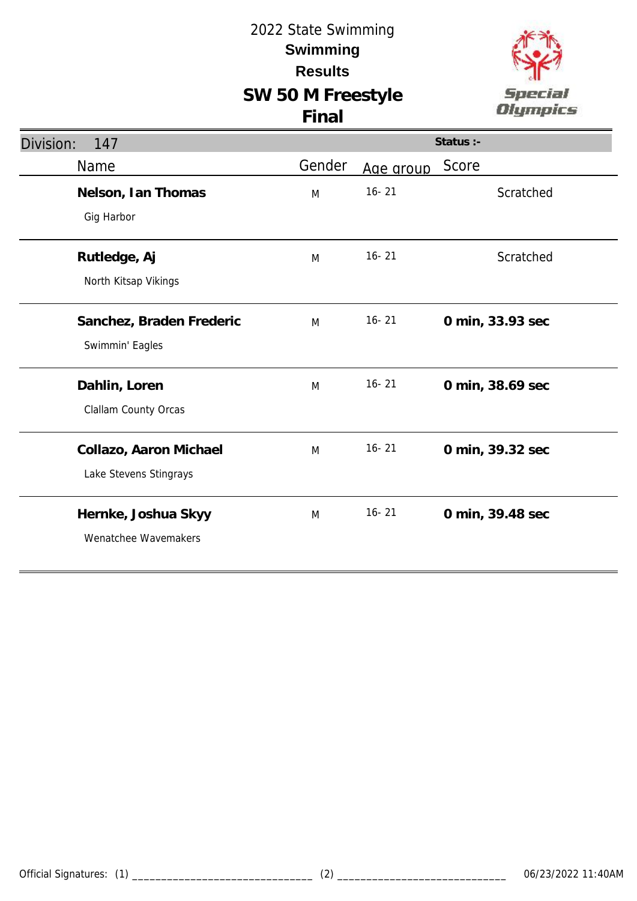2022 State Swimming

**Swimming**

**Results**

# SW 50 M Freestyle

## Final

Division: 147 | Status :-

| Name | Gender | Age group | Score |
|---|---|---|---|
| **Nelson, Ian Thomas**<br>Gig Harbor | M | 16- 21 | Scratched |
| **Rutledge, Aj**<br>North Kitsap Vikings | M | 16- 21 | Scratched |
| **Sanchez, Braden Frederic**<br>Swimmin' Eagles | M | 16- 21 | **0 min, 33.93 sec** |
| **Dahlin, Loren**<br>Clallam County Orcas | M | 16- 21 | **0 min, 38.69 sec** |
| **Collazo, Aaron Michael**<br>Lake Stevens Stingrays | M | 16- 21 | **0 min, 39.32 sec** |
| **Hernke, Joshua Skyy**<br>Wenatchee Wavemakers | M | 16- 21 | **0 min, 39.48 sec** |

Official Signatures: (1) ______________________________ (2) ______________________________ 06/23/2022 11:40AM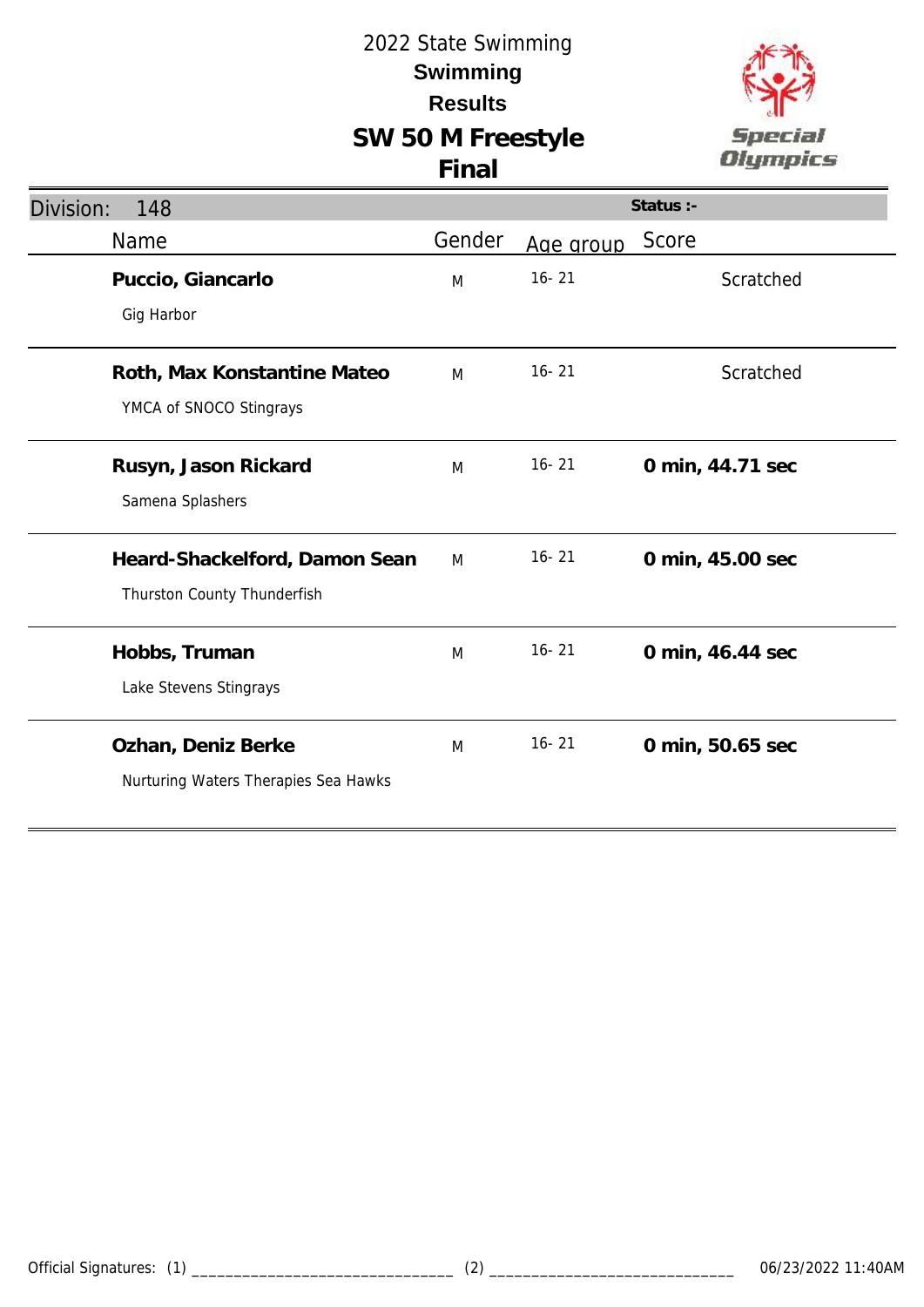# 2022 State Swimming

## Swimming

## Results

## SW 50 M Freestyle

## Final

**Division:** 148 | **Status :-**

| Name | Gender | Age group | Score |
|---|---|---|---|
| **Puccio, Giancarlo**<br>Gig Harbor | M | 16- 21 | Scratched |
| **Roth, Max Konstantine Mateo**<br>YMCA of SNOCO Stingrays | M | 16- 21 | Scratched |
| **Rusyn, Jason Rickard**<br>Samena Splashers | M | 16- 21 | **0 min, 44.71 sec** |
| **Heard-Shackelford, Damon Sean**<br>Thurston County Thunderfish | M | 16- 21 | **0 min, 45.00 sec** |
| **Hobbs, Truman**<br>Lake Stevens Stingrays | M | 16- 21 | **0 min, 46.44 sec** |
| **Ozhan, Deniz Berke**<br>Nurturing Waters Therapies Sea Hawks | M | 16- 21 | **0 min, 50.65 sec** |

Official Signatures: (1) ______________________________ (2) ______________________________ 06/23/2022 11:40AM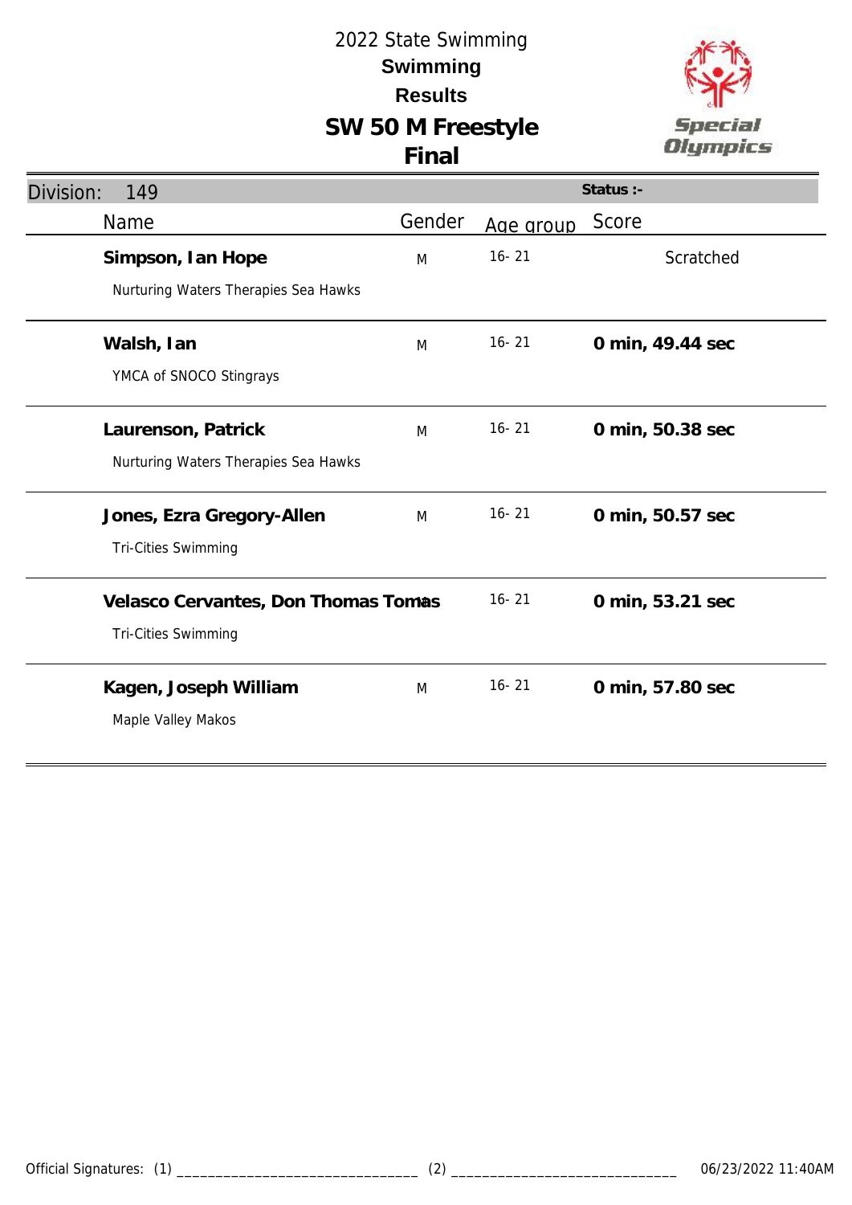# 2022 State Swimming

## Swimming

## Results

## SW 50 M Freestyle

## Final

Division: 149 | Status :-

| Name | Gender | Age group | Score |
|---|---|---|---|
| **Simpson, Ian Hope**<br>Nurturing Waters Therapies Sea Hawks | M | 16- 21 | Scratched |
| **Walsh, Ian**<br>YMCA of SNOCO Stingrays | M | 16- 21 | **0 min, 49.44 sec** |
| **Laurenson, Patrick**<br>Nurturing Waters Therapies Sea Hawks | M | 16- 21 | **0 min, 50.38 sec** |
| **Jones, Ezra Gregory-Allen**<br>Tri-Cities Swimming | M | 16- 21 | **0 min, 50.57 sec** |
| **Velasco Cervantes, Don Thomas Tomas**<br>Tri-Cities Swimming | M | 16- 21 | **0 min, 53.21 sec** |
| **Kagen, Joseph William**<br>Maple Valley Makos | M | 16- 21 | **0 min, 57.80 sec** |

Official Signatures: (1) ______________________________ (2) ______________________________ 06/23/2022 11:40AM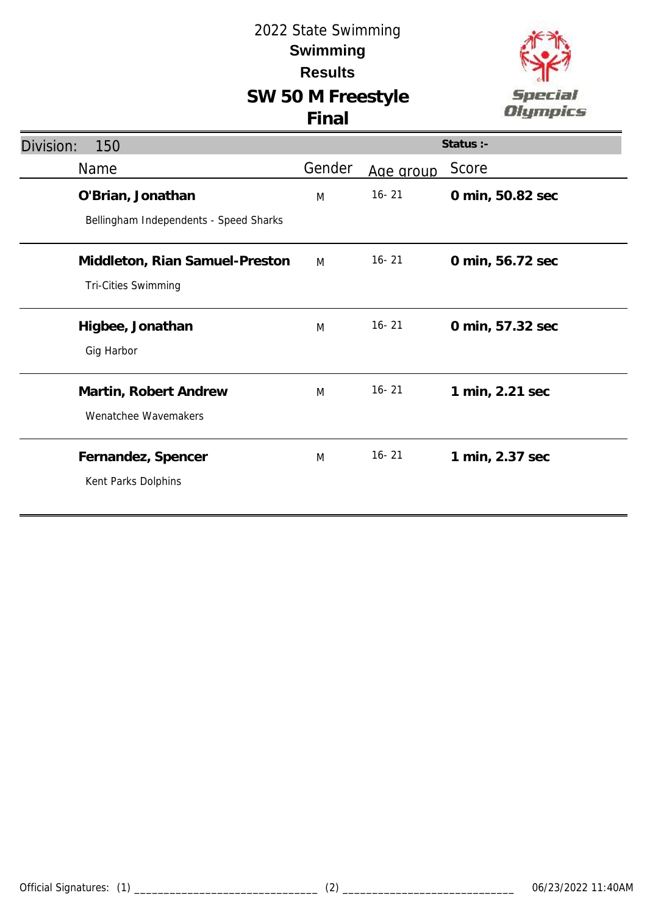# 2022 State Swimming

## Swimming

## Results

## SW 50 M Freestyle

## Final

Division: 150

Status :-

| Name | Gender | Age group | Score |
|---|---|---|---|
| **O'Brian, Jonathan**<br>Bellingham Independents - Speed Sharks | M | 16- 21 | **0 min, 50.82 sec** |
| **Middleton, Rian Samuel-Preston**<br>Tri-Cities Swimming | M | 16- 21 | **0 min, 56.72 sec** |
| **Higbee, Jonathan**<br>Gig Harbor | M | 16- 21 | **0 min, 57.32 sec** |
| **Martin, Robert Andrew**<br>Wenatchee Wavemakers | M | 16- 21 | **1 min, 2.21 sec** |
| **Fernandez, Spencer**<br>Kent Parks Dolphins | M | 16- 21 | **1 min, 2.37 sec** |

Official Signatures: (1) ______________________________ (2) ____________________________ 06/23/2022 11:40AM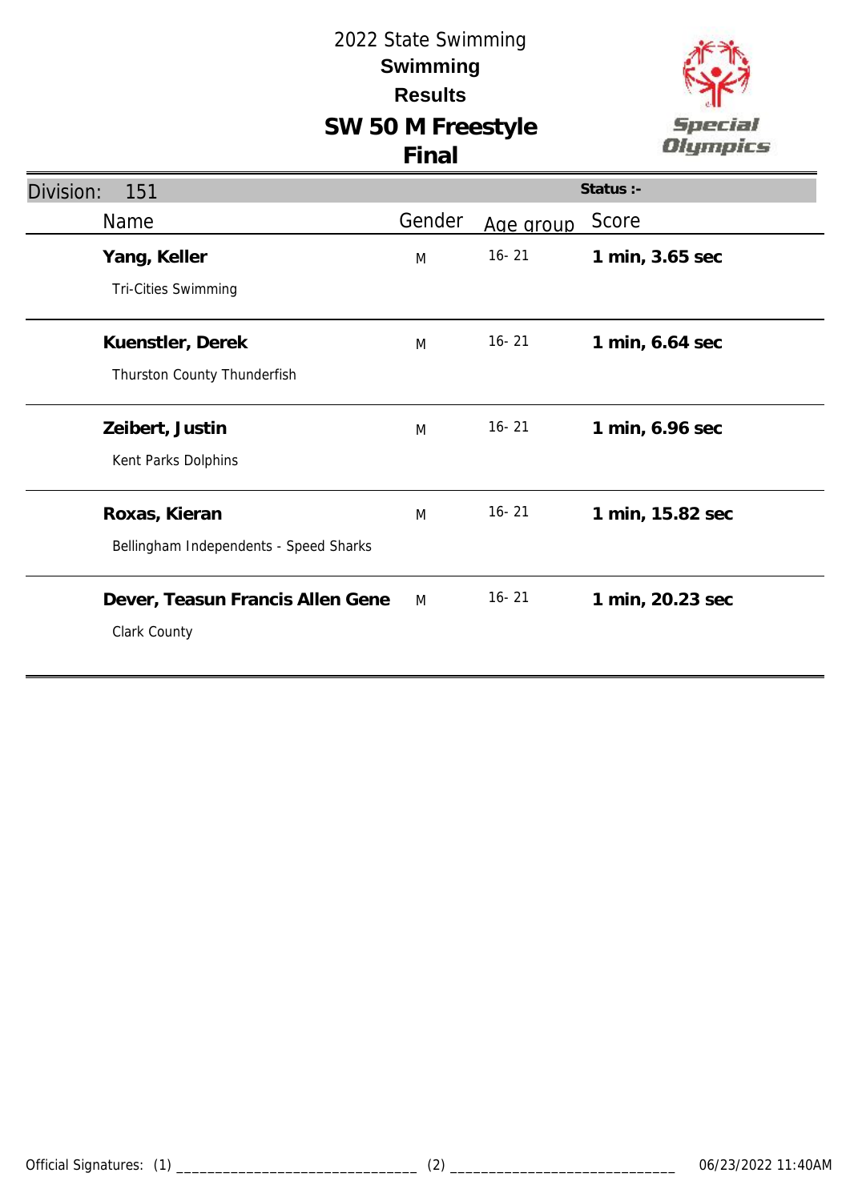2022 State Swimming

**Swimming**

**Results**

# SW 50 M Freestyle

## Final

**Division: 151** | **Status :-**

| Name | Gender | Age group | Score |
|---|---|---|---|
| **Yang, Keller**<br>Tri-Cities Swimming | M | 16- 21 | **1 min, 3.65 sec** |
| **Kuenstler, Derek**<br>Thurston County Thunderfish | M | 16- 21 | **1 min, 6.64 sec** |
| **Zeibert, Justin**<br>Kent Parks Dolphins | M | 16- 21 | **1 min, 6.96 sec** |
| **Roxas, Kieran**<br>Bellingham Independents - Speed Sharks | M | 16- 21 | **1 min, 15.82 sec** |
| **Dever, Teasun Francis Allen Gene**<br>Clark County | M | 16- 21 | **1 min, 20.23 sec** |

Official Signatures: (1) ______________________________ (2) ______________________________ 06/23/2022 11:40AM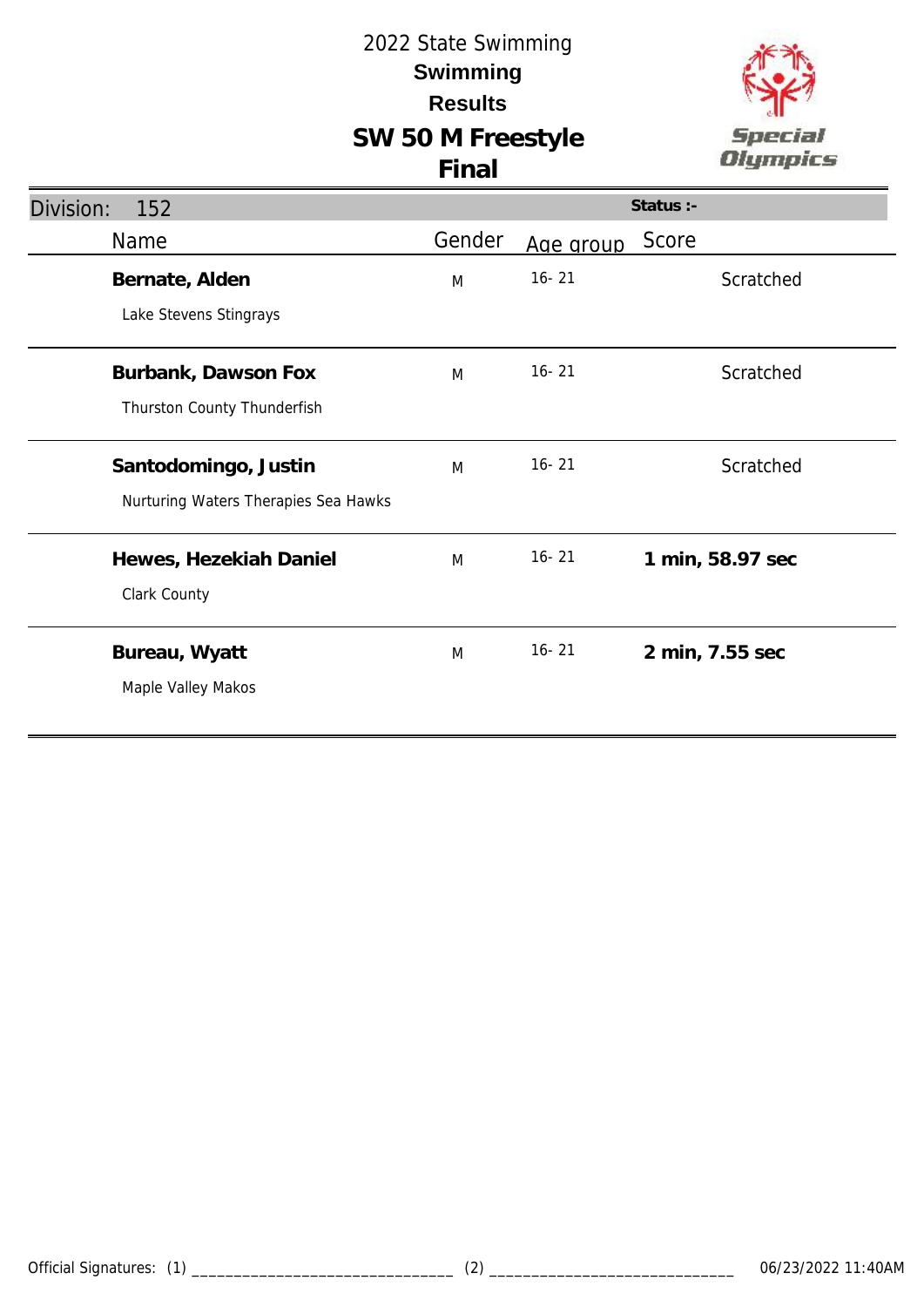# 2022 State Swimming

## Swimming

## Results

## SW 50 M Freestyle

## Final

**Division:** 152 | **Status :-**

| Name | Gender | Age group | Score |
|---|---|---|---|
| **Bernate, Alden**<br>Lake Stevens Stingrays | M | 16- 21 | Scratched |
| **Burbank, Dawson Fox**<br>Thurston County Thunderfish | M | 16- 21 | Scratched |
| **Santodomingo, Justin**<br>Nurturing Waters Therapies Sea Hawks | M | 16- 21 | Scratched |
| **Hewes, Hezekiah Daniel**<br>Clark County | M | 16- 21 | **1 min, 58.97 sec** |
| **Bureau, Wyatt**<br>Maple Valley Makos | M | 16- 21 | **2 min, 7.55 sec** |

Official Signatures: (1) _______________________________ (2) _____________________________ 06/23/2022 11:40AM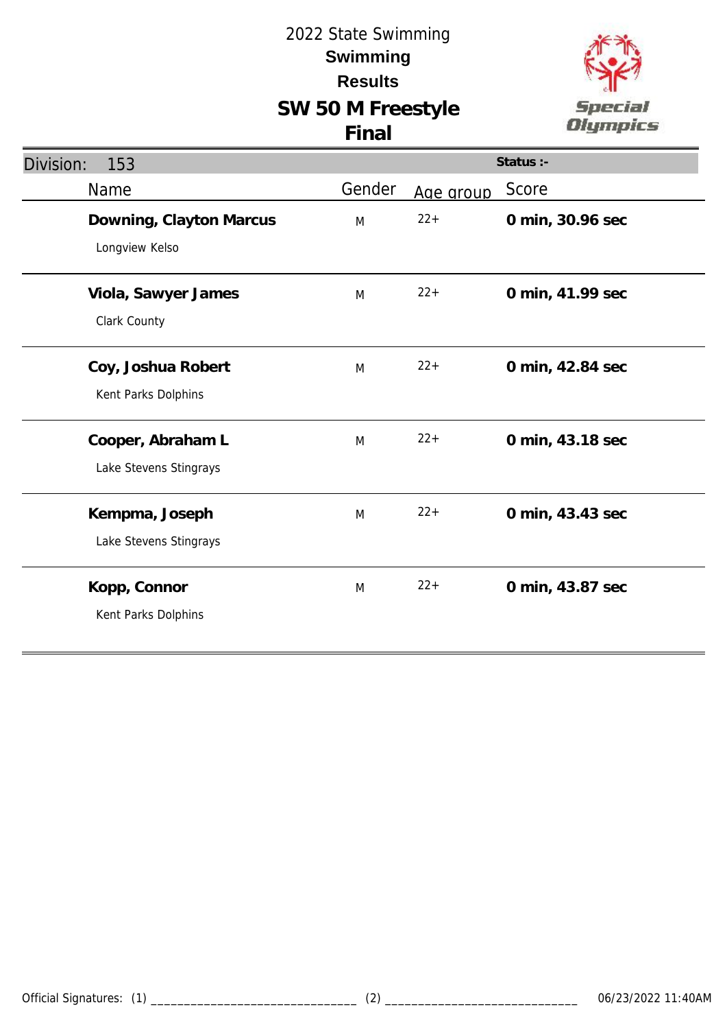# 2022 State Swimming

## Swimming

## Results

## SW 50 M Freestyle

## Final

Division: 153

Status :-

| Name | Gender | Age group | Score |
|---|---|---|---|
| **Downing, Clayton Marcus**<br>Longview Kelso | M | 22+ | **0 min, 30.96 sec** |
| **Viola, Sawyer James**<br>Clark County | M | 22+ | **0 min, 41.99 sec** |
| **Coy, Joshua Robert**<br>Kent Parks Dolphins | M | 22+ | **0 min, 42.84 sec** |
| **Cooper, Abraham L**<br>Lake Stevens Stingrays | M | 22+ | **0 min, 43.18 sec** |
| **Kempma, Joseph**<br>Lake Stevens Stingrays | M | 22+ | **0 min, 43.43 sec** |
| **Kopp, Connor**<br>Kent Parks Dolphins | M | 22+ | **0 min, 43.87 sec** |

Official Signatures: (1) _______________________________ (2) _____________________________ 06/23/2022 11:40AM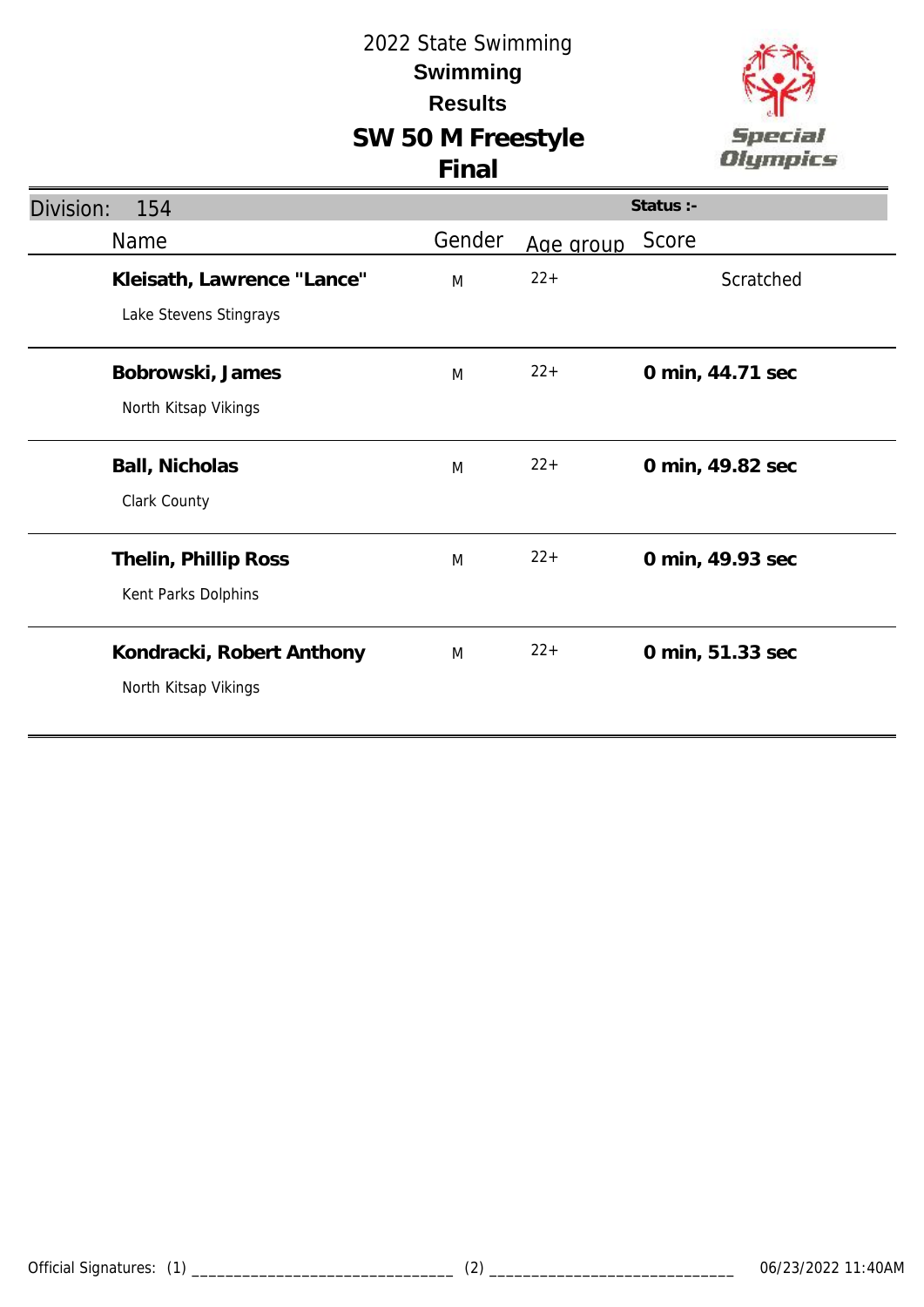# 2022 State Swimming

## Swimming

## Results

## SW 50 M Freestyle

## Final

**Division: 154** | **Status :-**

| Name | Gender | Age group | Score |
|---|---|---|---|
| **Kleisath, Lawrence "Lance"**<br>Lake Stevens Stingrays | M | 22+ | Scratched |
| **Bobrowski, James**<br>North Kitsap Vikings | M | 22+ | **0 min, 44.71 sec** |
| **Ball, Nicholas**<br>Clark County | M | 22+ | **0 min, 49.82 sec** |
| **Thelin, Phillip Ross**<br>Kent Parks Dolphins | M | 22+ | **0 min, 49.93 sec** |
| **Kondracki, Robert Anthony**<br>North Kitsap Vikings | M | 22+ | **0 min, 51.33 sec** |

Official Signatures: (1) _______________________________ (2) _____________________________ 06/23/2022 11:40AM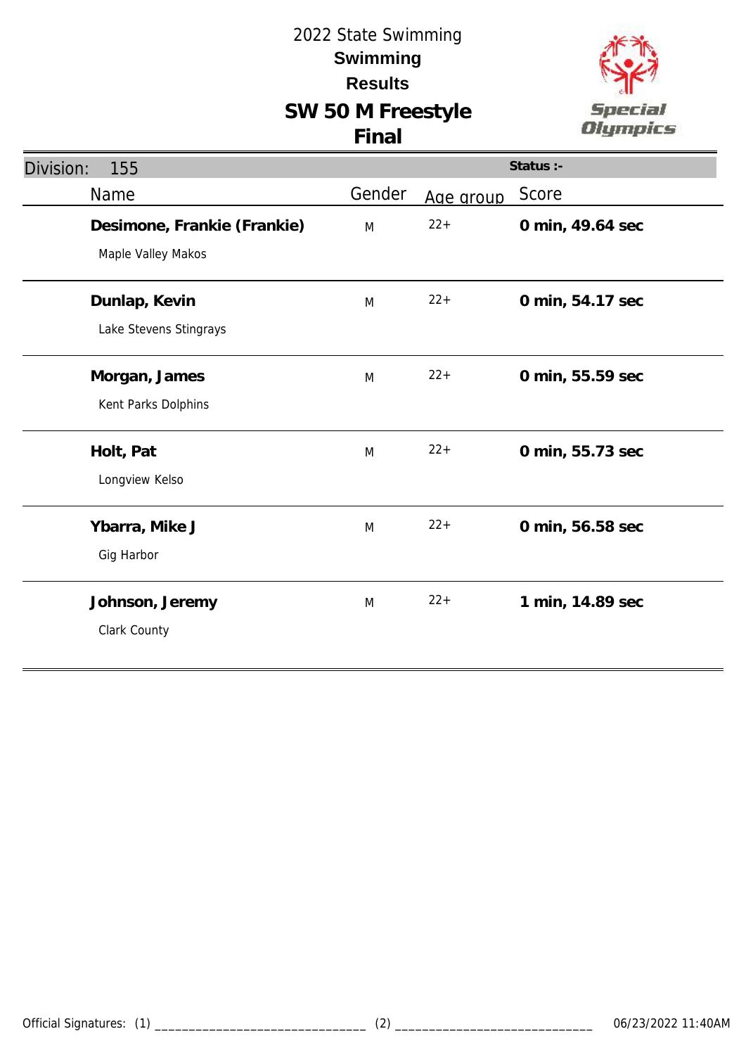2022 State Swimming

**Swimming**

**Results**

# SW 50 M Freestyle

## Final

Division: 155

Status :-

| Name | Gender | Age group | Score |
|---|---|---|---|
| **Desimone, Frankie (Frankie)**<br>Maple Valley Makos | M | 22+ | **0 min, 49.64 sec** |
| **Dunlap, Kevin**<br>Lake Stevens Stingrays | M | 22+ | **0 min, 54.17 sec** |
| **Morgan, James**<br>Kent Parks Dolphins | M | 22+ | **0 min, 55.59 sec** |
| **Holt, Pat**<br>Longview Kelso | M | 22+ | **0 min, 55.73 sec** |
| **Ybarra, Mike J**<br>Gig Harbor | M | 22+ | **0 min, 56.58 sec** |
| **Johnson, Jeremy**<br>Clark County | M | 22+ | **1 min, 14.89 sec** |

Official Signatures: (1) ______________________________ (2) ____________________________ 06/23/2022 11:40AM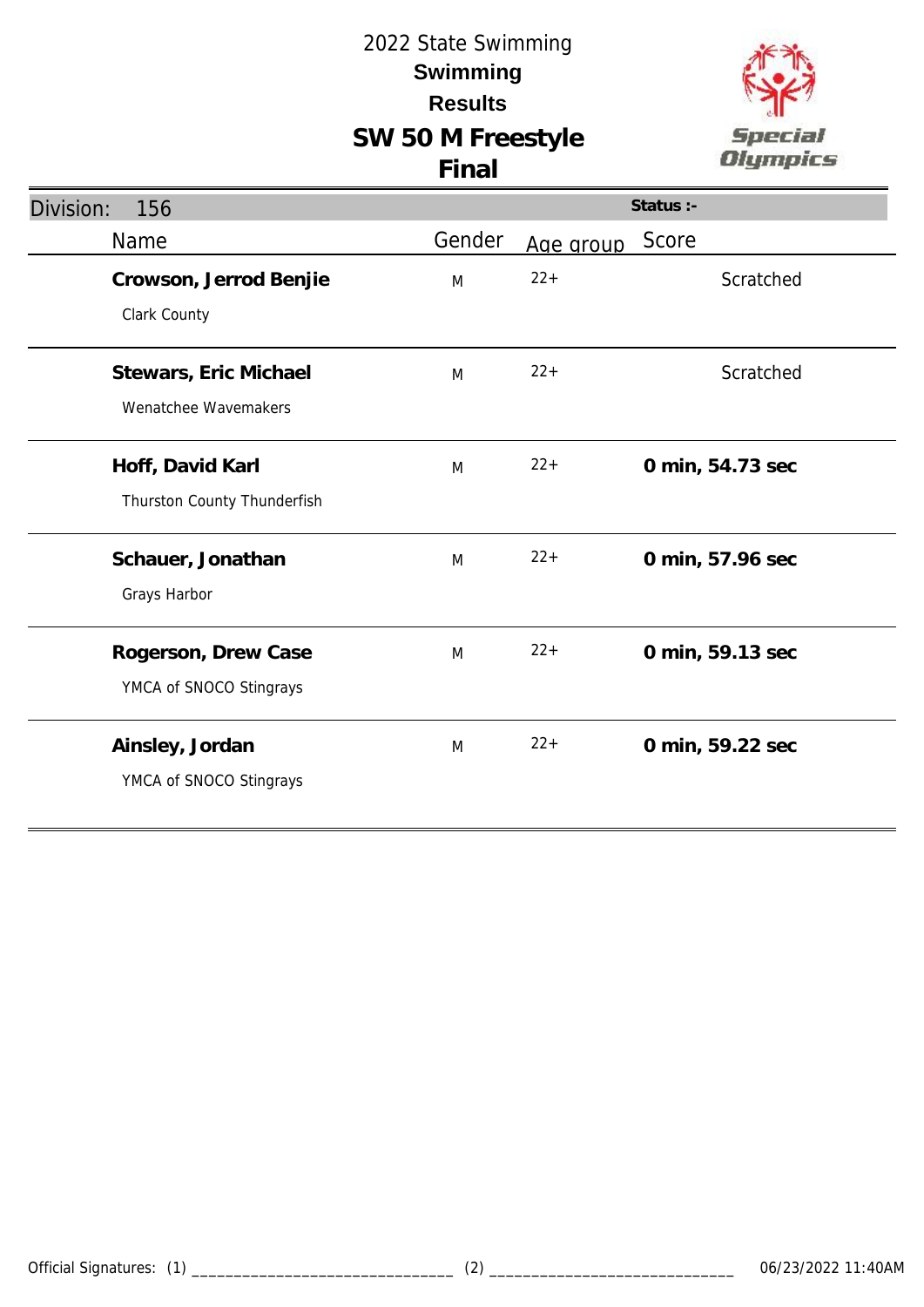# 2022 State Swimming

## Swimming

## Results

## SW 50 M Freestyle

## Final

Division: 156

Status :-

| Name | Gender | Age group | Score |
|---|---|---|---|
| **Crowson, Jerrod Benjie**<br>Clark County | M | 22+ | Scratched |
| **Stewars, Eric Michael**<br>Wenatchee Wavemakers | M | 22+ | Scratched |
| **Hoff, David Karl**<br>Thurston County Thunderfish | M | 22+ | **0 min, 54.73 sec** |
| **Schauer, Jonathan**<br>Grays Harbor | M | 22+ | **0 min, 57.96 sec** |
| **Rogerson, Drew Case**<br>YMCA of SNOCO Stingrays | M | 22+ | **0 min, 59.13 sec** |
| **Ainsley, Jordan**<br>YMCA of SNOCO Stingrays | M | 22+ | **0 min, 59.22 sec** |

Official Signatures: (1) ______________________________ (2) ______________________________ 06/23/2022 11:40AM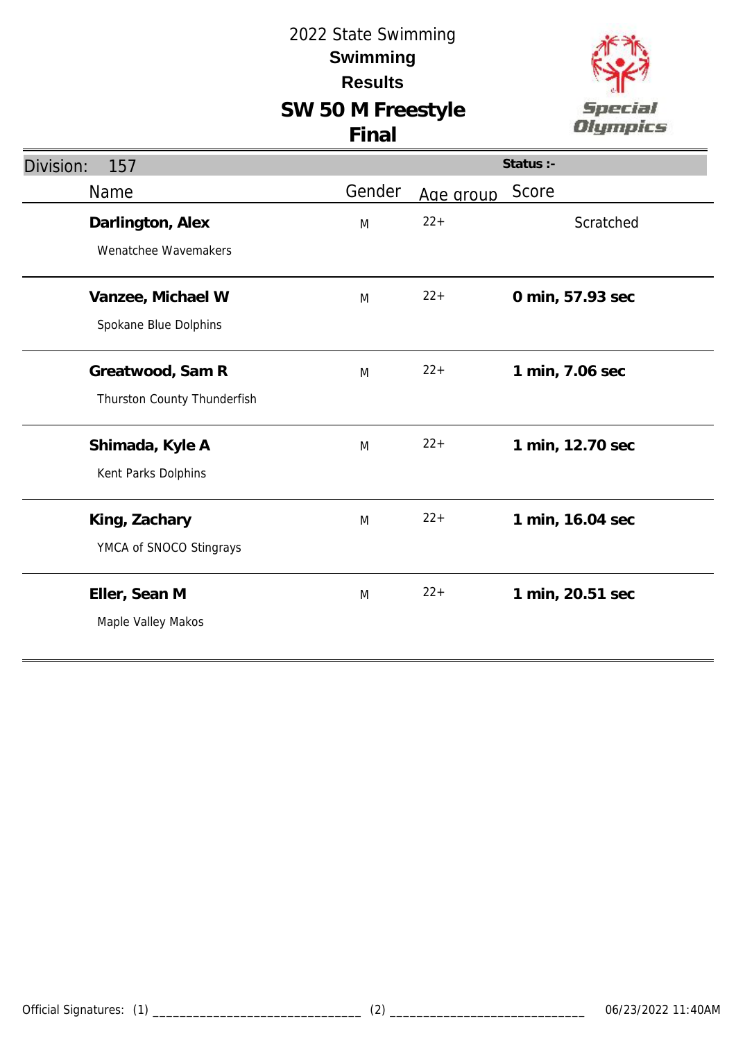# 2022 State Swimming

## Swimming

## Results

## SW 50 M Freestyle

## Final

Division: 157 | Status :-

| Name | Gender | Age group | Score |
|---|---|---|---|
| **Darlington, Alex**<br>Wenatchee Wavemakers | M | 22+ | Scratched |
| **Vanzee, Michael W**<br>Spokane Blue Dolphins | M | 22+ | **0 min, 57.93 sec** |
| **Greatwood, Sam R**<br>Thurston County Thunderfish | M | 22+ | **1 min, 7.06 sec** |
| **Shimada, Kyle A**<br>Kent Parks Dolphins | M | 22+ | **1 min, 12.70 sec** |
| **King, Zachary**<br>YMCA of SNOCO Stingrays | M | 22+ | **1 min, 16.04 sec** |
| **Eller, Sean M**<br>Maple Valley Makos | M | 22+ | **1 min, 20.51 sec** |

Official Signatures: (1) ______________________________ (2) ______________________________ 06/23/2022 11:40AM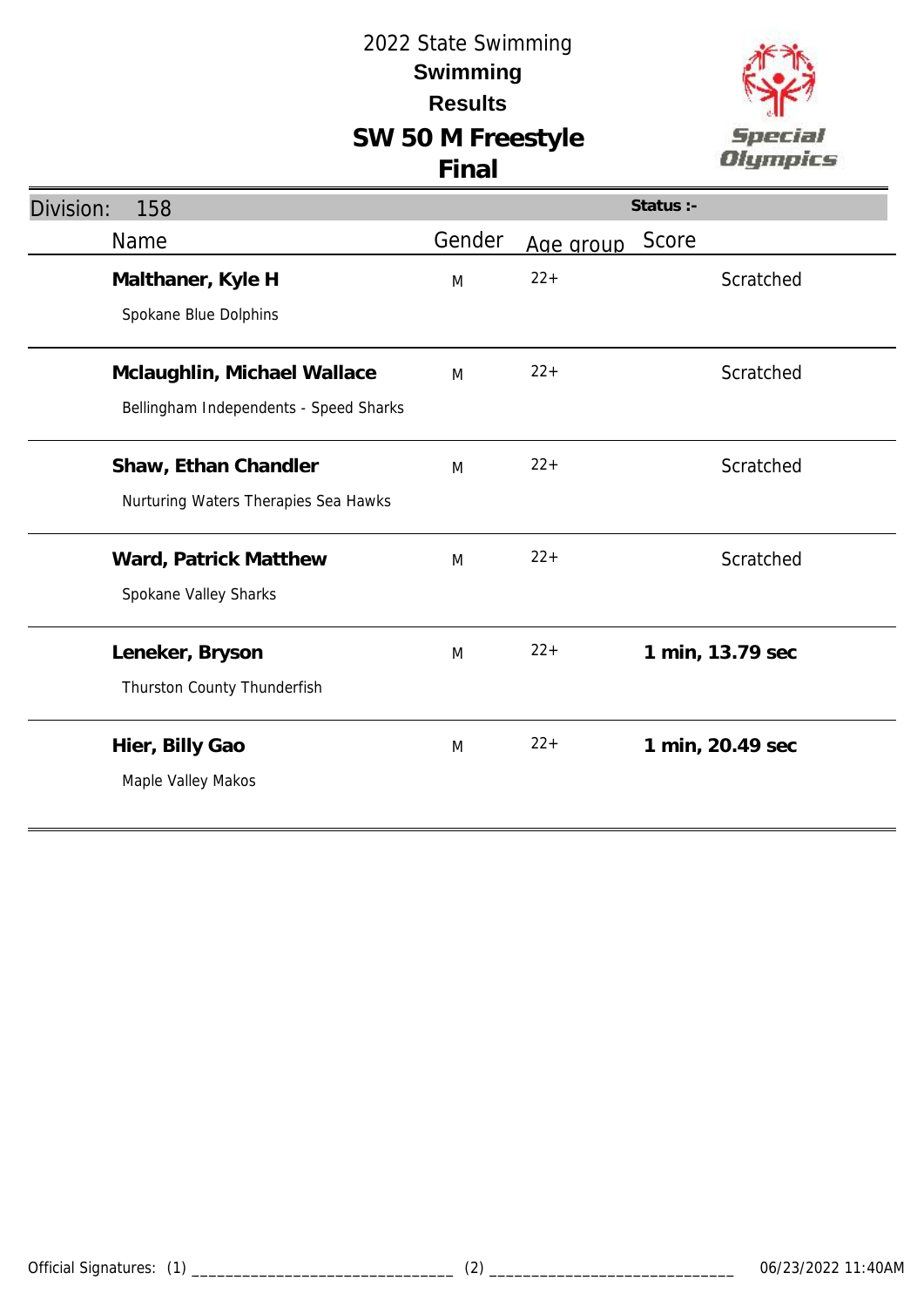# 2022 State Swimming

## Swimming

## Results

## SW 50 M Freestyle

## Final

**Division: 158** | **Status :-**

| Name | Gender | Age group | Score |
|---|---|---|---|
| **Malthaner, Kyle H**<br>Spokane Blue Dolphins | M | 22+ | Scratched |
| **Mclaughlin, Michael Wallace**<br>Bellingham Independents - Speed Sharks | M | 22+ | Scratched |
| **Shaw, Ethan Chandler**<br>Nurturing Waters Therapies Sea Hawks | M | 22+ | Scratched |
| **Ward, Patrick Matthew**<br>Spokane Valley Sharks | M | 22+ | Scratched |
| **Leneker, Bryson**<br>Thurston County Thunderfish | M | 22+ | **1 min, 13.79 sec** |
| **Hier, Billy Gao**<br>Maple Valley Makos | M | 22+ | **1 min, 20.49 sec** |

Official Signatures: (1) ______________________________ (2) ______________________________ 06/23/2022 11:40AM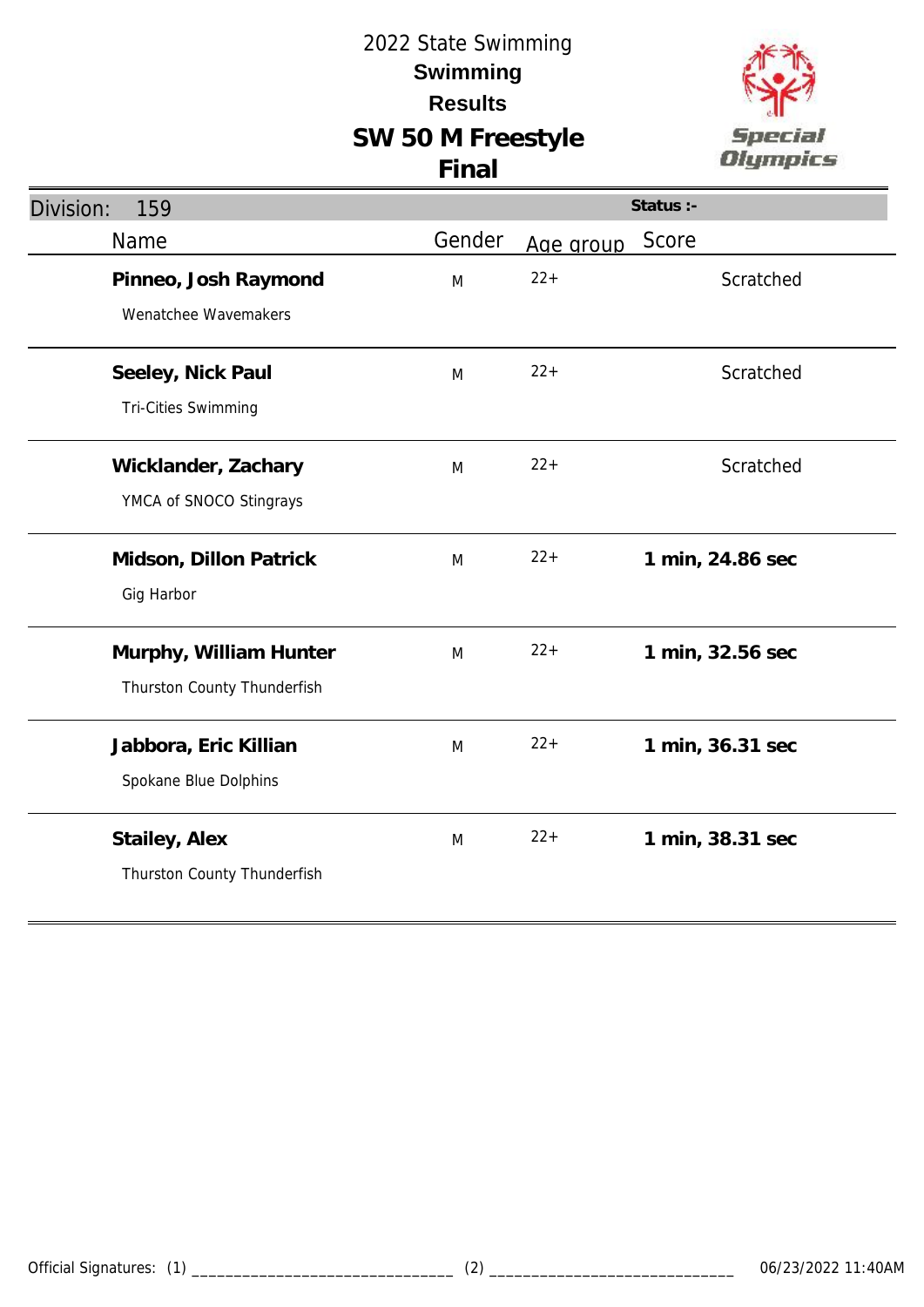# 2022 State Swimming

## Swimming

## Results

## SW 50 M Freestyle

## Final

Division: 159 | Status :-

| Name | Gender | Age group | Score |
|---|---|---|---|
| **Pinneo, Josh Raymond**<br>Wenatchee Wavemakers | M | 22+ | Scratched |
| **Seeley, Nick Paul**<br>Tri-Cities Swimming | M | 22+ | Scratched |
| **Wicklander, Zachary**<br>YMCA of SNOCO Stingrays | M | 22+ | Scratched |
| **Midson, Dillon Patrick**<br>Gig Harbor | M | 22+ | **1 min, 24.86 sec** |
| **Murphy, William Hunter**<br>Thurston County Thunderfish | M | 22+ | **1 min, 32.56 sec** |
| **Jabbora, Eric Killian**<br>Spokane Blue Dolphins | M | 22+ | **1 min, 36.31 sec** |
| **Stailey, Alex**<br>Thurston County Thunderfish | M | 22+ | **1 min, 38.31 sec** |

Official Signatures: (1) ______________________________ (2) ______________________________ 06/23/2022 11:40AM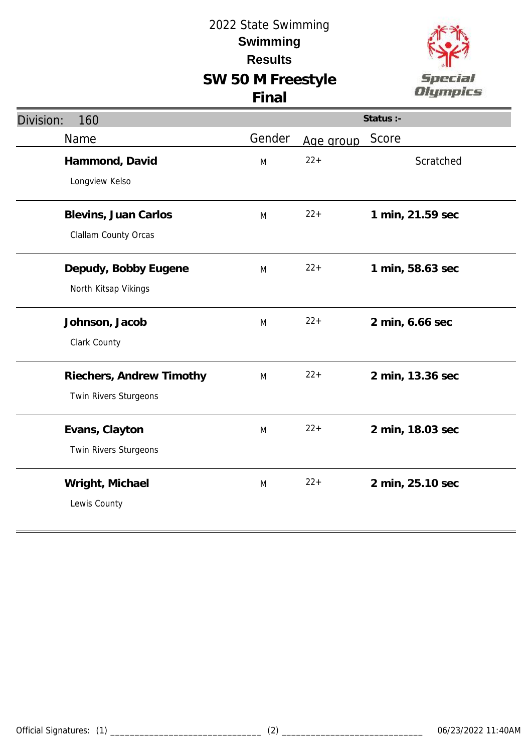2022 State Swimming

**Swimming**

**Results**

# SW 50 M Freestyle

## Final

**Division: 160** | **Status :-**

| Name | Gender | Age group | Score |
|---|---|---|---|
| **Hammond, David**<br>Longview Kelso | M | 22+ | Scratched |
| **Blevins, Juan Carlos**<br>Clallam County Orcas | M | 22+ | **1 min, 21.59 sec** |
| **Depudy, Bobby Eugene**<br>North Kitsap Vikings | M | 22+ | **1 min, 58.63 sec** |
| **Johnson, Jacob**<br>Clark County | M | 22+ | **2 min, 6.66 sec** |
| **Riechers, Andrew Timothy**<br>Twin Rivers Sturgeons | M | 22+ | **2 min, 13.36 sec** |
| **Evans, Clayton**<br>Twin Rivers Sturgeons | M | 22+ | **2 min, 18.03 sec** |
| **Wright, Michael**<br>Lewis County | M | 22+ | **2 min, 25.10 sec** |

Official Signatures: (1) ________________________________ (2) ______________________________ 06/23/2022 11:40AM